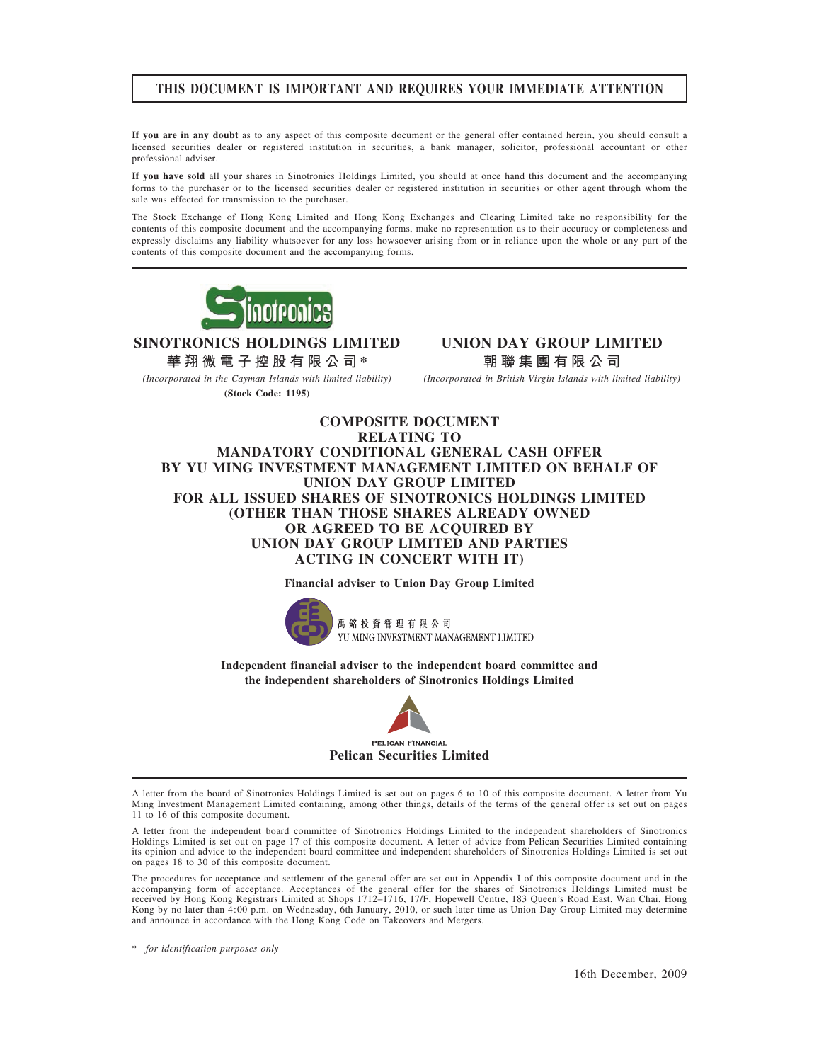**THIS DOCUMENT IS IMPORTANT AND REQUIRES YOUR IMMEDIATE ATTENTION**

**If you are in any doubt** as to any aspect of this composite document or the general offer contained herein, you should consult a licensed securities dealer or registered institution in securities, a bank manager, solicitor, professional accountant or other professional adviser.

**If you have sold** all your shares in Sinotronics Holdings Limited, you should at once hand this document and the accompanying forms to the purchaser or to the licensed securities dealer or registered institution in securities or other agent through whom the sale was effected for transmission to the purchaser.

The Stock Exchange of Hong Kong Limited and Hong Kong Exchanges and Clearing Limited take no responsibility for the contents of this composite document and the accompanying forms, make no representation as to their accuracy or completeness and expressly disclaim any liability whatsoever for any loss howsoever arising from or in reliance upon the whole or any part of the contents of this composite document and the accompanying forms.

Sinotronics

**SINOTRONICS HOLDINGS LIMITED**
**華翔微電子控股有限公司***
*(Incorporated in the Cayman Islands with limited liability)*
**(Stock Code: 1195)**

**UNION DAY GROUP LIMITED**
**朝聯集團有限公司**
*(Incorporated in British Virgin Islands with limited liability)*

# COMPOSITE DOCUMENT RELATING TO MANDATORY CONDITIONAL GENERAL CASH OFFER BY YU MING INVESTMENT MANAGEMENT LIMITED ON BEHALF OF UNION DAY GROUP LIMITED FOR ALL ISSUED SHARES OF SINOTRONICS HOLDINGS LIMITED (OTHER THAN THOSE SHARES ALREADY OWNED OR AGREED TO BE ACQUIRED BY UNION DAY GROUP LIMITED AND PARTIES ACTING IN CONCERT WITH IT)

**Financial adviser to Union Day Group Limited**

禹銘投資管理有限公司
YU MING INVESTMENT MANAGEMENT LIMITED

**Independent financial adviser to the independent board committee and the independent shareholders of Sinotronics Holdings Limited**

PELICAN FINANCIAL
**Pelican Securities Limited**

A letter from the board of Sinotronics Holdings Limited is set out on pages 6 to 10 of this composite document. A letter from Yu Ming Investment Management Limited containing, among other things, details of the terms of the general offer is set out on pages 11 to 16 of this composite document.

A letter from the independent board committee of Sinotronics Holdings Limited to the independent shareholders of Sinotronics Holdings Limited is set out on page 17 of this composite document. A letter of advice from Pelican Securities Limited containing its opinion and advice to the independent board committee and independent shareholders of Sinotronics Holdings Limited is set out on pages 18 to 30 of this composite document.

The procedures for acceptance and settlement of the general offer are set out in Appendix I of this composite document and in the accompanying form of acceptance. Acceptances of the general offer for the shares of Sinotronics Holdings Limited must be received by Hong Kong Registrars Limited at Shops 1712–1716, 17/F, Hopewell Centre, 183 Queen's Road East, Wan Chai, Hong Kong by no later than 4:00 p.m. on Wednesday, 6th January, 2010, or such later time as Union Day Group Limited may determine and announce in accordance with the Hong Kong Code on Takeovers and Mergers.

\* *for identification purposes only*

16th December, 2009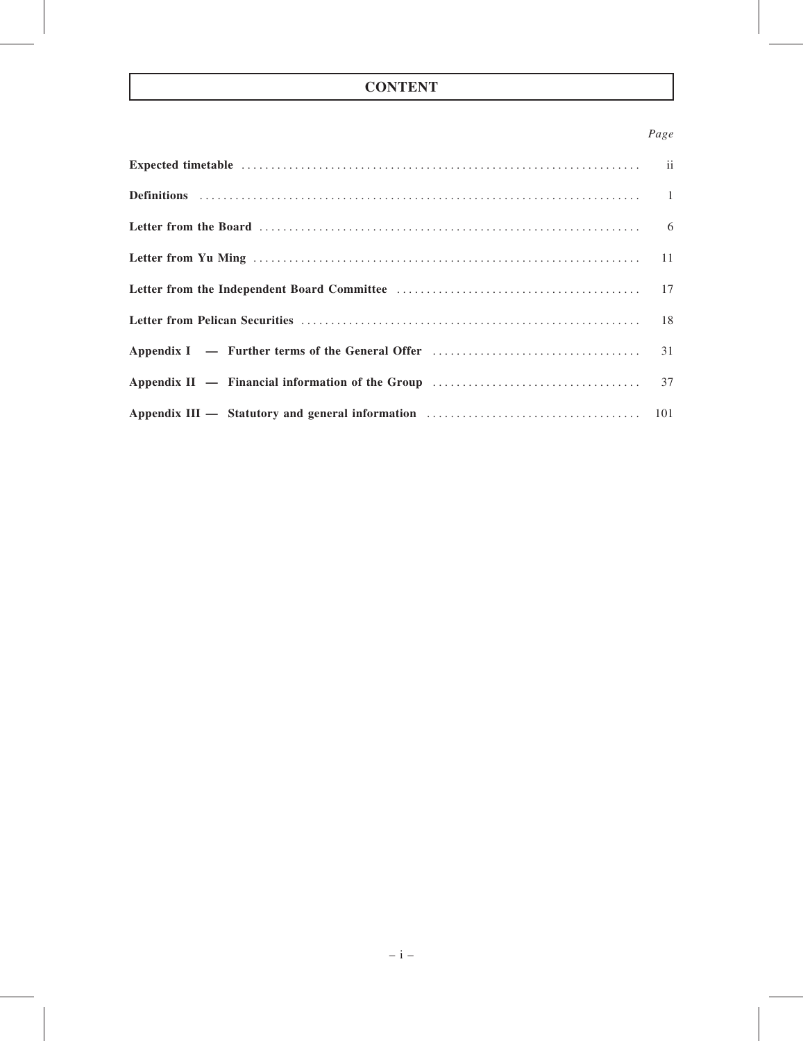# CONTENT

| | *Page* |
|---|---|
| **Expected timetable** | ii |
| **Definitions** | 1 |
| **Letter from the Board** | 6 |
| **Letter from Yu Ming** | 11 |
| **Letter from the Independent Board Committee** | 17 |
| **Letter from Pelican Securities** | 18 |
| **Appendix I — Further terms of the General Offer** | 31 |
| **Appendix II — Financial information of the Group** | 37 |
| **Appendix III — Statutory and general information** | 101 |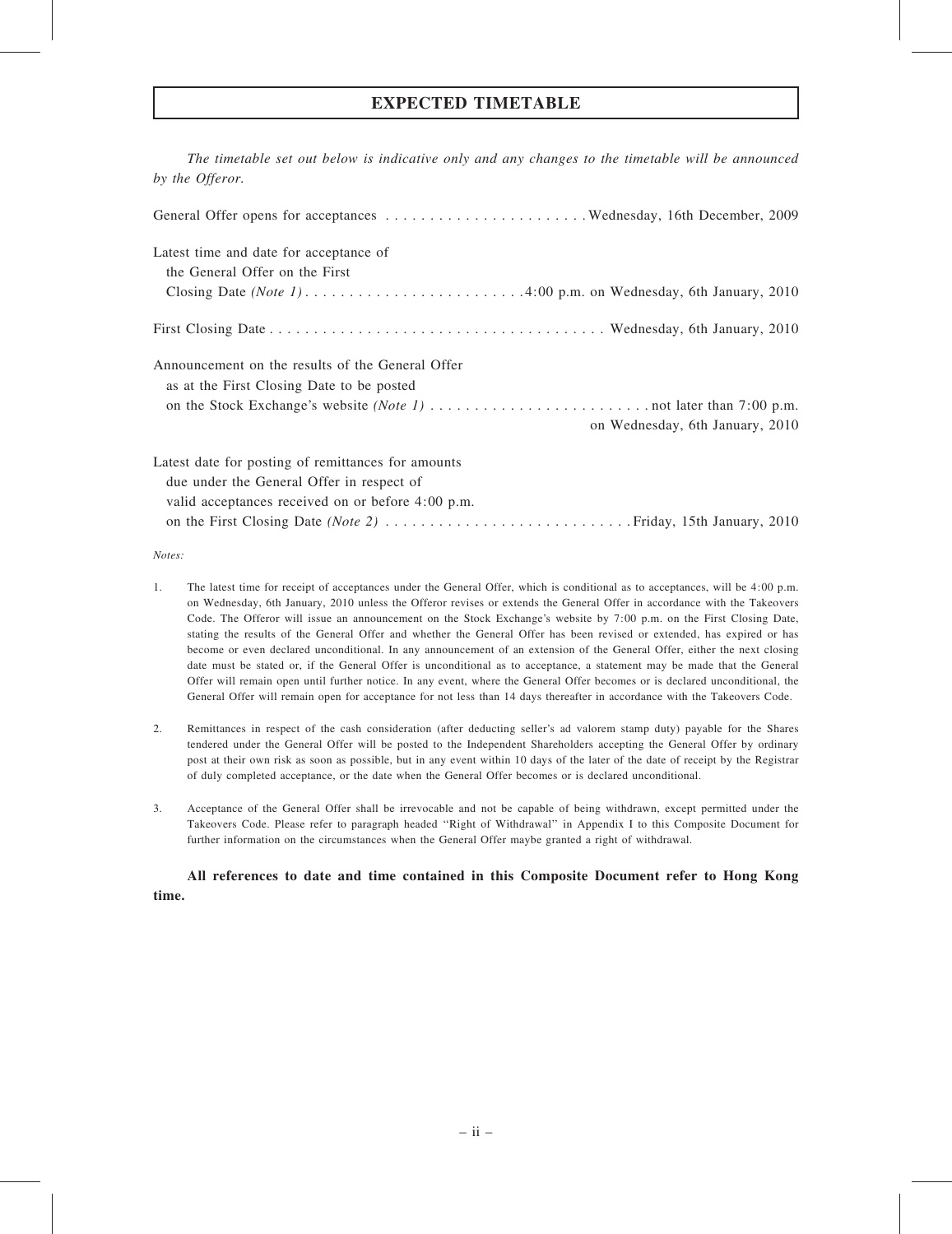# EXPECTED TIMETABLE

*The timetable set out below is indicative only and any changes to the timetable will be announced by the Offeror.*

| | |
|---|---|
| General Offer opens for acceptances | Wednesday, 16th December, 2009 |
| Latest time and date for acceptance of the General Offer on the First Closing Date *(Note 1)* | 4:00 p.m. on Wednesday, 6th January, 2010 |
| First Closing Date | Wednesday, 6th January, 2010 |
| Announcement on the results of the General Offer as at the First Closing Date to be posted on the Stock Exchange's website *(Note 1)* | not later than 7:00 p.m. on Wednesday, 6th January, 2010 |
| Latest date for posting of remittances for amounts due under the General Offer in respect of valid acceptances received on or before 4:00 p.m. on the First Closing Date *(Note 2)* | Friday, 15th January, 2010 |

*Notes:*

1. The latest time for receipt of acceptances under the General Offer, which is conditional as to acceptances, will be 4:00 p.m. on Wednesday, 6th January, 2010 unless the Offeror revises or extends the General Offer in accordance with the Takeovers Code. The Offeror will issue an announcement on the Stock Exchange's website by 7:00 p.m. on the First Closing Date, stating the results of the General Offer and whether the General Offer has been revised or extended, has expired or has become or even declared unconditional. In any announcement of an extension of the General Offer, either the next closing date must be stated or, if the General Offer is unconditional as to acceptance, a statement may be made that the General Offer will remain open until further notice. In any event, where the General Offer becomes or is declared unconditional, the General Offer will remain open for acceptance for not less than 14 days thereafter in accordance with the Takeovers Code.

2. Remittances in respect of the cash consideration (after deducting seller's ad valorem stamp duty) payable for the Shares tendered under the General Offer will be posted to the Independent Shareholders accepting the General Offer by ordinary post at their own risk as soon as possible, but in any event within 10 days of the later of the date of receipt by the Registrar of duly completed acceptance, or the date when the General Offer becomes or is declared unconditional.

3. Acceptance of the General Offer shall be irrevocable and not be capable of being withdrawn, except permitted under the Takeovers Code. Please refer to paragraph headed "Right of Withdrawal" in Appendix I to this Composite Document for further information on the circumstances when the General Offer maybe granted a right of withdrawal.

**All references to date and time contained in this Composite Document refer to Hong Kong time.**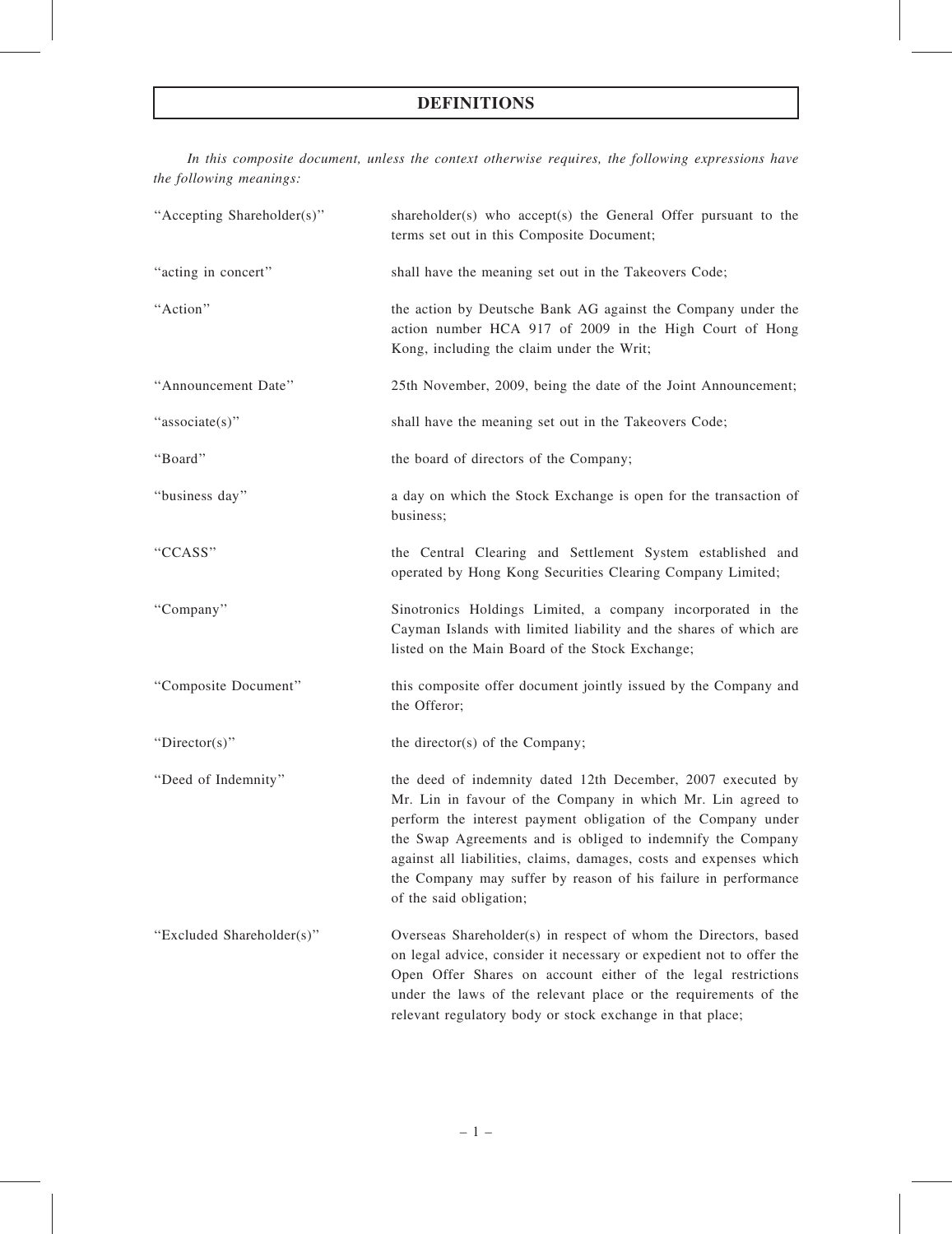# DEFINITIONS

*In this composite document, unless the context otherwise requires, the following expressions have the following meanings:*

| | |
|---|---|
| "Accepting Shareholder(s)" | shareholder(s) who accept(s) the General Offer pursuant to the terms set out in this Composite Document; |
| "acting in concert" | shall have the meaning set out in the Takeovers Code; |
| "Action" | the action by Deutsche Bank AG against the Company under the action number HCA 917 of 2009 in the High Court of Hong Kong, including the claim under the Writ; |
| "Announcement Date" | 25th November, 2009, being the date of the Joint Announcement; |
| "associate(s)" | shall have the meaning set out in the Takeovers Code; |
| "Board" | the board of directors of the Company; |
| "business day" | a day on which the Stock Exchange is open for the transaction of business; |
| "CCASS" | the Central Clearing and Settlement System established and operated by Hong Kong Securities Clearing Company Limited; |
| "Company" | Sinotronics Holdings Limited, a company incorporated in the Cayman Islands with limited liability and the shares of which are listed on the Main Board of the Stock Exchange; |
| "Composite Document" | this composite offer document jointly issued by the Company and the Offeror; |
| "Director(s)" | the director(s) of the Company; |
| "Deed of Indemnity" | the deed of indemnity dated 12th December, 2007 executed by Mr. Lin in favour of the Company in which Mr. Lin agreed to perform the interest payment obligation of the Company under the Swap Agreements and is obliged to indemnify the Company against all liabilities, claims, damages, costs and expenses which the Company may suffer by reason of his failure in performance of the said obligation; |
| "Excluded Shareholder(s)" | Overseas Shareholder(s) in respect of whom the Directors, based on legal advice, consider it necessary or expedient not to offer the Open Offer Shares on account either of the legal restrictions under the laws of the relevant place or the requirements of the relevant regulatory body or stock exchange in that place; |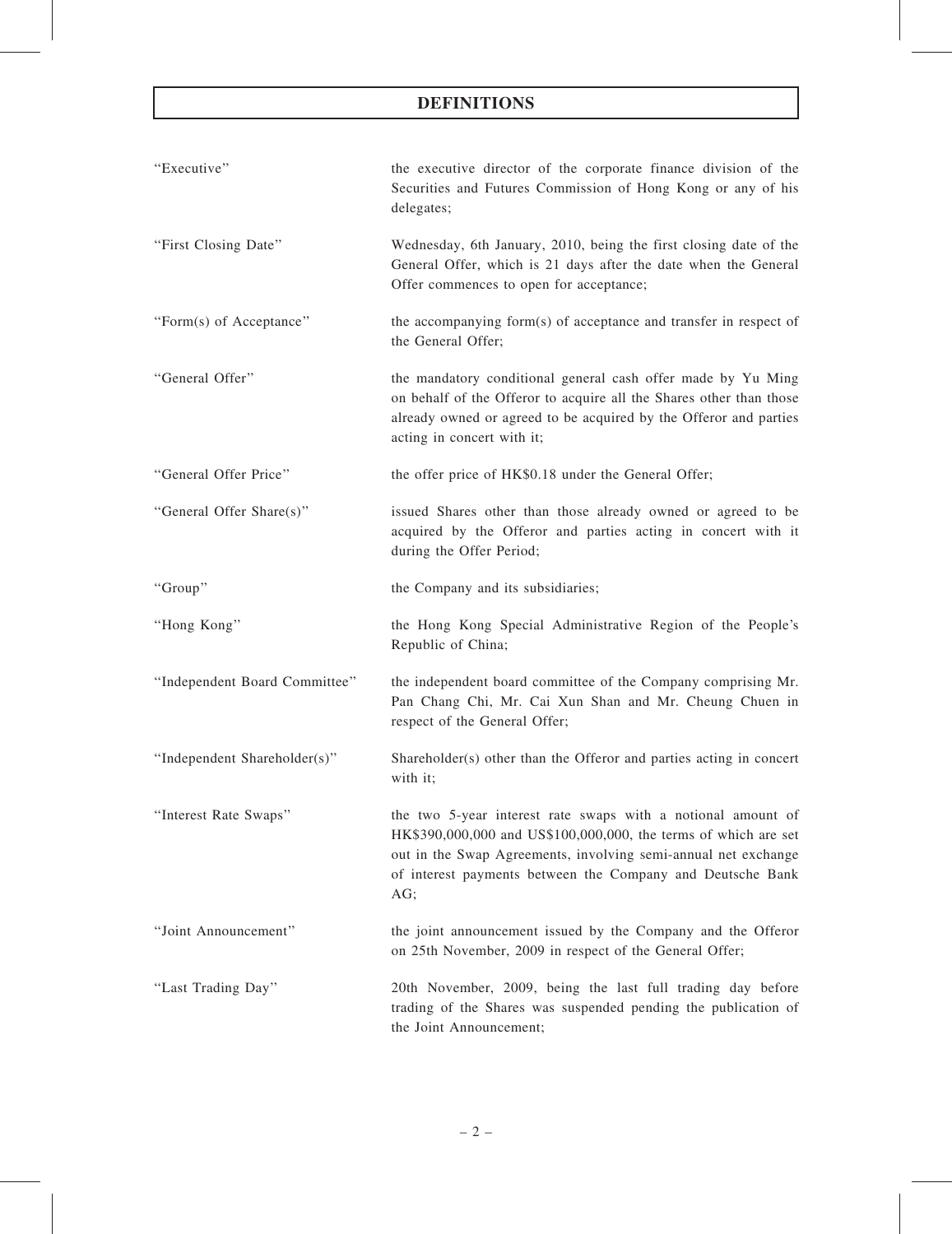# DEFINITIONS

| | |
|---|---|
| "Executive" | the executive director of the corporate finance division of the Securities and Futures Commission of Hong Kong or any of his delegates; |
| "First Closing Date" | Wednesday, 6th January, 2010, being the first closing date of the General Offer, which is 21 days after the date when the General Offer commences to open for acceptance; |
| "Form(s) of Acceptance" | the accompanying form(s) of acceptance and transfer in respect of the General Offer; |
| "General Offer" | the mandatory conditional general cash offer made by Yu Ming on behalf of the Offeror to acquire all the Shares other than those already owned or agreed to be acquired by the Offeror and parties acting in concert with it; |
| "General Offer Price" | the offer price of HK$0.18 under the General Offer; |
| "General Offer Share(s)" | issued Shares other than those already owned or agreed to be acquired by the Offeror and parties acting in concert with it during the Offer Period; |
| "Group" | the Company and its subsidiaries; |
| "Hong Kong" | the Hong Kong Special Administrative Region of the People's Republic of China; |
| "Independent Board Committee" | the independent board committee of the Company comprising Mr. Pan Chang Chi, Mr. Cai Xun Shan and Mr. Cheung Chuen in respect of the General Offer; |
| "Independent Shareholder(s)" | Shareholder(s) other than the Offeror and parties acting in concert with it; |
| "Interest Rate Swaps" | the two 5-year interest rate swaps with a notional amount of HK$390,000,000 and US$100,000,000, the terms of which are set out in the Swap Agreements, involving semi-annual net exchange of interest payments between the Company and Deutsche Bank AG; |
| "Joint Announcement" | the joint announcement issued by the Company and the Offeror on 25th November, 2009 in respect of the General Offer; |
| "Last Trading Day" | 20th November, 2009, being the last full trading day before trading of the Shares was suspended pending the publication of the Joint Announcement; |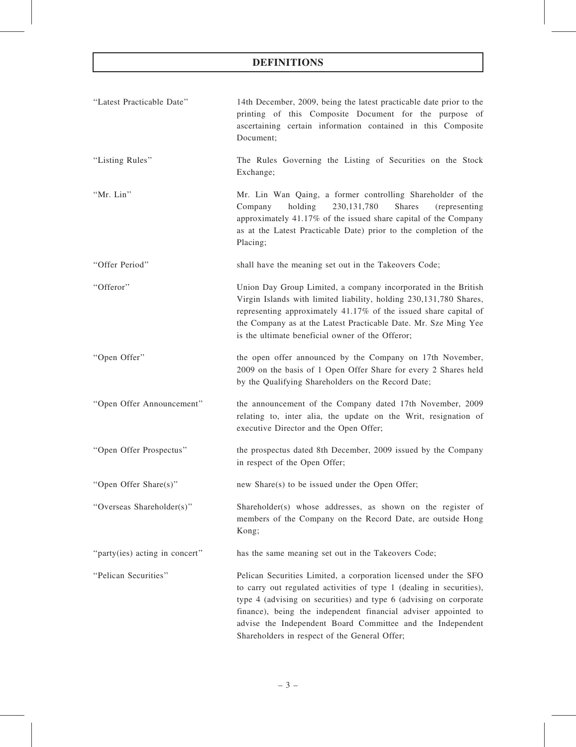# DEFINITIONS

| | |
|---|---|
| "Latest Practicable Date" | 14th December, 2009, being the latest practicable date prior to the printing of this Composite Document for the purpose of ascertaining certain information contained in this Composite Document; |
| "Listing Rules" | The Rules Governing the Listing of Securities on the Stock Exchange; |
| "Mr. Lin" | Mr. Lin Wan Qaing, a former controlling Shareholder of the Company holding 230,131,780 Shares (representing approximately 41.17% of the issued share capital of the Company as at the Latest Practicable Date) prior to the completion of the Placing; |
| "Offer Period" | shall have the meaning set out in the Takeovers Code; |
| "Offeror" | Union Day Group Limited, a company incorporated in the British Virgin Islands with limited liability, holding 230,131,780 Shares, representing approximately 41.17% of the issued share capital of the Company as at the Latest Practicable Date. Mr. Sze Ming Yee is the ultimate beneficial owner of the Offeror; |
| "Open Offer" | the open offer announced by the Company on 17th November, 2009 on the basis of 1 Open Offer Share for every 2 Shares held by the Qualifying Shareholders on the Record Date; |
| "Open Offer Announcement" | the announcement of the Company dated 17th November, 2009 relating to, inter alia, the update on the Writ, resignation of executive Director and the Open Offer; |
| "Open Offer Prospectus" | the prospectus dated 8th December, 2009 issued by the Company in respect of the Open Offer; |
| "Open Offer Share(s)" | new Share(s) to be issued under the Open Offer; |
| "Overseas Shareholder(s)" | Shareholder(s) whose addresses, as shown on the register of members of the Company on the Record Date, are outside Hong Kong; |
| "party(ies) acting in concert" | has the same meaning set out in the Takeovers Code; |
| "Pelican Securities" | Pelican Securities Limited, a corporation licensed under the SFO to carry out regulated activities of type 1 (dealing in securities), type 4 (advising on securities) and type 6 (advising on corporate finance), being the independent financial adviser appointed to advise the Independent Board Committee and the Independent Shareholders in respect of the General Offer; |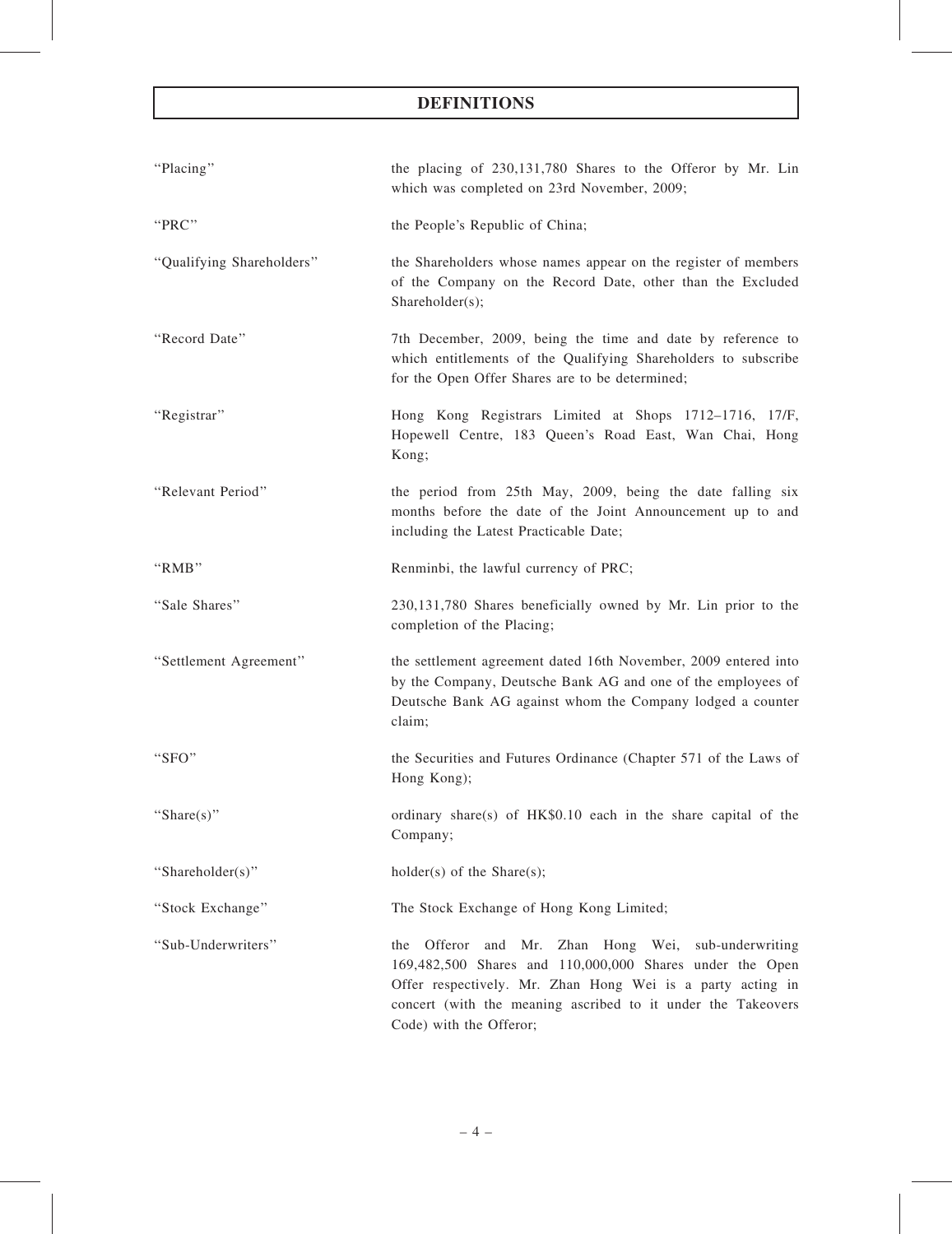# DEFINITIONS

| | |
|---|---|
| "Placing" | the placing of 230,131,780 Shares to the Offeror by Mr. Lin which was completed on 23rd November, 2009; |
| "PRC" | the People's Republic of China; |
| "Qualifying Shareholders" | the Shareholders whose names appear on the register of members of the Company on the Record Date, other than the Excluded Shareholder(s); |
| "Record Date" | 7th December, 2009, being the time and date by reference to which entitlements of the Qualifying Shareholders to subscribe for the Open Offer Shares are to be determined; |
| "Registrar" | Hong Kong Registrars Limited at Shops 1712–1716, 17/F, Hopewell Centre, 183 Queen's Road East, Wan Chai, Hong Kong; |
| "Relevant Period" | the period from 25th May, 2009, being the date falling six months before the date of the Joint Announcement up to and including the Latest Practicable Date; |
| "RMB" | Renminbi, the lawful currency of PRC; |
| "Sale Shares" | 230,131,780 Shares beneficially owned by Mr. Lin prior to the completion of the Placing; |
| "Settlement Agreement" | the settlement agreement dated 16th November, 2009 entered into by the Company, Deutsche Bank AG and one of the employees of Deutsche Bank AG against whom the Company lodged a counter claim; |
| "SFO" | the Securities and Futures Ordinance (Chapter 571 of the Laws of Hong Kong); |
| "Share(s)" | ordinary share(s) of HK$0.10 each in the share capital of the Company; |
| "Shareholder(s)" | holder(s) of the Share(s); |
| "Stock Exchange" | The Stock Exchange of Hong Kong Limited; |
| "Sub-Underwriters" | the Offeror and Mr. Zhan Hong Wei, sub-underwriting 169,482,500 Shares and 110,000,000 Shares under the Open Offer respectively. Mr. Zhan Hong Wei is a party acting in concert (with the meaning ascribed to it under the Takeovers Code) with the Offeror; |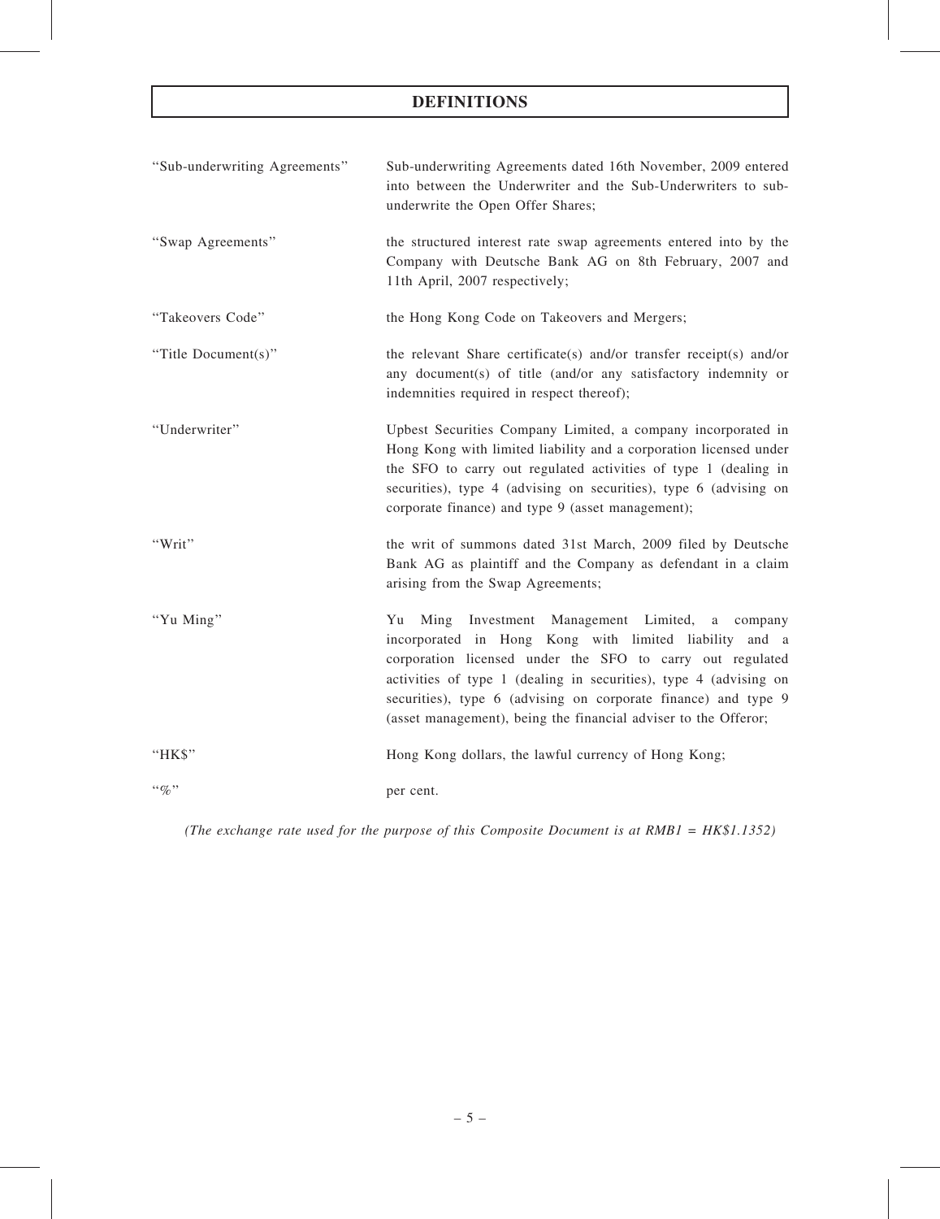# DEFINITIONS

| | |
|---|---|
| "Sub-underwriting Agreements" | Sub-underwriting Agreements dated 16th November, 2009 entered into between the Underwriter and the Sub-Underwriters to sub-underwrite the Open Offer Shares; |
| "Swap Agreements" | the structured interest rate swap agreements entered into by the Company with Deutsche Bank AG on 8th February, 2007 and 11th April, 2007 respectively; |
| "Takeovers Code" | the Hong Kong Code on Takeovers and Mergers; |
| "Title Document(s)" | the relevant Share certificate(s) and/or transfer receipt(s) and/or any document(s) of title (and/or any satisfactory indemnity or indemnities required in respect thereof); |
| "Underwriter" | Upbest Securities Company Limited, a company incorporated in Hong Kong with limited liability and a corporation licensed under the SFO to carry out regulated activities of type 1 (dealing in securities), type 4 (advising on securities), type 6 (advising on corporate finance) and type 9 (asset management); |
| "Writ" | the writ of summons dated 31st March, 2009 filed by Deutsche Bank AG as plaintiff and the Company as defendant in a claim arising from the Swap Agreements; |
| "Yu Ming" | Yu Ming Investment Management Limited, a company incorporated in Hong Kong with limited liability and a corporation licensed under the SFO to carry out regulated activities of type 1 (dealing in securities), type 4 (advising on securities), type 6 (advising on corporate finance) and type 9 (asset management), being the financial adviser to the Offeror; |
| "HK$" | Hong Kong dollars, the lawful currency of Hong Kong; |
| "%" | per cent. |

*(The exchange rate used for the purpose of this Composite Document is at RMB1 = HK$1.1352)*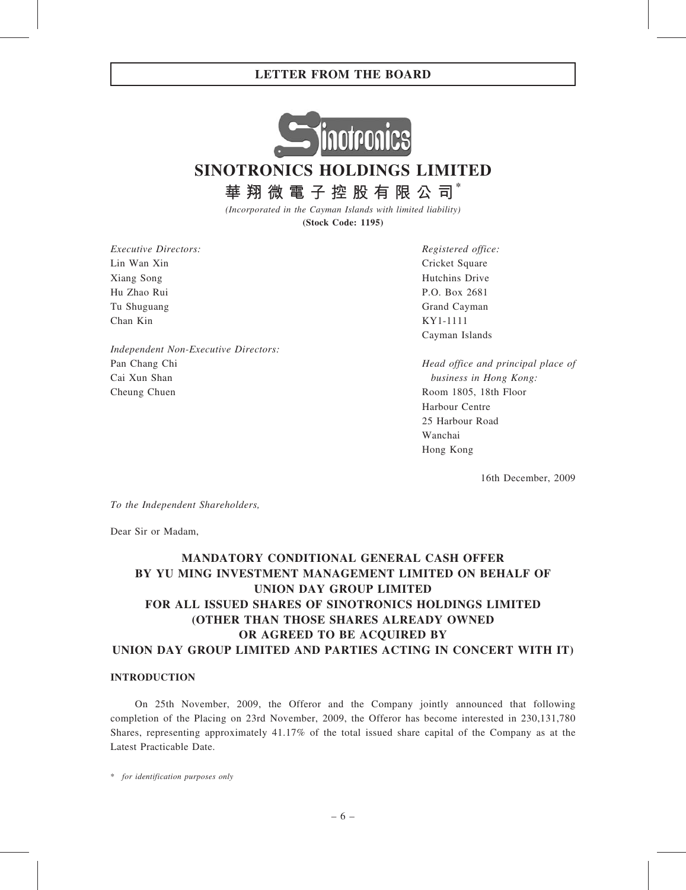LETTER FROM THE BOARD

# SINOTRONICS HOLDINGS LIMITED

## 華翔微電子控股有限公司*

*(Incorporated in the Cayman Islands with limited liability)*

**(Stock Code: 1195)**

*Executive Directors:*
Lin Wan Xin
Xiang Song
Hu Zhao Rui
Tu Shuguang
Chan Kin

*Independent Non-Executive Directors:*
Pan Chang Chi
Cai Xun Shan
Cheung Chuen

*Registered office:*
Cricket Square
Hutchins Drive
P.O. Box 2681
Grand Cayman
KY1-1111
Cayman Islands

*Head office and principal place of business in Hong Kong:*
Room 1805, 18th Floor
Harbour Centre
25 Harbour Road
Wanchai
Hong Kong

16th December, 2009

*To the Independent Shareholders,*

Dear Sir or Madam,

**MANDATORY CONDITIONAL GENERAL CASH OFFER BY YU MING INVESTMENT MANAGEMENT LIMITED ON BEHALF OF UNION DAY GROUP LIMITED FOR ALL ISSUED SHARES OF SINOTRONICS HOLDINGS LIMITED (OTHER THAN THOSE SHARES ALREADY OWNED OR AGREED TO BE ACQUIRED BY UNION DAY GROUP LIMITED AND PARTIES ACTING IN CONCERT WITH IT)**

**INTRODUCTION**

On 25th November, 2009, the Offeror and the Company jointly announced that following completion of the Placing on 23rd November, 2009, the Offeror has become interested in 230,131,780 Shares, representing approximately 41.17% of the total issued share capital of the Company as at the Latest Practicable Date.

\* *for identification purposes only*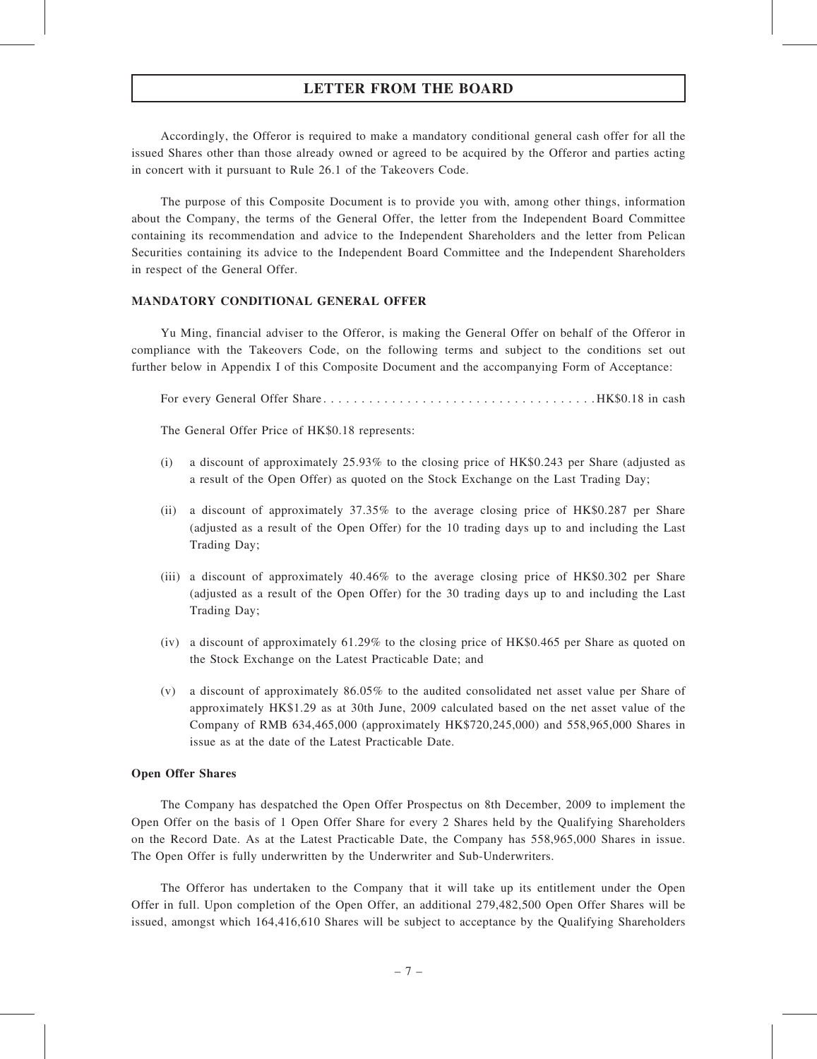## LETTER FROM THE BOARD

Accordingly, the Offeror is required to make a mandatory conditional general cash offer for all the issued Shares other than those already owned or agreed to be acquired by the Offeror and parties acting in concert with it pursuant to Rule 26.1 of the Takeovers Code.

The purpose of this Composite Document is to provide you with, among other things, information about the Company, the terms of the General Offer, the letter from the Independent Board Committee containing its recommendation and advice to the Independent Shareholders and the letter from Pelican Securities containing its advice to the Independent Board Committee and the Independent Shareholders in respect of the General Offer.

### MANDATORY CONDITIONAL GENERAL OFFER

Yu Ming, financial adviser to the Offeror, is making the General Offer on behalf of the Offeror in compliance with the Takeovers Code, on the following terms and subject to the conditions set out further below in Appendix I of this Composite Document and the accompanying Form of Acceptance:

For every General Offer Share . . . . . . . . . . . . . . . . . . . . . . . . . . . . . . . . . . . . HK$0.18 in cash

The General Offer Price of HK$0.18 represents:

(i) a discount of approximately 25.93% to the closing price of HK$0.243 per Share (adjusted as a result of the Open Offer) as quoted on the Stock Exchange on the Last Trading Day;

(ii) a discount of approximately 37.35% to the average closing price of HK$0.287 per Share (adjusted as a result of the Open Offer) for the 10 trading days up to and including the Last Trading Day;

(iii) a discount of approximately 40.46% to the average closing price of HK$0.302 per Share (adjusted as a result of the Open Offer) for the 30 trading days up to and including the Last Trading Day;

(iv) a discount of approximately 61.29% to the closing price of HK$0.465 per Share as quoted on the Stock Exchange on the Latest Practicable Date; and

(v) a discount of approximately 86.05% to the audited consolidated net asset value per Share of approximately HK$1.29 as at 30th June, 2009 calculated based on the net asset value of the Company of RMB 634,465,000 (approximately HK$720,245,000) and 558,965,000 Shares in issue as at the date of the Latest Practicable Date.

**Open Offer Shares**

The Company has despatched the Open Offer Prospectus on 8th December, 2009 to implement the Open Offer on the basis of 1 Open Offer Share for every 2 Shares held by the Qualifying Shareholders on the Record Date. As at the Latest Practicable Date, the Company has 558,965,000 Shares in issue. The Open Offer is fully underwritten by the Underwriter and Sub-Underwriters.

The Offeror has undertaken to the Company that it will take up its entitlement under the Open Offer in full. Upon completion of the Open Offer, an additional 279,482,500 Open Offer Shares will be issued, amongst which 164,416,610 Shares will be subject to acceptance by the Qualifying Shareholders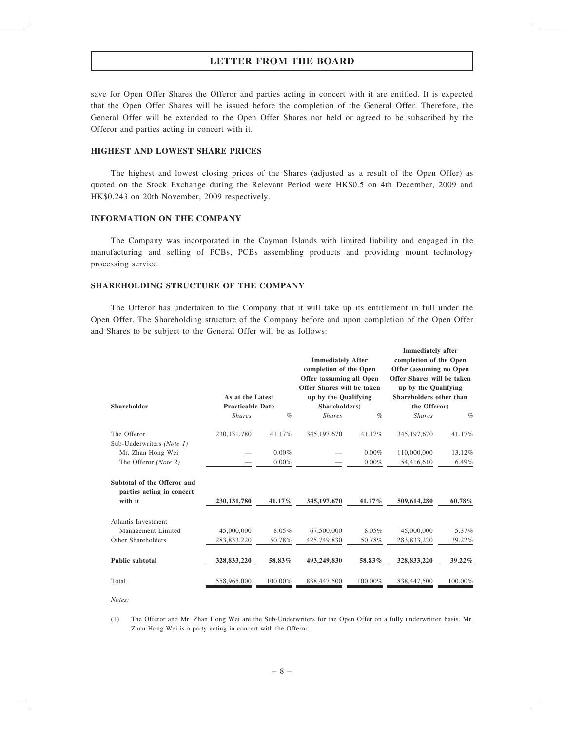save for Open Offer Shares the Offeror and parties acting in concert with it are entitled. It is expected that the Open Offer Shares will be issued before the completion of the General Offer. Therefore, the General Offer will be extended to the Open Offer Shares not held or agreed to be subscribed by the Offeror and parties acting in concert with it.

## HIGHEST AND LOWEST SHARE PRICES

The highest and lowest closing prices of the Shares (adjusted as a result of the Open Offer) as quoted on the Stock Exchange during the Relevant Period were HK$0.5 on 4th December, 2009 and HK$0.243 on 20th November, 2009 respectively.

## INFORMATION ON THE COMPANY

The Company was incorporated in the Cayman Islands with limited liability and engaged in the manufacturing and selling of PCBs, PCBs assembling products and providing mount technology processing service.

## SHAREHOLDING STRUCTURE OF THE COMPANY

The Offeror has undertaken to the Company that it will take up its entitlement in full under the Open Offer. The Shareholding structure of the Company before and upon completion of the Open Offer and Shares to be subject to the General Offer will be as follows:

| Shareholder | As at the Latest Practicable Date | | Immediately After completion of the Open Offer (assuming all Open Offer Shares will be taken up by the Qualifying Shareholders) | | Immediately after completion of the Open Offer (assuming no Open Offer Shares will be taken up by the Qualifying Shareholders other than the Offeror) | |
|---|---|---|---|---|---|---|
| | *Shares* | *%* | *Shares* | *%* | *Shares* | *%* |
| The Offeror | 230,131,780 | 41.17% | 345,197,670 | 41.17% | 345,197,670 | 41.17% |
| Sub-Underwriters *(Note 1)* | | | | | | |
| Mr. Zhan Hong Wei | — | 0.00% | — | 0.00% | 110,000,000 | 13.12% |
| The Offeror *(Note 2)* | — | 0.00% | — | 0.00% | 54,416,610 | 6.49% |
| **Subtotal of the Offeror and parties acting in concert with it** | **230,131,780** | **41.17%** | **345,197,670** | **41.17%** | **509,614,280** | **60.78%** |
| Atlantis Investment Management Limited | 45,000,000 | 8.05% | 67,500,000 | 8.05% | 45,000,000 | 5.37% |
| Other Shareholders | 283,833,220 | 50.78% | 425,749,830 | 50.78% | 283,833,220 | 39.22% |
| **Public subtotal** | **328,833,220** | **58.83%** | **493,249,830** | **58.83%** | **328,833,220** | **39.22%** |
| Total | 558,965,000 | 100.00% | 838,447,500 | 100.00% | 838,447,500 | 100.00% |

*Notes:*

(1) The Offeror and Mr. Zhan Hong Wei are the Sub-Underwriters for the Open Offer on a fully underwritten basis. Mr. Zhan Hong Wei is a party acting in concert with the Offeror.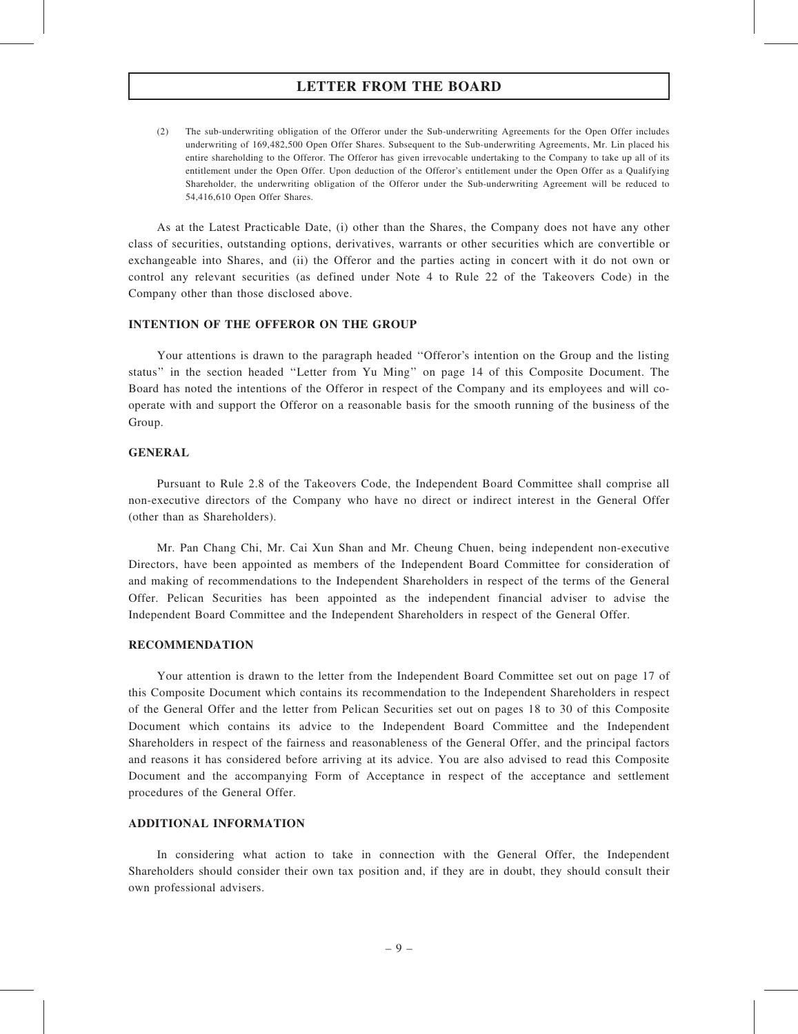(2) The sub-underwriting obligation of the Offeror under the Sub-underwriting Agreements for the Open Offer includes underwriting of 169,482,500 Open Offer Shares. Subsequent to the Sub-underwriting Agreements, Mr. Lin placed his entire shareholding to the Offeror. The Offeror has given irrevocable undertaking to the Company to take up all of its entitlement under the Open Offer. Upon deduction of the Offeror's entitlement under the Open Offer as a Qualifying Shareholder, the underwriting obligation of the Offeror under the Sub-underwriting Agreement will be reduced to 54,416,610 Open Offer Shares.

As at the Latest Practicable Date, (i) other than the Shares, the Company does not have any other class of securities, outstanding options, derivatives, warrants or other securities which are convertible or exchangeable into Shares, and (ii) the Offeror and the parties acting in concert with it do not own or control any relevant securities (as defined under Note 4 to Rule 22 of the Takeovers Code) in the Company other than those disclosed above.

## INTENTION OF THE OFFEROR ON THE GROUP

Your attentions is drawn to the paragraph headed ''Offeror's intention on the Group and the listing status'' in the section headed ''Letter from Yu Ming'' on page 14 of this Composite Document. The Board has noted the intentions of the Offeror in respect of the Company and its employees and will co-operate with and support the Offeror on a reasonable basis for the smooth running of the business of the Group.

## GENERAL

Pursuant to Rule 2.8 of the Takeovers Code, the Independent Board Committee shall comprise all non-executive directors of the Company who have no direct or indirect interest in the General Offer (other than as Shareholders).

Mr. Pan Chang Chi, Mr. Cai Xun Shan and Mr. Cheung Chuen, being independent non-executive Directors, have been appointed as members of the Independent Board Committee for consideration of and making of recommendations to the Independent Shareholders in respect of the terms of the General Offer. Pelican Securities has been appointed as the independent financial adviser to advise the Independent Board Committee and the Independent Shareholders in respect of the General Offer.

## RECOMMENDATION

Your attention is drawn to the letter from the Independent Board Committee set out on page 17 of this Composite Document which contains its recommendation to the Independent Shareholders in respect of the General Offer and the letter from Pelican Securities set out on pages 18 to 30 of this Composite Document which contains its advice to the Independent Board Committee and the Independent Shareholders in respect of the fairness and reasonableness of the General Offer, and the principal factors and reasons it has considered before arriving at its advice. You are also advised to read this Composite Document and the accompanying Form of Acceptance in respect of the acceptance and settlement procedures of the General Offer.

## ADDITIONAL INFORMATION

In considering what action to take in connection with the General Offer, the Independent Shareholders should consider their own tax position and, if they are in doubt, they should consult their own professional advisers.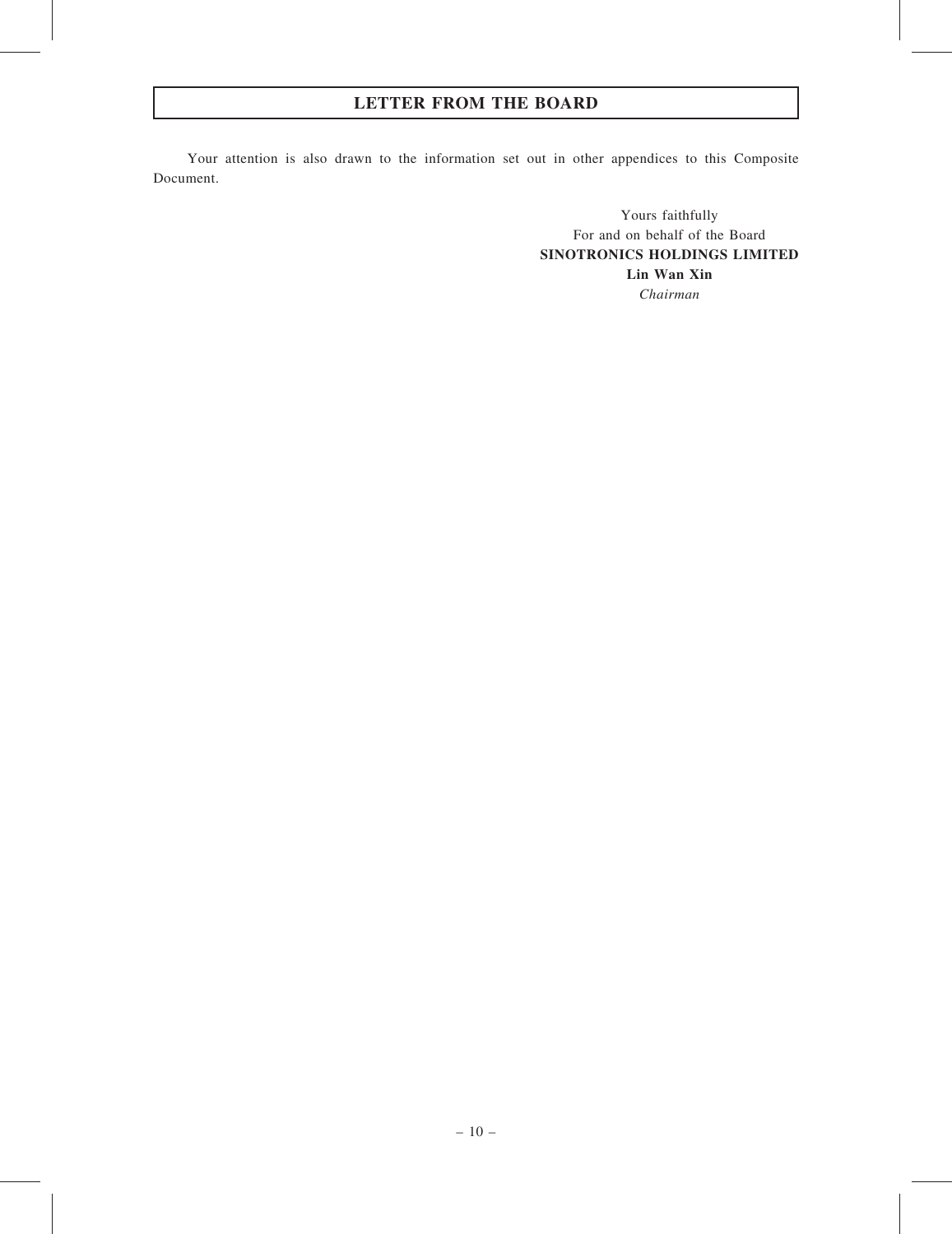Your attention is also drawn to the information set out in other appendices to this Composite Document.

Yours faithfully
For and on behalf of the Board
**SINOTRONICS HOLDINGS LIMITED**
**Lin Wan Xin**
*Chairman*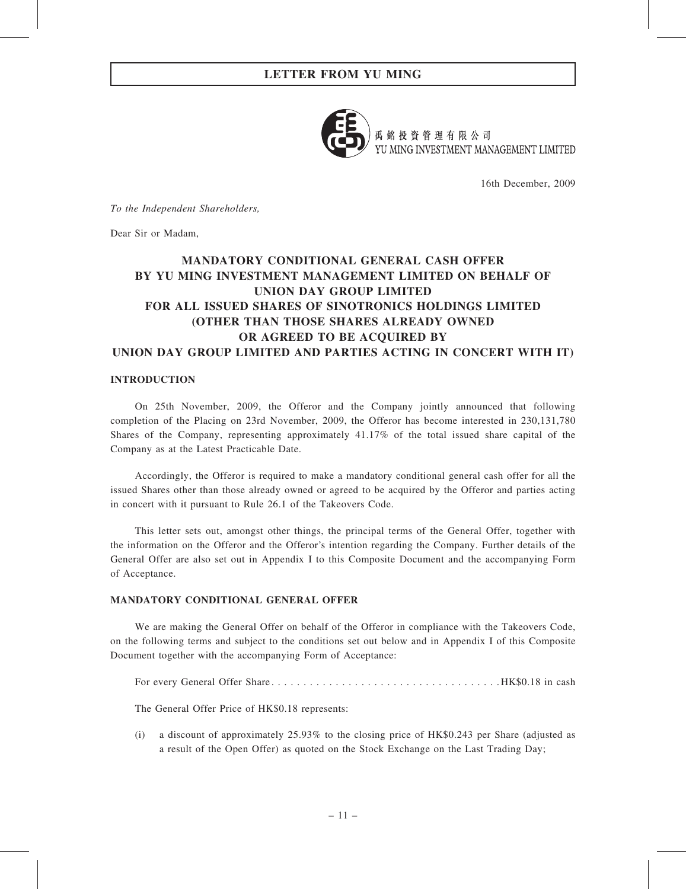# LETTER FROM YU MING

禹銘投資管理有限公司
YU MING INVESTMENT MANAGEMENT LIMITED

16th December, 2009

*To the Independent Shareholders,*

Dear Sir or Madam,

## MANDATORY CONDITIONAL GENERAL CASH OFFER BY YU MING INVESTMENT MANAGEMENT LIMITED ON BEHALF OF UNION DAY GROUP LIMITED FOR ALL ISSUED SHARES OF SINOTRONICS HOLDINGS LIMITED (OTHER THAN THOSE SHARES ALREADY OWNED OR AGREED TO BE ACQUIRED BY UNION DAY GROUP LIMITED AND PARTIES ACTING IN CONCERT WITH IT)

### INTRODUCTION

On 25th November, 2009, the Offeror and the Company jointly announced that following completion of the Placing on 23rd November, 2009, the Offeror has become interested in 230,131,780 Shares of the Company, representing approximately 41.17% of the total issued share capital of the Company as at the Latest Practicable Date.

Accordingly, the Offeror is required to make a mandatory conditional general cash offer for all the issued Shares other than those already owned or agreed to be acquired by the Offeror and parties acting in concert with it pursuant to Rule 26.1 of the Takeovers Code.

This letter sets out, amongst other things, the principal terms of the General Offer, together with the information on the Offeror and the Offeror's intention regarding the Company. Further details of the General Offer are also set out in Appendix I to this Composite Document and the accompanying Form of Acceptance.

### MANDATORY CONDITIONAL GENERAL OFFER

We are making the General Offer on behalf of the Offeror in compliance with the Takeovers Code, on the following terms and subject to the conditions set out below and in Appendix I of this Composite Document together with the accompanying Form of Acceptance:

For every General Offer Share . . . . . . . . . . . . . . . . . . . . . . . . . . . . . . . . . . . HK$0.18 in cash

The General Offer Price of HK$0.18 represents:

(i) a discount of approximately 25.93% to the closing price of HK$0.243 per Share (adjusted as a result of the Open Offer) as quoted on the Stock Exchange on the Last Trading Day;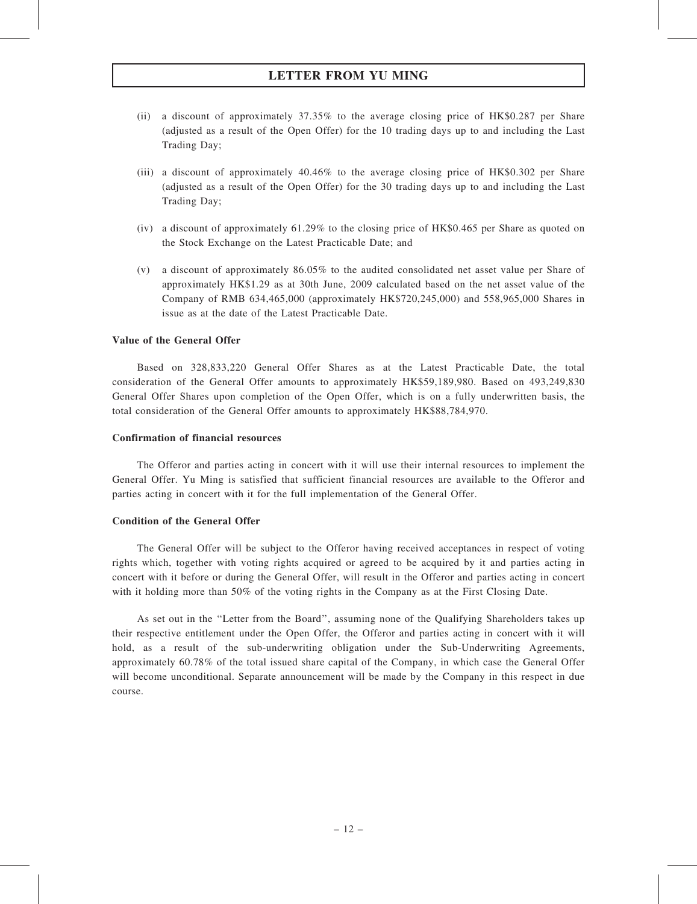(ii) a discount of approximately 37.35% to the average closing price of HK$0.287 per Share (adjusted as a result of the Open Offer) for the 10 trading days up to and including the Last Trading Day;

(iii) a discount of approximately 40.46% to the average closing price of HK$0.302 per Share (adjusted as a result of the Open Offer) for the 30 trading days up to and including the Last Trading Day;

(iv) a discount of approximately 61.29% to the closing price of HK$0.465 per Share as quoted on the Stock Exchange on the Latest Practicable Date; and

(v) a discount of approximately 86.05% to the audited consolidated net asset value per Share of approximately HK$1.29 as at 30th June, 2009 calculated based on the net asset value of the Company of RMB 634,465,000 (approximately HK$720,245,000) and 558,965,000 Shares in issue as at the date of the Latest Practicable Date.

**Value of the General Offer**

Based on 328,833,220 General Offer Shares as at the Latest Practicable Date, the total consideration of the General Offer amounts to approximately HK$59,189,980. Based on 493,249,830 General Offer Shares upon completion of the Open Offer, which is on a fully underwritten basis, the total consideration of the General Offer amounts to approximately HK$88,784,970.

**Confirmation of financial resources**

The Offeror and parties acting in concert with it will use their internal resources to implement the General Offer. Yu Ming is satisfied that sufficient financial resources are available to the Offeror and parties acting in concert with it for the full implementation of the General Offer.

**Condition of the General Offer**

The General Offer will be subject to the Offeror having received acceptances in respect of voting rights which, together with voting rights acquired or agreed to be acquired by it and parties acting in concert with it before or during the General Offer, will result in the Offeror and parties acting in concert with it holding more than 50% of the voting rights in the Company as at the First Closing Date.

As set out in the "Letter from the Board", assuming none of the Qualifying Shareholders takes up their respective entitlement under the Open Offer, the Offeror and parties acting in concert with it will hold, as a result of the sub-underwriting obligation under the Sub-Underwriting Agreements, approximately 60.78% of the total issued share capital of the Company, in which case the General Offer will become unconditional. Separate announcement will be made by the Company in this respect in due course.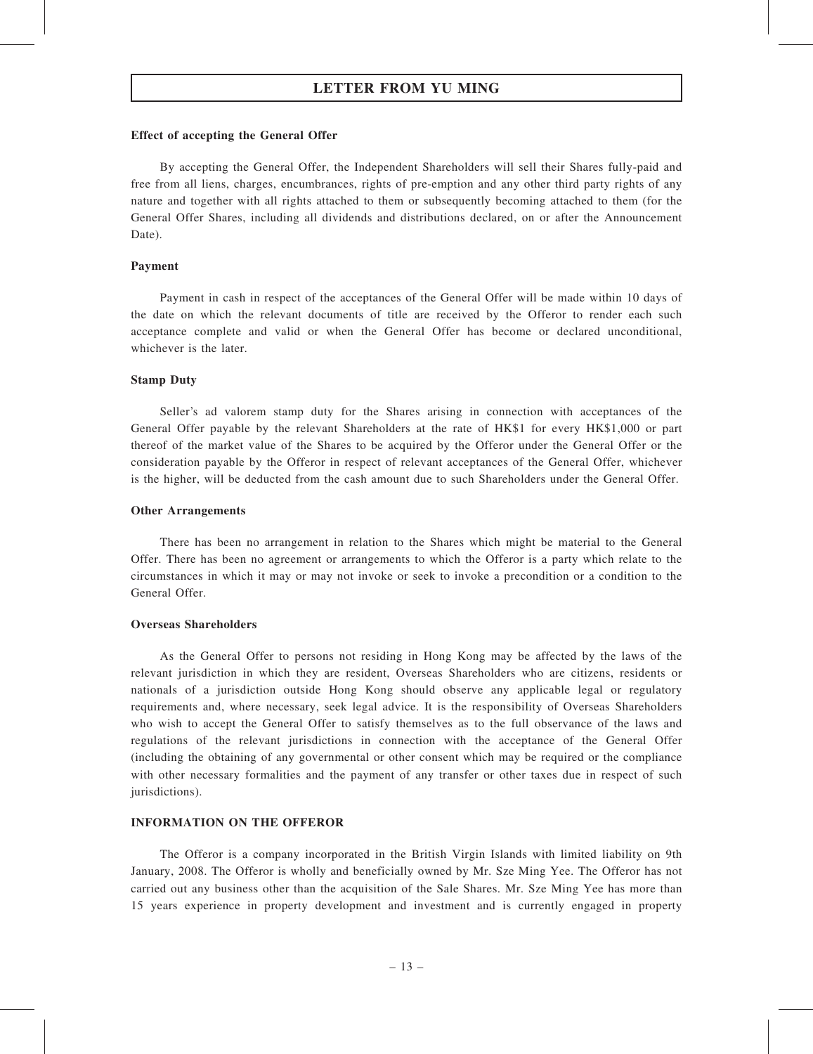## LETTER FROM YU MING

**Effect of accepting the General Offer**

By accepting the General Offer, the Independent Shareholders will sell their Shares fully-paid and free from all liens, charges, encumbrances, rights of pre-emption and any other third party rights of any nature and together with all rights attached to them or subsequently becoming attached to them (for the General Offer Shares, including all dividends and distributions declared, on or after the Announcement Date).

**Payment**

Payment in cash in respect of the acceptances of the General Offer will be made within 10 days of the date on which the relevant documents of title are received by the Offeror to render each such acceptance complete and valid or when the General Offer has become or declared unconditional, whichever is the later.

**Stamp Duty**

Seller's ad valorem stamp duty for the Shares arising in connection with acceptances of the General Offer payable by the relevant Shareholders at the rate of HK$1 for every HK$1,000 or part thereof of the market value of the Shares to be acquired by the Offeror under the General Offer or the consideration payable by the Offeror in respect of relevant acceptances of the General Offer, whichever is the higher, will be deducted from the cash amount due to such Shareholders under the General Offer.

**Other Arrangements**

There has been no arrangement in relation to the Shares which might be material to the General Offer. There has been no agreement or arrangements to which the Offeror is a party which relate to the circumstances in which it may or may not invoke or seek to invoke a precondition or a condition to the General Offer.

**Overseas Shareholders**

As the General Offer to persons not residing in Hong Kong may be affected by the laws of the relevant jurisdiction in which they are resident, Overseas Shareholders who are citizens, residents or nationals of a jurisdiction outside Hong Kong should observe any applicable legal or regulatory requirements and, where necessary, seek legal advice. It is the responsibility of Overseas Shareholders who wish to accept the General Offer to satisfy themselves as to the full observance of the laws and regulations of the relevant jurisdictions in connection with the acceptance of the General Offer (including the obtaining of any governmental or other consent which may be required or the compliance with other necessary formalities and the payment of any transfer or other taxes due in respect of such jurisdictions).

**INFORMATION ON THE OFFEROR**

The Offeror is a company incorporated in the British Virgin Islands with limited liability on 9th January, 2008. The Offeror is wholly and beneficially owned by Mr. Sze Ming Yee. The Offeror has not carried out any business other than the acquisition of the Sale Shares. Mr. Sze Ming Yee has more than 15 years experience in property development and investment and is currently engaged in property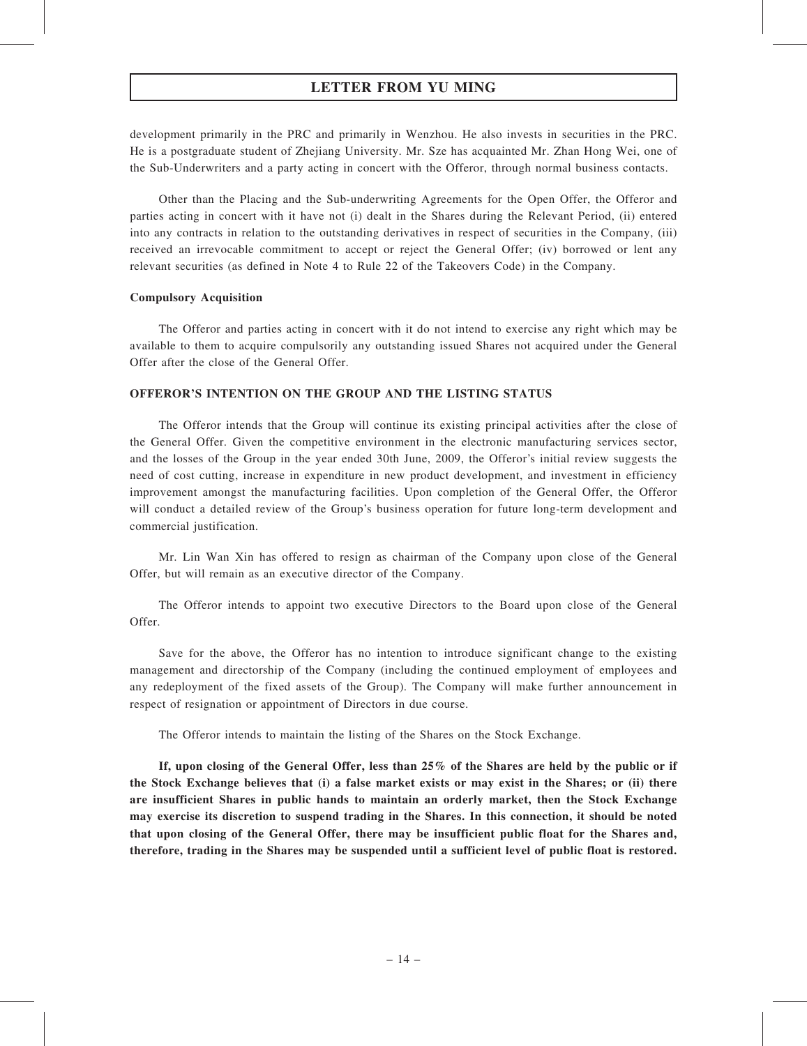development primarily in the PRC and primarily in Wenzhou. He also invests in securities in the PRC. He is a postgraduate student of Zhejiang University. Mr. Sze has acquainted Mr. Zhan Hong Wei, one of the Sub-Underwriters and a party acting in concert with the Offeror, through normal business contacts.

Other than the Placing and the Sub-underwriting Agreements for the Open Offer, the Offeror and parties acting in concert with it have not (i) dealt in the Shares during the Relevant Period, (ii) entered into any contracts in relation to the outstanding derivatives in respect of securities in the Company, (iii) received an irrevocable commitment to accept or reject the General Offer; (iv) borrowed or lent any relevant securities (as defined in Note 4 to Rule 22 of the Takeovers Code) in the Company.

**Compulsory Acquisition**

The Offeror and parties acting in concert with it do not intend to exercise any right which may be available to them to acquire compulsorily any outstanding issued Shares not acquired under the General Offer after the close of the General Offer.

**OFFEROR'S INTENTION ON THE GROUP AND THE LISTING STATUS**

The Offeror intends that the Group will continue its existing principal activities after the close of the General Offer. Given the competitive environment in the electronic manufacturing services sector, and the losses of the Group in the year ended 30th June, 2009, the Offeror's initial review suggests the need of cost cutting, increase in expenditure in new product development, and investment in efficiency improvement amongst the manufacturing facilities. Upon completion of the General Offer, the Offeror will conduct a detailed review of the Group's business operation for future long-term development and commercial justification.

Mr. Lin Wan Xin has offered to resign as chairman of the Company upon close of the General Offer, but will remain as an executive director of the Company.

The Offeror intends to appoint two executive Directors to the Board upon close of the General Offer.

Save for the above, the Offeror has no intention to introduce significant change to the existing management and directorship of the Company (including the continued employment of employees and any redeployment of the fixed assets of the Group). The Company will make further announcement in respect of resignation or appointment of Directors in due course.

The Offeror intends to maintain the listing of the Shares on the Stock Exchange.

**If, upon closing of the General Offer, less than 25% of the Shares are held by the public or if the Stock Exchange believes that (i) a false market exists or may exist in the Shares; or (ii) there are insufficient Shares in public hands to maintain an orderly market, then the Stock Exchange may exercise its discretion to suspend trading in the Shares. In this connection, it should be noted that upon closing of the General Offer, there may be insufficient public float for the Shares and, therefore, trading in the Shares may be suspended until a sufficient level of public float is restored.**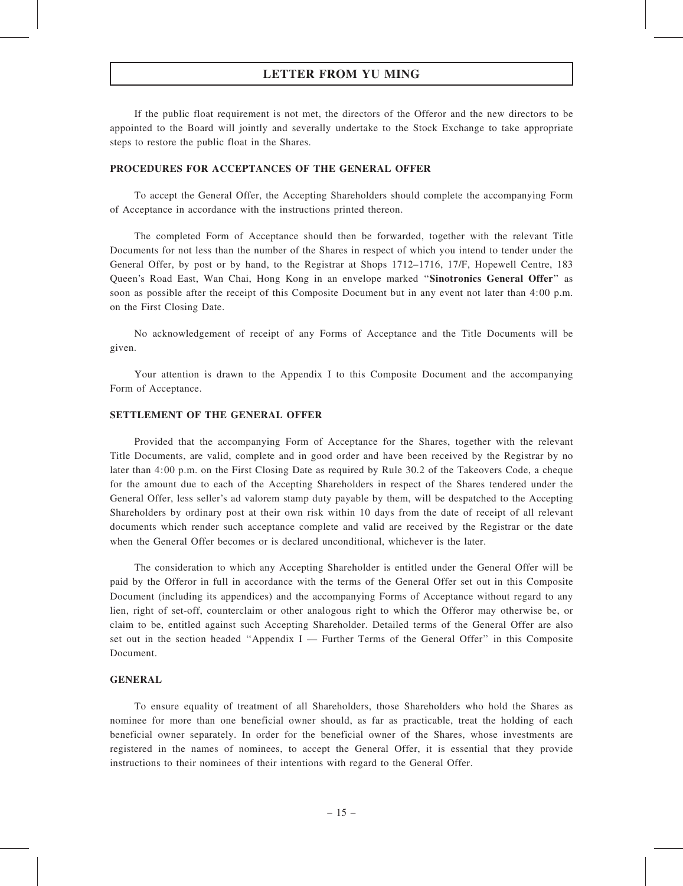If the public float requirement is not met, the directors of the Offeror and the new directors to be appointed to the Board will jointly and severally undertake to the Stock Exchange to take appropriate steps to restore the public float in the Shares.

## PROCEDURES FOR ACCEPTANCES OF THE GENERAL OFFER

To accept the General Offer, the Accepting Shareholders should complete the accompanying Form of Acceptance in accordance with the instructions printed thereon.

The completed Form of Acceptance should then be forwarded, together with the relevant Title Documents for not less than the number of the Shares in respect of which you intend to tender under the General Offer, by post or by hand, to the Registrar at Shops 1712–1716, 17/F, Hopewell Centre, 183 Queen's Road East, Wan Chai, Hong Kong in an envelope marked "**Sinotronics General Offer**" as soon as possible after the receipt of this Composite Document but in any event not later than 4:00 p.m. on the First Closing Date.

No acknowledgement of receipt of any Forms of Acceptance and the Title Documents will be given.

Your attention is drawn to the Appendix I to this Composite Document and the accompanying Form of Acceptance.

## SETTLEMENT OF THE GENERAL OFFER

Provided that the accompanying Form of Acceptance for the Shares, together with the relevant Title Documents, are valid, complete and in good order and have been received by the Registrar by no later than 4:00 p.m. on the First Closing Date as required by Rule 30.2 of the Takeovers Code, a cheque for the amount due to each of the Accepting Shareholders in respect of the Shares tendered under the General Offer, less seller's ad valorem stamp duty payable by them, will be despatched to the Accepting Shareholders by ordinary post at their own risk within 10 days from the date of receipt of all relevant documents which render such acceptance complete and valid are received by the Registrar or the date when the General Offer becomes or is declared unconditional, whichever is the later.

The consideration to which any Accepting Shareholder is entitled under the General Offer will be paid by the Offeror in full in accordance with the terms of the General Offer set out in this Composite Document (including its appendices) and the accompanying Forms of Acceptance without regard to any lien, right of set-off, counterclaim or other analogous right to which the Offeror may otherwise be, or claim to be, entitled against such Accepting Shareholder. Detailed terms of the General Offer are also set out in the section headed "Appendix I — Further Terms of the General Offer" in this Composite Document.

## GENERAL

To ensure equality of treatment of all Shareholders, those Shareholders who hold the Shares as nominee for more than one beneficial owner should, as far as practicable, treat the holding of each beneficial owner separately. In order for the beneficial owner of the Shares, whose investments are registered in the names of nominees, to accept the General Offer, it is essential that they provide instructions to their nominees of their intentions with regard to the General Offer.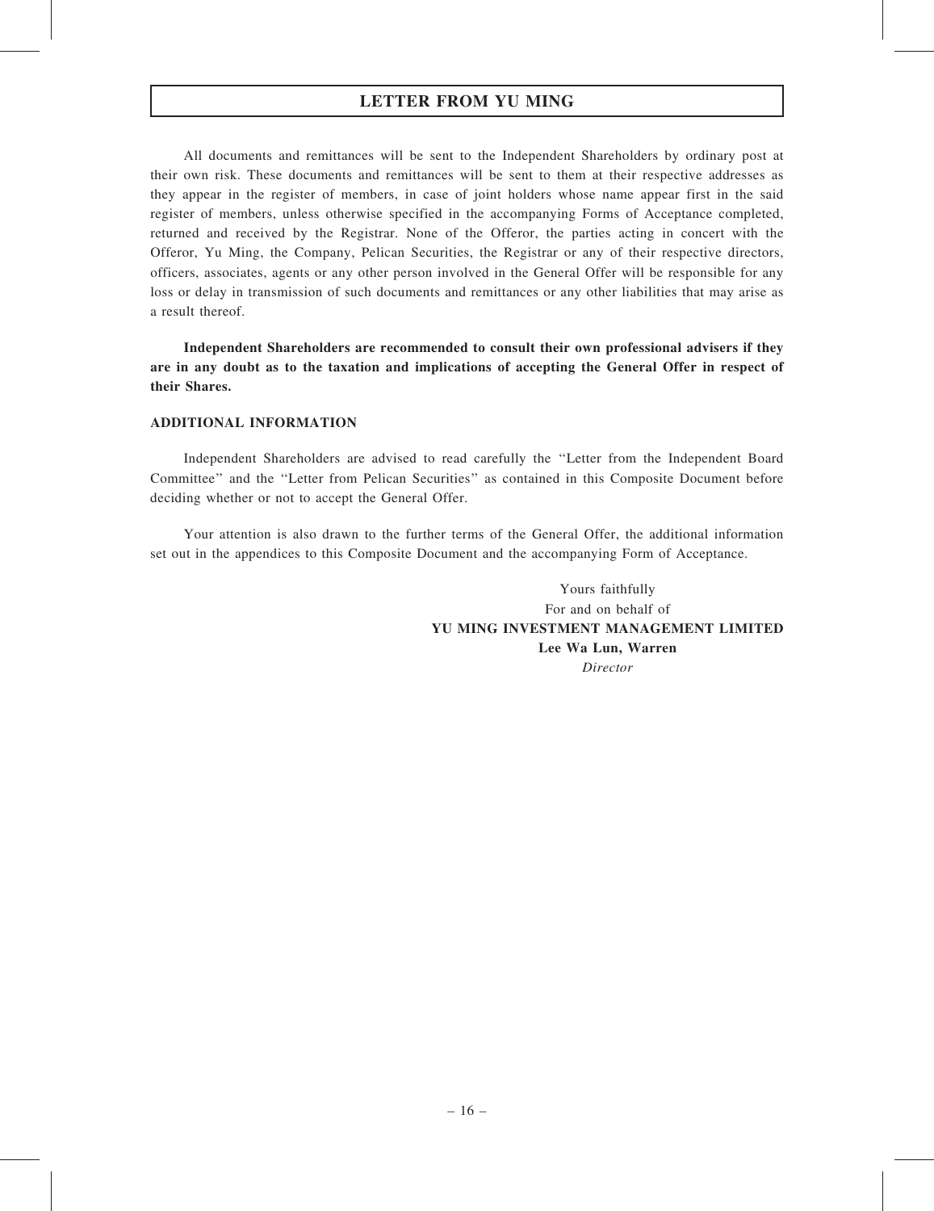All documents and remittances will be sent to the Independent Shareholders by ordinary post at their own risk. These documents and remittances will be sent to them at their respective addresses as they appear in the register of members, in case of joint holders whose name appear first in the said register of members, unless otherwise specified in the accompanying Forms of Acceptance completed, returned and received by the Registrar. None of the Offeror, the parties acting in concert with the Offeror, Yu Ming, the Company, Pelican Securities, the Registrar or any of their respective directors, officers, associates, agents or any other person involved in the General Offer will be responsible for any loss or delay in transmission of such documents and remittances or any other liabilities that may arise as a result thereof.

**Independent Shareholders are recommended to consult their own professional advisers if they are in any doubt as to the taxation and implications of accepting the General Offer in respect of their Shares.**

**ADDITIONAL INFORMATION**

Independent Shareholders are advised to read carefully the "Letter from the Independent Board Committee" and the "Letter from Pelican Securities" as contained in this Composite Document before deciding whether or not to accept the General Offer.

Your attention is also drawn to the further terms of the General Offer, the additional information set out in the appendices to this Composite Document and the accompanying Form of Acceptance.

Yours faithfully
For and on behalf of
**YU MING INVESTMENT MANAGEMENT LIMITED**
**Lee Wa Lun, Warren**
*Director*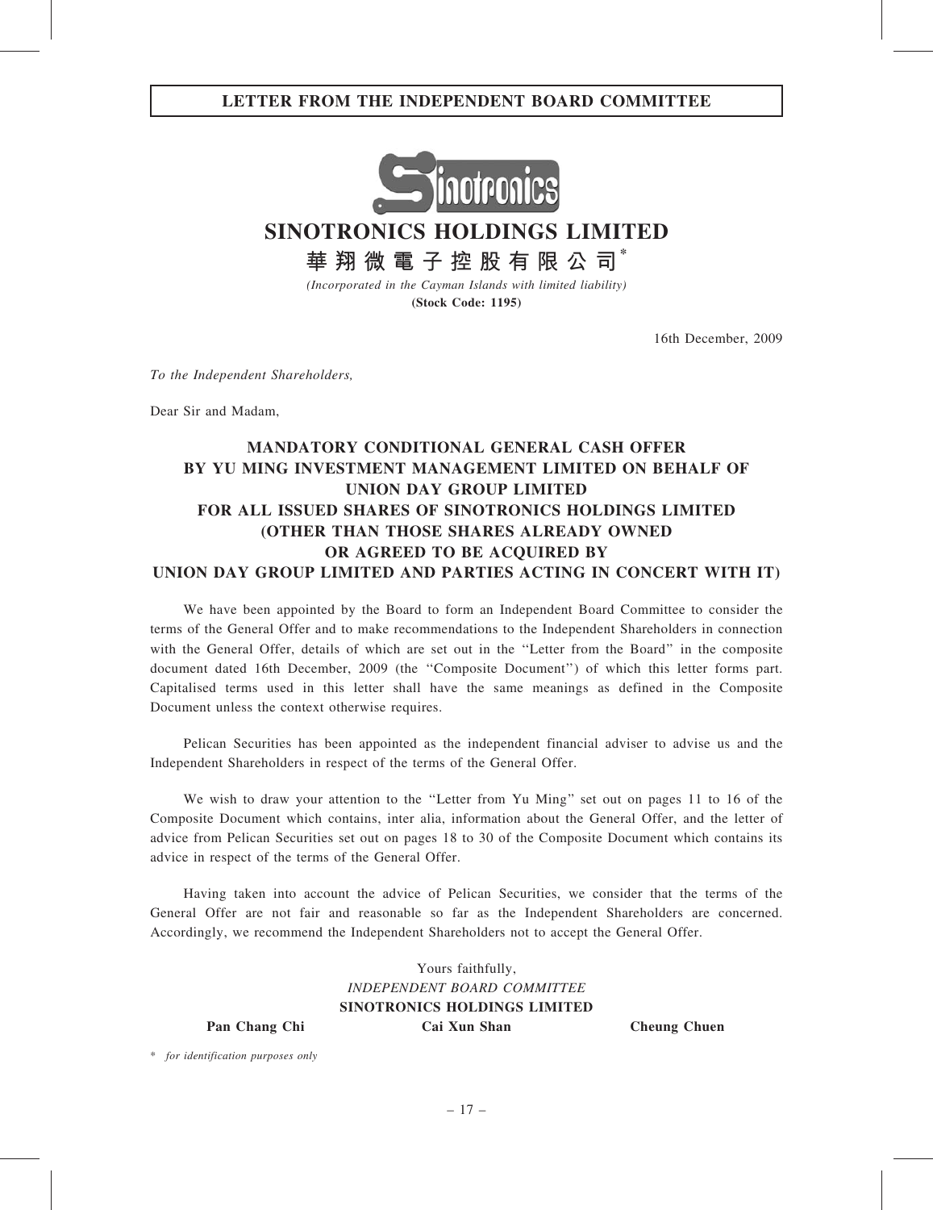# LETTER FROM THE INDEPENDENT BOARD COMMITTEE

# SINOTRONICS HOLDINGS LIMITED

# 華翔微電子控股有限公司*

*(Incorporated in the Cayman Islands with limited liability)*

**(Stock Code: 1195)**

16th December, 2009

*To the Independent Shareholders,*

Dear Sir and Madam,

## MANDATORY CONDITIONAL GENERAL CASH OFFER BY YU MING INVESTMENT MANAGEMENT LIMITED ON BEHALF OF UNION DAY GROUP LIMITED FOR ALL ISSUED SHARES OF SINOTRONICS HOLDINGS LIMITED (OTHER THAN THOSE SHARES ALREADY OWNED OR AGREED TO BE ACQUIRED BY UNION DAY GROUP LIMITED AND PARTIES ACTING IN CONCERT WITH IT)

We have been appointed by the Board to form an Independent Board Committee to consider the terms of the General Offer and to make recommendations to the Independent Shareholders in connection with the General Offer, details of which are set out in the ''Letter from the Board'' in the composite document dated 16th December, 2009 (the ''Composite Document'') of which this letter forms part. Capitalised terms used in this letter shall have the same meanings as defined in the Composite Document unless the context otherwise requires.

Pelican Securities has been appointed as the independent financial adviser to advise us and the Independent Shareholders in respect of the terms of the General Offer.

We wish to draw your attention to the ''Letter from Yu Ming'' set out on pages 11 to 16 of the Composite Document which contains, inter alia, information about the General Offer, and the letter of advice from Pelican Securities set out on pages 18 to 30 of the Composite Document which contains its advice in respect of the terms of the General Offer.

Having taken into account the advice of Pelican Securities, we consider that the terms of the General Offer are not fair and reasonable so far as the Independent Shareholders are concerned. Accordingly, we recommend the Independent Shareholders not to accept the General Offer.

Yours faithfully,
*INDEPENDENT BOARD COMMITTEE*
**SINOTRONICS HOLDINGS LIMITED**

**Pan Chang Chi** **Cai Xun Shan** **Cheung Chuen**

\* *for identification purposes only*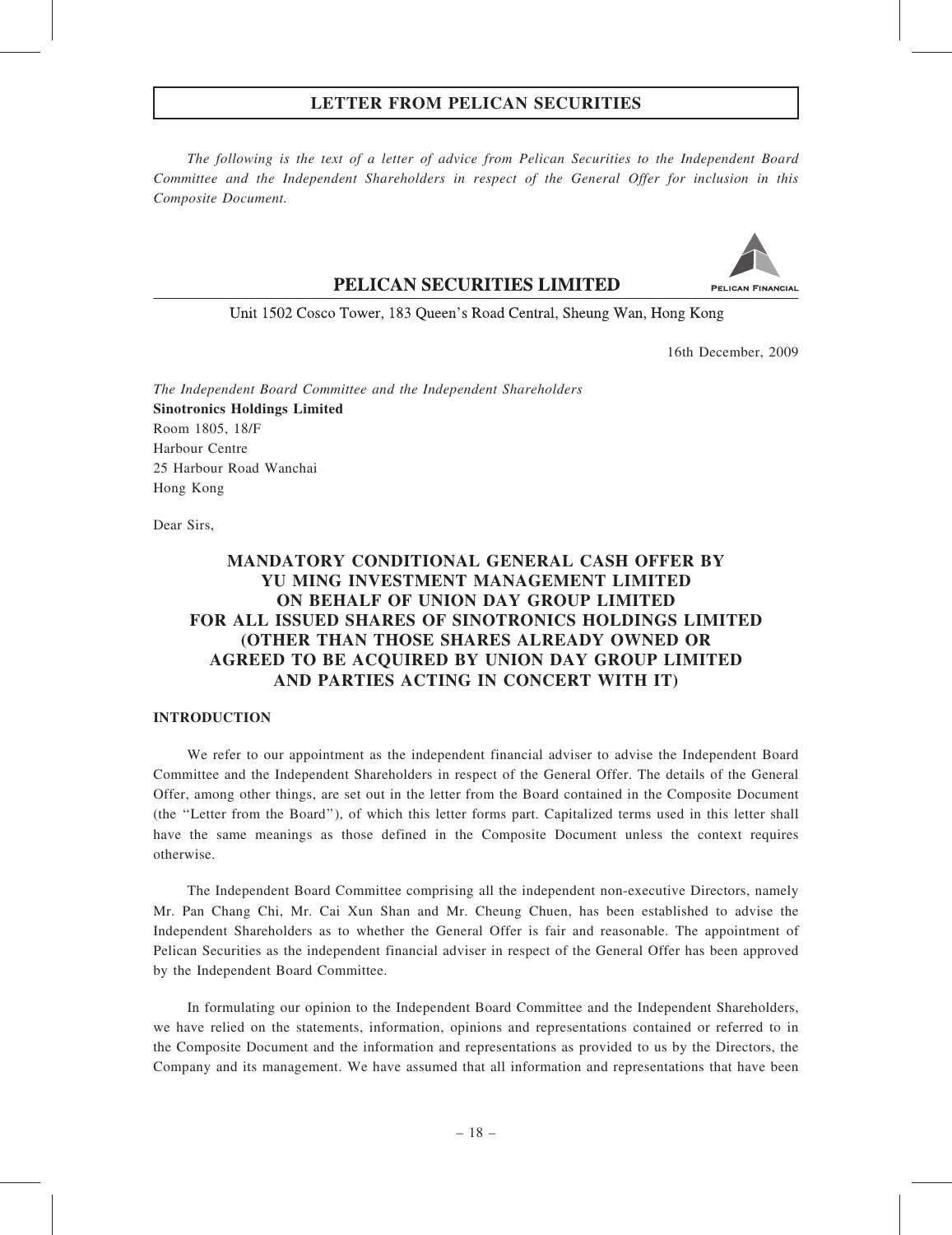## LETTER FROM PELICAN SECURITIES

*The following is the text of a letter of advice from Pelican Securities to the Independent Board Committee and the Independent Shareholders in respect of the General Offer for inclusion in this Composite Document.*

**PELICAN SECURITIES LIMITED**

PELICAN FINANCIAL

Unit 1502 Cosco Tower, 183 Queen's Road Central, Sheung Wan, Hong Kong

16th December, 2009

*The Independent Board Committee and the Independent Shareholders*
**Sinotronics Holdings Limited**
Room 1805, 18/F
Harbour Centre
25 Harbour Road Wanchai
Hong Kong

Dear Sirs,

### MANDATORY CONDITIONAL GENERAL CASH OFFER BY YU MING INVESTMENT MANAGEMENT LIMITED ON BEHALF OF UNION DAY GROUP LIMITED FOR ALL ISSUED SHARES OF SINOTRONICS HOLDINGS LIMITED (OTHER THAN THOSE SHARES ALREADY OWNED OR AGREED TO BE ACQUIRED BY UNION DAY GROUP LIMITED AND PARTIES ACTING IN CONCERT WITH IT)

### INTRODUCTION

We refer to our appointment as the independent financial adviser to advise the Independent Board Committee and the Independent Shareholders in respect of the General Offer. The details of the General Offer, among other things, are set out in the letter from the Board contained in the Composite Document (the "Letter from the Board"), of which this letter forms part. Capitalized terms used in this letter shall have the same meanings as those defined in the Composite Document unless the context requires otherwise.

The Independent Board Committee comprising all the independent non-executive Directors, namely Mr. Pan Chang Chi, Mr. Cai Xun Shan and Mr. Cheung Chuen, has been established to advise the Independent Shareholders as to whether the General Offer is fair and reasonable. The appointment of Pelican Securities as the independent financial adviser in respect of the General Offer has been approved by the Independent Board Committee.

In formulating our opinion to the Independent Board Committee and the Independent Shareholders, we have relied on the statements, information, opinions and representations contained or referred to in the Composite Document and the information and representations as provided to us by the Directors, the Company and its management. We have assumed that all information and representations that have been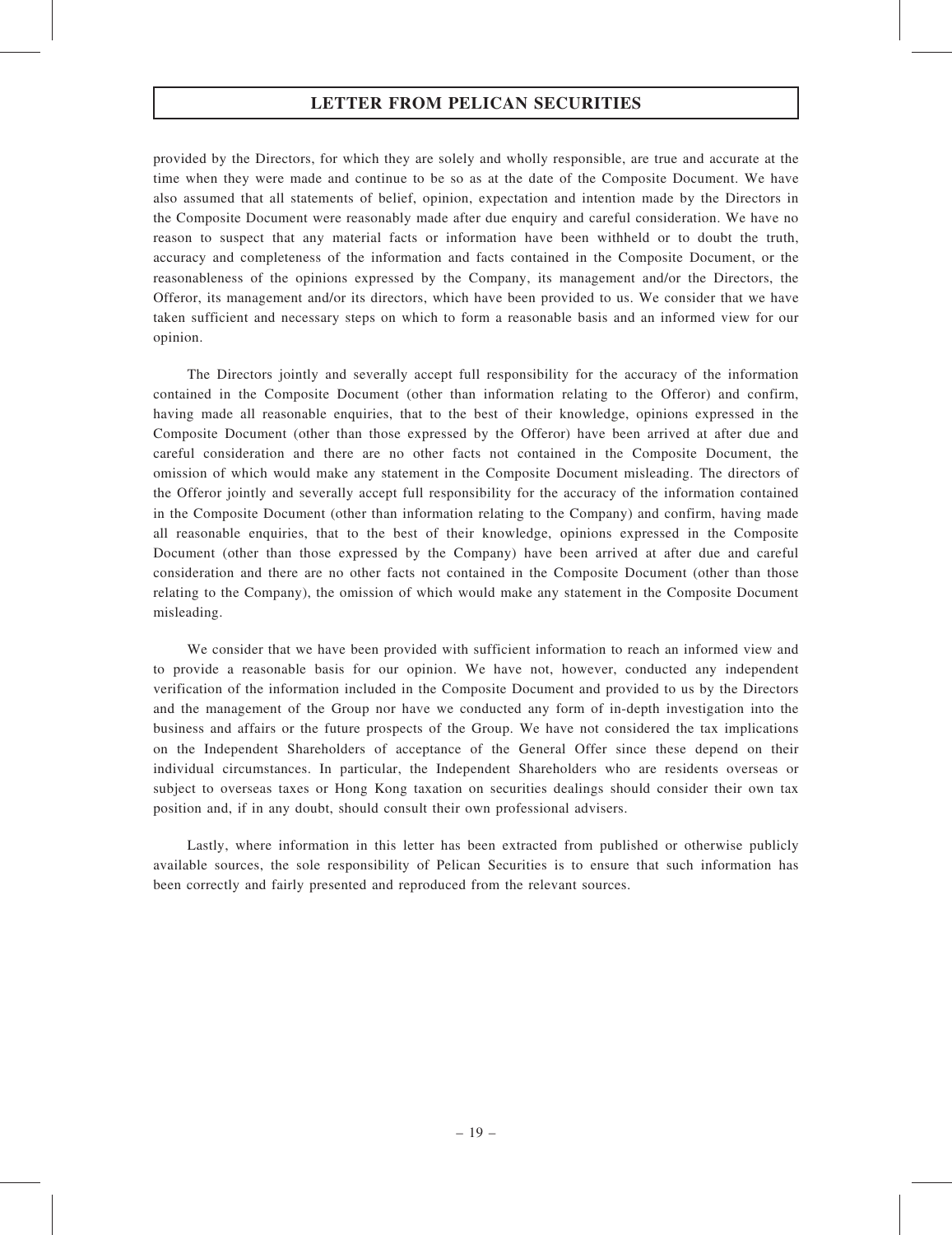provided by the Directors, for which they are solely and wholly responsible, are true and accurate at the time when they were made and continue to be so as at the date of the Composite Document. We have also assumed that all statements of belief, opinion, expectation and intention made by the Directors in the Composite Document were reasonably made after due enquiry and careful consideration. We have no reason to suspect that any material facts or information have been withheld or to doubt the truth, accuracy and completeness of the information and facts contained in the Composite Document, or the reasonableness of the opinions expressed by the Company, its management and/or the Directors, the Offeror, its management and/or its directors, which have been provided to us. We consider that we have taken sufficient and necessary steps on which to form a reasonable basis and an informed view for our opinion.

The Directors jointly and severally accept full responsibility for the accuracy of the information contained in the Composite Document (other than information relating to the Offeror) and confirm, having made all reasonable enquiries, that to the best of their knowledge, opinions expressed in the Composite Document (other than those expressed by the Offeror) have been arrived at after due and careful consideration and there are no other facts not contained in the Composite Document, the omission of which would make any statement in the Composite Document misleading. The directors of the Offeror jointly and severally accept full responsibility for the accuracy of the information contained in the Composite Document (other than information relating to the Company) and confirm, having made all reasonable enquiries, that to the best of their knowledge, opinions expressed in the Composite Document (other than those expressed by the Company) have been arrived at after due and careful consideration and there are no other facts not contained in the Composite Document (other than those relating to the Company), the omission of which would make any statement in the Composite Document misleading.

We consider that we have been provided with sufficient information to reach an informed view and to provide a reasonable basis for our opinion. We have not, however, conducted any independent verification of the information included in the Composite Document and provided to us by the Directors and the management of the Group nor have we conducted any form of in-depth investigation into the business and affairs or the future prospects of the Group. We have not considered the tax implications on the Independent Shareholders of acceptance of the General Offer since these depend on their individual circumstances. In particular, the Independent Shareholders who are residents overseas or subject to overseas taxes or Hong Kong taxation on securities dealings should consider their own tax position and, if in any doubt, should consult their own professional advisers.

Lastly, where information in this letter has been extracted from published or otherwise publicly available sources, the sole responsibility of Pelican Securities is to ensure that such information has been correctly and fairly presented and reproduced from the relevant sources.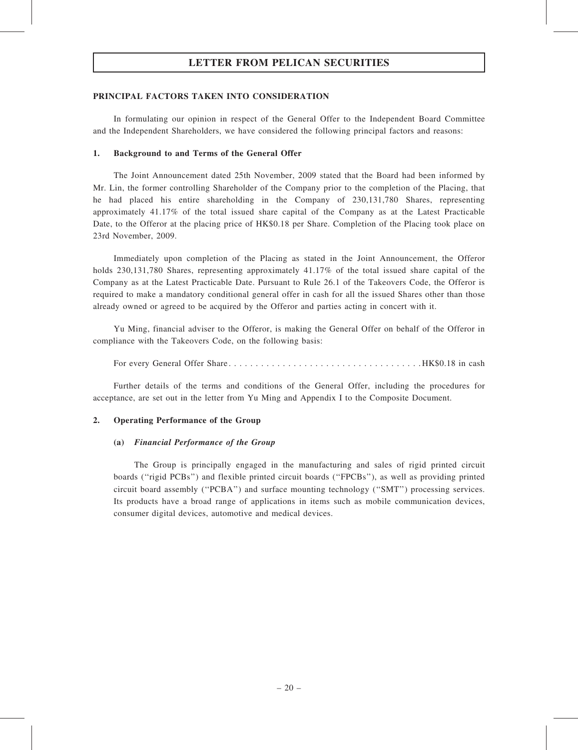# LETTER FROM PELICAN SECURITIES

## PRINCIPAL FACTORS TAKEN INTO CONSIDERATION

In formulating our opinion in respect of the General Offer to the Independent Board Committee and the Independent Shareholders, we have considered the following principal factors and reasons:

### 1. Background to and Terms of the General Offer

The Joint Announcement dated 25th November, 2009 stated that the Board had been informed by Mr. Lin, the former controlling Shareholder of the Company prior to the completion of the Placing, that he had placed his entire shareholding in the Company of 230,131,780 Shares, representing approximately 41.17% of the total issued share capital of the Company as at the Latest Practicable Date, to the Offeror at the placing price of HK$0.18 per Share. Completion of the Placing took place on 23rd November, 2009.

Immediately upon completion of the Placing as stated in the Joint Announcement, the Offeror holds 230,131,780 Shares, representing approximately 41.17% of the total issued share capital of the Company as at the Latest Practicable Date. Pursuant to Rule 26.1 of the Takeovers Code, the Offeror is required to make a mandatory conditional general offer in cash for all the issued Shares other than those already owned or agreed to be acquired by the Offeror and parties acting in concert with it.

Yu Ming, financial adviser to the Offeror, is making the General Offer on behalf of the Offeror in compliance with the Takeovers Code, on the following basis:

For every General Offer Share . . . . . . . . . . . . . . . . . . . . . . . . . . . . . . . . . . . . HK$0.18 in cash

Further details of the terms and conditions of the General Offer, including the procedures for acceptance, are set out in the letter from Yu Ming and Appendix I to the Composite Document.

### 2. Operating Performance of the Group

#### (a) *Financial Performance of the Group*

The Group is principally engaged in the manufacturing and sales of rigid printed circuit boards (''rigid PCBs'') and flexible printed circuit boards (''FPCBs''), as well as providing printed circuit board assembly (''PCBA'') and surface mounting technology (''SMT'') processing services. Its products have a broad range of applications in items such as mobile communication devices, consumer digital devices, automotive and medical devices.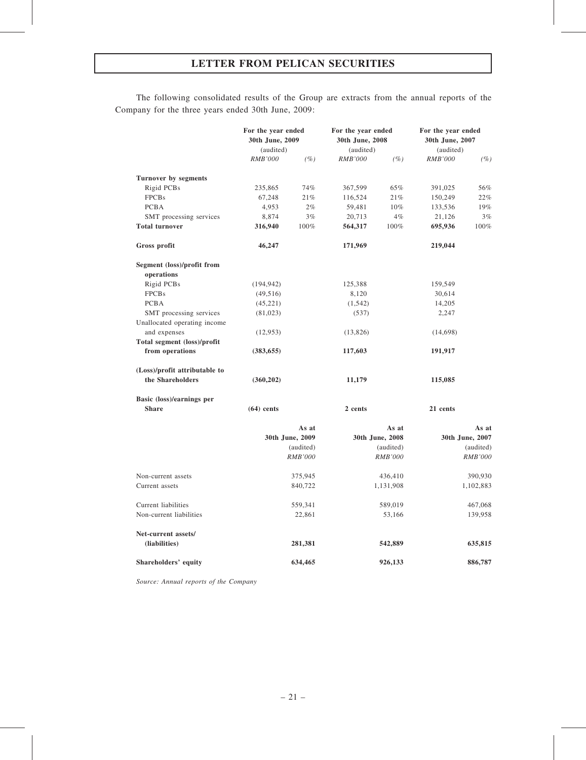The following consolidated results of the Group are extracts from the annual reports of the Company for the three years ended 30th June, 2009:

| | For the year ended 30th June, 2009 (audited) | | For the year ended 30th June, 2008 (audited) | | For the year ended 30th June, 2007 (audited) | |
|---|---|---|---|---|---|---|
| | *RMB'000* | *(%)* | *RMB'000* | *(%)* | *RMB'000* | *(%)* |
| **Turnover by segments** | | | | | | |
| Rigid PCBs | 235,865 | 74% | 367,599 | 65% | 391,025 | 56% |
| FPCBs | 67,248 | 21% | 116,524 | 21% | 150,249 | 22% |
| PCBA | 4,953 | 2% | 59,481 | 10% | 133,536 | 19% |
| SMT processing services | 8,874 | 3% | 20,713 | 4% | 21,126 | 3% |
| **Total turnover** | **316,940** | 100% | **564,317** | 100% | **695,936** | 100% |
| **Gross profit** | **46,247** | | **171,969** | | **219,044** | |
| **Segment (loss)/profit from operations** | | | | | | |
| Rigid PCBs | (194,942) | | 125,388 | | 159,549 | |
| FPCBs | (49,516) | | 8,120 | | 30,614 | |
| PCBA | (45,221) | | (1,542) | | 14,205 | |
| SMT processing services | (81,023) | | (537) | | 2,247 | |
| Unallocated operating income and expenses | (12,953) | | (13,826) | | (14,698) | |
| **Total segment (loss)/profit from operations** | **(383,655)** | | **117,603** | | **191,917** | |
| **(Loss)/profit attributable to the Shareholders** | **(360,202)** | | **11,179** | | **115,085** | |
| **Basic (loss)/earnings per Share** | **(64) cents** | | **2 cents** | | **21 cents** | |

| | As at 30th June, 2009 (audited) | As at 30th June, 2008 (audited) | As at 30th June, 2007 (audited) |
|---|---|---|---|
| | *RMB'000* | *RMB'000* | *RMB'000* |
| Non-current assets | 375,945 | 436,410 | 390,930 |
| Current assets | 840,722 | 1,131,908 | 1,102,883 |
| Current liabilities | 559,341 | 589,019 | 467,068 |
| Non-current liabilities | 22,861 | 53,166 | 139,958 |
| **Net-current assets/ (liabilities)** | **281,381** | **542,889** | **635,815** |
| **Shareholders' equity** | **634,465** | **926,133** | **886,787** |

*Source: Annual reports of the Company*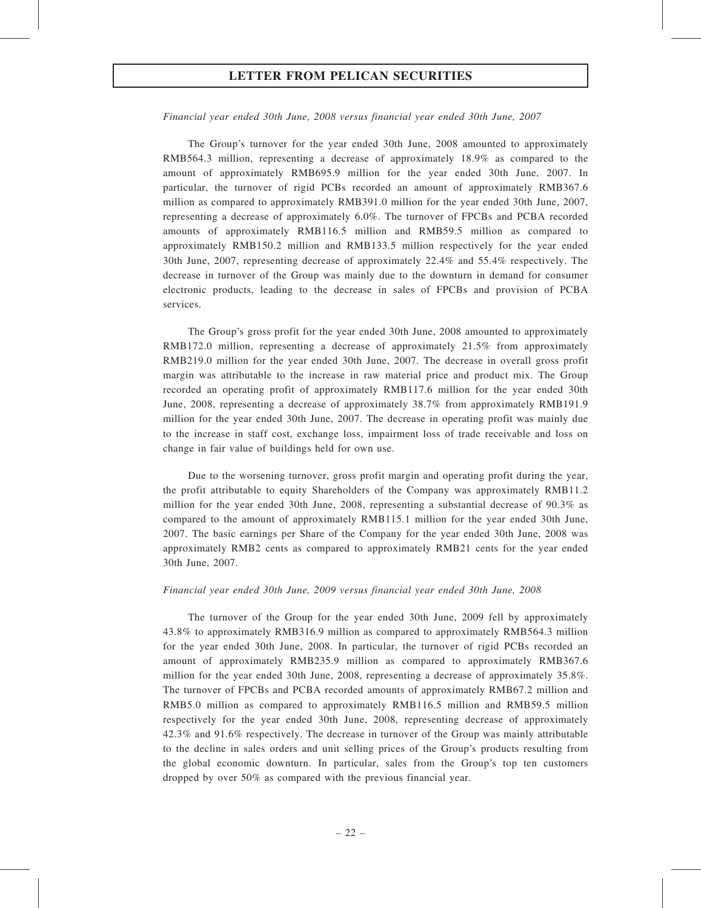*Financial year ended 30th June, 2008 versus financial year ended 30th June, 2007*

The Group's turnover for the year ended 30th June, 2008 amounted to approximately RMB564.3 million, representing a decrease of approximately 18.9% as compared to the amount of approximately RMB695.9 million for the year ended 30th June, 2007. In particular, the turnover of rigid PCBs recorded an amount of approximately RMB367.6 million as compared to approximately RMB391.0 million for the year ended 30th June, 2007, representing a decrease of approximately 6.0%. The turnover of FPCBs and PCBA recorded amounts of approximately RMB116.5 million and RMB59.5 million as compared to approximately RMB150.2 million and RMB133.5 million respectively for the year ended 30th June, 2007, representing decrease of approximately 22.4% and 55.4% respectively. The decrease in turnover of the Group was mainly due to the downturn in demand for consumer electronic products, leading to the decrease in sales of FPCBs and provision of PCBA services.

The Group's gross profit for the year ended 30th June, 2008 amounted to approximately RMB172.0 million, representing a decrease of approximately 21.5% from approximately RMB219.0 million for the year ended 30th June, 2007. The decrease in overall gross profit margin was attributable to the increase in raw material price and product mix. The Group recorded an operating profit of approximately RMB117.6 million for the year ended 30th June, 2008, representing a decrease of approximately 38.7% from approximately RMB191.9 million for the year ended 30th June, 2007. The decrease in operating profit was mainly due to the increase in staff cost, exchange loss, impairment loss of trade receivable and loss on change in fair value of buildings held for own use.

Due to the worsening turnover, gross profit margin and operating profit during the year, the profit attributable to equity Shareholders of the Company was approximately RMB11.2 million for the year ended 30th June, 2008, representing a substantial decrease of 90.3% as compared to the amount of approximately RMB115.1 million for the year ended 30th June, 2007. The basic earnings per Share of the Company for the year ended 30th June, 2008 was approximately RMB2 cents as compared to approximately RMB21 cents for the year ended 30th June, 2007.

*Financial year ended 30th June, 2009 versus financial year ended 30th June, 2008*

The turnover of the Group for the year ended 30th June, 2009 fell by approximately 43.8% to approximately RMB316.9 million as compared to approximately RMB564.3 million for the year ended 30th June, 2008. In particular, the turnover of rigid PCBs recorded an amount of approximately RMB235.9 million as compared to approximately RMB367.6 million for the year ended 30th June, 2008, representing a decrease of approximately 35.8%. The turnover of FPCBs and PCBA recorded amounts of approximately RMB67.2 million and RMB5.0 million as compared to approximately RMB116.5 million and RMB59.5 million respectively for the year ended 30th June, 2008, representing decrease of approximately 42.3% and 91.6% respectively. The decrease in turnover of the Group was mainly attributable to the decline in sales orders and unit selling prices of the Group's products resulting from the global economic downturn. In particular, sales from the Group's top ten customers dropped by over 50% as compared with the previous financial year.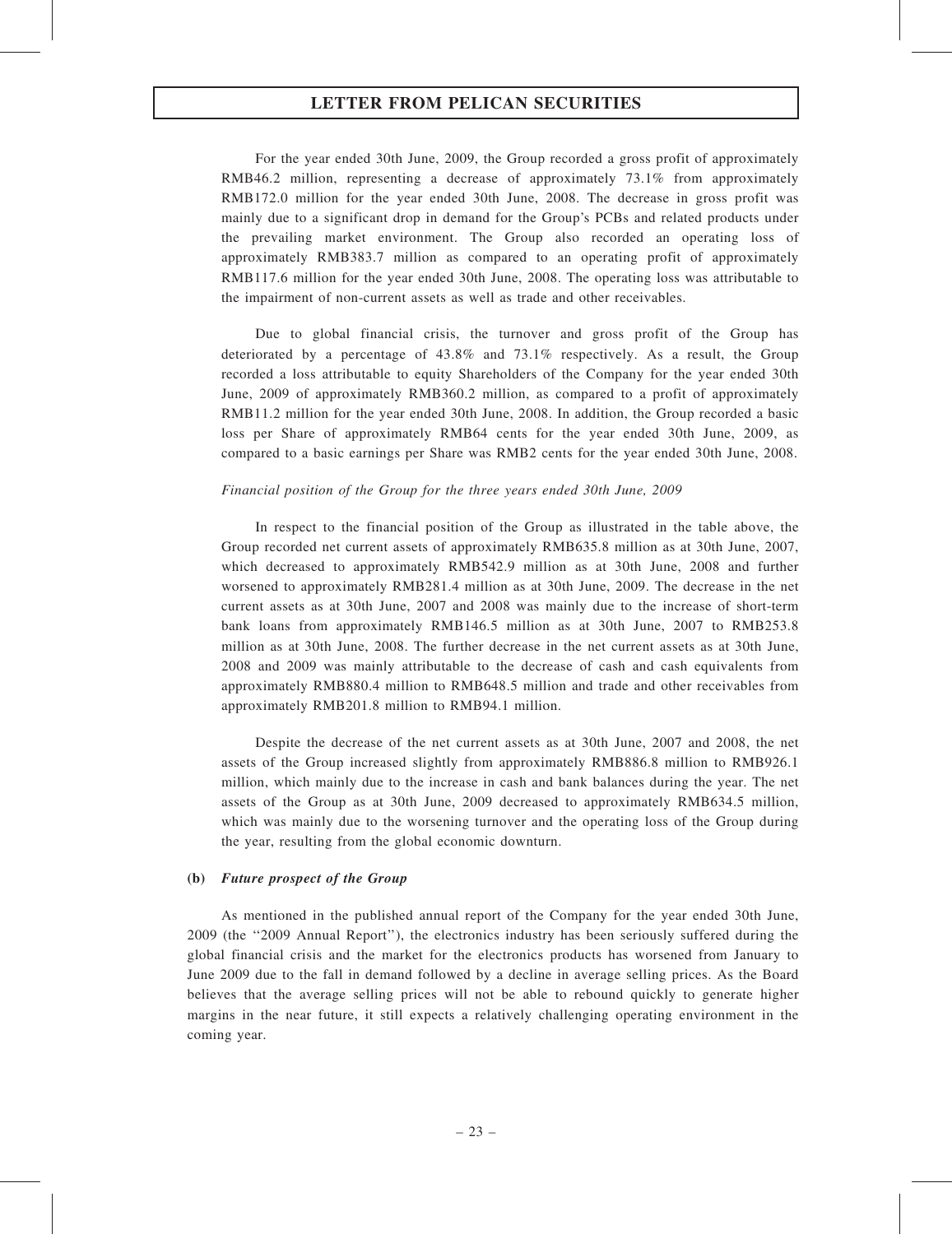For the year ended 30th June, 2009, the Group recorded a gross profit of approximately RMB46.2 million, representing a decrease of approximately 73.1% from approximately RMB172.0 million for the year ended 30th June, 2008. The decrease in gross profit was mainly due to a significant drop in demand for the Group's PCBs and related products under the prevailing market environment. The Group also recorded an operating loss of approximately RMB383.7 million as compared to an operating profit of approximately RMB117.6 million for the year ended 30th June, 2008. The operating loss was attributable to the impairment of non-current assets as well as trade and other receivables.

Due to global financial crisis, the turnover and gross profit of the Group has deteriorated by a percentage of 43.8% and 73.1% respectively. As a result, the Group recorded a loss attributable to equity Shareholders of the Company for the year ended 30th June, 2009 of approximately RMB360.2 million, as compared to a profit of approximately RMB11.2 million for the year ended 30th June, 2008. In addition, the Group recorded a basic loss per Share of approximately RMB64 cents for the year ended 30th June, 2009, as compared to a basic earnings per Share was RMB2 cents for the year ended 30th June, 2008.

*Financial position of the Group for the three years ended 30th June, 2009*

In respect to the financial position of the Group as illustrated in the table above, the Group recorded net current assets of approximately RMB635.8 million as at 30th June, 2007, which decreased to approximately RMB542.9 million as at 30th June, 2008 and further worsened to approximately RMB281.4 million as at 30th June, 2009. The decrease in the net current assets as at 30th June, 2007 and 2008 was mainly due to the increase of short-term bank loans from approximately RMB146.5 million as at 30th June, 2007 to RMB253.8 million as at 30th June, 2008. The further decrease in the net current assets as at 30th June, 2008 and 2009 was mainly attributable to the decrease of cash and cash equivalents from approximately RMB880.4 million to RMB648.5 million and trade and other receivables from approximately RMB201.8 million to RMB94.1 million.

Despite the decrease of the net current assets as at 30th June, 2007 and 2008, the net assets of the Group increased slightly from approximately RMB886.8 million to RMB926.1 million, which mainly due to the increase in cash and bank balances during the year. The net assets of the Group as at 30th June, 2009 decreased to approximately RMB634.5 million, which was mainly due to the worsening turnover and the operating loss of the Group during the year, resulting from the global economic downturn.

**(b) *Future prospect of the Group***

As mentioned in the published annual report of the Company for the year ended 30th June, 2009 (the ''2009 Annual Report''), the electronics industry has been seriously suffered during the global financial crisis and the market for the electronics products has worsened from January to June 2009 due to the fall in demand followed by a decline in average selling prices. As the Board believes that the average selling prices will not be able to rebound quickly to generate higher margins in the near future, it still expects a relatively challenging operating environment in the coming year.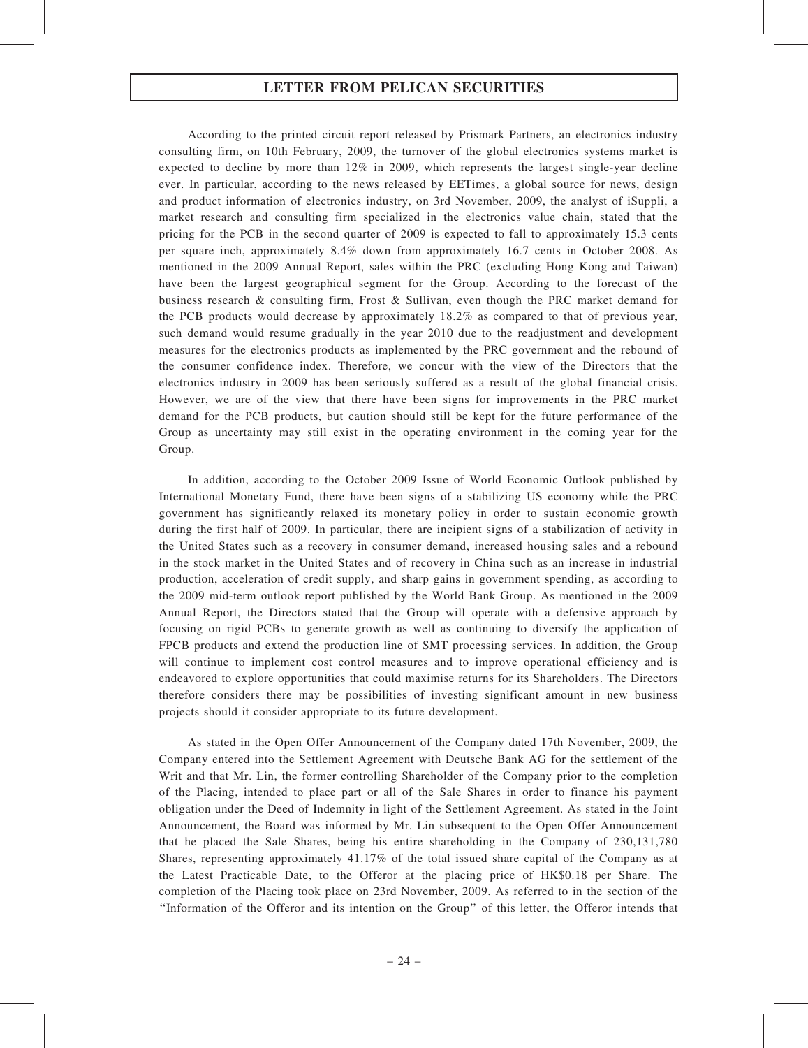According to the printed circuit report released by Prismark Partners, an electronics industry consulting firm, on 10th February, 2009, the turnover of the global electronics systems market is expected to decline by more than 12% in 2009, which represents the largest single-year decline ever. In particular, according to the news released by EETimes, a global source for news, design and product information of electronics industry, on 3rd November, 2009, the analyst of iSuppli, a market research and consulting firm specialized in the electronics value chain, stated that the pricing for the PCB in the second quarter of 2009 is expected to fall to approximately 15.3 cents per square inch, approximately 8.4% down from approximately 16.7 cents in October 2008. As mentioned in the 2009 Annual Report, sales within the PRC (excluding Hong Kong and Taiwan) have been the largest geographical segment for the Group. According to the forecast of the business research & consulting firm, Frost & Sullivan, even though the PRC market demand for the PCB products would decrease by approximately 18.2% as compared to that of previous year, such demand would resume gradually in the year 2010 due to the readjustment and development measures for the electronics products as implemented by the PRC government and the rebound of the consumer confidence index. Therefore, we concur with the view of the Directors that the electronics industry in 2009 has been seriously suffered as a result of the global financial crisis. However, we are of the view that there have been signs for improvements in the PRC market demand for the PCB products, but caution should still be kept for the future performance of the Group as uncertainty may still exist in the operating environment in the coming year for the Group.

In addition, according to the October 2009 Issue of World Economic Outlook published by International Monetary Fund, there have been signs of a stabilizing US economy while the PRC government has significantly relaxed its monetary policy in order to sustain economic growth during the first half of 2009. In particular, there are incipient signs of a stabilization of activity in the United States such as a recovery in consumer demand, increased housing sales and a rebound in the stock market in the United States and of recovery in China such as an increase in industrial production, acceleration of credit supply, and sharp gains in government spending, as according to the 2009 mid-term outlook report published by the World Bank Group. As mentioned in the 2009 Annual Report, the Directors stated that the Group will operate with a defensive approach by focusing on rigid PCBs to generate growth as well as continuing to diversify the application of FPCB products and extend the production line of SMT processing services. In addition, the Group will continue to implement cost control measures and to improve operational efficiency and is endeavored to explore opportunities that could maximise returns for its Shareholders. The Directors therefore considers there may be possibilities of investing significant amount in new business projects should it consider appropriate to its future development.

As stated in the Open Offer Announcement of the Company dated 17th November, 2009, the Company entered into the Settlement Agreement with Deutsche Bank AG for the settlement of the Writ and that Mr. Lin, the former controlling Shareholder of the Company prior to the completion of the Placing, intended to place part or all of the Sale Shares in order to finance his payment obligation under the Deed of Indemnity in light of the Settlement Agreement. As stated in the Joint Announcement, the Board was informed by Mr. Lin subsequent to the Open Offer Announcement that he placed the Sale Shares, being his entire shareholding in the Company of 230,131,780 Shares, representing approximately 41.17% of the total issued share capital of the Company as at the Latest Practicable Date, to the Offeror at the placing price of HK$0.18 per Share. The completion of the Placing took place on 23rd November, 2009. As referred to in the section of the ''Information of the Offeror and its intention on the Group'' of this letter, the Offeror intends that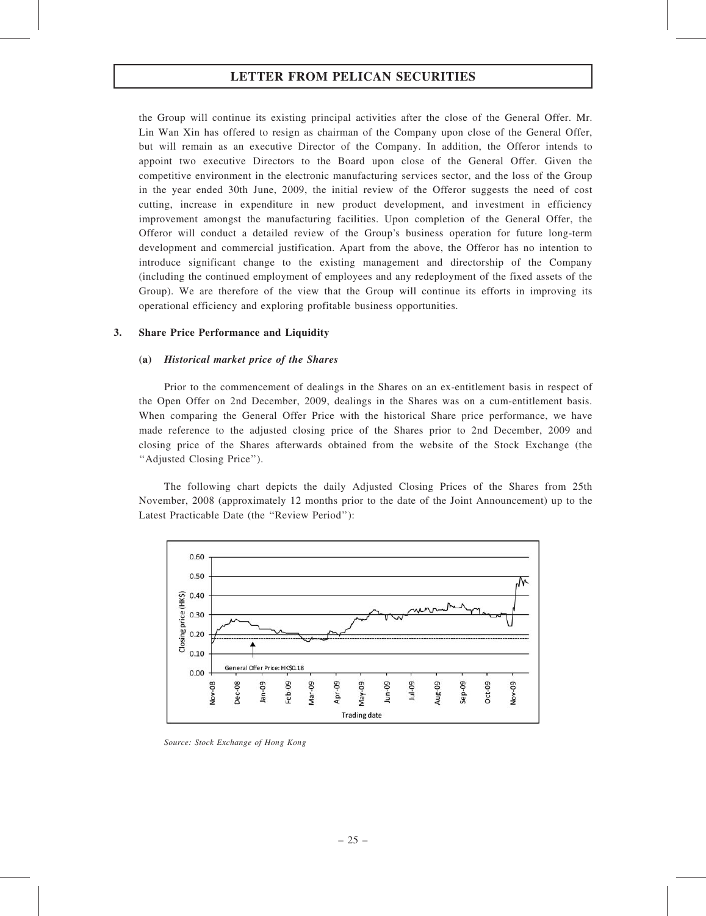the Group will continue its existing principal activities after the close of the General Offer. Mr. Lin Wan Xin has offered to resign as chairman of the Company upon close of the General Offer, but will remain as an executive Director of the Company. In addition, the Offeror intends to appoint two executive Directors to the Board upon close of the General Offer. Given the competitive environment in the electronic manufacturing services sector, and the loss of the Group in the year ended 30th June, 2009, the initial review of the Offeror suggests the need of cost cutting, increase in expenditure in new product development, and investment in efficiency improvement amongst the manufacturing facilities. Upon completion of the General Offer, the Offeror will conduct a detailed review of the Group's business operation for future long-term development and commercial justification. Apart from the above, the Offeror has no intention to introduce significant change to the existing management and directorship of the Company (including the continued employment of employees and any redeployment of the fixed assets of the Group). We are therefore of the view that the Group will continue its efforts in improving its operational efficiency and exploring profitable business opportunities.

**3. Share Price Performance and Liquidity**

**(a) *Historical market price of the Shares***

Prior to the commencement of dealings in the Shares on an ex-entitlement basis in respect of the Open Offer on 2nd December, 2009, dealings in the Shares was on a cum-entitlement basis. When comparing the General Offer Price with the historical Share price performance, we have made reference to the adjusted closing price of the Shares prior to 2nd December, 2009 and closing price of the Shares afterwards obtained from the website of the Stock Exchange (the "Adjusted Closing Price").

The following chart depicts the daily Adjusted Closing Prices of the Shares from 25th November, 2008 (approximately 12 months prior to the date of the Joint Announcement) up to the Latest Practicable Date (the "Review Period"):

*Source: Stock Exchange of Hong Kong*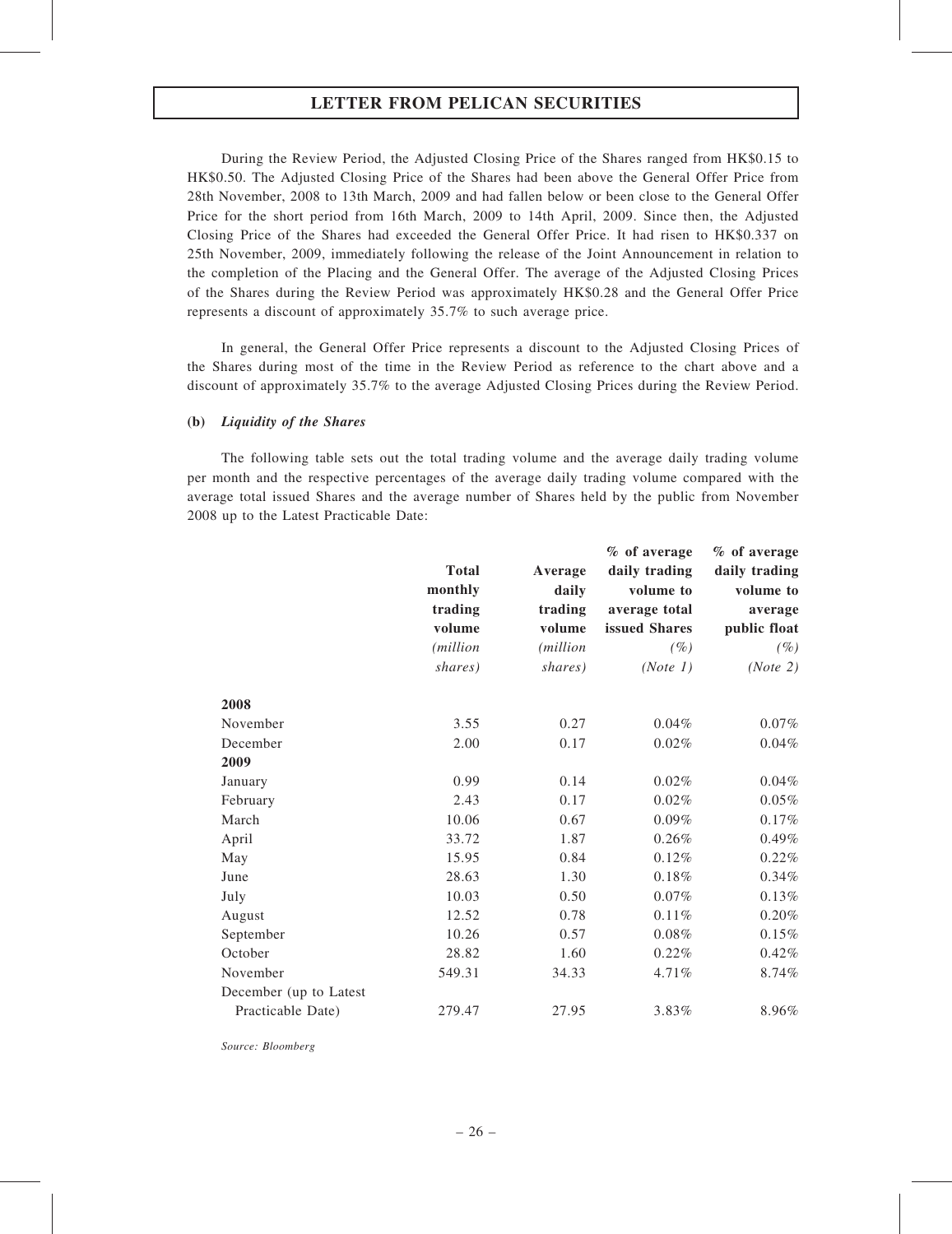During the Review Period, the Adjusted Closing Price of the Shares ranged from HK$0.15 to HK$0.50. The Adjusted Closing Price of the Shares had been above the General Offer Price from 28th November, 2008 to 13th March, 2009 and had fallen below or been close to the General Offer Price for the short period from 16th March, 2009 to 14th April, 2009. Since then, the Adjusted Closing Price of the Shares had exceeded the General Offer Price. It had risen to HK$0.337 on 25th November, 2009, immediately following the release of the Joint Announcement in relation to the completion of the Placing and the General Offer. The average of the Adjusted Closing Prices of the Shares during the Review Period was approximately HK$0.28 and the General Offer Price represents a discount of approximately 35.7% to such average price.

In general, the General Offer Price represents a discount to the Adjusted Closing Prices of the Shares during most of the time in the Review Period as reference to the chart above and a discount of approximately 35.7% to the average Adjusted Closing Prices during the Review Period.

**(b) *Liquidity of the Shares***

The following table sets out the total trading volume and the average daily trading volume per month and the respective percentages of the average daily trading volume compared with the average total issued Shares and the average number of Shares held by the public from November 2008 up to the Latest Practicable Date:

| | Total monthly trading volume *(million shares)* | Average daily trading volume *(million shares)* | % of average daily trading volume to average total issued Shares *(%)* *(Note 1)* | % of average daily trading volume to average public float *(%)* *(Note 2)* |
|---|---|---|---|---|
| **2008** | | | | |
| November | 3.55 | 0.27 | 0.04% | 0.07% |
| December | 2.00 | 0.17 | 0.02% | 0.04% |
| **2009** | | | | |
| January | 0.99 | 0.14 | 0.02% | 0.04% |
| February | 2.43 | 0.17 | 0.02% | 0.05% |
| March | 10.06 | 0.67 | 0.09% | 0.17% |
| April | 33.72 | 1.87 | 0.26% | 0.49% |
| May | 15.95 | 0.84 | 0.12% | 0.22% |
| June | 28.63 | 1.30 | 0.18% | 0.34% |
| July | 10.03 | 0.50 | 0.07% | 0.13% |
| August | 12.52 | 0.78 | 0.11% | 0.20% |
| September | 10.26 | 0.57 | 0.08% | 0.15% |
| October | 28.82 | 1.60 | 0.22% | 0.42% |
| November | 549.31 | 34.33 | 4.71% | 8.74% |
| December (up to Latest Practicable Date) | 279.47 | 27.95 | 3.83% | 8.96% |

*Source: Bloomberg*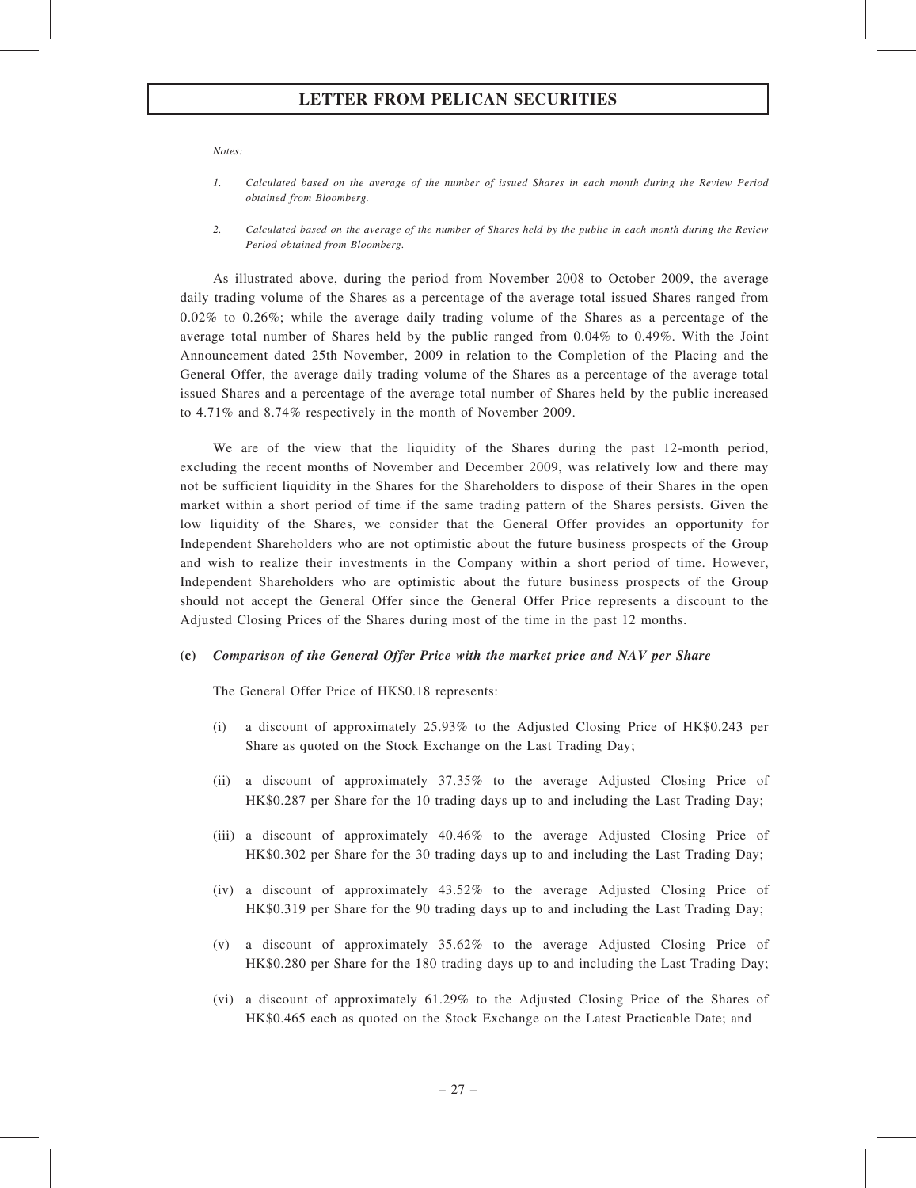*Notes:*

1. *Calculated based on the average of the number of issued Shares in each month during the Review Period obtained from Bloomberg.*

2. *Calculated based on the average of the number of Shares held by the public in each month during the Review Period obtained from Bloomberg.*

As illustrated above, during the period from November 2008 to October 2009, the average daily trading volume of the Shares as a percentage of the average total issued Shares ranged from 0.02% to 0.26%; while the average daily trading volume of the Shares as a percentage of the average total number of Shares held by the public ranged from 0.04% to 0.49%. With the Joint Announcement dated 25th November, 2009 in relation to the Completion of the Placing and the General Offer, the average daily trading volume of the Shares as a percentage of the average total issued Shares and a percentage of the average total number of Shares held by the public increased to 4.71% and 8.74% respectively in the month of November 2009.

We are of the view that the liquidity of the Shares during the past 12-month period, excluding the recent months of November and December 2009, was relatively low and there may not be sufficient liquidity in the Shares for the Shareholders to dispose of their Shares in the open market within a short period of time if the same trading pattern of the Shares persists. Given the low liquidity of the Shares, we consider that the General Offer provides an opportunity for Independent Shareholders who are not optimistic about the future business prospects of the Group and wish to realize their investments in the Company within a short period of time. However, Independent Shareholders who are optimistic about the future business prospects of the Group should not accept the General Offer since the General Offer Price represents a discount to the Adjusted Closing Prices of the Shares during most of the time in the past 12 months.

**(c) *Comparison of the General Offer Price with the market price and NAV per Share***

The General Offer Price of HK$0.18 represents:

(i) a discount of approximately 25.93% to the Adjusted Closing Price of HK$0.243 per Share as quoted on the Stock Exchange on the Last Trading Day;

(ii) a discount of approximately 37.35% to the average Adjusted Closing Price of HK$0.287 per Share for the 10 trading days up to and including the Last Trading Day;

(iii) a discount of approximately 40.46% to the average Adjusted Closing Price of HK$0.302 per Share for the 30 trading days up to and including the Last Trading Day;

(iv) a discount of approximately 43.52% to the average Adjusted Closing Price of HK$0.319 per Share for the 90 trading days up to and including the Last Trading Day;

(v) a discount of approximately 35.62% to the average Adjusted Closing Price of HK$0.280 per Share for the 180 trading days up to and including the Last Trading Day;

(vi) a discount of approximately 61.29% to the Adjusted Closing Price of the Shares of HK$0.465 each as quoted on the Stock Exchange on the Latest Practicable Date; and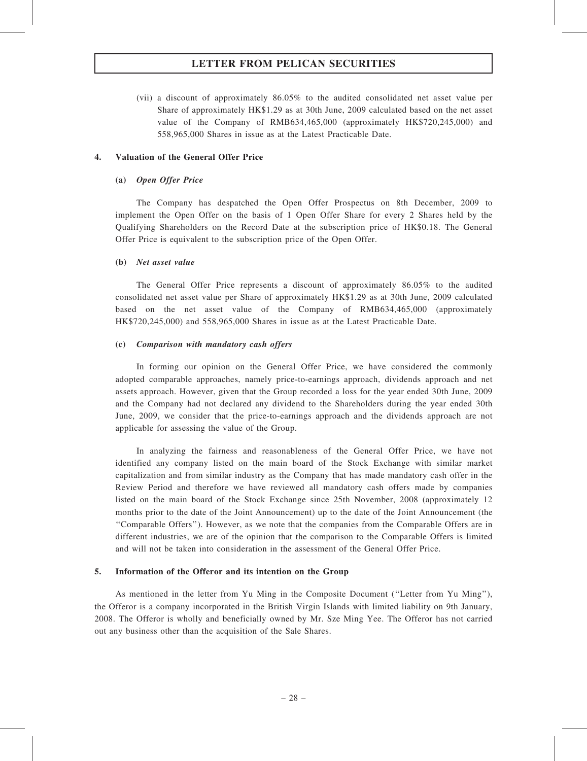(vii) a discount of approximately 86.05% to the audited consolidated net asset value per Share of approximately HK$1.29 as at 30th June, 2009 calculated based on the net asset value of the Company of RMB634,465,000 (approximately HK$720,245,000) and 558,965,000 Shares in issue as at the Latest Practicable Date.

**4. Valuation of the General Offer Price**

**(a) *Open Offer Price***

The Company has despatched the Open Offer Prospectus on 8th December, 2009 to implement the Open Offer on the basis of 1 Open Offer Share for every 2 Shares held by the Qualifying Shareholders on the Record Date at the subscription price of HK$0.18. The General Offer Price is equivalent to the subscription price of the Open Offer.

**(b) *Net asset value***

The General Offer Price represents a discount of approximately 86.05% to the audited consolidated net asset value per Share of approximately HK$1.29 as at 30th June, 2009 calculated based on the net asset value of the Company of RMB634,465,000 (approximately HK$720,245,000) and 558,965,000 Shares in issue as at the Latest Practicable Date.

**(c) *Comparison with mandatory cash offers***

In forming our opinion on the General Offer Price, we have considered the commonly adopted comparable approaches, namely price-to-earnings approach, dividends approach and net assets approach. However, given that the Group recorded a loss for the year ended 30th June, 2009 and the Company had not declared any dividend to the Shareholders during the year ended 30th June, 2009, we consider that the price-to-earnings approach and the dividends approach are not applicable for assessing the value of the Group.

In analyzing the fairness and reasonableness of the General Offer Price, we have not identified any company listed on the main board of the Stock Exchange with similar market capitalization and from similar industry as the Company that has made mandatory cash offer in the Review Period and therefore we have reviewed all mandatory cash offers made by companies listed on the main board of the Stock Exchange since 25th November, 2008 (approximately 12 months prior to the date of the Joint Announcement) up to the date of the Joint Announcement (the "Comparable Offers"). However, as we note that the companies from the Comparable Offers are in different industries, we are of the opinion that the comparison to the Comparable Offers is limited and will not be taken into consideration in the assessment of the General Offer Price.

**5. Information of the Offeror and its intention on the Group**

As mentioned in the letter from Yu Ming in the Composite Document ("Letter from Yu Ming"), the Offeror is a company incorporated in the British Virgin Islands with limited liability on 9th January, 2008. The Offeror is wholly and beneficially owned by Mr. Sze Ming Yee. The Offeror has not carried out any business other than the acquisition of the Sale Shares.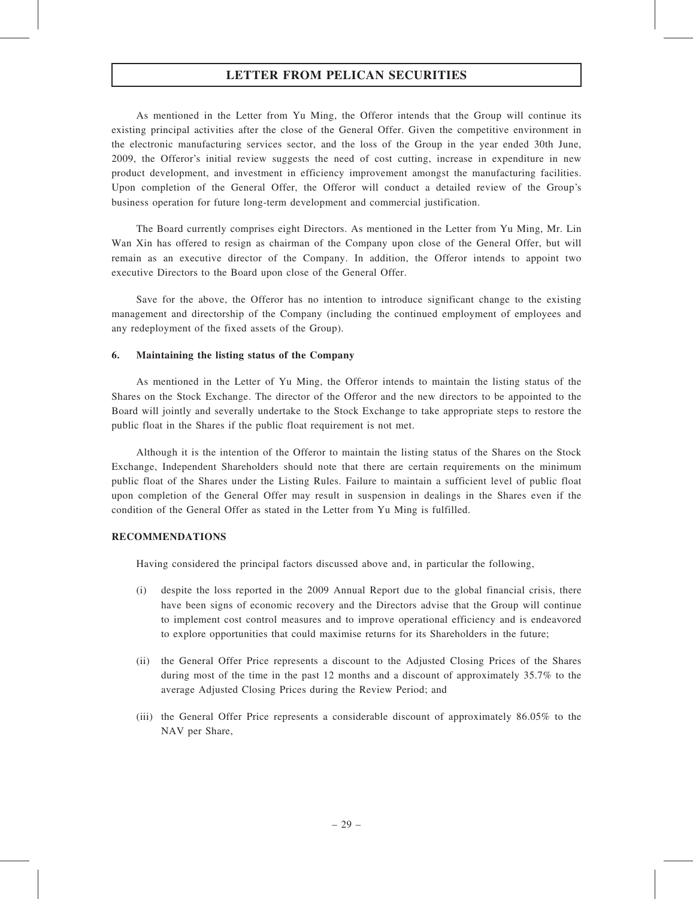As mentioned in the Letter from Yu Ming, the Offeror intends that the Group will continue its existing principal activities after the close of the General Offer. Given the competitive environment in the electronic manufacturing services sector, and the loss of the Group in the year ended 30th June, 2009, the Offeror's initial review suggests the need of cost cutting, increase in expenditure in new product development, and investment in efficiency improvement amongst the manufacturing facilities. Upon completion of the General Offer, the Offeror will conduct a detailed review of the Group's business operation for future long-term development and commercial justification.

The Board currently comprises eight Directors. As mentioned in the Letter from Yu Ming, Mr. Lin Wan Xin has offered to resign as chairman of the Company upon close of the General Offer, but will remain as an executive director of the Company. In addition, the Offeror intends to appoint two executive Directors to the Board upon close of the General Offer.

Save for the above, the Offeror has no intention to introduce significant change to the existing management and directorship of the Company (including the continued employment of employees and any redeployment of the fixed assets of the Group).

**6. Maintaining the listing status of the Company**

As mentioned in the Letter of Yu Ming, the Offeror intends to maintain the listing status of the Shares on the Stock Exchange. The director of the Offeror and the new directors to be appointed to the Board will jointly and severally undertake to the Stock Exchange to take appropriate steps to restore the public float in the Shares if the public float requirement is not met.

Although it is the intention of the Offeror to maintain the listing status of the Shares on the Stock Exchange, Independent Shareholders should note that there are certain requirements on the minimum public float of the Shares under the Listing Rules. Failure to maintain a sufficient level of public float upon completion of the General Offer may result in suspension in dealings in the Shares even if the condition of the General Offer as stated in the Letter from Yu Ming is fulfilled.

**RECOMMENDATIONS**

Having considered the principal factors discussed above and, in particular the following,

(i) despite the loss reported in the 2009 Annual Report due to the global financial crisis, there have been signs of economic recovery and the Directors advise that the Group will continue to implement cost control measures and to improve operational efficiency and is endeavored to explore opportunities that could maximise returns for its Shareholders in the future;

(ii) the General Offer Price represents a discount to the Adjusted Closing Prices of the Shares during most of the time in the past 12 months and a discount of approximately 35.7% to the average Adjusted Closing Prices during the Review Period; and

(iii) the General Offer Price represents a considerable discount of approximately 86.05% to the NAV per Share,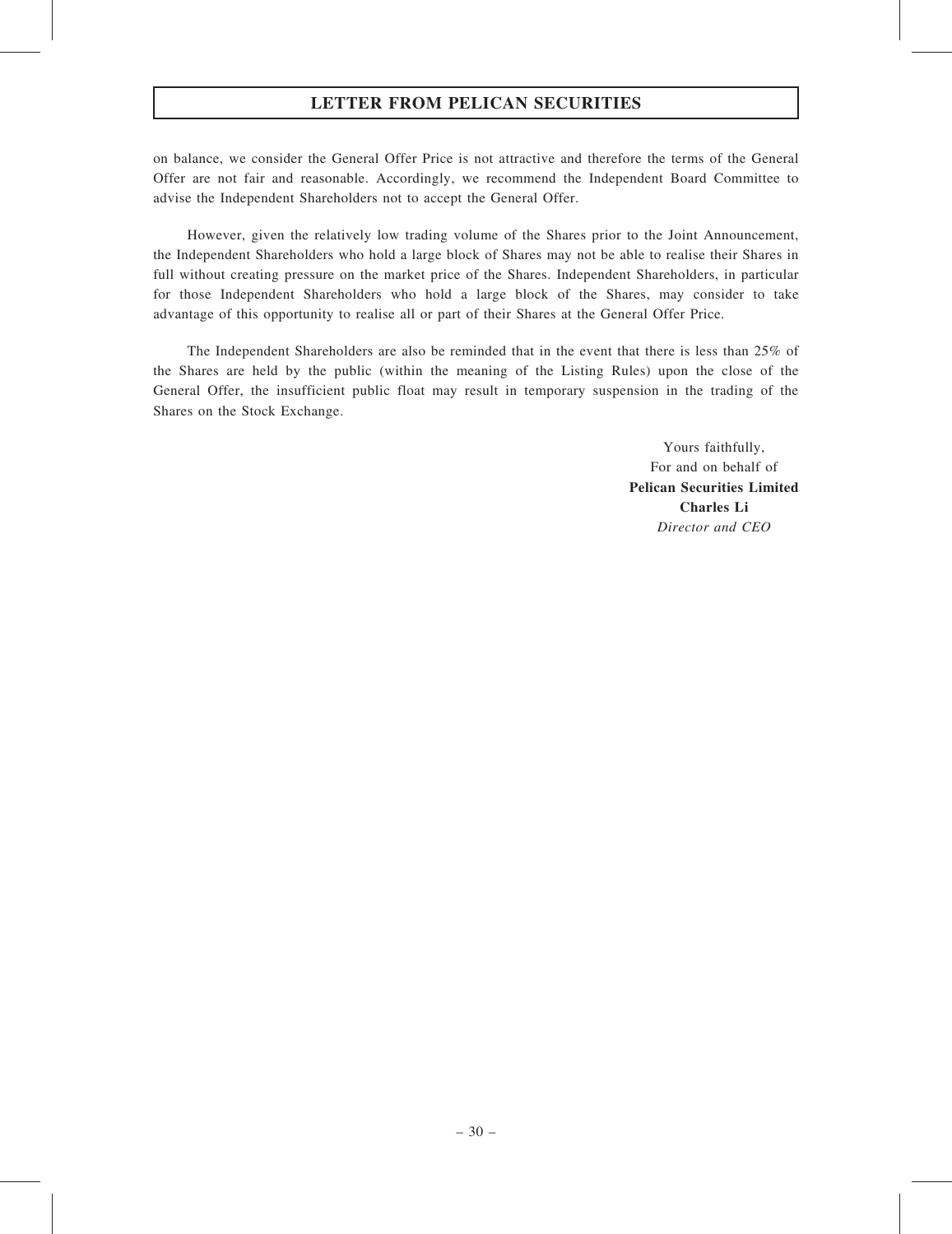on balance, we consider the General Offer Price is not attractive and therefore the terms of the General Offer are not fair and reasonable. Accordingly, we recommend the Independent Board Committee to advise the Independent Shareholders not to accept the General Offer.

However, given the relatively low trading volume of the Shares prior to the Joint Announcement, the Independent Shareholders who hold a large block of Shares may not be able to realise their Shares in full without creating pressure on the market price of the Shares. Independent Shareholders, in particular for those Independent Shareholders who hold a large block of the Shares, may consider to take advantage of this opportunity to realise all or part of their Shares at the General Offer Price.

The Independent Shareholders are also be reminded that in the event that there is less than 25% of the Shares are held by the public (within the meaning of the Listing Rules) upon the close of the General Offer, the insufficient public float may result in temporary suspension in the trading of the Shares on the Stock Exchange.

Yours faithfully,
For and on behalf of
**Pelican Securities Limited**
**Charles Li**
*Director and CEO*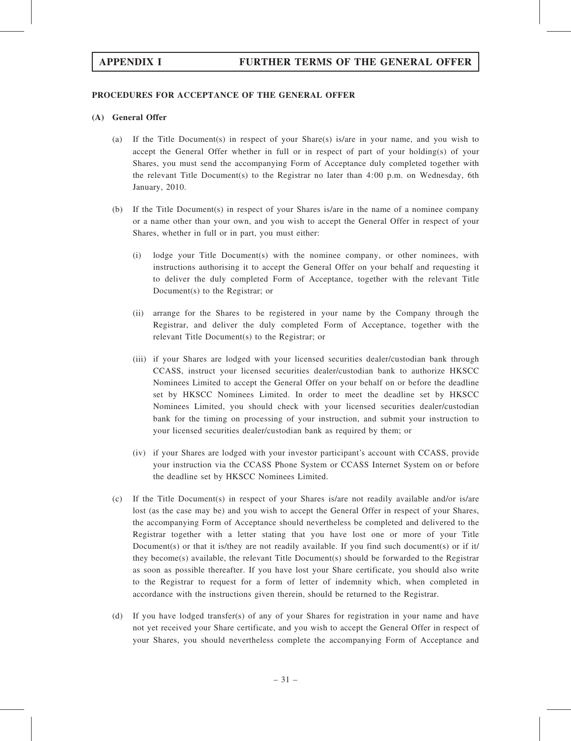## PROCEDURES FOR ACCEPTANCE OF THE GENERAL OFFER

### (A) General Offer

(a) If the Title Document(s) in respect of your Share(s) is/are in your name, and you wish to accept the General Offer whether in full or in respect of part of your holding(s) of your Shares, you must send the accompanying Form of Acceptance duly completed together with the relevant Title Document(s) to the Registrar no later than 4:00 p.m. on Wednesday, 6th January, 2010.

(b) If the Title Document(s) in respect of your Shares is/are in the name of a nominee company or a name other than your own, and you wish to accept the General Offer in respect of your Shares, whether in full or in part, you must either:

(i) lodge your Title Document(s) with the nominee company, or other nominees, with instructions authorising it to accept the General Offer on your behalf and requesting it to deliver the duly completed Form of Acceptance, together with the relevant Title Document(s) to the Registrar; or

(ii) arrange for the Shares to be registered in your name by the Company through the Registrar, and deliver the duly completed Form of Acceptance, together with the relevant Title Document(s) to the Registrar; or

(iii) if your Shares are lodged with your licensed securities dealer/custodian bank through CCASS, instruct your licensed securities dealer/custodian bank to authorize HKSCC Nominees Limited to accept the General Offer on your behalf on or before the deadline set by HKSCC Nominees Limited. In order to meet the deadline set by HKSCC Nominees Limited, you should check with your licensed securities dealer/custodian bank for the timing on processing of your instruction, and submit your instruction to your licensed securities dealer/custodian bank as required by them; or

(iv) if your Shares are lodged with your investor participant's account with CCASS, provide your instruction via the CCASS Phone System or CCASS Internet System on or before the deadline set by HKSCC Nominees Limited.

(c) If the Title Document(s) in respect of your Shares is/are not readily available and/or is/are lost (as the case may be) and you wish to accept the General Offer in respect of your Shares, the accompanying Form of Acceptance should nevertheless be completed and delivered to the Registrar together with a letter stating that you have lost one or more of your Title Document(s) or that it is/they are not readily available. If you find such document(s) or if it/they become(s) available, the relevant Title Document(s) should be forwarded to the Registrar as soon as possible thereafter. If you have lost your Share certificate, you should also write to the Registrar to request for a form of letter of indemnity which, when completed in accordance with the instructions given therein, should be returned to the Registrar.

(d) If you have lodged transfer(s) of any of your Shares for registration in your name and have not yet received your Share certificate, and you wish to accept the General Offer in respect of your Shares, you should nevertheless complete the accompanying Form of Acceptance and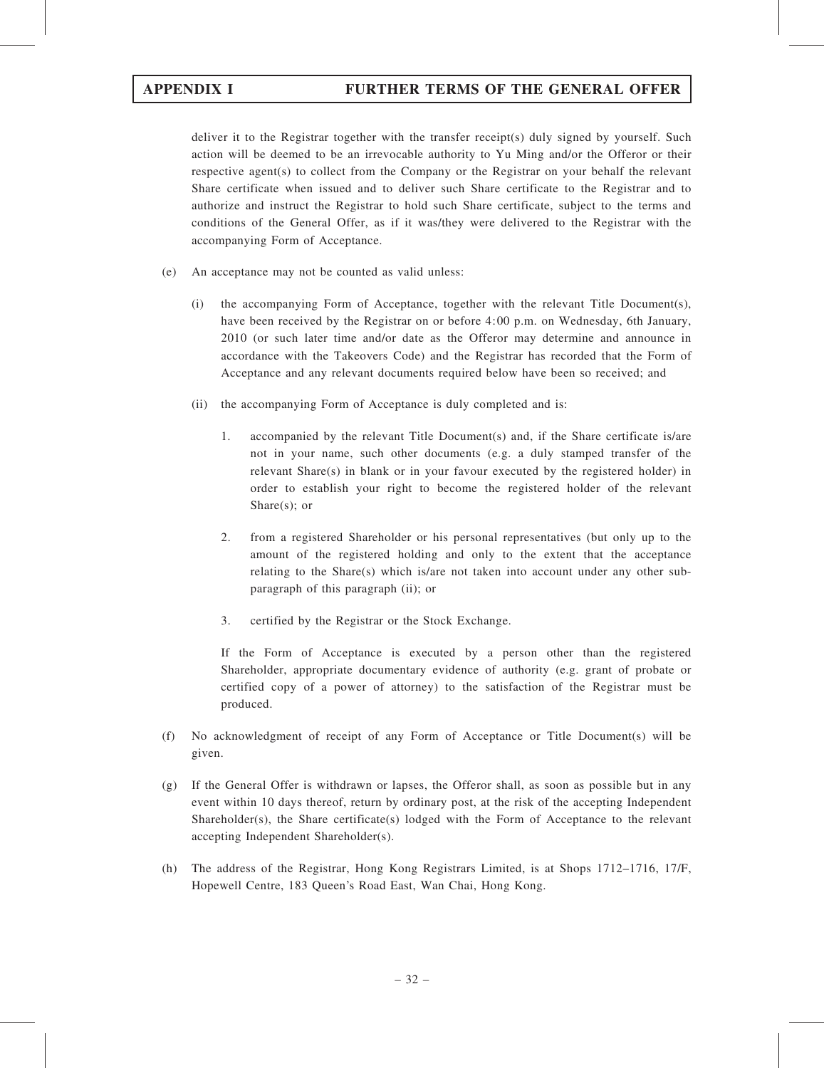deliver it to the Registrar together with the transfer receipt(s) duly signed by yourself. Such action will be deemed to be an irrevocable authority to Yu Ming and/or the Offeror or their respective agent(s) to collect from the Company or the Registrar on your behalf the relevant Share certificate when issued and to deliver such Share certificate to the Registrar and to authorize and instruct the Registrar to hold such Share certificate, subject to the terms and conditions of the General Offer, as if it was/they were delivered to the Registrar with the accompanying Form of Acceptance.

(e) An acceptance may not be counted as valid unless:

   (i) the accompanying Form of Acceptance, together with the relevant Title Document(s), have been received by the Registrar on or before 4:00 p.m. on Wednesday, 6th January, 2010 (or such later time and/or date as the Offeror may determine and announce in accordance with the Takeovers Code) and the Registrar has recorded that the Form of Acceptance and any relevant documents required below have been so received; and

   (ii) the accompanying Form of Acceptance is duly completed and is:

      1. accompanied by the relevant Title Document(s) and, if the Share certificate is/are not in your name, such other documents (e.g. a duly stamped transfer of the relevant Share(s) in blank or in your favour executed by the registered holder) in order to establish your right to become the registered holder of the relevant Share(s); or

      2. from a registered Shareholder or his personal representatives (but only up to the amount of the registered holding and only to the extent that the acceptance relating to the Share(s) which is/are not taken into account under any other sub-paragraph of this paragraph (ii); or

      3. certified by the Registrar or the Stock Exchange.

   If the Form of Acceptance is executed by a person other than the registered Shareholder, appropriate documentary evidence of authority (e.g. grant of probate or certified copy of a power of attorney) to the satisfaction of the Registrar must be produced.

(f) No acknowledgment of receipt of any Form of Acceptance or Title Document(s) will be given.

(g) If the General Offer is withdrawn or lapses, the Offeror shall, as soon as possible but in any event within 10 days thereof, return by ordinary post, at the risk of the accepting Independent Shareholder(s), the Share certificate(s) lodged with the Form of Acceptance to the relevant accepting Independent Shareholder(s).

(h) The address of the Registrar, Hong Kong Registrars Limited, is at Shops 1712–1716, 17/F, Hopewell Centre, 183 Queen's Road East, Wan Chai, Hong Kong.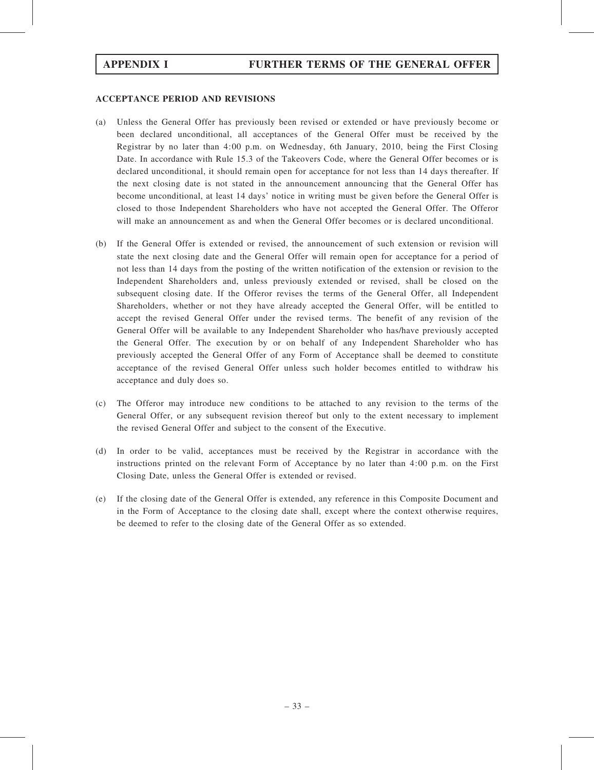## APPENDIX I FURTHER TERMS OF THE GENERAL OFFER

**ACCEPTANCE PERIOD AND REVISIONS**

(a) Unless the General Offer has previously been revised or extended or have previously become or been declared unconditional, all acceptances of the General Offer must be received by the Registrar by no later than 4:00 p.m. on Wednesday, 6th January, 2010, being the First Closing Date. In accordance with Rule 15.3 of the Takeovers Code, where the General Offer becomes or is declared unconditional, it should remain open for acceptance for not less than 14 days thereafter. If the next closing date is not stated in the announcement announcing that the General Offer has become unconditional, at least 14 days' notice in writing must be given before the General Offer is closed to those Independent Shareholders who have not accepted the General Offer. The Offeror will make an announcement as and when the General Offer becomes or is declared unconditional.

(b) If the General Offer is extended or revised, the announcement of such extension or revision will state the next closing date and the General Offer will remain open for acceptance for a period of not less than 14 days from the posting of the written notification of the extension or revision to the Independent Shareholders and, unless previously extended or revised, shall be closed on the subsequent closing date. If the Offeror revises the terms of the General Offer, all Independent Shareholders, whether or not they have already accepted the General Offer, will be entitled to accept the revised General Offer under the revised terms. The benefit of any revision of the General Offer will be available to any Independent Shareholder who has/have previously accepted the General Offer. The execution by or on behalf of any Independent Shareholder who has previously accepted the General Offer of any Form of Acceptance shall be deemed to constitute acceptance of the revised General Offer unless such holder becomes entitled to withdraw his acceptance and duly does so.

(c) The Offeror may introduce new conditions to be attached to any revision to the terms of the General Offer, or any subsequent revision thereof but only to the extent necessary to implement the revised General Offer and subject to the consent of the Executive.

(d) In order to be valid, acceptances must be received by the Registrar in accordance with the instructions printed on the relevant Form of Acceptance by no later than 4:00 p.m. on the First Closing Date, unless the General Offer is extended or revised.

(e) If the closing date of the General Offer is extended, any reference in this Composite Document and in the Form of Acceptance to the closing date shall, except where the context otherwise requires, be deemed to refer to the closing date of the General Offer as so extended.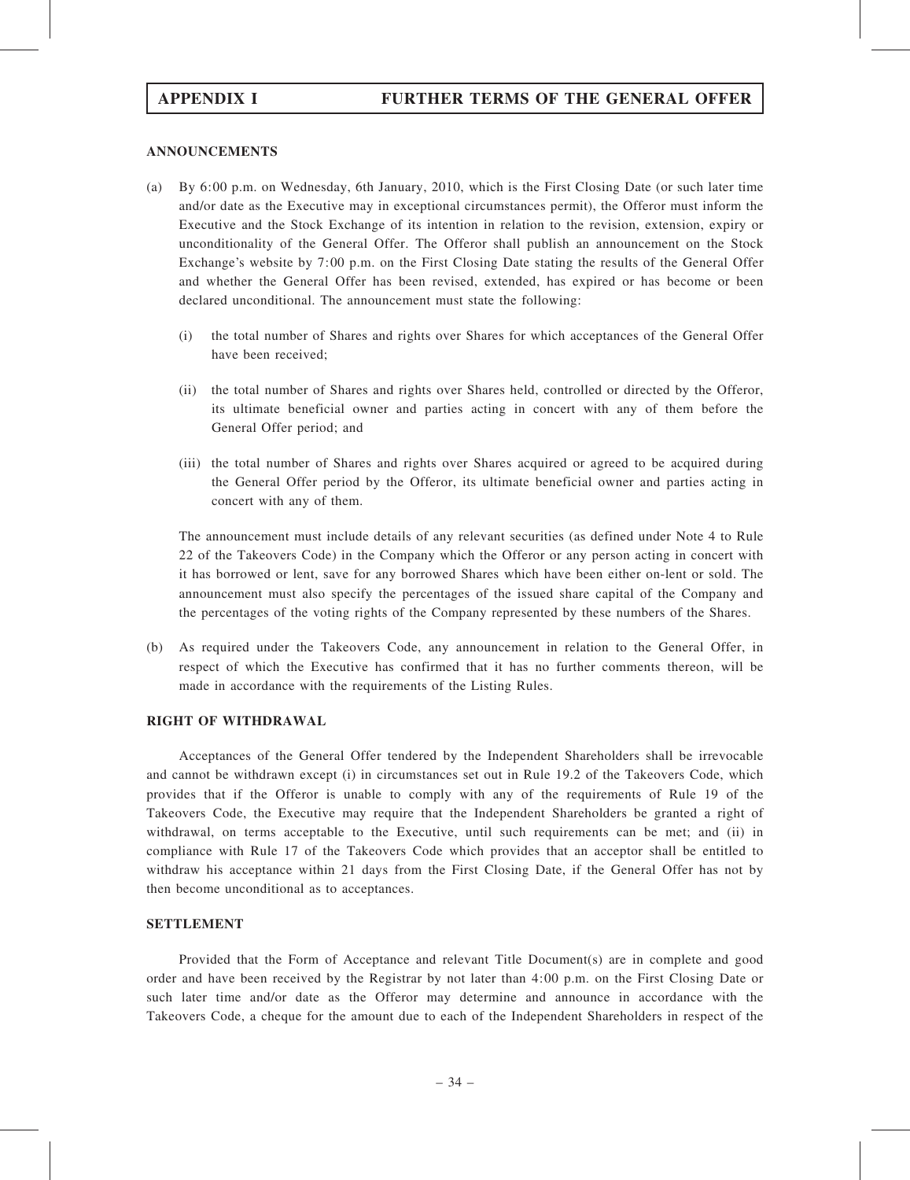## ANNOUNCEMENTS

(a) By 6:00 p.m. on Wednesday, 6th January, 2010, which is the First Closing Date (or such later time and/or date as the Executive may in exceptional circumstances permit), the Offeror must inform the Executive and the Stock Exchange of its intention in relation to the revision, extension, expiry or unconditionality of the General Offer. The Offeror shall publish an announcement on the Stock Exchange's website by 7:00 p.m. on the First Closing Date stating the results of the General Offer and whether the General Offer has been revised, extended, has expired or has become or been declared unconditional. The announcement must state the following:

   (i) the total number of Shares and rights over Shares for which acceptances of the General Offer have been received;

   (ii) the total number of Shares and rights over Shares held, controlled or directed by the Offeror, its ultimate beneficial owner and parties acting in concert with any of them before the General Offer period; and

   (iii) the total number of Shares and rights over Shares acquired or agreed to be acquired during the General Offer period by the Offeror, its ultimate beneficial owner and parties acting in concert with any of them.

   The announcement must include details of any relevant securities (as defined under Note 4 to Rule 22 of the Takeovers Code) in the Company which the Offeror or any person acting in concert with it has borrowed or lent, save for any borrowed Shares which have been either on-lent or sold. The announcement must also specify the percentages of the issued share capital of the Company and the percentages of the voting rights of the Company represented by these numbers of the Shares.

(b) As required under the Takeovers Code, any announcement in relation to the General Offer, in respect of which the Executive has confirmed that it has no further comments thereon, will be made in accordance with the requirements of the Listing Rules.

## RIGHT OF WITHDRAWAL

Acceptances of the General Offer tendered by the Independent Shareholders shall be irrevocable and cannot be withdrawn except (i) in circumstances set out in Rule 19.2 of the Takeovers Code, which provides that if the Offeror is unable to comply with any of the requirements of Rule 19 of the Takeovers Code, the Executive may require that the Independent Shareholders be granted a right of withdrawal, on terms acceptable to the Executive, until such requirements can be met; and (ii) in compliance with Rule 17 of the Takeovers Code which provides that an acceptor shall be entitled to withdraw his acceptance within 21 days from the First Closing Date, if the General Offer has not by then become unconditional as to acceptances.

## SETTLEMENT

Provided that the Form of Acceptance and relevant Title Document(s) are in complete and good order and have been received by the Registrar by not later than 4:00 p.m. on the First Closing Date or such later time and/or date as the Offeror may determine and announce in accordance with the Takeovers Code, a cheque for the amount due to each of the Independent Shareholders in respect of the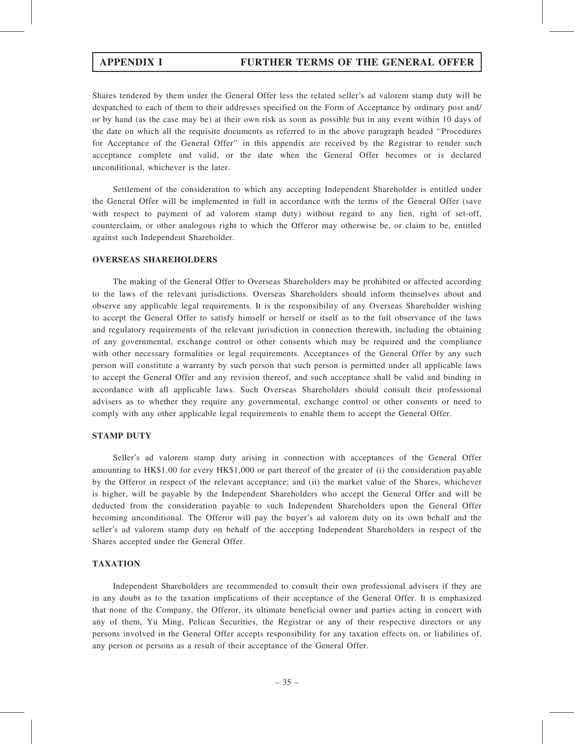Shares tendered by them under the General Offer less the related seller's ad valorem stamp duty will be despatched to each of them to their addresses specified on the Form of Acceptance by ordinary post and/ or by hand (as the case may be) at their own risk as soon as possible but in any event within 10 days of the date on which all the requisite documents as referred to in the above paragraph headed "Procedures for Acceptance of the General Offer" in this appendix are received by the Registrar to render such acceptance complete and valid, or the date when the General Offer becomes or is declared unconditional, whichever is the later.

Settlement of the consideration to which any accepting Independent Shareholder is entitled under the General Offer will be implemented in full in accordance with the terms of the General Offer (save with respect to payment of ad valorem stamp duty) without regard to any lien, right of set-off, counterclaim, or other analogous right to which the Offeror may otherwise be, or claim to be, entitled against such Independent Shareholder.

**OVERSEAS SHAREHOLDERS**

The making of the General Offer to Overseas Shareholders may be prohibited or affected according to the laws of the relevant jurisdictions. Overseas Shareholders should inform themselves about and observe any applicable legal requirements. It is the responsibility of any Overseas Shareholder wishing to accept the General Offer to satisfy himself or herself or itself as to the full observance of the laws and regulatory requirements of the relevant jurisdiction in connection therewith, including the obtaining of any governmental, exchange control or other consents which may be required and the compliance with other necessary formalities or legal requirements. Acceptances of the General Offer by any such person will constitute a warranty by such person that such person is permitted under all applicable laws to accept the General Offer and any revision thereof, and such acceptance shall be valid and binding in accordance with all applicable laws. Such Overseas Shareholders should consult their professional advisers as to whether they require any governmental, exchange control or other consents or need to comply with any other applicable legal requirements to enable them to accept the General Offer.

**STAMP DUTY**

Seller's ad valorem stamp duty arising in connection with acceptances of the General Offer amounting to HK$1.00 for every HK$1,000 or part thereof of the greater of (i) the consideration payable by the Offeror in respect of the relevant acceptance; and (ii) the market value of the Shares, whichever is higher, will be payable by the Independent Shareholders who accept the General Offer and will be deducted from the consideration payable to such Independent Shareholders upon the General Offer becoming unconditional. The Offeror will pay the buyer's ad valorem duty on its own behalf and the seller's ad valorem stamp duty on behalf of the accepting Independent Shareholders in respect of the Shares accepted under the General Offer.

**TAXATION**

Independent Shareholders are recommended to consult their own professional advisers if they are in any doubt as to the taxation implications of their acceptance of the General Offer. It is emphasized that none of the Company, the Offeror, its ultimate beneficial owner and parties acting in concert with any of them, Yu Ming, Pelican Securities, the Registrar or any of their respective directors or any persons involved in the General Offer accepts responsibility for any taxation effects on, or liabilities of, any person or persons as a result of their acceptance of the General Offer.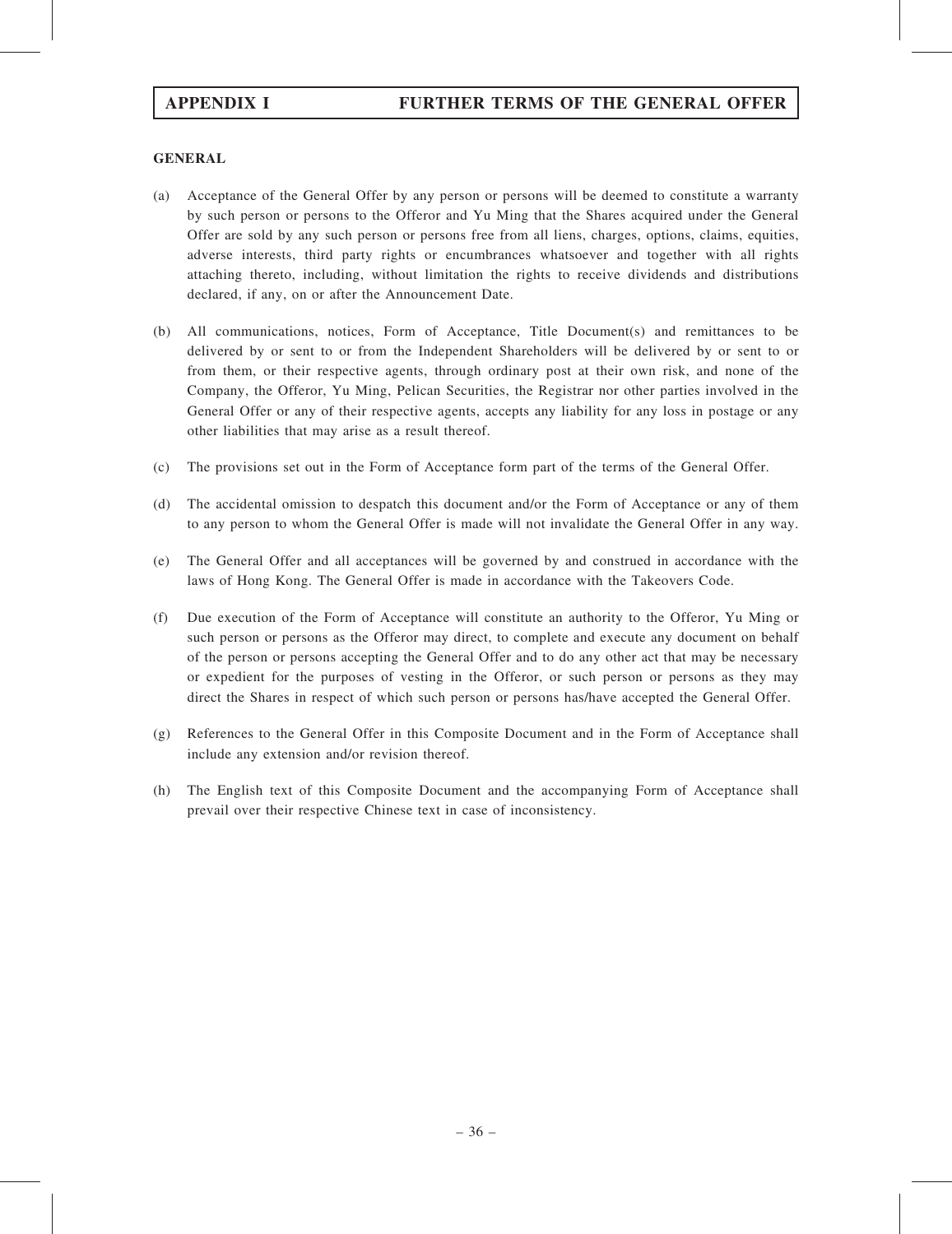**GENERAL**

(a) Acceptance of the General Offer by any person or persons will be deemed to constitute a warranty by such person or persons to the Offeror and Yu Ming that the Shares acquired under the General Offer are sold by any such person or persons free from all liens, charges, options, claims, equities, adverse interests, third party rights or encumbrances whatsoever and together with all rights attaching thereto, including, without limitation the rights to receive dividends and distributions declared, if any, on or after the Announcement Date.

(b) All communications, notices, Form of Acceptance, Title Document(s) and remittances to be delivered by or sent to or from the Independent Shareholders will be delivered by or sent to or from them, or their respective agents, through ordinary post at their own risk, and none of the Company, the Offeror, Yu Ming, Pelican Securities, the Registrar nor other parties involved in the General Offer or any of their respective agents, accepts any liability for any loss in postage or any other liabilities that may arise as a result thereof.

(c) The provisions set out in the Form of Acceptance form part of the terms of the General Offer.

(d) The accidental omission to despatch this document and/or the Form of Acceptance or any of them to any person to whom the General Offer is made will not invalidate the General Offer in any way.

(e) The General Offer and all acceptances will be governed by and construed in accordance with the laws of Hong Kong. The General Offer is made in accordance with the Takeovers Code.

(f) Due execution of the Form of Acceptance will constitute an authority to the Offeror, Yu Ming or such person or persons as the Offeror may direct, to complete and execute any document on behalf of the person or persons accepting the General Offer and to do any other act that may be necessary or expedient for the purposes of vesting in the Offeror, or such person or persons as they may direct the Shares in respect of which such person or persons has/have accepted the General Offer.

(g) References to the General Offer in this Composite Document and in the Form of Acceptance shall include any extension and/or revision thereof.

(h) The English text of this Composite Document and the accompanying Form of Acceptance shall prevail over their respective Chinese text in case of inconsistency.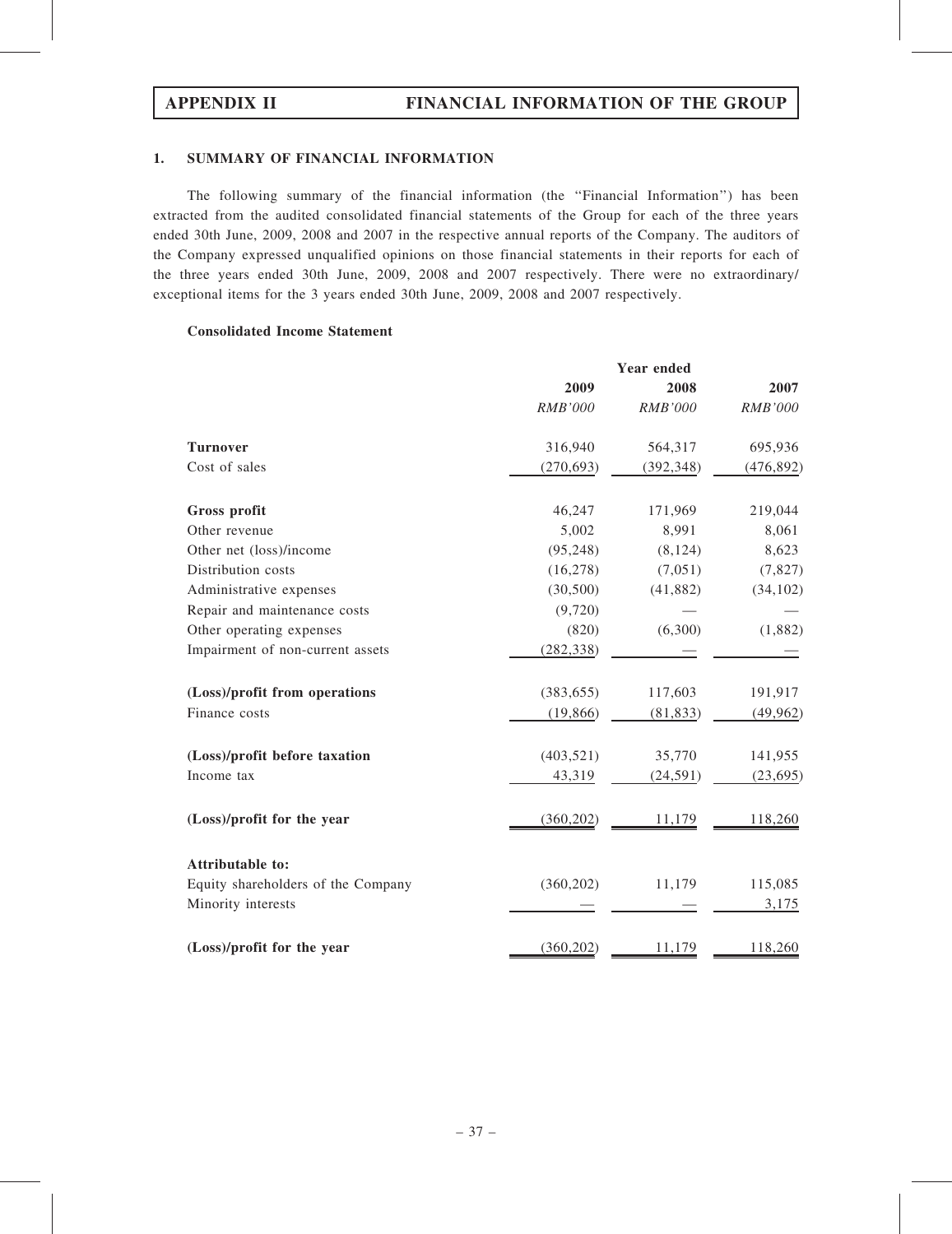## APPENDIX II — FINANCIAL INFORMATION OF THE GROUP

### 1. SUMMARY OF FINANCIAL INFORMATION

The following summary of the financial information (the "Financial Information") has been extracted from the audited consolidated financial statements of the Group for each of the three years ended 30th June, 2009, 2008 and 2007 in the respective annual reports of the Company. The auditors of the Company expressed unqualified opinions on those financial statements in their reports for each of the three years ended 30th June, 2009, 2008 and 2007 respectively. There were no extraordinary/ exceptional items for the 3 years ended 30th June, 2009, 2008 and 2007 respectively.

**Consolidated Income Statement**

| | Year ended | | |
|---|---|---|---|
| | **2009** | **2008** | **2007** |
| | *RMB'000* | *RMB'000* | *RMB'000* |
| **Turnover** | 316,940 | 564,317 | 695,936 |
| Cost of sales | (270,693) | (392,348) | (476,892) |
| **Gross profit** | 46,247 | 171,969 | 219,044 |
| Other revenue | 5,002 | 8,991 | 8,061 |
| Other net (loss)/income | (95,248) | (8,124) | 8,623 |
| Distribution costs | (16,278) | (7,051) | (7,827) |
| Administrative expenses | (30,500) | (41,882) | (34,102) |
| Repair and maintenance costs | (9,720) | — | — |
| Other operating expenses | (820) | (6,300) | (1,882) |
| Impairment of non-current assets | (282,338) | — | — |
| **(Loss)/profit from operations** | (383,655) | 117,603 | 191,917 |
| Finance costs | (19,866) | (81,833) | (49,962) |
| **(Loss)/profit before taxation** | (403,521) | 35,770 | 141,955 |
| Income tax | 43,319 | (24,591) | (23,695) |
| **(Loss)/profit for the year** | (360,202) | 11,179 | 118,260 |
| **Attributable to:** | | | |
| Equity shareholders of the Company | (360,202) | 11,179 | 115,085 |
| Minority interests | — | — | 3,175 |
| **(Loss)/profit for the year** | (360,202) | 11,179 | 118,260 |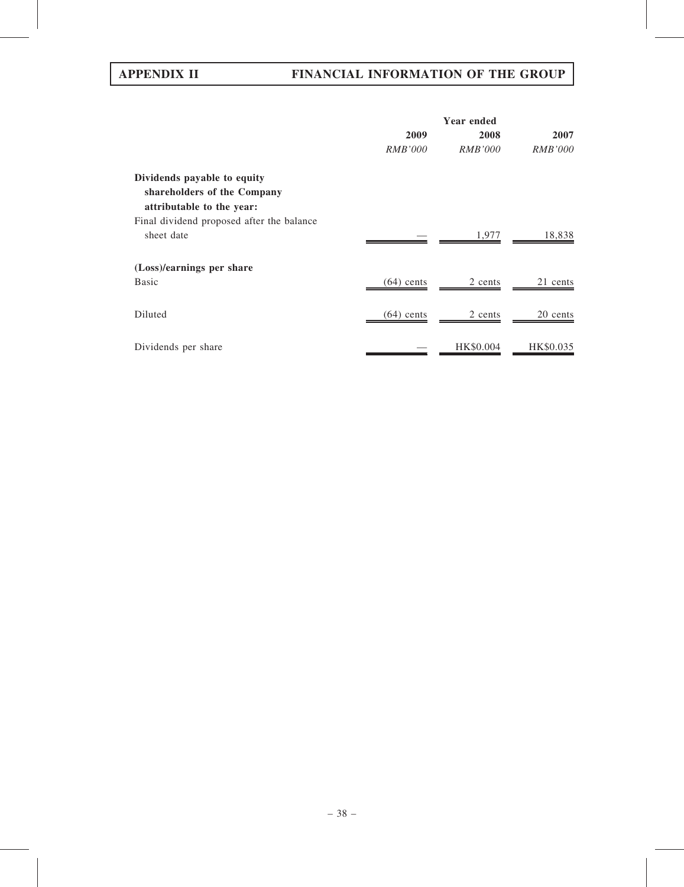| | Year ended | | |
|---|---|---|---|
| | 2009 | 2008 | 2007 |
| | *RMB'000* | *RMB'000* | *RMB'000* |
| **Dividends payable to equity shareholders of the Company attributable to the year:** | | | |
| Final dividend proposed after the balance sheet date | — | 1,977 | 18,838 |
| **(Loss)/earnings per share** | | | |
| Basic | (64) cents | 2 cents | 21 cents |
| Diluted | (64) cents | 2 cents | 20 cents |
| Dividends per share | — | HK$0.004 | HK$0.035 |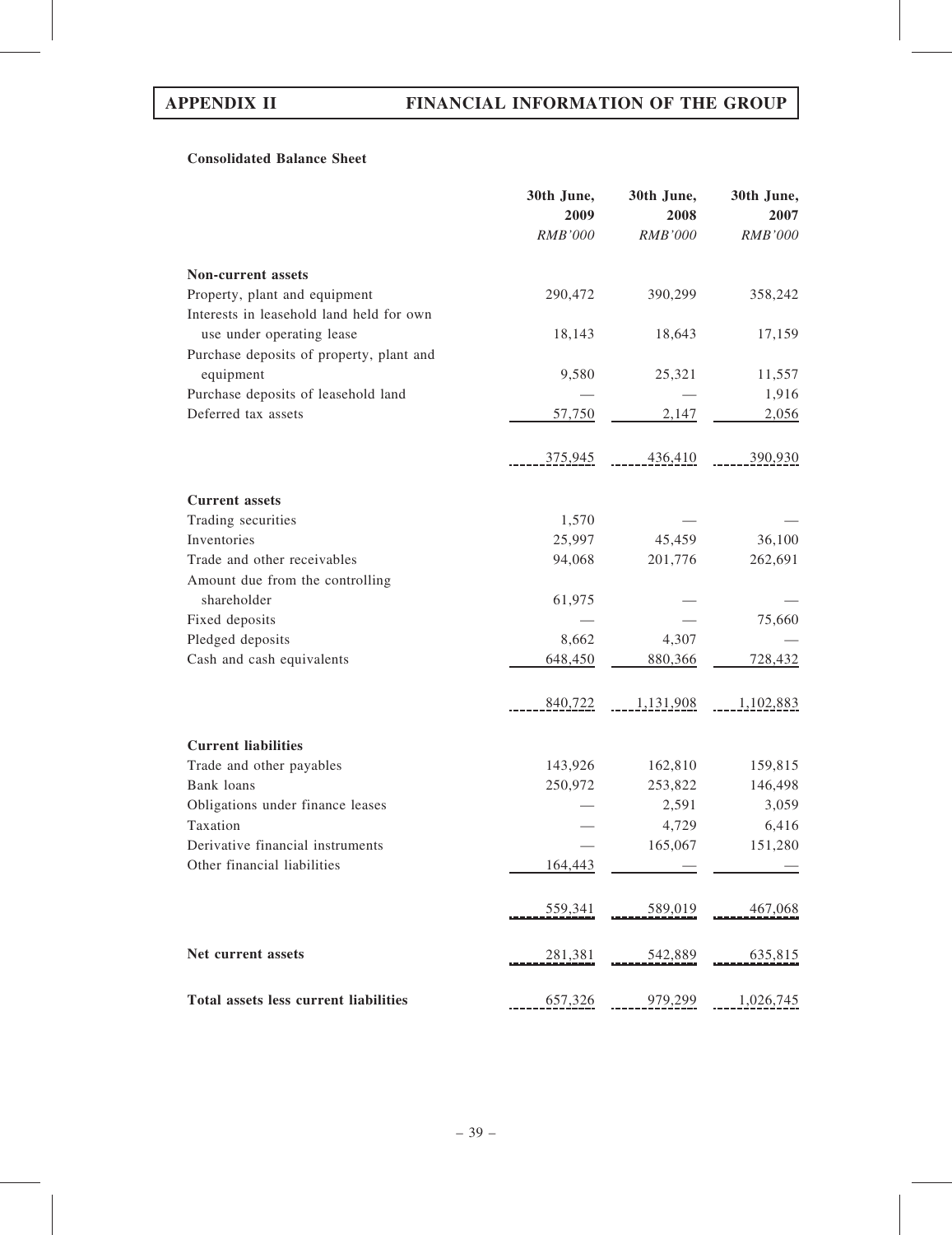**Consolidated Balance Sheet**

| | 30th June, 2009 | 30th June, 2008 | 30th June, 2007 |
|---|---|---|---|
| | *RMB'000* | *RMB'000* | *RMB'000* |
| **Non-current assets** | | | |
| Property, plant and equipment | 290,472 | 390,299 | 358,242 |
| Interests in leasehold land held for own use under operating lease | 18,143 | 18,643 | 17,159 |
| Purchase deposits of property, plant and equipment | 9,580 | 25,321 | 11,557 |
| Purchase deposits of leasehold land | — | — | 1,916 |
| Deferred tax assets | 57,750 | 2,147 | 2,056 |
| | 375,945 | 436,410 | 390,930 |
| **Current assets** | | | |
| Trading securities | 1,570 | — | — |
| Inventories | 25,997 | 45,459 | 36,100 |
| Trade and other receivables | 94,068 | 201,776 | 262,691 |
| Amount due from the controlling shareholder | 61,975 | — | — |
| Fixed deposits | — | — | 75,660 |
| Pledged deposits | 8,662 | 4,307 | — |
| Cash and cash equivalents | 648,450 | 880,366 | 728,432 |
| | 840,722 | 1,131,908 | 1,102,883 |
| **Current liabilities** | | | |
| Trade and other payables | 143,926 | 162,810 | 159,815 |
| Bank loans | 250,972 | 253,822 | 146,498 |
| Obligations under finance leases | — | 2,591 | 3,059 |
| Taxation | — | 4,729 | 6,416 |
| Derivative financial instruments | — | 165,067 | 151,280 |
| Other financial liabilities | 164,443 | — | — |
| | 559,341 | 589,019 | 467,068 |
| **Net current assets** | 281,381 | 542,889 | 635,815 |
| **Total assets less current liabilities** | 657,326 | 979,299 | 1,026,745 |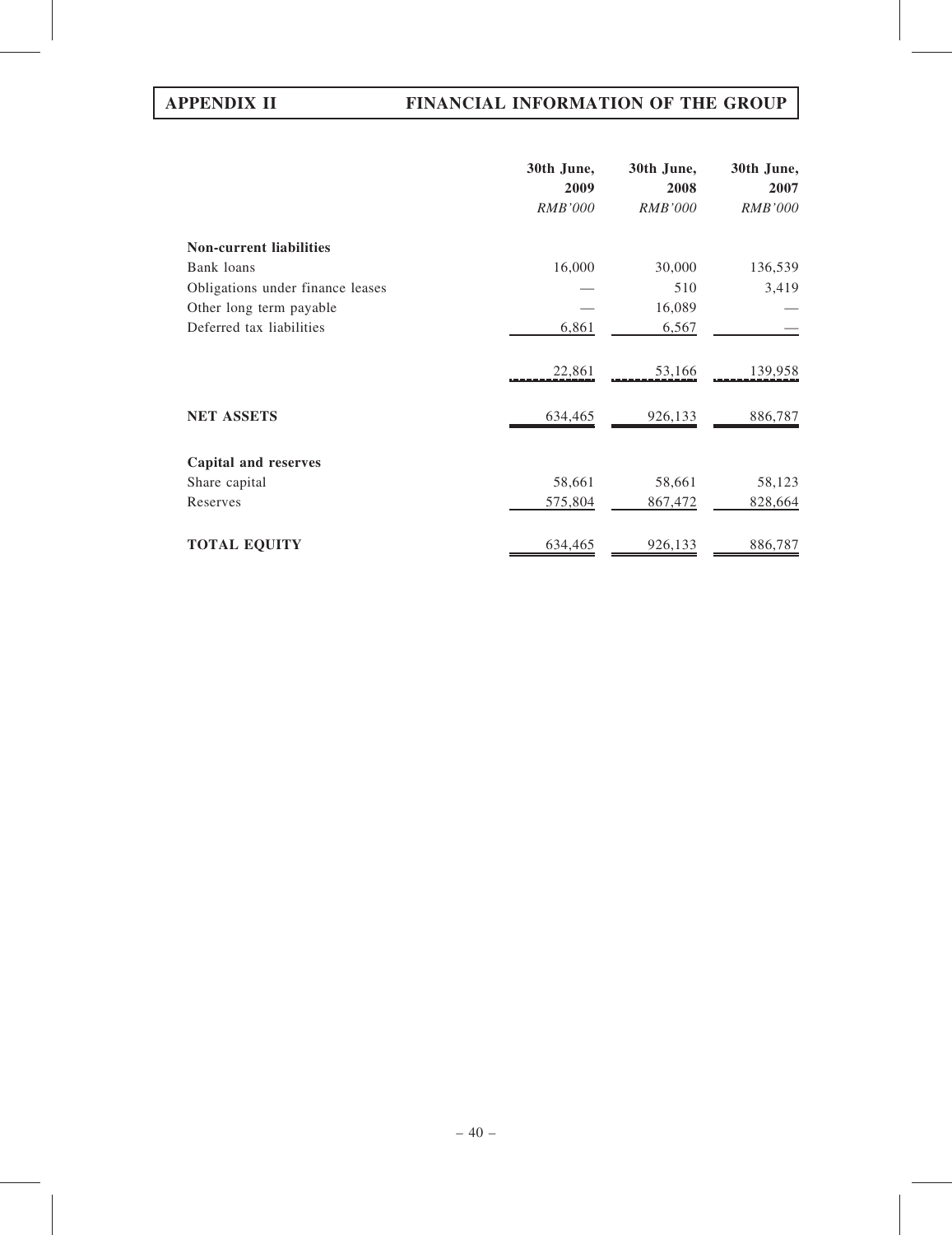| | 30th June, 2009 | 30th June, 2008 | 30th June, 2007 |
|---|---|---|---|
| | *RMB'000* | *RMB'000* | *RMB'000* |
| **Non-current liabilities** | | | |
| Bank loans | 16,000 | 30,000 | 136,539 |
| Obligations under finance leases | — | 510 | 3,419 |
| Other long term payable | — | 16,089 | — |
| Deferred tax liabilities | 6,861 | 6,567 | — |
| | 22,861 | 53,166 | 139,958 |
| **NET ASSETS** | 634,465 | 926,133 | 886,787 |
| **Capital and reserves** | | | |
| Share capital | 58,661 | 58,661 | 58,123 |
| Reserves | 575,804 | 867,472 | 828,664 |
| **TOTAL EQUITY** | 634,465 | 926,133 | 886,787 |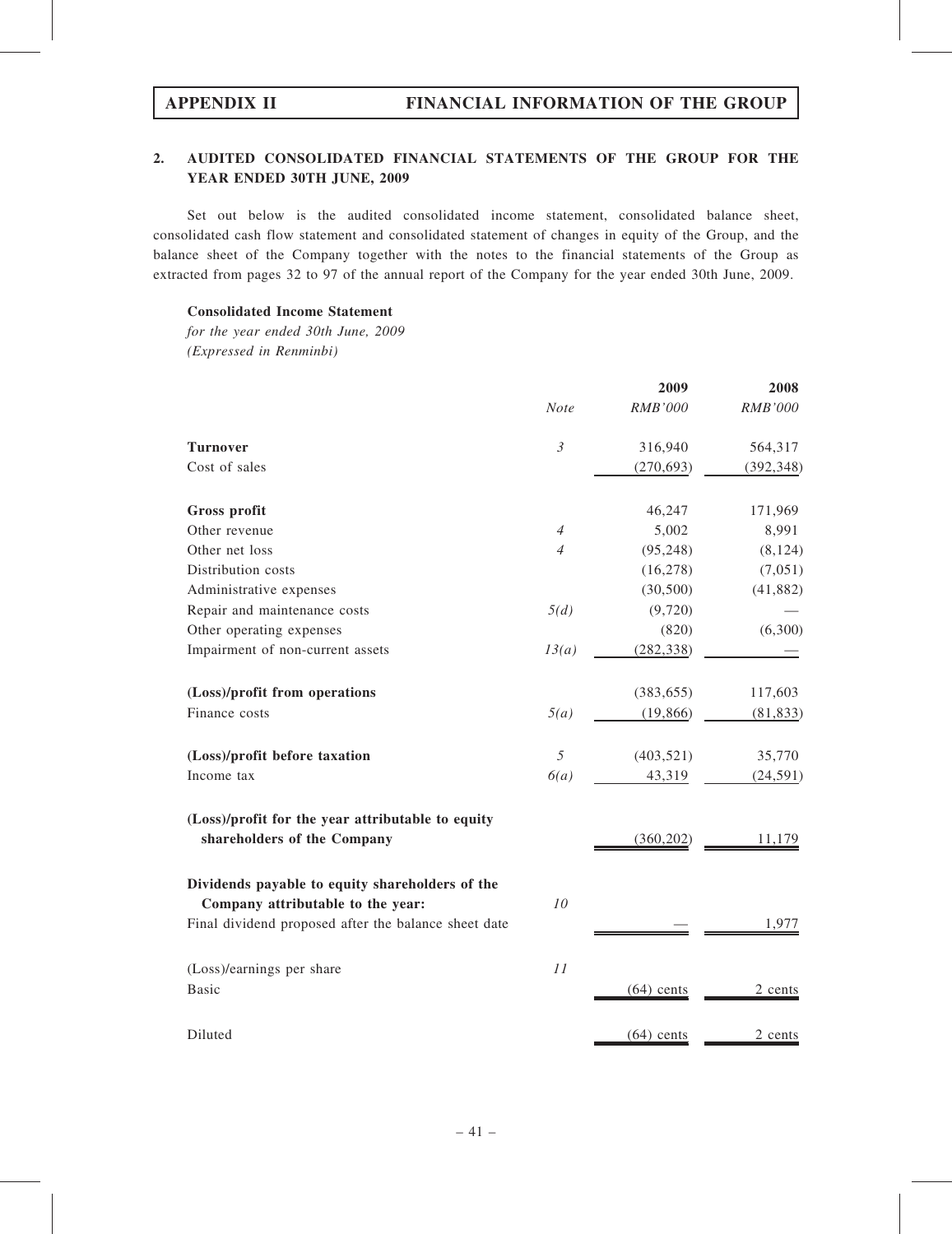## 2. AUDITED CONSOLIDATED FINANCIAL STATEMENTS OF THE GROUP FOR THE YEAR ENDED 30TH JUNE, 2009

Set out below is the audited consolidated income statement, consolidated balance sheet, consolidated cash flow statement and consolidated statement of changes in equity of the Group, and the balance sheet of the Company together with the notes to the financial statements of the Group as extracted from pages 32 to 97 of the annual report of the Company for the year ended 30th June, 2009.

**Consolidated Income Statement**

*for the year ended 30th June, 2009*
*(Expressed in Renminbi)*

| | Note | 2009<br>RMB'000 | 2008<br>RMB'000 |
|---|---|---|---|
| **Turnover** | 3 | 316,940 | 564,317 |
| Cost of sales | | (270,693) | (392,348) |
| **Gross profit** | | 46,247 | 171,969 |
| Other revenue | 4 | 5,002 | 8,991 |
| Other net loss | 4 | (95,248) | (8,124) |
| Distribution costs | | (16,278) | (7,051) |
| Administrative expenses | | (30,500) | (41,882) |
| Repair and maintenance costs | 5(d) | (9,720) | — |
| Other operating expenses | | (820) | (6,300) |
| Impairment of non-current assets | 13(a) | (282,338) | — |
| **(Loss)/profit from operations** | | (383,655) | 117,603 |
| Finance costs | 5(a) | (19,866) | (81,833) |
| **(Loss)/profit before taxation** | 5 | (403,521) | 35,770 |
| Income tax | 6(a) | 43,319 | (24,591) |
| **(Loss)/profit for the year attributable to equity shareholders of the Company** | | (360,202) | 11,179 |
| **Dividends payable to equity shareholders of the Company attributable to the year:** | 10 | | |
| Final dividend proposed after the balance sheet date | | — | 1,977 |
| (Loss)/earnings per share | 11 | | |
| Basic | | (64) cents | 2 cents |
| Diluted | | (64) cents | 2 cents |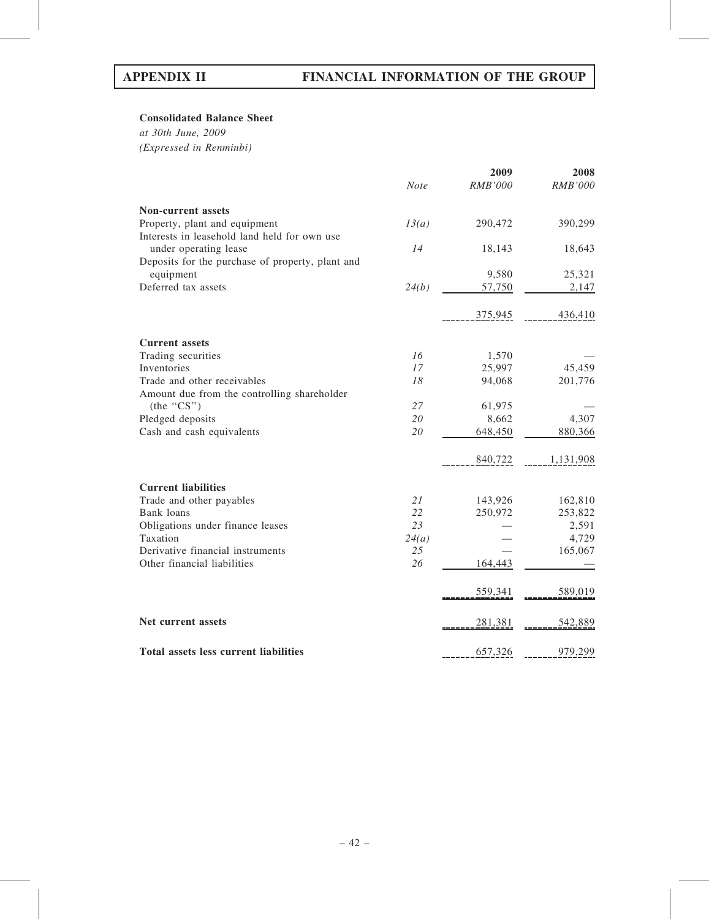**Consolidated Balance Sheet**

*at 30th June, 2009*

*(Expressed in Renminbi)*

| | *Note* | 2009<br>*RMB'000* | 2008<br>*RMB'000* |
|---|---|---|---|
| **Non-current assets** | | | |
| Property, plant and equipment | *13(a)* | 290,472 | 390,299 |
| Interests in leasehold land held for own use under operating lease | *14* | 18,143 | 18,643 |
| Deposits for the purchase of property, plant and equipment | | 9,580 | 25,321 |
| Deferred tax assets | *24(b)* | 57,750 | 2,147 |
| | | 375,945 | 436,410 |
| **Current assets** | | | |
| Trading securities | *16* | 1,570 | — |
| Inventories | *17* | 25,997 | 45,459 |
| Trade and other receivables | *18* | 94,068 | 201,776 |
| Amount due from the controlling shareholder (the "CS") | *27* | 61,975 | — |
| Pledged deposits | *20* | 8,662 | 4,307 |
| Cash and cash equivalents | *20* | 648,450 | 880,366 |
| | | 840,722 | 1,131,908 |
| **Current liabilities** | | | |
| Trade and other payables | *21* | 143,926 | 162,810 |
| Bank loans | *22* | 250,972 | 253,822 |
| Obligations under finance leases | *23* | — | 2,591 |
| Taxation | *24(a)* | — | 4,729 |
| Derivative financial instruments | *25* | — | 165,067 |
| Other financial liabilities | *26* | 164,443 | — |
| | | 559,341 | 589,019 |
| **Net current assets** | | 281,381 | 542,889 |
| **Total assets less current liabilities** | | 657,326 | 979,299 |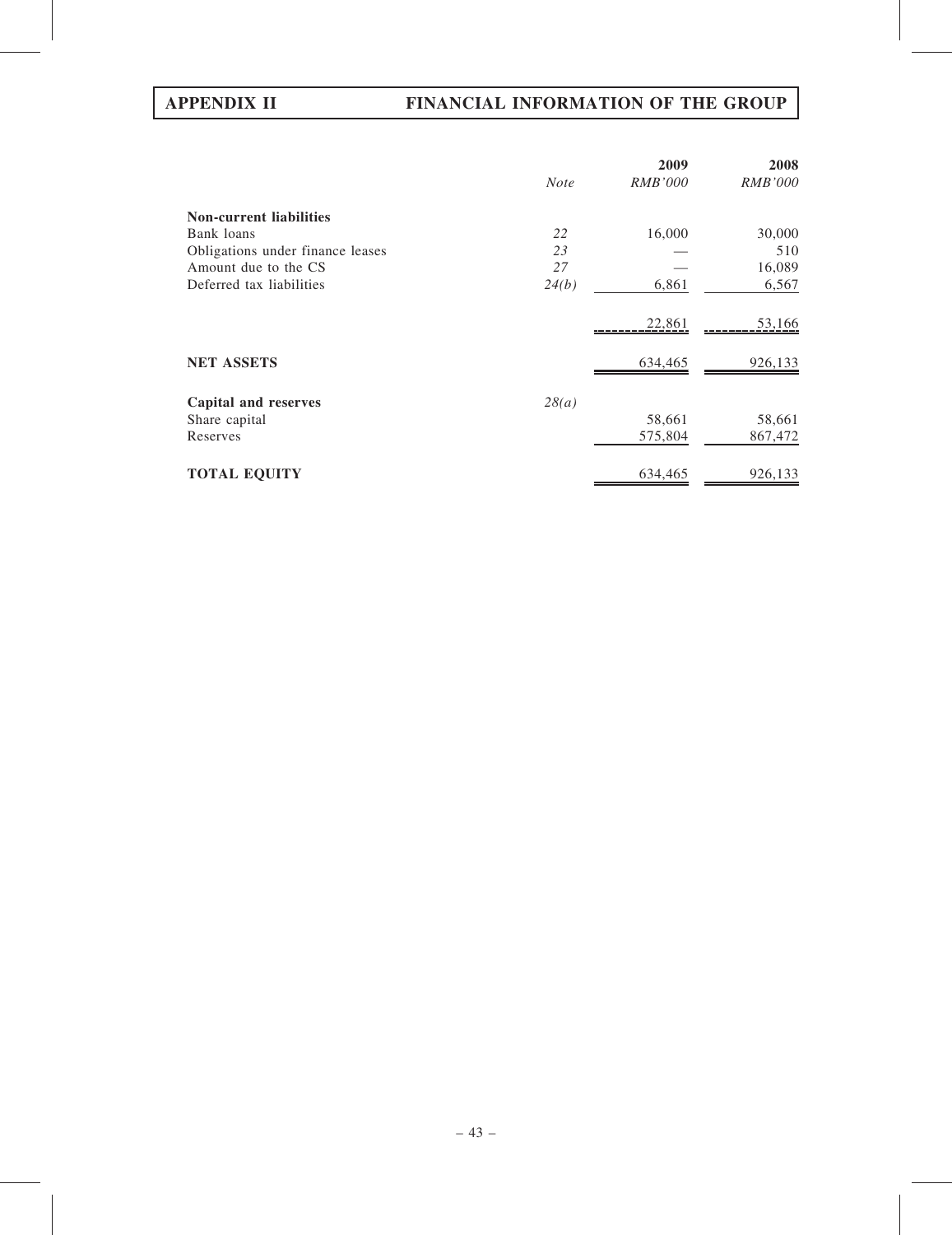| | Note | 2009 RMB'000 | 2008 RMB'000 |
|---|---|---|---|
| **Non-current liabilities** | | | |
| Bank loans | 22 | 16,000 | 30,000 |
| Obligations under finance leases | 23 | — | 510 |
| Amount due to the CS | 27 | — | 16,089 |
| Deferred tax liabilities | 24(b) | 6,861 | 6,567 |
| | | 22,861 | 53,166 |
| **NET ASSETS** | | 634,465 | 926,133 |
| **Capital and reserves** | 28(a) | | |
| Share capital | | 58,661 | 58,661 |
| Reserves | | 575,804 | 867,472 |
| **TOTAL EQUITY** | | 634,465 | 926,133 |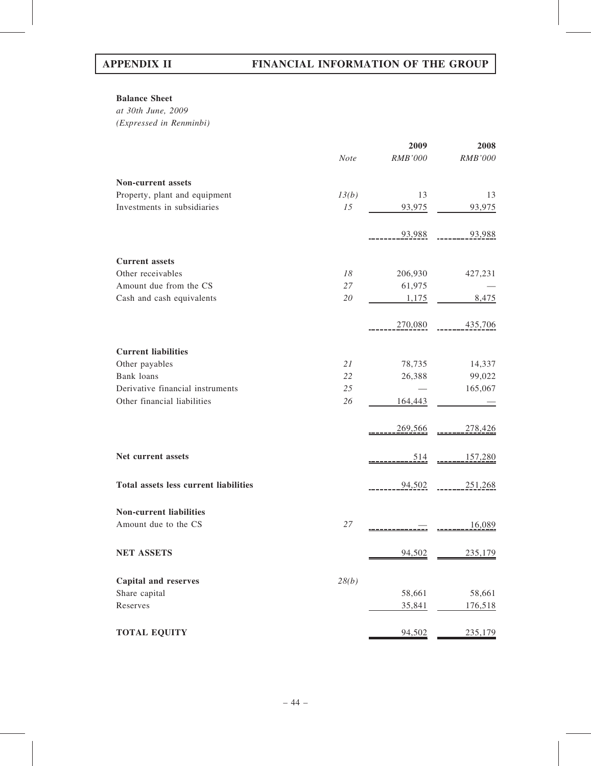**Balance Sheet**

*at 30th June, 2009*

*(Expressed in Renminbi)*

| | *Note* | 2009 *RMB'000* | 2008 *RMB'000* |
|---|---|---|---|
| **Non-current assets** | | | |
| Property, plant and equipment | *13(b)* | 13 | 13 |
| Investments in subsidiaries | *15* | 93,975 | 93,975 |
| | | 93,988 | 93,988 |
| **Current assets** | | | |
| Other receivables | *18* | 206,930 | 427,231 |
| Amount due from the CS | *27* | 61,975 | — |
| Cash and cash equivalents | *20* | 1,175 | 8,475 |
| | | 270,080 | 435,706 |
| **Current liabilities** | | | |
| Other payables | *21* | 78,735 | 14,337 |
| Bank loans | *22* | 26,388 | 99,022 |
| Derivative financial instruments | *25* | — | 165,067 |
| Other financial liabilities | *26* | 164,443 | — |
| | | 269,566 | 278,426 |
| **Net current assets** | | 514 | 157,280 |
| **Total assets less current liabilities** | | 94,502 | 251,268 |
| **Non-current liabilities** | | | |
| Amount due to the CS | *27* | — | 16,089 |
| **NET ASSETS** | | 94,502 | 235,179 |
| **Capital and reserves** | *28(b)* | | |
| Share capital | | 58,661 | 58,661 |
| Reserves | | 35,841 | 176,518 |
| **TOTAL EQUITY** | | 94,502 | 235,179 |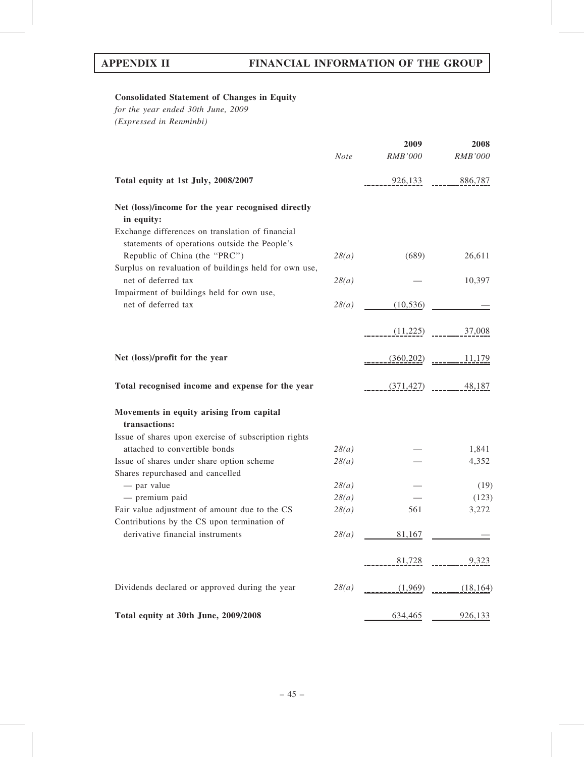**Consolidated Statement of Changes in Equity**

*for the year ended 30th June, 2009*
*(Expressed in Renminbi)*

| | *Note* | 2009 *RMB'000* | 2008 *RMB'000* |
|---|---|---|---|
| **Total equity at 1st July, 2008/2007** | | 926,133 | 886,787 |
| **Net (loss)/income for the year recognised directly in equity:** | | | |
| Exchange differences on translation of financial statements of operations outside the People's Republic of China (the "PRC") | *28(a)* | (689) | 26,611 |
| Surplus on revaluation of buildings held for own use, net of deferred tax | *28(a)* | — | 10,397 |
| Impairment of buildings held for own use, net of deferred tax | *28(a)* | (10,536) | — |
| | | (11,225) | 37,008 |
| **Net (loss)/profit for the year** | | (360,202) | 11,179 |
| **Total recognised income and expense for the year** | | (371,427) | 48,187 |
| **Movements in equity arising from capital transactions:** | | | |
| Issue of shares upon exercise of subscription rights attached to convertible bonds | *28(a)* | — | 1,841 |
| Issue of shares under share option scheme | *28(a)* | — | 4,352 |
| Shares repurchased and cancelled | | | |
| — par value | *28(a)* | — | (19) |
| — premium paid | *28(a)* | — | (123) |
| Fair value adjustment of amount due to the CS | *28(a)* | 561 | 3,272 |
| Contributions by the CS upon termination of derivative financial instruments | *28(a)* | 81,167 | — |
| | | 81,728 | 9,323 |
| Dividends declared or approved during the year | *28(a)* | (1,969) | (18,164) |
| **Total equity at 30th June, 2009/2008** | | 634,465 | 926,133 |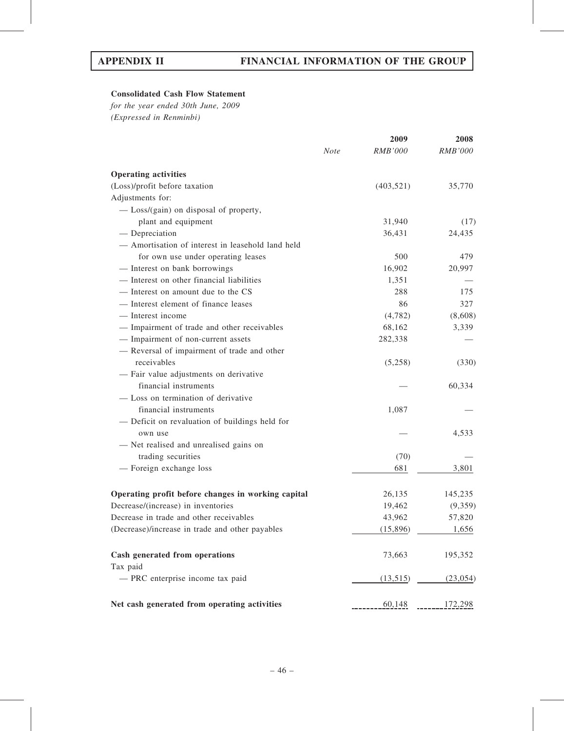**Consolidated Cash Flow Statement**

*for the year ended 30th June, 2009*

*(Expressed in Renminbi)*

| | *Note* | 2009 *RMB'000* | 2008 *RMB'000* |
|---|---|---|---|
| **Operating activities** | | | |
| (Loss)/profit before taxation | | (403,521) | 35,770 |
| Adjustments for: | | | |
| — Loss/(gain) on disposal of property, plant and equipment | | 31,940 | (17) |
| — Depreciation | | 36,431 | 24,435 |
| — Amortisation of interest in leasehold land held for own use under operating leases | | 500 | 479 |
| — Interest on bank borrowings | | 16,902 | 20,997 |
| — Interest on other financial liabilities | | 1,351 | — |
| — Interest on amount due to the CS | | 288 | 175 |
| — Interest element of finance leases | | 86 | 327 |
| — Interest income | | (4,782) | (8,608) |
| — Impairment of trade and other receivables | | 68,162 | 3,339 |
| — Impairment of non-current assets | | 282,338 | — |
| — Reversal of impairment of trade and other receivables | | (5,258) | (330) |
| — Fair value adjustments on derivative financial instruments | | — | 60,334 |
| — Loss on termination of derivative financial instruments | | 1,087 | — |
| — Deficit on revaluation of buildings held for own use | | — | 4,533 |
| — Net realised and unrealised gains on trading securities | | (70) | — |
| — Foreign exchange loss | | 681 | 3,801 |
| **Operating profit before changes in working capital** | | 26,135 | 145,235 |
| Decrease/(increase) in inventories | | 19,462 | (9,359) |
| Decrease in trade and other receivables | | 43,962 | 57,820 |
| (Decrease)/increase in trade and other payables | | (15,896) | 1,656 |
| **Cash generated from operations** | | 73,663 | 195,352 |
| Tax paid | | | |
| — PRC enterprise income tax paid | | (13,515) | (23,054) |
| **Net cash generated from operating activities** | | 60,148 | 172,298 |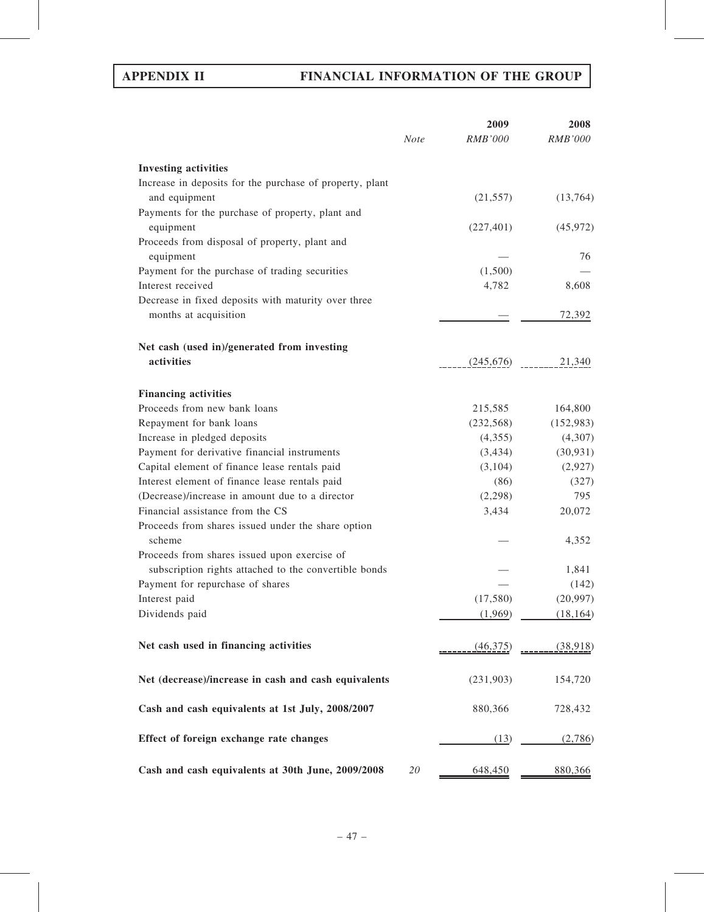| | Note | 2009 RMB'000 | 2008 RMB'000 |
|---|---|---|---|
| **Investing activities** | | | |
| Increase in deposits for the purchase of property, plant and equipment | | (21,557) | (13,764) |
| Payments for the purchase of property, plant and equipment | | (227,401) | (45,972) |
| Proceeds from disposal of property, plant and equipment | | — | 76 |
| Payment for the purchase of trading securities | | (1,500) | — |
| Interest received | | 4,782 | 8,608 |
| Decrease in fixed deposits with maturity over three months at acquisition | | — | 72,392 |
| **Net cash (used in)/generated from investing activities** | | (245,676) | 21,340 |
| **Financing activities** | | | |
| Proceeds from new bank loans | | 215,585 | 164,800 |
| Repayment for bank loans | | (232,568) | (152,983) |
| Increase in pledged deposits | | (4,355) | (4,307) |
| Payment for derivative financial instruments | | (3,434) | (30,931) |
| Capital element of finance lease rentals paid | | (3,104) | (2,927) |
| Interest element of finance lease rentals paid | | (86) | (327) |
| (Decrease)/increase in amount due to a director | | (2,298) | 795 |
| Financial assistance from the CS | | 3,434 | 20,072 |
| Proceeds from shares issued under the share option scheme | | — | 4,352 |
| Proceeds from shares issued upon exercise of subscription rights attached to the convertible bonds | | — | 1,841 |
| Payment for repurchase of shares | | — | (142) |
| Interest paid | | (17,580) | (20,997) |
| Dividends paid | | (1,969) | (18,164) |
| **Net cash used in financing activities** | | (46,375) | (38,918) |
| **Net (decrease)/increase in cash and cash equivalents** | | (231,903) | 154,720 |
| **Cash and cash equivalents at 1st July, 2008/2007** | | 880,366 | 728,432 |
| **Effect of foreign exchange rate changes** | | (13) | (2,786) |
| **Cash and cash equivalents at 30th June, 2009/2008** | 20 | 648,450 | 880,366 |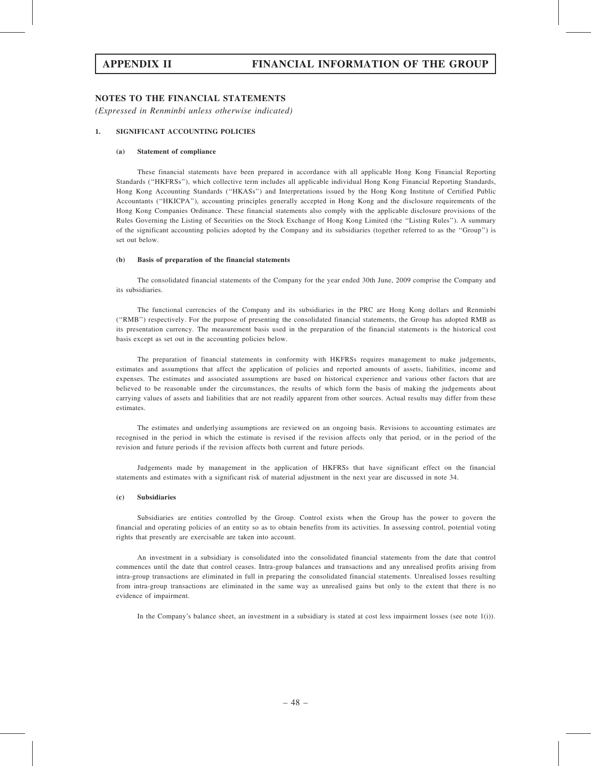## NOTES TO THE FINANCIAL STATEMENTS

*(Expressed in Renminbi unless otherwise indicated)*

### 1. SIGNIFICANT ACCOUNTING POLICIES

#### (a) Statement of compliance

These financial statements have been prepared in accordance with all applicable Hong Kong Financial Reporting Standards (''HKFRSs''), which collective term includes all applicable individual Hong Kong Financial Reporting Standards, Hong Kong Accounting Standards (''HKASs'') and Interpretations issued by the Hong Kong Institute of Certified Public Accountants (''HKICPA''), accounting principles generally accepted in Hong Kong and the disclosure requirements of the Hong Kong Companies Ordinance. These financial statements also comply with the applicable disclosure provisions of the Rules Governing the Listing of Securities on the Stock Exchange of Hong Kong Limited (the ''Listing Rules''). A summary of the significant accounting policies adopted by the Company and its subsidiaries (together referred to as the ''Group'') is set out below.

#### (b) Basis of preparation of the financial statements

The consolidated financial statements of the Company for the year ended 30th June, 2009 comprise the Company and its subsidiaries.

The functional currencies of the Company and its subsidiaries in the PRC are Hong Kong dollars and Renminbi (''RMB'') respectively. For the purpose of presenting the consolidated financial statements, the Group has adopted RMB as its presentation currency. The measurement basis used in the preparation of the financial statements is the historical cost basis except as set out in the accounting policies below.

The preparation of financial statements in conformity with HKFRSs requires management to make judgements, estimates and assumptions that affect the application of policies and reported amounts of assets, liabilities, income and expenses. The estimates and associated assumptions are based on historical experience and various other factors that are believed to be reasonable under the circumstances, the results of which form the basis of making the judgements about carrying values of assets and liabilities that are not readily apparent from other sources. Actual results may differ from these estimates.

The estimates and underlying assumptions are reviewed on an ongoing basis. Revisions to accounting estimates are recognised in the period in which the estimate is revised if the revision affects only that period, or in the period of the revision and future periods if the revision affects both current and future periods.

Judgements made by management in the application of HKFRSs that have significant effect on the financial statements and estimates with a significant risk of material adjustment in the next year are discussed in note 34.

#### (c) Subsidiaries

Subsidiaries are entities controlled by the Group. Control exists when the Group has the power to govern the financial and operating policies of an entity so as to obtain benefits from its activities. In assessing control, potential voting rights that presently are exercisable are taken into account.

An investment in a subsidiary is consolidated into the consolidated financial statements from the date that control commences until the date that control ceases. Intra-group balances and transactions and any unrealised profits arising from intra-group transactions are eliminated in full in preparing the consolidated financial statements. Unrealised losses resulting from intra-group transactions are eliminated in the same way as unrealised gains but only to the extent that there is no evidence of impairment.

In the Company's balance sheet, an investment in a subsidiary is stated at cost less impairment losses (see note 1(i)).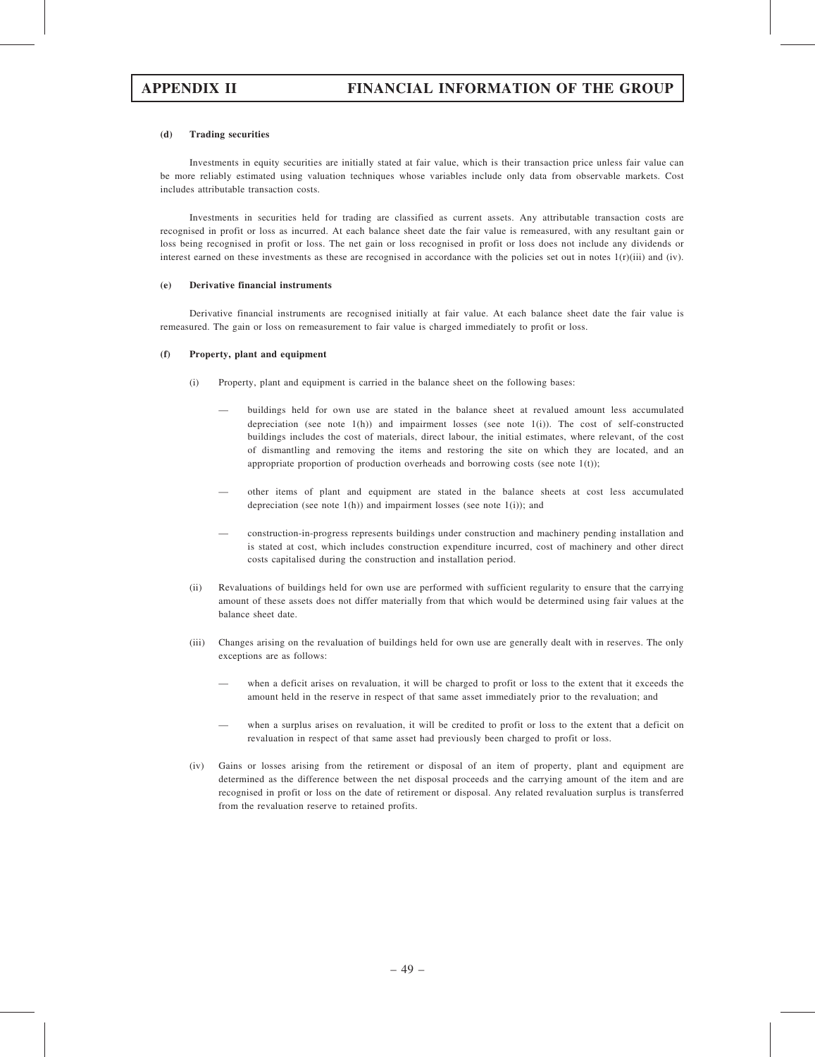#### (d) Trading securities

Investments in equity securities are initially stated at fair value, which is their transaction price unless fair value can be more reliably estimated using valuation techniques whose variables include only data from observable markets. Cost includes attributable transaction costs.

Investments in securities held for trading are classified as current assets. Any attributable transaction costs are recognised in profit or loss as incurred. At each balance sheet date the fair value is remeasured, with any resultant gain or loss being recognised in profit or loss. The net gain or loss recognised in profit or loss does not include any dividends or interest earned on these investments as these are recognised in accordance with the policies set out in notes 1(r)(iii) and (iv).

#### (e) Derivative financial instruments

Derivative financial instruments are recognised initially at fair value. At each balance sheet date the fair value is remeasured. The gain or loss on remeasurement to fair value is charged immediately to profit or loss.

#### (f) Property, plant and equipment

(i) Property, plant and equipment is carried in the balance sheet on the following bases:

- buildings held for own use are stated in the balance sheet at revalued amount less accumulated depreciation (see note 1(h)) and impairment losses (see note 1(i)). The cost of self-constructed buildings includes the cost of materials, direct labour, the initial estimates, where relevant, of the cost of dismantling and removing the items and restoring the site on which they are located, and an appropriate proportion of production overheads and borrowing costs (see note 1(t));

- other items of plant and equipment are stated in the balance sheets at cost less accumulated depreciation (see note 1(h)) and impairment losses (see note 1(i)); and

- construction-in-progress represents buildings under construction and machinery pending installation and is stated at cost, which includes construction expenditure incurred, cost of machinery and other direct costs capitalised during the construction and installation period.

(ii) Revaluations of buildings held for own use are performed with sufficient regularity to ensure that the carrying amount of these assets does not differ materially from that which would be determined using fair values at the balance sheet date.

(iii) Changes arising on the revaluation of buildings held for own use are generally dealt with in reserves. The only exceptions are as follows:

- when a deficit arises on revaluation, it will be charged to profit or loss to the extent that it exceeds the amount held in the reserve in respect of that same asset immediately prior to the revaluation; and

- when a surplus arises on revaluation, it will be credited to profit or loss to the extent that a deficit on revaluation in respect of that same asset had previously been charged to profit or loss.

(iv) Gains or losses arising from the retirement or disposal of an item of property, plant and equipment are determined as the difference between the net disposal proceeds and the carrying amount of the item and are recognised in profit or loss on the date of retirement or disposal. Any related revaluation surplus is transferred from the revaluation reserve to retained profits.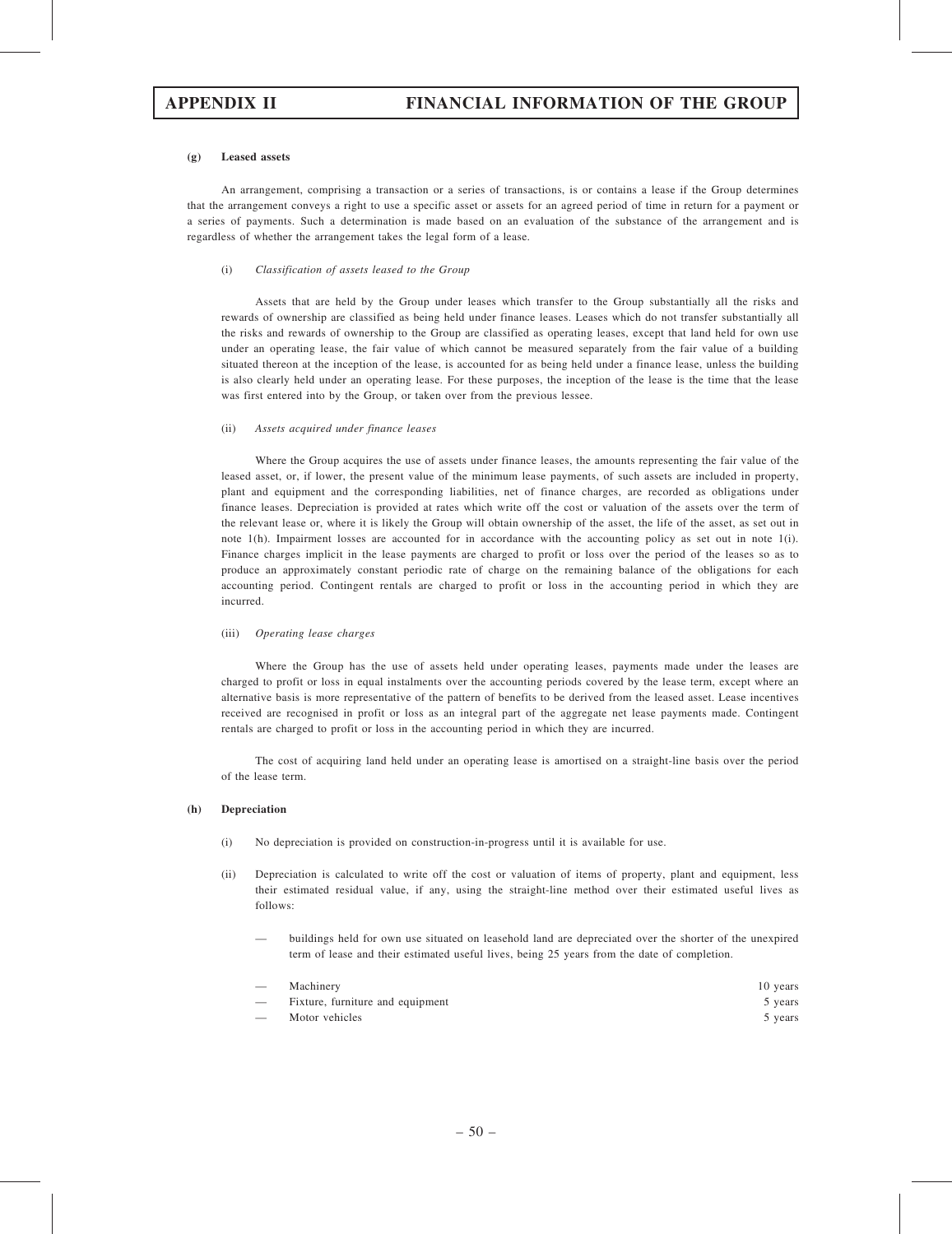#### (g) Leased assets

An arrangement, comprising a transaction or a series of transactions, is or contains a lease if the Group determines that the arrangement conveys a right to use a specific asset or assets for an agreed period of time in return for a payment or a series of payments. Such a determination is made based on an evaluation of the substance of the arrangement and is regardless of whether the arrangement takes the legal form of a lease.

(i) *Classification of assets leased to the Group*

Assets that are held by the Group under leases which transfer to the Group substantially all the risks and rewards of ownership are classified as being held under finance leases. Leases which do not transfer substantially all the risks and rewards of ownership to the Group are classified as operating leases, except that land held for own use under an operating lease, the fair value of which cannot be measured separately from the fair value of a building situated thereon at the inception of the lease, is accounted for as being held under a finance lease, unless the building is also clearly held under an operating lease. For these purposes, the inception of the lease is the time that the lease was first entered into by the Group, or taken over from the previous lessee.

(ii) *Assets acquired under finance leases*

Where the Group acquires the use of assets under finance leases, the amounts representing the fair value of the leased asset, or, if lower, the present value of the minimum lease payments, of such assets are included in property, plant and equipment and the corresponding liabilities, net of finance charges, are recorded as obligations under finance leases. Depreciation is provided at rates which write off the cost or valuation of the assets over the term of the relevant lease or, where it is likely the Group will obtain ownership of the asset, the life of the asset, as set out in note 1(h). Impairment losses are accounted for in accordance with the accounting policy as set out in note 1(i). Finance charges implicit in the lease payments are charged to profit or loss over the period of the leases so as to produce an approximately constant periodic rate of charge on the remaining balance of the obligations for each accounting period. Contingent rentals are charged to profit or loss in the accounting period in which they are incurred.

(iii) *Operating lease charges*

Where the Group has the use of assets held under operating leases, payments made under the leases are charged to profit or loss in equal instalments over the accounting periods covered by the lease term, except where an alternative basis is more representative of the pattern of benefits to be derived from the leased asset. Lease incentives received are recognised in profit or loss as an integral part of the aggregate net lease payments made. Contingent rentals are charged to profit or loss in the accounting period in which they are incurred.

The cost of acquiring land held under an operating lease is amortised on a straight-line basis over the period of the lease term.

#### (h) Depreciation

(i) No depreciation is provided on construction-in-progress until it is available for use.

(ii) Depreciation is calculated to write off the cost or valuation of items of property, plant and equipment, less their estimated residual value, if any, using the straight-line method over their estimated useful lives as follows:

— buildings held for own use situated on leasehold land are depreciated over the shorter of the unexpired term of lease and their estimated useful lives, being 25 years from the date of completion.

| | |
|---|---|
| — Machinery | 10 years |
| — Fixture, furniture and equipment | 5 years |
| — Motor vehicles | 5 years |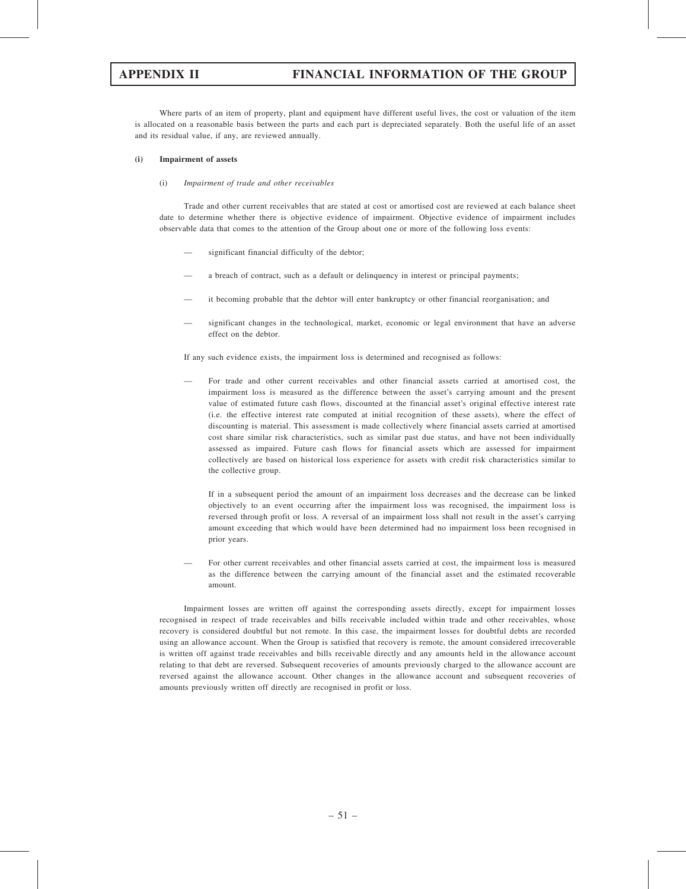Where parts of an item of property, plant and equipment have different useful lives, the cost or valuation of the item is allocated on a reasonable basis between the parts and each part is depreciated separately. Both the useful life of an asset and its residual value, if any, are reviewed annually.

#### (i) Impairment of assets

##### (i) *Impairment of trade and other receivables*

Trade and other current receivables that are stated at cost or amortised cost are reviewed at each balance sheet date to determine whether there is objective evidence of impairment. Objective evidence of impairment includes observable data that comes to the attention of the Group about one or more of the following loss events:

— significant financial difficulty of the debtor;

— a breach of contract, such as a default or delinquency in interest or principal payments;

— it becoming probable that the debtor will enter bankruptcy or other financial reorganisation; and

— significant changes in the technological, market, economic or legal environment that have an adverse effect on the debtor.

If any such evidence exists, the impairment loss is determined and recognised as follows:

— For trade and other current receivables and other financial assets carried at amortised cost, the impairment loss is measured as the difference between the asset's carrying amount and the present value of estimated future cash flows, discounted at the financial asset's original effective interest rate (i.e. the effective interest rate computed at initial recognition of these assets), where the effect of discounting is material. This assessment is made collectively where financial assets carried at amortised cost share similar risk characteristics, such as similar past due status, and have not been individually assessed as impaired. Future cash flows for financial assets which are assessed for impairment collectively are based on historical loss experience for assets with credit risk characteristics similar to the collective group.

  If in a subsequent period the amount of an impairment loss decreases and the decrease can be linked objectively to an event occurring after the impairment loss was recognised, the impairment loss is reversed through profit or loss. A reversal of an impairment loss shall not result in the asset's carrying amount exceeding that which would have been determined had no impairment loss been recognised in prior years.

— For other current receivables and other financial assets carried at cost, the impairment loss is measured as the difference between the carrying amount of the financial asset and the estimated recoverable amount.

Impairment losses are written off against the corresponding assets directly, except for impairment losses recognised in respect of trade receivables and bills receivable included within trade and other receivables, whose recovery is considered doubtful but not remote. In this case, the impairment losses for doubtful debts are recorded using an allowance account. When the Group is satisfied that recovery is remote, the amount considered irrecoverable is written off against trade receivables and bills receivable directly and any amounts held in the allowance account relating to that debt are reversed. Subsequent recoveries of amounts previously charged to the allowance account are reversed against the allowance account. Other changes in the allowance account and subsequent recoveries of amounts previously written off directly are recognised in profit or loss.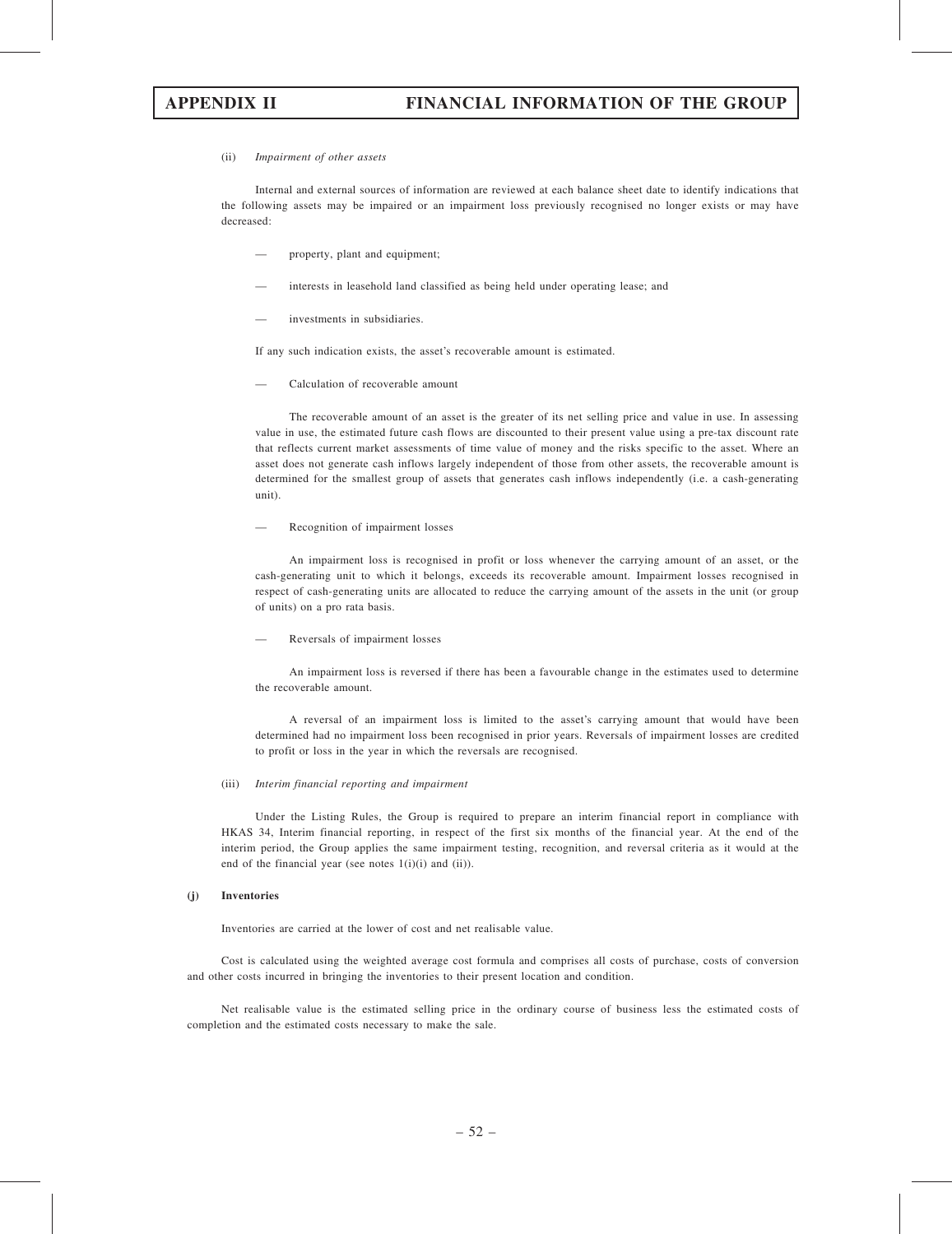(ii) *Impairment of other assets*

Internal and external sources of information are reviewed at each balance sheet date to identify indications that the following assets may be impaired or an impairment loss previously recognised no longer exists or may have decreased:

— property, plant and equipment;

— interests in leasehold land classified as being held under operating lease; and

— investments in subsidiaries.

If any such indication exists, the asset's recoverable amount is estimated.

— Calculation of recoverable amount

The recoverable amount of an asset is the greater of its net selling price and value in use. In assessing value in use, the estimated future cash flows are discounted to their present value using a pre-tax discount rate that reflects current market assessments of time value of money and the risks specific to the asset. Where an asset does not generate cash inflows largely independent of those from other assets, the recoverable amount is determined for the smallest group of assets that generates cash inflows independently (i.e. a cash-generating unit).

— Recognition of impairment losses

An impairment loss is recognised in profit or loss whenever the carrying amount of an asset, or the cash-generating unit to which it belongs, exceeds its recoverable amount. Impairment losses recognised in respect of cash-generating units are allocated to reduce the carrying amount of the assets in the unit (or group of units) on a pro rata basis.

— Reversals of impairment losses

An impairment loss is reversed if there has been a favourable change in the estimates used to determine the recoverable amount.

A reversal of an impairment loss is limited to the asset's carrying amount that would have been determined had no impairment loss been recognised in prior years. Reversals of impairment losses are credited to profit or loss in the year in which the reversals are recognised.

(iii) *Interim financial reporting and impairment*

Under the Listing Rules, the Group is required to prepare an interim financial report in compliance with HKAS 34, Interim financial reporting, in respect of the first six months of the financial year. At the end of the interim period, the Group applies the same impairment testing, recognition, and reversal criteria as it would at the end of the financial year (see notes 1(i)(i) and (ii)).

**(j) Inventories**

Inventories are carried at the lower of cost and net realisable value.

Cost is calculated using the weighted average cost formula and comprises all costs of purchase, costs of conversion and other costs incurred in bringing the inventories to their present location and condition.

Net realisable value is the estimated selling price in the ordinary course of business less the estimated costs of completion and the estimated costs necessary to make the sale.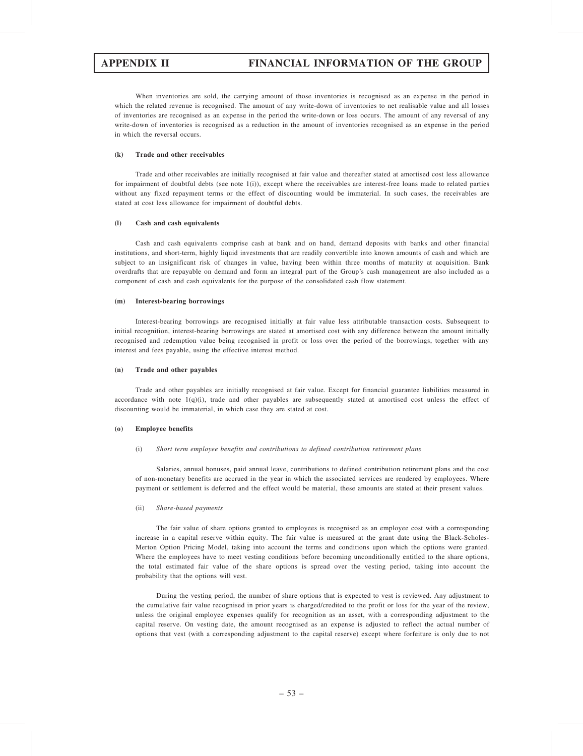When inventories are sold, the carrying amount of those inventories is recognised as an expense in the period in which the related revenue is recognised. The amount of any write-down of inventories to net realisable value and all losses of inventories are recognised as an expense in the period the write-down or loss occurs. The amount of any reversal of any write-down of inventories is recognised as a reduction in the amount of inventories recognised as an expense in the period in which the reversal occurs.

**(k) Trade and other receivables**

Trade and other receivables are initially recognised at fair value and thereafter stated at amortised cost less allowance for impairment of doubtful debts (see note 1(i)), except where the receivables are interest-free loans made to related parties without any fixed repayment terms or the effect of discounting would be immaterial. In such cases, the receivables are stated at cost less allowance for impairment of doubtful debts.

**(l) Cash and cash equivalents**

Cash and cash equivalents comprise cash at bank and on hand, demand deposits with banks and other financial institutions, and short-term, highly liquid investments that are readily convertible into known amounts of cash and which are subject to an insignificant risk of changes in value, having been within three months of maturity at acquisition. Bank overdrafts that are repayable on demand and form an integral part of the Group's cash management are also included as a component of cash and cash equivalents for the purpose of the consolidated cash flow statement.

**(m) Interest-bearing borrowings**

Interest-bearing borrowings are recognised initially at fair value less attributable transaction costs. Subsequent to initial recognition, interest-bearing borrowings are stated at amortised cost with any difference between the amount initially recognised and redemption value being recognised in profit or loss over the period of the borrowings, together with any interest and fees payable, using the effective interest method.

**(n) Trade and other payables**

Trade and other payables are initially recognised at fair value. Except for financial guarantee liabilities measured in accordance with note 1(q)(i), trade and other payables are subsequently stated at amortised cost unless the effect of discounting would be immaterial, in which case they are stated at cost.

**(o) Employee benefits**

(i) *Short term employee benefits and contributions to defined contribution retirement plans*

Salaries, annual bonuses, paid annual leave, contributions to defined contribution retirement plans and the cost of non-monetary benefits are accrued in the year in which the associated services are rendered by employees. Where payment or settlement is deferred and the effect would be material, these amounts are stated at their present values.

(ii) *Share-based payments*

The fair value of share options granted to employees is recognised as an employee cost with a corresponding increase in a capital reserve within equity. The fair value is measured at the grant date using the Black-Scholes-Merton Option Pricing Model, taking into account the terms and conditions upon which the options were granted. Where the employees have to meet vesting conditions before becoming unconditionally entitled to the share options, the total estimated fair value of the share options is spread over the vesting period, taking into account the probability that the options will vest.

During the vesting period, the number of share options that is expected to vest is reviewed. Any adjustment to the cumulative fair value recognised in prior years is charged/credited to the profit or loss for the year of the review, unless the original employee expenses qualify for recognition as an asset, with a corresponding adjustment to the capital reserve. On vesting date, the amount recognised as an expense is adjusted to reflect the actual number of options that vest (with a corresponding adjustment to the capital reserve) except where forfeiture is only due to not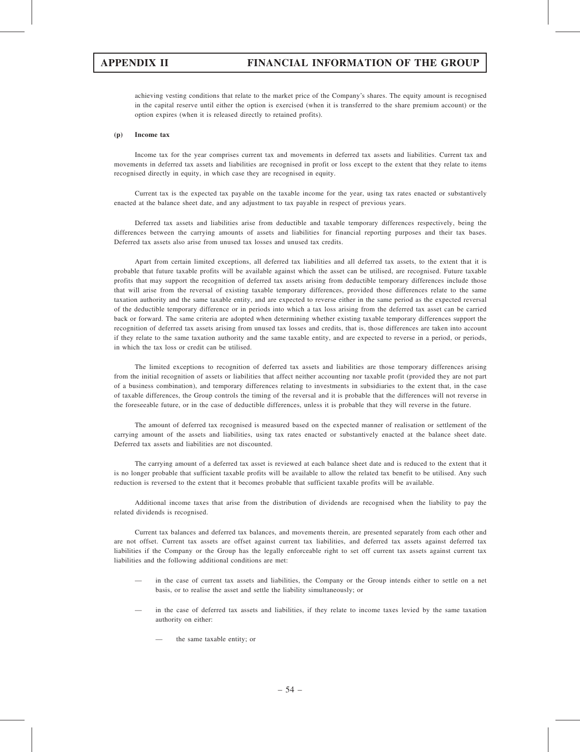achieving vesting conditions that relate to the market price of the Company's shares. The equity amount is recognised in the capital reserve until either the option is exercised (when it is transferred to the share premium account) or the option expires (when it is released directly to retained profits).

**(p) Income tax**

Income tax for the year comprises current tax and movements in deferred tax assets and liabilities. Current tax and movements in deferred tax assets and liabilities are recognised in profit or loss except to the extent that they relate to items recognised directly in equity, in which case they are recognised in equity.

Current tax is the expected tax payable on the taxable income for the year, using tax rates enacted or substantively enacted at the balance sheet date, and any adjustment to tax payable in respect of previous years.

Deferred tax assets and liabilities arise from deductible and taxable temporary differences respectively, being the differences between the carrying amounts of assets and liabilities for financial reporting purposes and their tax bases. Deferred tax assets also arise from unused tax losses and unused tax credits.

Apart from certain limited exceptions, all deferred tax liabilities and all deferred tax assets, to the extent that it is probable that future taxable profits will be available against which the asset can be utilised, are recognised. Future taxable profits that may support the recognition of deferred tax assets arising from deductible temporary differences include those that will arise from the reversal of existing taxable temporary differences, provided those differences relate to the same taxation authority and the same taxable entity, and are expected to reverse either in the same period as the expected reversal of the deductible temporary difference or in periods into which a tax loss arising from the deferred tax asset can be carried back or forward. The same criteria are adopted when determining whether existing taxable temporary differences support the recognition of deferred tax assets arising from unused tax losses and credits, that is, those differences are taken into account if they relate to the same taxation authority and the same taxable entity, and are expected to reverse in a period, or periods, in which the tax loss or credit can be utilised.

The limited exceptions to recognition of deferred tax assets and liabilities are those temporary differences arising from the initial recognition of assets or liabilities that affect neither accounting nor taxable profit (provided they are not part of a business combination), and temporary differences relating to investments in subsidiaries to the extent that, in the case of taxable differences, the Group controls the timing of the reversal and it is probable that the differences will not reverse in the foreseeable future, or in the case of deductible differences, unless it is probable that they will reverse in the future.

The amount of deferred tax recognised is measured based on the expected manner of realisation or settlement of the carrying amount of the assets and liabilities, using tax rates enacted or substantively enacted at the balance sheet date. Deferred tax assets and liabilities are not discounted.

The carrying amount of a deferred tax asset is reviewed at each balance sheet date and is reduced to the extent that it is no longer probable that sufficient taxable profits will be available to allow the related tax benefit to be utilised. Any such reduction is reversed to the extent that it becomes probable that sufficient taxable profits will be available.

Additional income taxes that arise from the distribution of dividends are recognised when the liability to pay the related dividends is recognised.

Current tax balances and deferred tax balances, and movements therein, are presented separately from each other and are not offset. Current tax assets are offset against current tax liabilities, and deferred tax assets against deferred tax liabilities if the Company or the Group has the legally enforceable right to set off current tax assets against current tax liabilities and the following additional conditions are met:

— in the case of current tax assets and liabilities, the Company or the Group intends either to settle on a net basis, or to realise the asset and settle the liability simultaneously; or

— in the case of deferred tax assets and liabilities, if they relate to income taxes levied by the same taxation authority on either:

  — the same taxable entity; or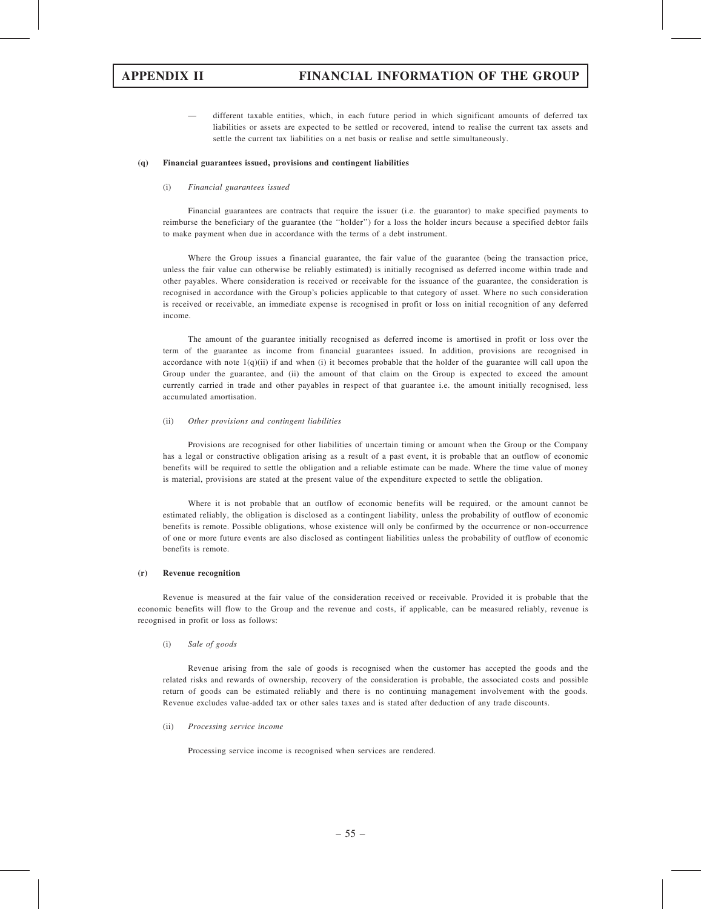— different taxable entities, which, in each future period in which significant amounts of deferred tax liabilities or assets are expected to be settled or recovered, intend to realise the current tax assets and settle the current tax liabilities on a net basis or realise and settle simultaneously.

**(q) Financial guarantees issued, provisions and contingent liabilities**

(i) *Financial guarantees issued*

Financial guarantees are contracts that require the issuer (i.e. the guarantor) to make specified payments to reimburse the beneficiary of the guarantee (the "holder") for a loss the holder incurs because a specified debtor fails to make payment when due in accordance with the terms of a debt instrument.

Where the Group issues a financial guarantee, the fair value of the guarantee (being the transaction price, unless the fair value can otherwise be reliably estimated) is initially recognised as deferred income within trade and other payables. Where consideration is received or receivable for the issuance of the guarantee, the consideration is recognised in accordance with the Group's policies applicable to that category of asset. Where no such consideration is received or receivable, an immediate expense is recognised in profit or loss on initial recognition of any deferred income.

The amount of the guarantee initially recognised as deferred income is amortised in profit or loss over the term of the guarantee as income from financial guarantees issued. In addition, provisions are recognised in accordance with note 1(q)(ii) if and when (i) it becomes probable that the holder of the guarantee will call upon the Group under the guarantee, and (ii) the amount of that claim on the Group is expected to exceed the amount currently carried in trade and other payables in respect of that guarantee i.e. the amount initially recognised, less accumulated amortisation.

(ii) *Other provisions and contingent liabilities*

Provisions are recognised for other liabilities of uncertain timing or amount when the Group or the Company has a legal or constructive obligation arising as a result of a past event, it is probable that an outflow of economic benefits will be required to settle the obligation and a reliable estimate can be made. Where the time value of money is material, provisions are stated at the present value of the expenditure expected to settle the obligation.

Where it is not probable that an outflow of economic benefits will be required, or the amount cannot be estimated reliably, the obligation is disclosed as a contingent liability, unless the probability of outflow of economic benefits is remote. Possible obligations, whose existence will only be confirmed by the occurrence or non-occurrence of one or more future events are also disclosed as contingent liabilities unless the probability of outflow of economic benefits is remote.

**(r) Revenue recognition**

Revenue is measured at the fair value of the consideration received or receivable. Provided it is probable that the economic benefits will flow to the Group and the revenue and costs, if applicable, can be measured reliably, revenue is recognised in profit or loss as follows:

(i) *Sale of goods*

Revenue arising from the sale of goods is recognised when the customer has accepted the goods and the related risks and rewards of ownership, recovery of the consideration is probable, the associated costs and possible return of goods can be estimated reliably and there is no continuing management involvement with the goods. Revenue excludes value-added tax or other sales taxes and is stated after deduction of any trade discounts.

(ii) *Processing service income*

Processing service income is recognised when services are rendered.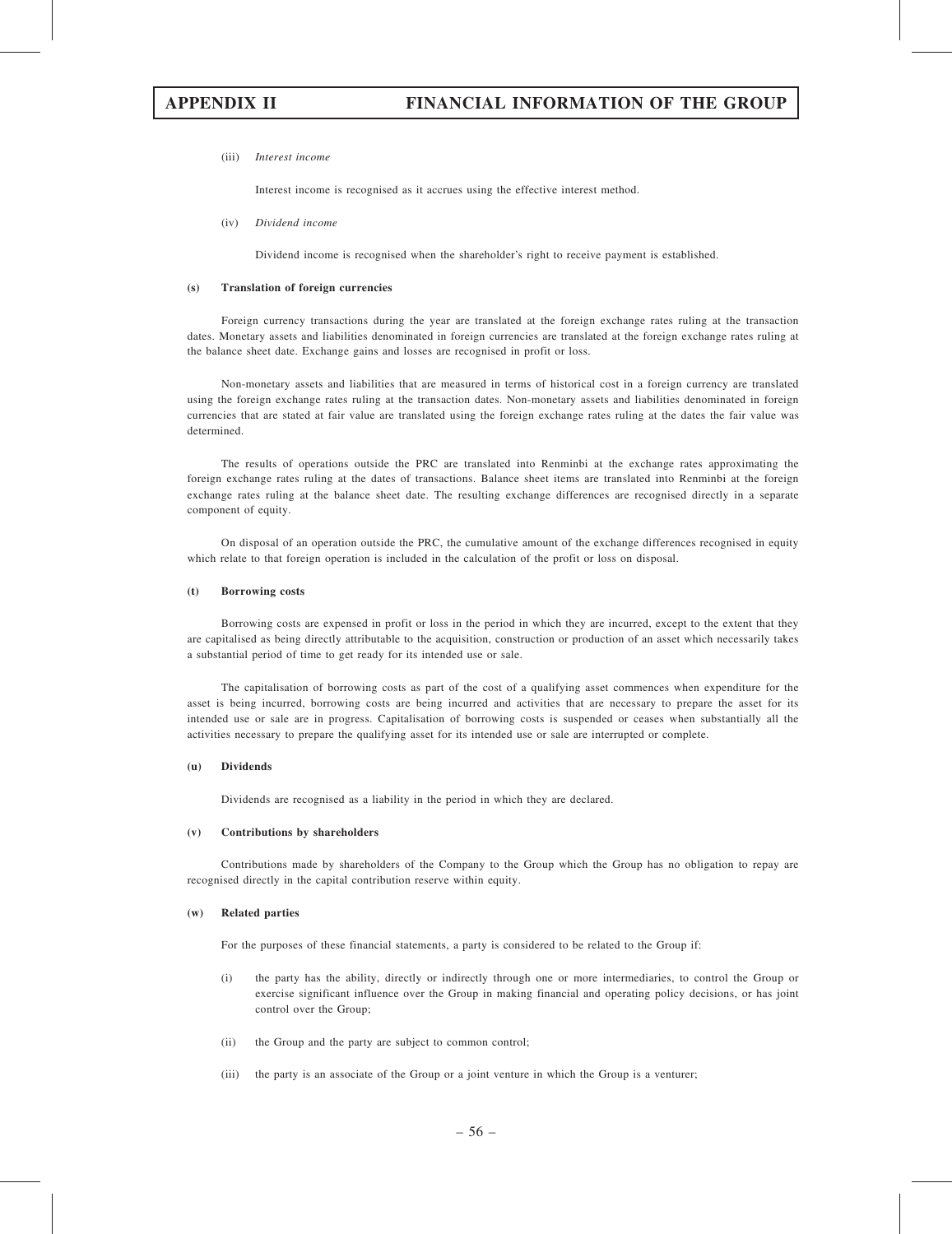(iii) *Interest income*

Interest income is recognised as it accrues using the effective interest method.

(iv) *Dividend income*

Dividend income is recognised when the shareholder's right to receive payment is established.

**(s) Translation of foreign currencies**

Foreign currency transactions during the year are translated at the foreign exchange rates ruling at the transaction dates. Monetary assets and liabilities denominated in foreign currencies are translated at the foreign exchange rates ruling at the balance sheet date. Exchange gains and losses are recognised in profit or loss.

Non-monetary assets and liabilities that are measured in terms of historical cost in a foreign currency are translated using the foreign exchange rates ruling at the transaction dates. Non-monetary assets and liabilities denominated in foreign currencies that are stated at fair value are translated using the foreign exchange rates ruling at the dates the fair value was determined.

The results of operations outside the PRC are translated into Renminbi at the exchange rates approximating the foreign exchange rates ruling at the dates of transactions. Balance sheet items are translated into Renminbi at the foreign exchange rates ruling at the balance sheet date. The resulting exchange differences are recognised directly in a separate component of equity.

On disposal of an operation outside the PRC, the cumulative amount of the exchange differences recognised in equity which relate to that foreign operation is included in the calculation of the profit or loss on disposal.

**(t) Borrowing costs**

Borrowing costs are expensed in profit or loss in the period in which they are incurred, except to the extent that they are capitalised as being directly attributable to the acquisition, construction or production of an asset which necessarily takes a substantial period of time to get ready for its intended use or sale.

The capitalisation of borrowing costs as part of the cost of a qualifying asset commences when expenditure for the asset is being incurred, borrowing costs are being incurred and activities that are necessary to prepare the asset for its intended use or sale are in progress. Capitalisation of borrowing costs is suspended or ceases when substantially all the activities necessary to prepare the qualifying asset for its intended use or sale are interrupted or complete.

**(u) Dividends**

Dividends are recognised as a liability in the period in which they are declared.

**(v) Contributions by shareholders**

Contributions made by shareholders of the Company to the Group which the Group has no obligation to repay are recognised directly in the capital contribution reserve within equity.

**(w) Related parties**

For the purposes of these financial statements, a party is considered to be related to the Group if:

(i) the party has the ability, directly or indirectly through one or more intermediaries, to control the Group or exercise significant influence over the Group in making financial and operating policy decisions, or has joint control over the Group;

(ii) the Group and the party are subject to common control;

(iii) the party is an associate of the Group or a joint venture in which the Group is a venturer;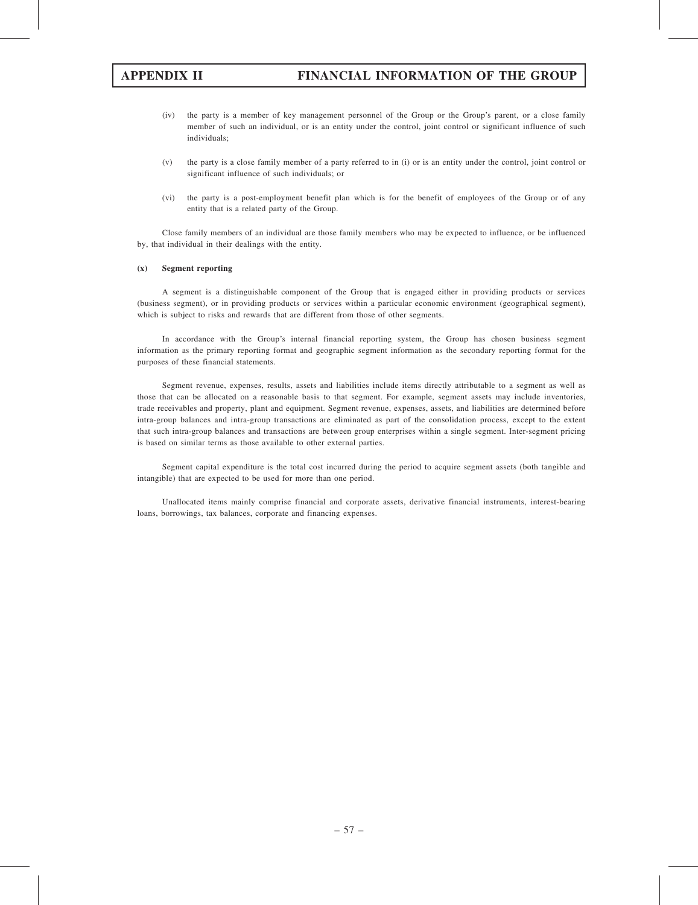(iv) the party is a member of key management personnel of the Group or the Group's parent, or a close family member of such an individual, or is an entity under the control, joint control or significant influence of such individuals;

(v) the party is a close family member of a party referred to in (i) or is an entity under the control, joint control or significant influence of such individuals; or

(vi) the party is a post-employment benefit plan which is for the benefit of employees of the Group or of any entity that is a related party of the Group.

Close family members of an individual are those family members who may be expected to influence, or be influenced by, that individual in their dealings with the entity.

**(x) Segment reporting**

A segment is a distinguishable component of the Group that is engaged either in providing products or services (business segment), or in providing products or services within a particular economic environment (geographical segment), which is subject to risks and rewards that are different from those of other segments.

In accordance with the Group's internal financial reporting system, the Group has chosen business segment information as the primary reporting format and geographic segment information as the secondary reporting format for the purposes of these financial statements.

Segment revenue, expenses, results, assets and liabilities include items directly attributable to a segment as well as those that can be allocated on a reasonable basis to that segment. For example, segment assets may include inventories, trade receivables and property, plant and equipment. Segment revenue, expenses, assets, and liabilities are determined before intra-group balances and intra-group transactions are eliminated as part of the consolidation process, except to the extent that such intra-group balances and transactions are between group enterprises within a single segment. Inter-segment pricing is based on similar terms as those available to other external parties.

Segment capital expenditure is the total cost incurred during the period to acquire segment assets (both tangible and intangible) that are expected to be used for more than one period.

Unallocated items mainly comprise financial and corporate assets, derivative financial instruments, interest-bearing loans, borrowings, tax balances, corporate and financing expenses.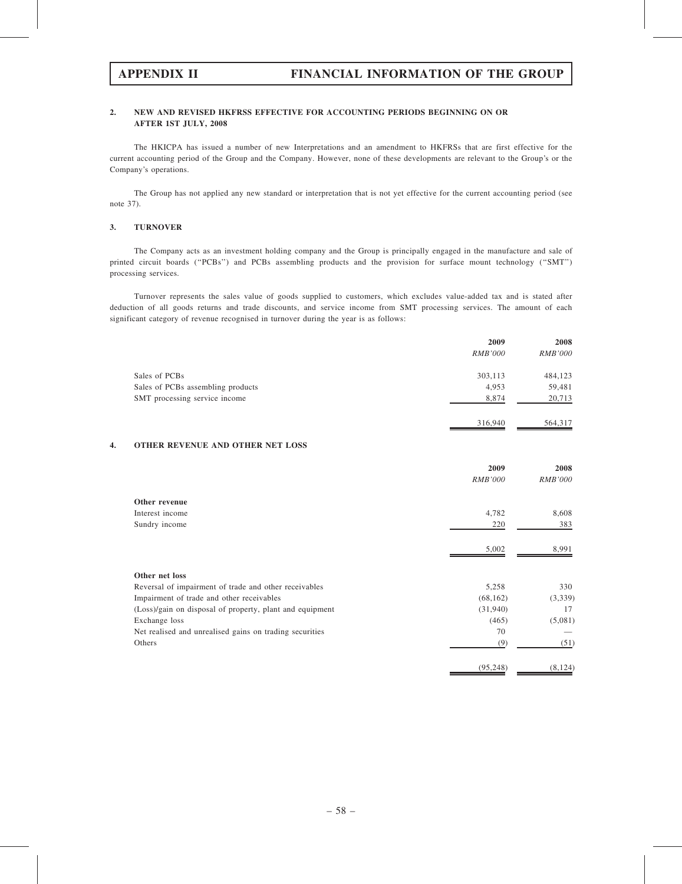## 2. NEW AND REVISED HKFRSS EFFECTIVE FOR ACCOUNTING PERIODS BEGINNING ON OR AFTER 1ST JULY, 2008

The HKICPA has issued a number of new Interpretations and an amendment to HKFRSs that are first effective for the current accounting period of the Group and the Company. However, none of these developments are relevant to the Group's or the Company's operations.

The Group has not applied any new standard or interpretation that is not yet effective for the current accounting period (see note 37).

## 3. TURNOVER

The Company acts as an investment holding company and the Group is principally engaged in the manufacture and sale of printed circuit boards ("PCBs") and PCBs assembling products and the provision for surface mount technology ("SMT") processing services.

Turnover represents the sales value of goods supplied to customers, which excludes value-added tax and is stated after deduction of all goods returns and trade discounts, and service income from SMT processing services. The amount of each significant category of revenue recognised in turnover during the year is as follows:

| | 2009 | 2008 |
|---|---|---|
| | *RMB'000* | *RMB'000* |
| Sales of PCBs | 303,113 | 484,123 |
| Sales of PCBs assembling products | 4,953 | 59,481 |
| SMT processing service income | 8,874 | 20,713 |
| | 316,940 | 564,317 |

## 4. OTHER REVENUE AND OTHER NET LOSS

| | 2009 | 2008 |
|---|---|---|
| | *RMB'000* | *RMB'000* |
| **Other revenue** | | |
| Interest income | 4,782 | 8,608 |
| Sundry income | 220 | 383 |
| | 5,002 | 8,991 |
| **Other net loss** | | |
| Reversal of impairment of trade and other receivables | 5,258 | 330 |
| Impairment of trade and other receivables | (68,162) | (3,339) |
| (Loss)/gain on disposal of property, plant and equipment | (31,940) | 17 |
| Exchange loss | (465) | (5,081) |
| Net realised and unrealised gains on trading securities | 70 | — |
| Others | (9) | (51) |
| | (95,248) | (8,124) |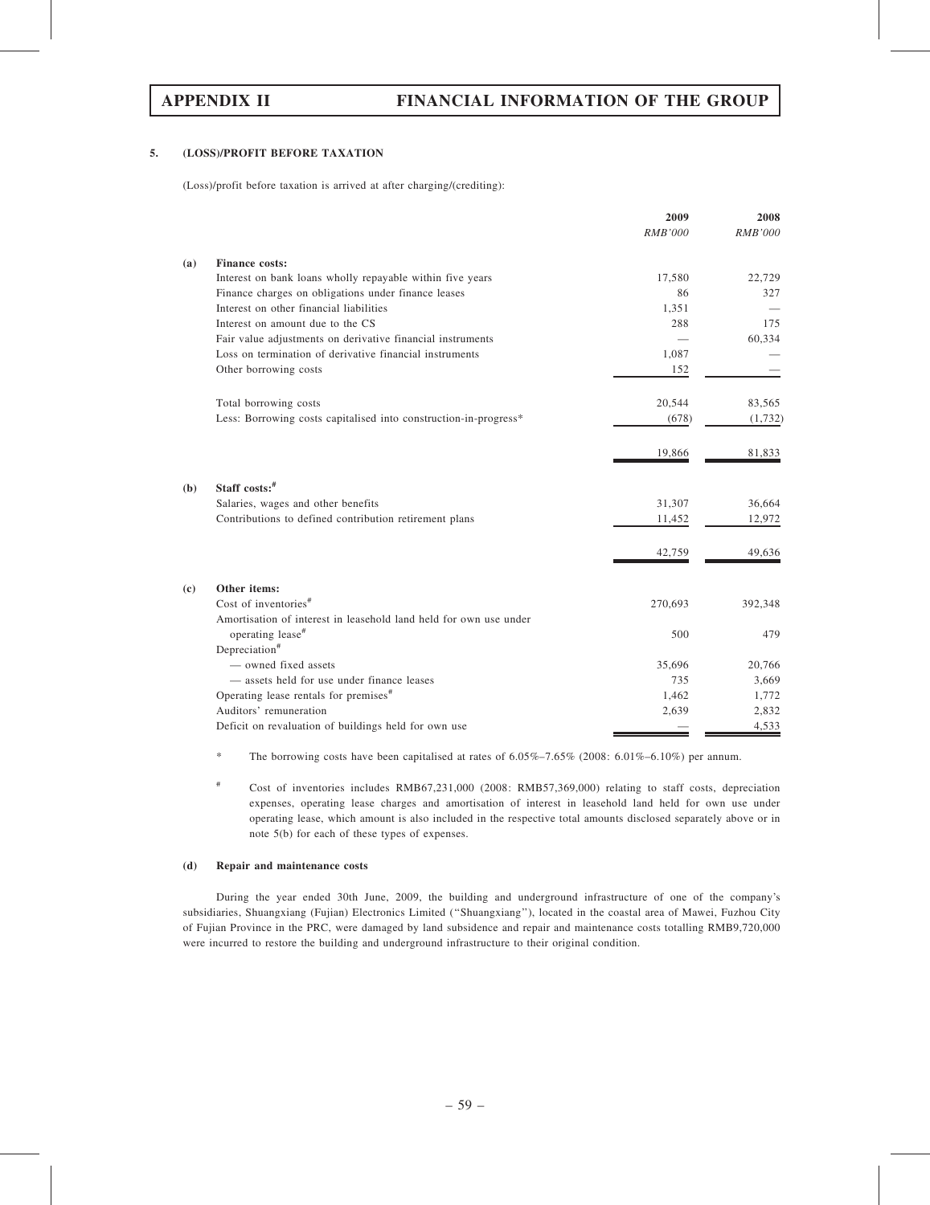## 5. (LOSS)/PROFIT BEFORE TAXATION

(Loss)/profit before taxation is arrived at after charging/(crediting):

| | | 2009 | 2008 |
|---|---|---|---|
| | | *RMB'000* | *RMB'000* |
| **(a)** | **Finance costs:** | | |
| | Interest on bank loans wholly repayable within five years | 17,580 | 22,729 |
| | Finance charges on obligations under finance leases | 86 | 327 |
| | Interest on other financial liabilities | 1,351 | — |
| | Interest on amount due to the CS | 288 | 175 |
| | Fair value adjustments on derivative financial instruments | — | 60,334 |
| | Loss on termination of derivative financial instruments | 1,087 | — |
| | Other borrowing costs | 152 | — |
| | Total borrowing costs | 20,544 | 83,565 |
| | Less: Borrowing costs capitalised into construction-in-progress* | (678) | (1,732) |
| | | 19,866 | 81,833 |
| **(b)** | **Staff costs:#** | | |
| | Salaries, wages and other benefits | 31,307 | 36,664 |
| | Contributions to defined contribution retirement plans | 11,452 | 12,972 |
| | | 42,759 | 49,636 |
| **(c)** | **Other items:** | | |
| | Cost of inventories# | 270,693 | 392,348 |
| | Amortisation of interest in leasehold land held for own use under operating lease# | 500 | 479 |
| | Depreciation# | | |
| | — owned fixed assets | 35,696 | 20,766 |
| | — assets held for use under finance leases | 735 | 3,669 |
| | Operating lease rentals for premises# | 1,462 | 1,772 |
| | Auditors' remuneration | 2,639 | 2,832 |
| | Deficit on revaluation of buildings held for own use | — | 4,533 |

\* The borrowing costs have been capitalised at rates of 6.05%–7.65% (2008: 6.01%–6.10%) per annum.

\# Cost of inventories includes RMB67,231,000 (2008: RMB57,369,000) relating to staff costs, depreciation expenses, operating lease charges and amortisation of interest in leasehold land held for own use under operating lease, which amount is also included in the respective total amounts disclosed separately above or in note 5(b) for each of these types of expenses.

**(d) Repair and maintenance costs**

During the year ended 30th June, 2009, the building and underground infrastructure of one of the company's subsidiaries, Shuangxiang (Fujian) Electronics Limited ("Shuangxiang"), located in the coastal area of Mawei, Fuzhou City of Fujian Province in the PRC, were damaged by land subsidence and repair and maintenance costs totalling RMB9,720,000 were incurred to restore the building and underground infrastructure to their original condition.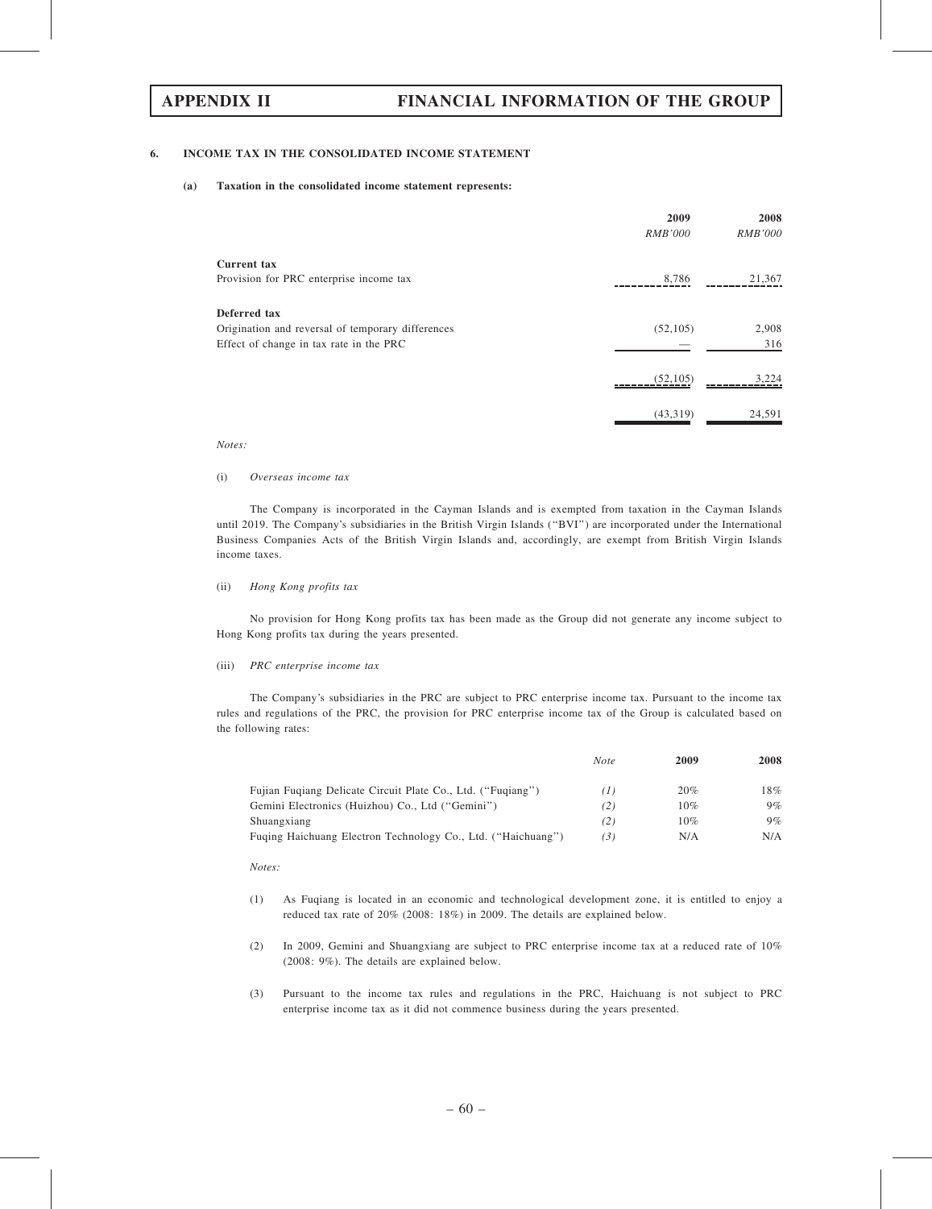## 6. INCOME TAX IN THE CONSOLIDATED INCOME STATEMENT

### (a) Taxation in the consolidated income statement represents:

| | 2009 | 2008 |
|---|---|---|
| | *RMB'000* | *RMB'000* |
| **Current tax** | | |
| Provision for PRC enterprise income tax | 8,786 | 21,367 |
| **Deferred tax** | | |
| Origination and reversal of temporary differences | (52,105) | 2,908 |
| Effect of change in tax rate in the PRC | — | 316 |
| | (52,105) | 3,224 |
| | (43,319) | 24,591 |

*Notes:*

(i) *Overseas income tax*

The Company is incorporated in the Cayman Islands and is exempted from taxation in the Cayman Islands until 2019. The Company's subsidiaries in the British Virgin Islands ("BVI") are incorporated under the International Business Companies Acts of the British Virgin Islands and, accordingly, are exempt from British Virgin Islands income taxes.

(ii) *Hong Kong profits tax*

No provision for Hong Kong profits tax has been made as the Group did not generate any income subject to Hong Kong profits tax during the years presented.

(iii) *PRC enterprise income tax*

The Company's subsidiaries in the PRC are subject to PRC enterprise income tax. Pursuant to the income tax rules and regulations of the PRC, the provision for PRC enterprise income tax of the Group is calculated based on the following rates:

| | *Note* | 2009 | 2008 |
|---|---|---|---|
| Fujian Fuqiang Delicate Circuit Plate Co., Ltd. ("Fuqiang") | *(1)* | 20% | 18% |
| Gemini Electronics (Huizhou) Co., Ltd ("Gemini") | *(2)* | 10% | 9% |
| Shuangxiang | *(2)* | 10% | 9% |
| Fuqing Haichuang Electron Technology Co., Ltd. ("Haichuang") | *(3)* | N/A | N/A |

*Notes:*

(1) As Fuqiang is located in an economic and technological development zone, it is entitled to enjoy a reduced tax rate of 20% (2008: 18%) in 2009. The details are explained below.

(2) In 2009, Gemini and Shuangxiang are subject to PRC enterprise income tax at a reduced rate of 10% (2008: 9%). The details are explained below.

(3) Pursuant to the income tax rules and regulations in the PRC, Haichuang is not subject to PRC enterprise income tax as it did not commence business during the years presented.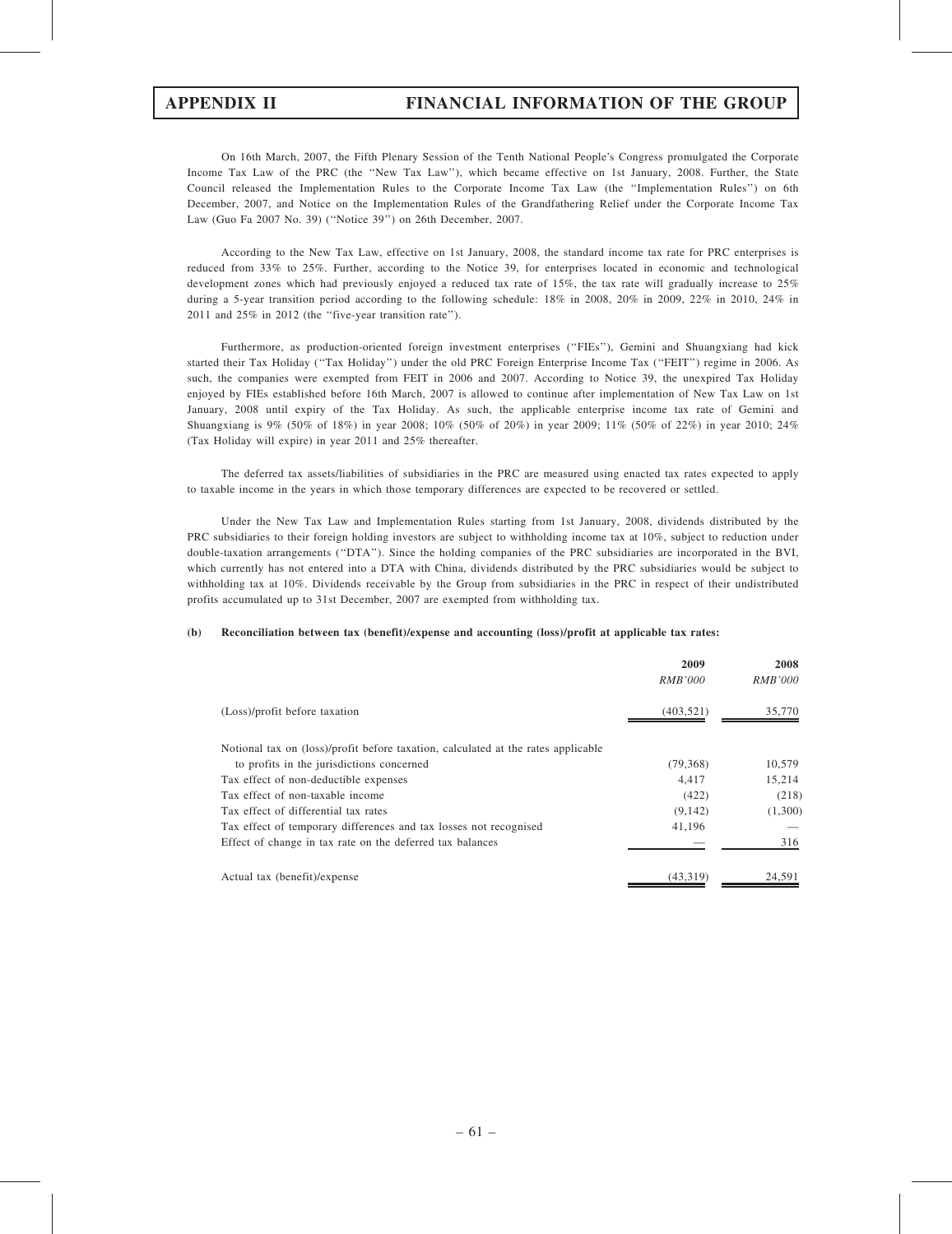On 16th March, 2007, the Fifth Plenary Session of the Tenth National People's Congress promulgated the Corporate Income Tax Law of the PRC (the "New Tax Law"), which became effective on 1st January, 2008. Further, the State Council released the Implementation Rules to the Corporate Income Tax Law (the "Implementation Rules") on 6th December, 2007, and Notice on the Implementation Rules of the Grandfathering Relief under the Corporate Income Tax Law (Guo Fa 2007 No. 39) ("Notice 39") on 26th December, 2007.

According to the New Tax Law, effective on 1st January, 2008, the standard income tax rate for PRC enterprises is reduced from 33% to 25%. Further, according to the Notice 39, for enterprises located in economic and technological development zones which had previously enjoyed a reduced tax rate of 15%, the tax rate will gradually increase to 25% during a 5-year transition period according to the following schedule: 18% in 2008, 20% in 2009, 22% in 2010, 24% in 2011 and 25% in 2012 (the "five-year transition rate").

Furthermore, as production-oriented foreign investment enterprises ("FIEs"), Gemini and Shuangxiang had kick started their Tax Holiday ("Tax Holiday") under the old PRC Foreign Enterprise Income Tax ("FEIT") regime in 2006. As such, the companies were exempted from FEIT in 2006 and 2007. According to Notice 39, the unexpired Tax Holiday enjoyed by FIEs established before 16th March, 2007 is allowed to continue after implementation of New Tax Law on 1st January, 2008 until expiry of the Tax Holiday. As such, the applicable enterprise income tax rate of Gemini and Shuangxiang is 9% (50% of 18%) in year 2008; 10% (50% of 20%) in year 2009; 11% (50% of 22%) in year 2010; 24% (Tax Holiday will expire) in year 2011 and 25% thereafter.

The deferred tax assets/liabilities of subsidiaries in the PRC are measured using enacted tax rates expected to apply to taxable income in the years in which those temporary differences are expected to be recovered or settled.

Under the New Tax Law and Implementation Rules starting from 1st January, 2008, dividends distributed by the PRC subsidiaries to their foreign holding investors are subject to withholding income tax at 10%, subject to reduction under double-taxation arrangements ("DTA"). Since the holding companies of the PRC subsidiaries are incorporated in the BVI, which currently has not entered into a DTA with China, dividends distributed by the PRC subsidiaries would be subject to withholding tax at 10%. Dividends receivable by the Group from subsidiaries in the PRC in respect of their undistributed profits accumulated up to 31st December, 2007 are exempted from withholding tax.

**(b) Reconciliation between tax (benefit)/expense and accounting (loss)/profit at applicable tax rates:**

| | 2009 | 2008 |
|---|---|---|
| | *RMB'000* | *RMB'000* |
| (Loss)/profit before taxation | (403,521) | 35,770 |
| Notional tax on (loss)/profit before taxation, calculated at the rates applicable to profits in the jurisdictions concerned | (79,368) | 10,579 |
| Tax effect of non-deductible expenses | 4,417 | 15,214 |
| Tax effect of non-taxable income | (422) | (218) |
| Tax effect of differential tax rates | (9,142) | (1,300) |
| Tax effect of temporary differences and tax losses not recognised | 41,196 | — |
| Effect of change in tax rate on the deferred tax balances | — | 316 |
| Actual tax (benefit)/expense | (43,319) | 24,591 |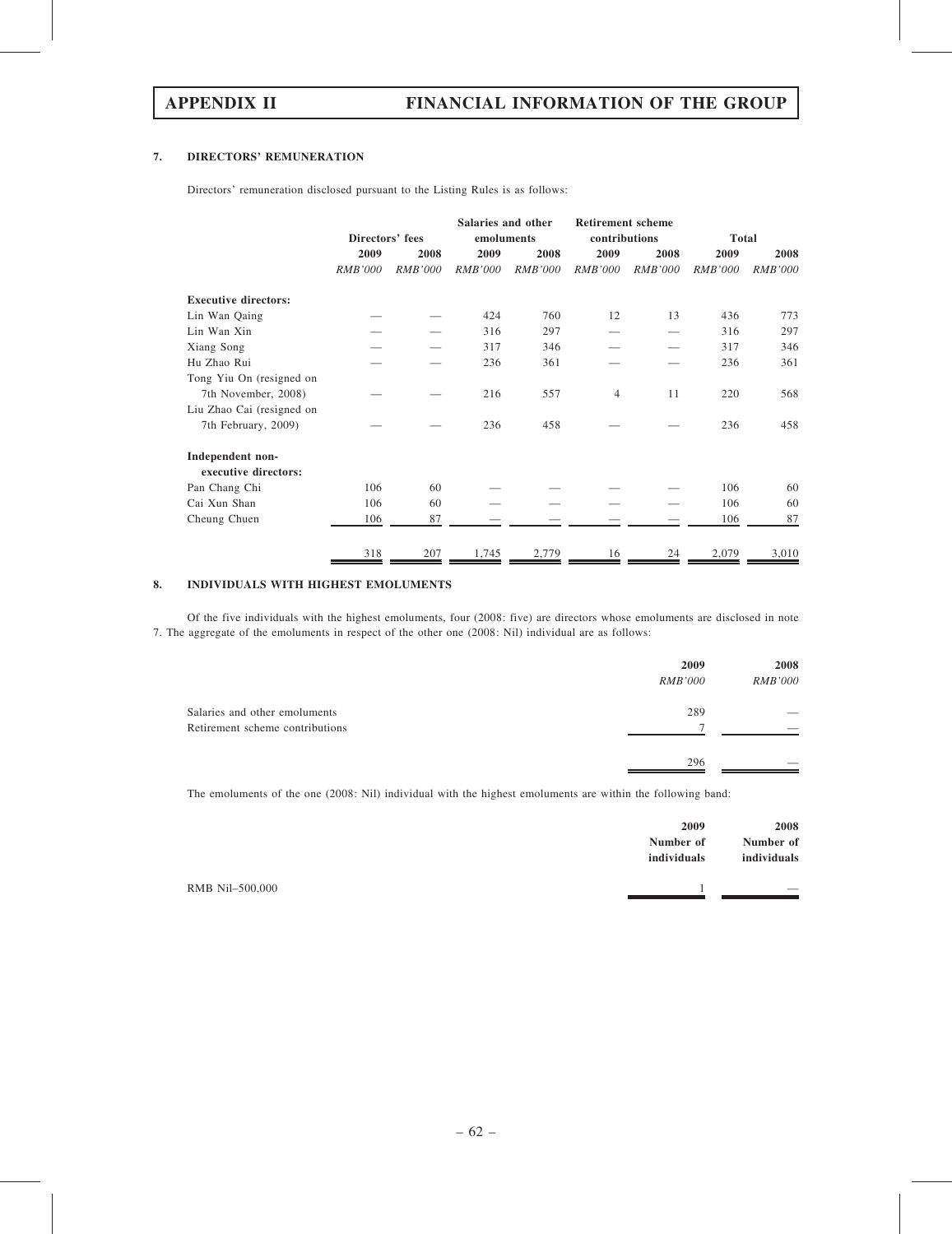## 7. DIRECTORS' REMUNERATION

Directors' remuneration disclosed pursuant to the Listing Rules is as follows:

| | Directors' fees | | Salaries and other emoluments | | Retirement scheme contributions | | Total | |
|---|---|---|---|---|---|---|---|---|
| | 2009 | 2008 | 2009 | 2008 | 2009 | 2008 | 2009 | 2008 |
| | *RMB'000* | *RMB'000* | *RMB'000* | *RMB'000* | *RMB'000* | *RMB'000* | *RMB'000* | *RMB'000* |
| **Executive directors:** | | | | | | | | |
| Lin Wan Qaing | — | — | 424 | 760 | 12 | 13 | 436 | 773 |
| Lin Wan Xin | — | — | 316 | 297 | — | — | 316 | 297 |
| Xiang Song | — | — | 317 | 346 | — | — | 317 | 346 |
| Hu Zhao Rui | — | — | 236 | 361 | — | — | 236 | 361 |
| Tong Yiu On (resigned on 7th November, 2008) | — | — | 216 | 557 | 4 | 11 | 220 | 568 |
| Liu Zhao Cai (resigned on 7th February, 2009) | — | — | 236 | 458 | — | — | 236 | 458 |
| **Independent non-executive directors:** | | | | | | | | |
| Pan Chang Chi | 106 | 60 | — | — | — | — | 106 | 60 |
| Cai Xun Shan | 106 | 60 | — | — | — | — | 106 | 60 |
| Cheung Chuen | 106 | 87 | — | — | — | — | 106 | 87 |
| | 318 | 207 | 1,745 | 2,779 | 16 | 24 | 2,079 | 3,010 |

## 8. INDIVIDUALS WITH HIGHEST EMOLUMENTS

Of the five individuals with the highest emoluments, four (2008: five) are directors whose emoluments are disclosed in note 7. The aggregate of the emoluments in respect of the other one (2008: Nil) individual are as follows:

| | 2009 | 2008 |
|---|---|---|
| | *RMB'000* | *RMB'000* |
| Salaries and other emoluments | 289 | — |
| Retirement scheme contributions | 7 | — |
| | 296 | — |

The emoluments of the one (2008: Nil) individual with the highest emoluments are within the following band:

| | 2009 | 2008 |
|---|---|---|
| | **Number of individuals** | **Number of individuals** |
| RMB Nil–500,000 | 1 | — |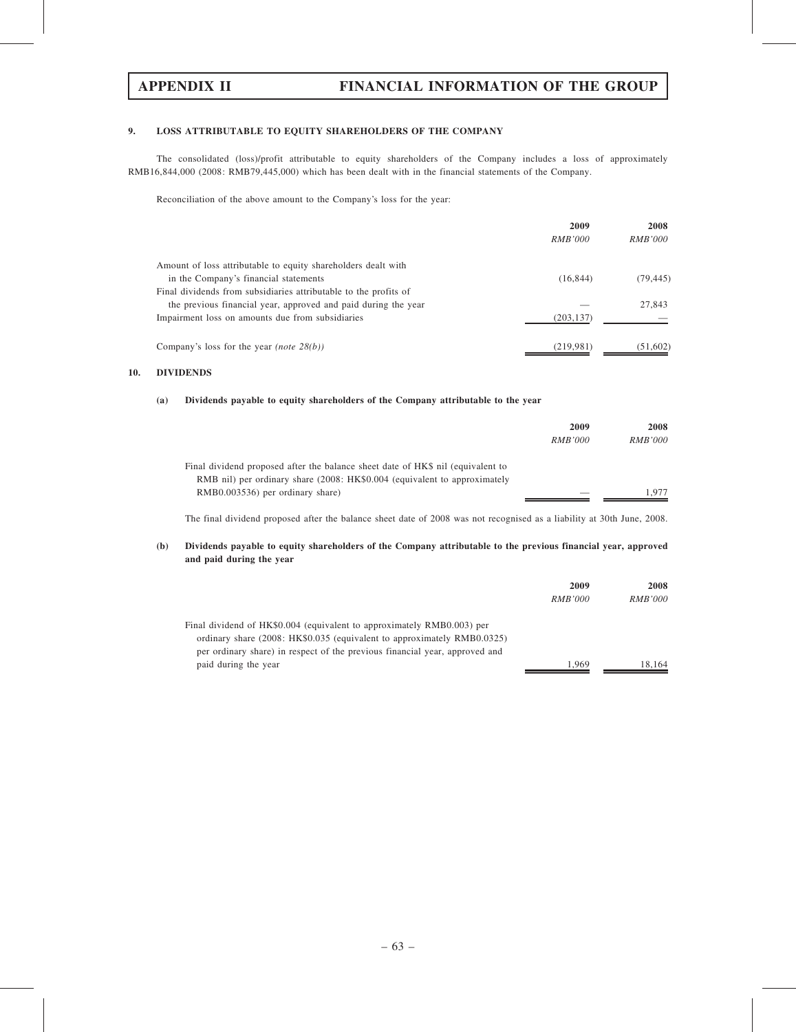### 9. LOSS ATTRIBUTABLE TO EQUITY SHAREHOLDERS OF THE COMPANY

The consolidated (loss)/profit attributable to equity shareholders of the Company includes a loss of approximately RMB16,844,000 (2008: RMB79,445,000) which has been dealt with in the financial statements of the Company.

Reconciliation of the above amount to the Company's loss for the year:

| | 2009 | 2008 |
|---|---|---|
| | *RMB'000* | *RMB'000* |
| Amount of loss attributable to equity shareholders dealt with in the Company's financial statements | (16,844) | (79,445) |
| Final dividends from subsidiaries attributable to the profits of the previous financial year, approved and paid during the year | — | 27,843 |
| Impairment loss on amounts due from subsidiaries | (203,137) | — |
| Company's loss for the year *(note 28(b))* | (219,981) | (51,602) |

### 10. DIVIDENDS

**(a) Dividends payable to equity shareholders of the Company attributable to the year**

| | 2009 | 2008 |
|---|---|---|
| | *RMB'000* | *RMB'000* |
| Final dividend proposed after the balance sheet date of HK$ nil (equivalent to RMB nil) per ordinary share (2008: HK$0.004 (equivalent to approximately RMB0.003536) per ordinary share) | — | 1,977 |

The final dividend proposed after the balance sheet date of 2008 was not recognised as a liability at 30th June, 2008.

**(b) Dividends payable to equity shareholders of the Company attributable to the previous financial year, approved and paid during the year**

| | 2009 | 2008 |
|---|---|---|
| | *RMB'000* | *RMB'000* |
| Final dividend of HK$0.004 (equivalent to approximately RMB0.003) per ordinary share (2008: HK$0.035 (equivalent to approximately RMB0.0325) per ordinary share) in respect of the previous financial year, approved and paid during the year | 1,969 | 18,164 |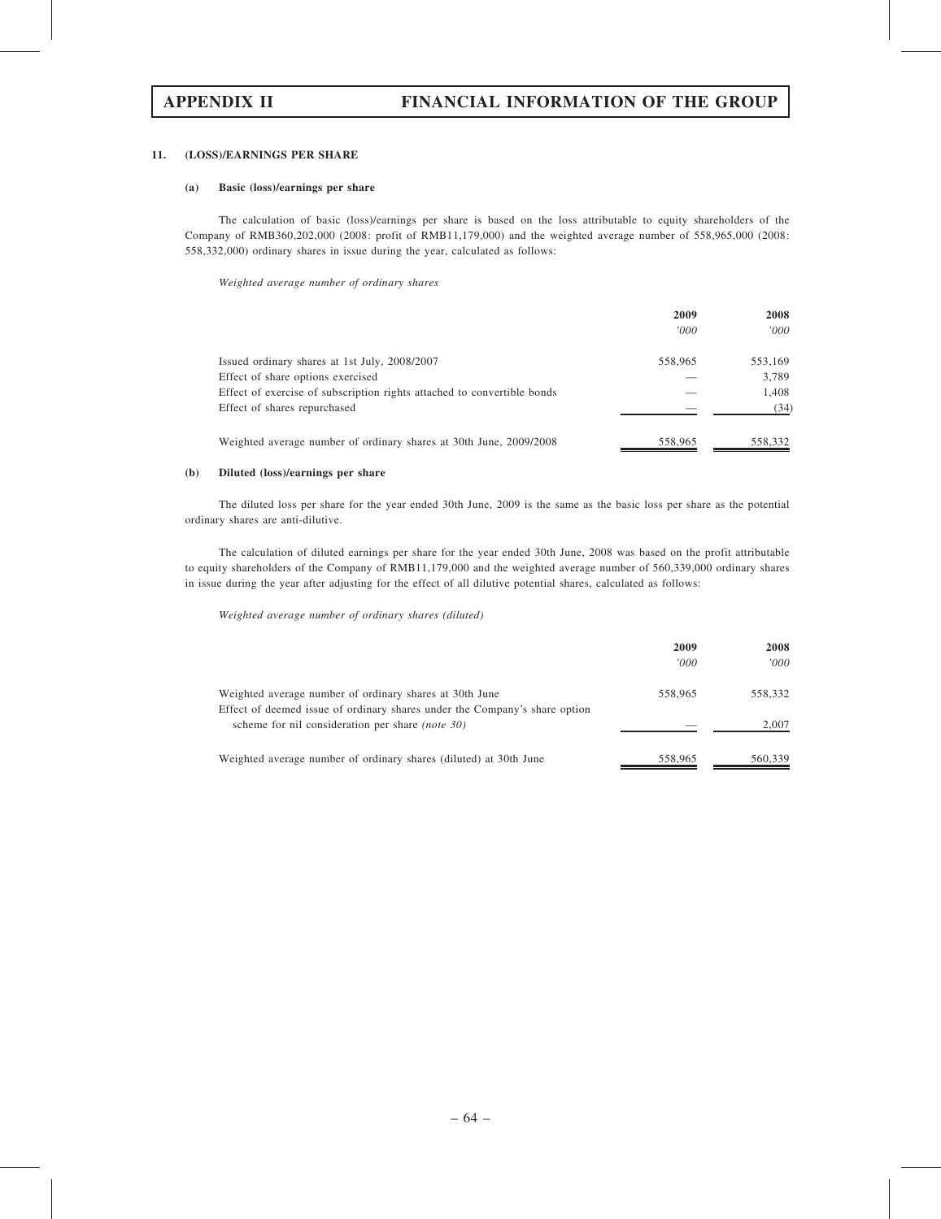### 11. (LOSS)/EARNINGS PER SHARE

#### (a) Basic (loss)/earnings per share

The calculation of basic (loss)/earnings per share is based on the loss attributable to equity shareholders of the Company of RMB360,202,000 (2008: profit of RMB11,179,000) and the weighted average number of 558,965,000 (2008: 558,332,000) ordinary shares in issue during the year, calculated as follows:

*Weighted average number of ordinary shares*

| | 2009 | 2008 |
|---|---|---|
| | *'000* | *'000* |
| Issued ordinary shares at 1st July, 2008/2007 | 558,965 | 553,169 |
| Effect of share options exercised | — | 3,789 |
| Effect of exercise of subscription rights attached to convertible bonds | — | 1,408 |
| Effect of shares repurchased | — | (34) |
| Weighted average number of ordinary shares at 30th June, 2009/2008 | 558,965 | 558,332 |

#### (b) Diluted (loss)/earnings per share

The diluted loss per share for the year ended 30th June, 2009 is the same as the basic loss per share as the potential ordinary shares are anti-dilutive.

The calculation of diluted earnings per share for the year ended 30th June, 2008 was based on the profit attributable to equity shareholders of the Company of RMB11,179,000 and the weighted average number of 560,339,000 ordinary shares in issue during the year after adjusting for the effect of all dilutive potential shares, calculated as follows:

*Weighted average number of ordinary shares (diluted)*

| | 2009 | 2008 |
|---|---|---|
| | *'000* | *'000* |
| Weighted average number of ordinary shares at 30th June | 558,965 | 558,332 |
| Effect of deemed issue of ordinary shares under the Company's share option scheme for nil consideration per share *(note 30)* | — | 2,007 |
| Weighted average number of ordinary shares (diluted) at 30th June | 558,965 | 560,339 |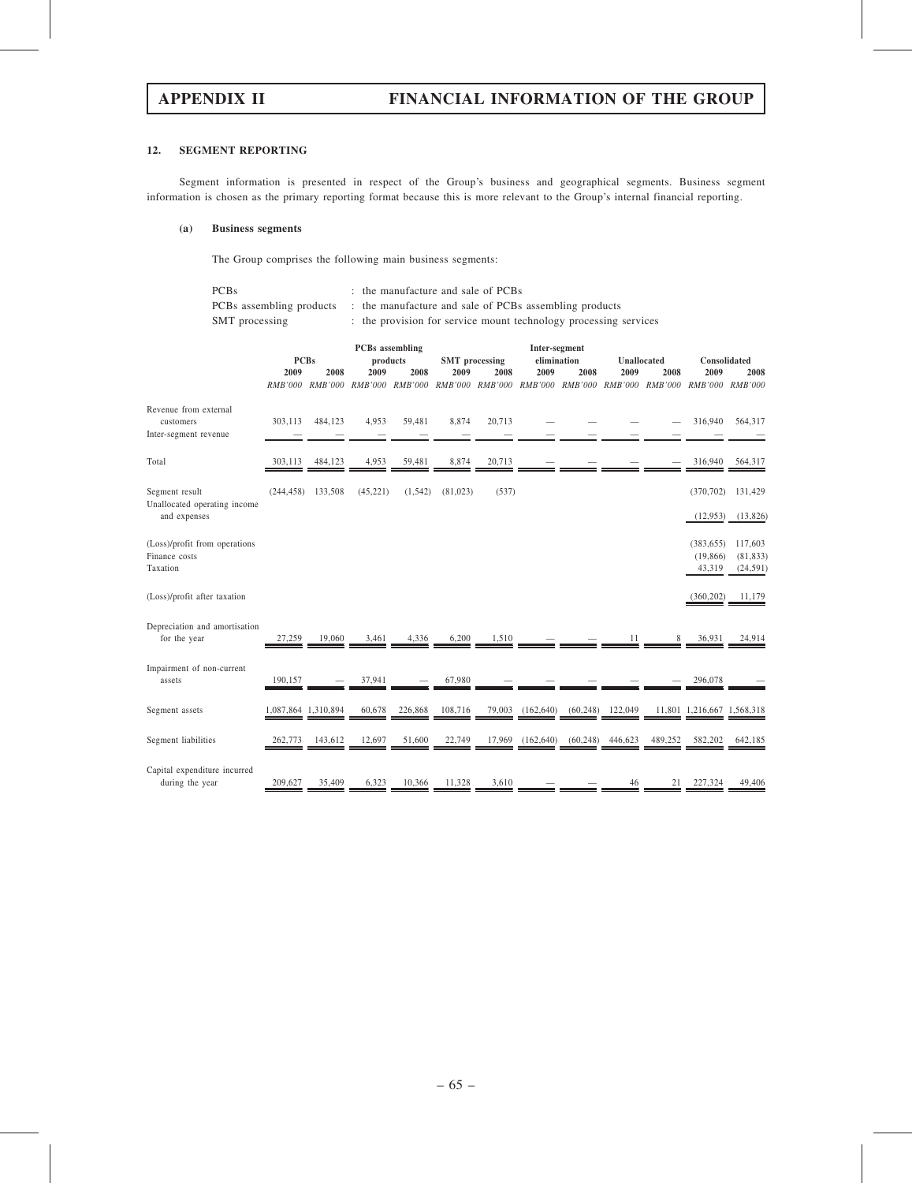### 12. SEGMENT REPORTING

Segment information is presented in respect of the Group's business and geographical segments. Business segment information is chosen as the primary reporting format because this is more relevant to the Group's internal financial reporting.

#### (a) Business segments

The Group comprises the following main business segments:

| | |
|---|---|
| PCBs | : the manufacture and sale of PCBs |
| PCBs assembling products | : the manufacture and sale of PCBs assembling products |
| SMT processing | : the provision for service mount technology processing services |

| | PCBs | | PCBs assembling products | | SMT processing | | Inter-segment elimination | | Unallocated | | Consolidated | |
|---|---|---|---|---|---|---|---|---|---|---|---|---|
| | 2009 | 2008 | 2009 | 2008 | 2009 | 2008 | 2009 | 2008 | 2009 | 2008 | 2009 | 2008 |
| | *RMB'000* | *RMB'000* | *RMB'000* | *RMB'000* | *RMB'000* | *RMB'000* | *RMB'000* | *RMB'000* | *RMB'000* | *RMB'000* | *RMB'000* | *RMB'000* |
| Revenue from external customers | 303,113 | 484,123 | 4,953 | 59,481 | 8,874 | 20,713 | — | — | — | — | 316,940 | 564,317 |
| Inter-segment revenue | — | — | — | — | — | — | — | — | — | — | — | — |
| Total | 303,113 | 484,123 | 4,953 | 59,481 | 8,874 | 20,713 | — | — | — | — | 316,940 | 564,317 |
| Segment result | (244,458) | 133,508 | (45,221) | (1,542) | (81,023) | (537) | | | | | (370,702) | 131,429 |
| Unallocated operating income and expenses | | | | | | | | | | | (12,953) | (13,826) |
| (Loss)/profit from operations | | | | | | | | | | | (383,655) | 117,603 |
| Finance costs | | | | | | | | | | | (19,866) | (81,833) |
| Taxation | | | | | | | | | | | 43,319 | (24,591) |
| (Loss)/profit after taxation | | | | | | | | | | | (360,202) | 11,179 |
| Depreciation and amortisation for the year | 27,259 | 19,060 | 3,461 | 4,336 | 6,200 | 1,510 | — | — | 11 | 8 | 36,931 | 24,914 |
| Impairment of non-current assets | 190,157 | — | 37,941 | — | 67,980 | — | — | — | — | — | 296,078 | — |
| Segment assets | 1,087,864 | 1,310,894 | 60,678 | 226,868 | 108,716 | 79,003 | (162,640) | (60,248) | 122,049 | 11,801 | 1,216,667 | 1,568,318 |
| Segment liabilities | 262,773 | 143,612 | 12,697 | 51,600 | 22,749 | 17,969 | (162,640) | (60,248) | 446,623 | 489,252 | 582,202 | 642,185 |
| Capital expenditure incurred during the year | 209,627 | 35,409 | 6,323 | 10,366 | 11,328 | 3,610 | — | — | 46 | 21 | 227,324 | 49,406 |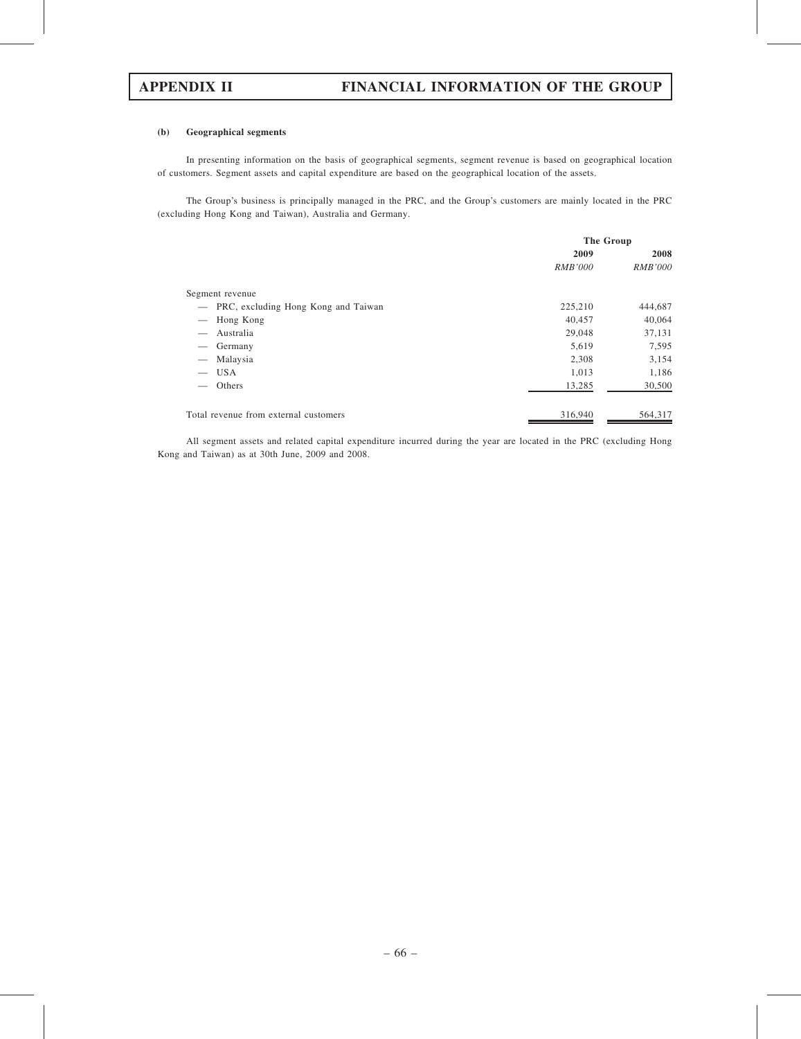#### (b) Geographical segments

In presenting information on the basis of geographical segments, segment revenue is based on geographical location of customers. Segment assets and capital expenditure are based on the geographical location of the assets.

The Group's business is principally managed in the PRC, and the Group's customers are mainly located in the PRC (excluding Hong Kong and Taiwan), Australia and Germany.

| | The Group | |
|---|---|---|
| | 2009 | 2008 |
| | *RMB'000* | *RMB'000* |
| Segment revenue | | |
| — PRC, excluding Hong Kong and Taiwan | 225,210 | 444,687 |
| — Hong Kong | 40,457 | 40,064 |
| — Australia | 29,048 | 37,131 |
| — Germany | 5,619 | 7,595 |
| — Malaysia | 2,308 | 3,154 |
| — USA | 1,013 | 1,186 |
| — Others | 13,285 | 30,500 |
| Total revenue from external customers | 316,940 | 564,317 |

All segment assets and related capital expenditure incurred during the year are located in the PRC (excluding Hong Kong and Taiwan) as at 30th June, 2009 and 2008.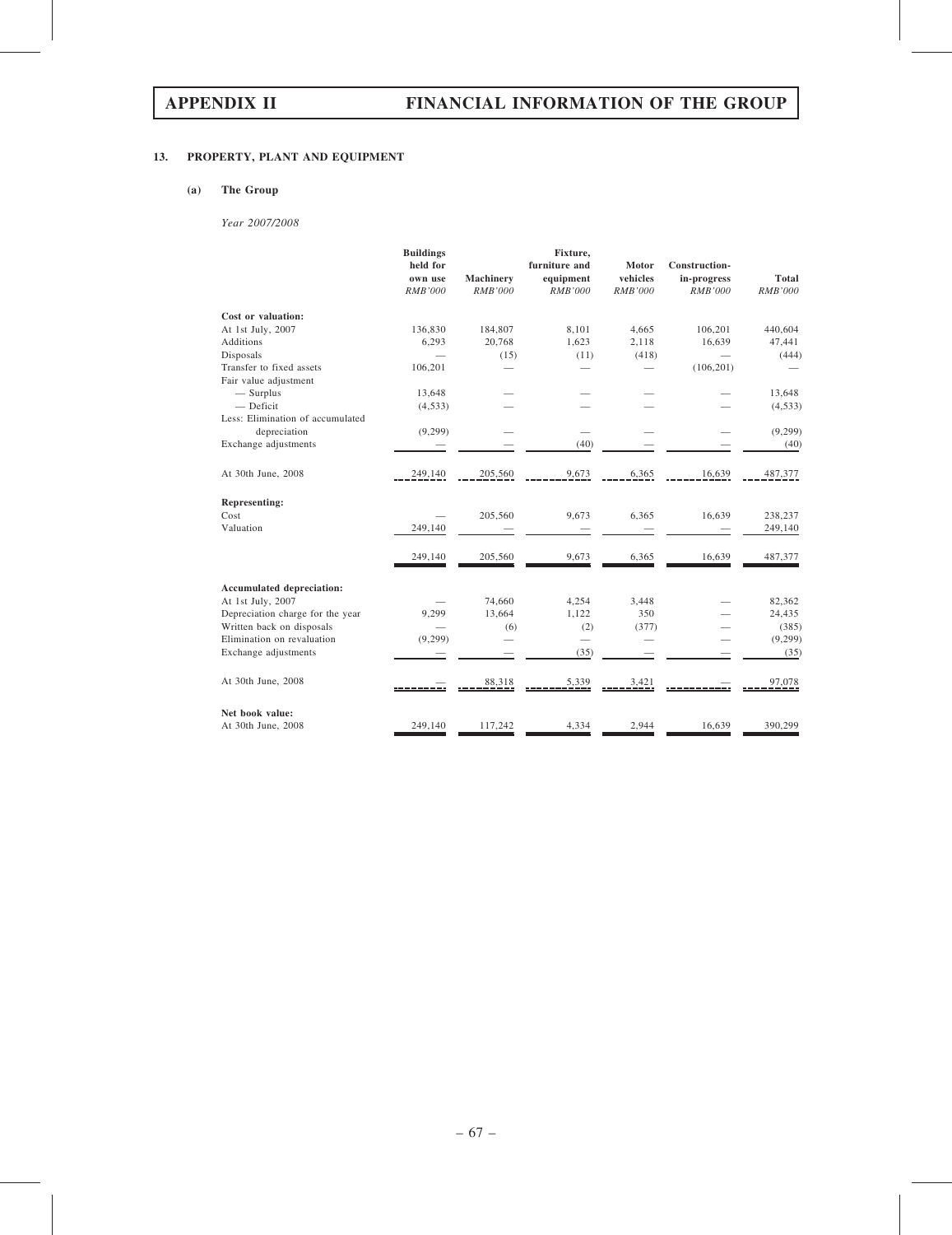## 13. PROPERTY, PLANT AND EQUIPMENT

### (a) The Group

*Year 2007/2008*

| | Buildings held for own use *RMB'000* | Machinery *RMB'000* | Fixture, furniture and equipment *RMB'000* | Motor vehicles *RMB'000* | Construction-in-progress *RMB'000* | Total *RMB'000* |
|---|---|---|---|---|---|---|
| **Cost or valuation:** | | | | | | |
| At 1st July, 2007 | 136,830 | 184,807 | 8,101 | 4,665 | 106,201 | 440,604 |
| Additions | 6,293 | 20,768 | 1,623 | 2,118 | 16,639 | 47,441 |
| Disposals | — | (15) | (11) | (418) | — | (444) |
| Transfer to fixed assets | 106,201 | — | — | — | (106,201) | — |
| Fair value adjustment | | | | | | |
| — Surplus | 13,648 | — | — | — | — | 13,648 |
| — Deficit | (4,533) | — | — | — | — | (4,533) |
| Less: Elimination of accumulated depreciation | (9,299) | — | — | — | — | (9,299) |
| Exchange adjustments | — | — | (40) | — | — | (40) |
| At 30th June, 2008 | 249,140 | 205,560 | 9,673 | 6,365 | 16,639 | 487,377 |
| **Representing:** | | | | | | |
| Cost | — | 205,560 | 9,673 | 6,365 | 16,639 | 238,237 |
| Valuation | 249,140 | — | — | — | — | 249,140 |
| | 249,140 | 205,560 | 9,673 | 6,365 | 16,639 | 487,377 |
| **Accumulated depreciation:** | | | | | | |
| At 1st July, 2007 | — | 74,660 | 4,254 | 3,448 | — | 82,362 |
| Depreciation charge for the year | 9,299 | 13,664 | 1,122 | 350 | — | 24,435 |
| Written back on disposals | — | (6) | (2) | (377) | — | (385) |
| Elimination on revaluation | (9,299) | — | — | — | — | (9,299) |
| Exchange adjustments | — | — | (35) | — | — | (35) |
| At 30th June, 2008 | — | 88,318 | 5,339 | 3,421 | — | 97,078 |
| **Net book value:** | | | | | | |
| At 30th June, 2008 | 249,140 | 117,242 | 4,334 | 2,944 | 16,639 | 390,299 |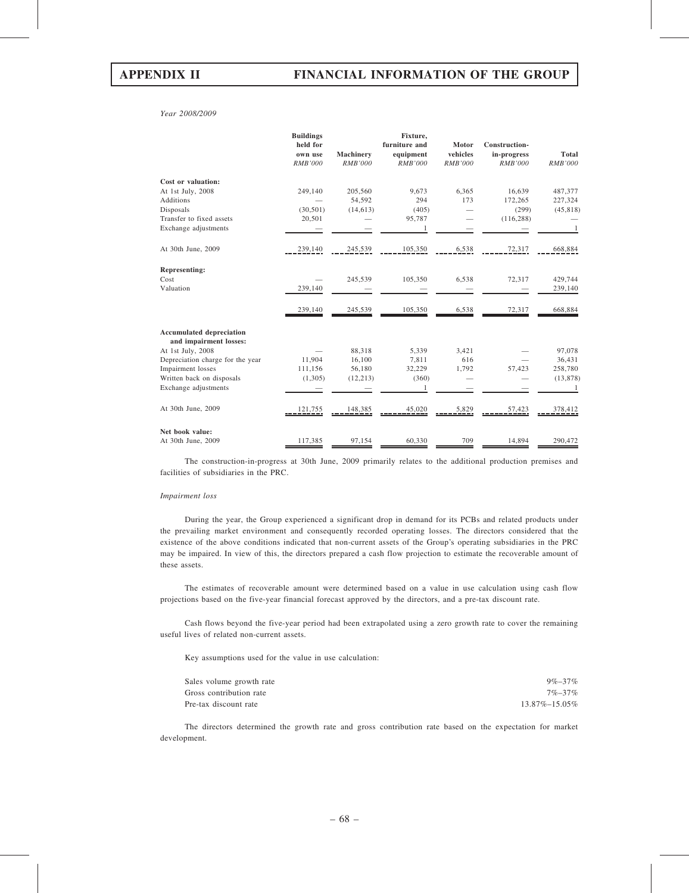*Year 2008/2009*

| | Buildings held for own use | Machinery | Fixture, furniture and equipment | Motor vehicles | Construction-in-progress | Total |
|---|---|---|---|---|---|---|
| | *RMB'000* | *RMB'000* | *RMB'000* | *RMB'000* | *RMB'000* | *RMB'000* |
| **Cost or valuation:** | | | | | | |
| At 1st July, 2008 | 249,140 | 205,560 | 9,673 | 6,365 | 16,639 | 487,377 |
| Additions | — | 54,592 | 294 | 173 | 172,265 | 227,324 |
| Disposals | (30,501) | (14,613) | (405) | — | (299) | (45,818) |
| Transfer to fixed assets | 20,501 | — | 95,787 | — | (116,288) | — |
| Exchange adjustments | — | — | 1 | — | — | 1 |
| At 30th June, 2009 | 239,140 | 245,539 | 105,350 | 6,538 | 72,317 | 668,884 |
| **Representing:** | | | | | | |
| Cost | — | 245,539 | 105,350 | 6,538 | 72,317 | 429,744 |
| Valuation | 239,140 | — | — | — | — | 239,140 |
| | 239,140 | 245,539 | 105,350 | 6,538 | 72,317 | 668,884 |
| **Accumulated depreciation and impairment losses:** | | | | | | |
| At 1st July, 2008 | — | 88,318 | 5,339 | 3,421 | — | 97,078 |
| Depreciation charge for the year | 11,904 | 16,100 | 7,811 | 616 | — | 36,431 |
| Impairment losses | 111,156 | 56,180 | 32,229 | 1,792 | 57,423 | 258,780 |
| Written back on disposals | (1,305) | (12,213) | (360) | — | — | (13,878) |
| Exchange adjustments | — | — | 1 | — | — | 1 |
| At 30th June, 2009 | 121,755 | 148,385 | 45,020 | 5,829 | 57,423 | 378,412 |
| **Net book value:** | | | | | | |
| At 30th June, 2009 | 117,385 | 97,154 | 60,330 | 709 | 14,894 | 290,472 |

The construction-in-progress at 30th June, 2009 primarily relates to the additional production premises and facilities of subsidiaries in the PRC.

*Impairment loss*

During the year, the Group experienced a significant drop in demand for its PCBs and related products under the prevailing market environment and consequently recorded operating losses. The directors considered that the existence of the above conditions indicated that non-current assets of the Group's operating subsidiaries in the PRC may be impaired. In view of this, the directors prepared a cash flow projection to estimate the recoverable amount of these assets.

The estimates of recoverable amount were determined based on a value in use calculation using cash flow projections based on the five-year financial forecast approved by the directors, and a pre-tax discount rate.

Cash flows beyond the five-year period had been extrapolated using a zero growth rate to cover the remaining useful lives of related non-current assets.

Key assumptions used for the value in use calculation:

| | |
|---|---|
| Sales volume growth rate | 9%–37% |
| Gross contribution rate | 7%–37% |
| Pre-tax discount rate | 13.87%–15.05% |

The directors determined the growth rate and gross contribution rate based on the expectation for market development.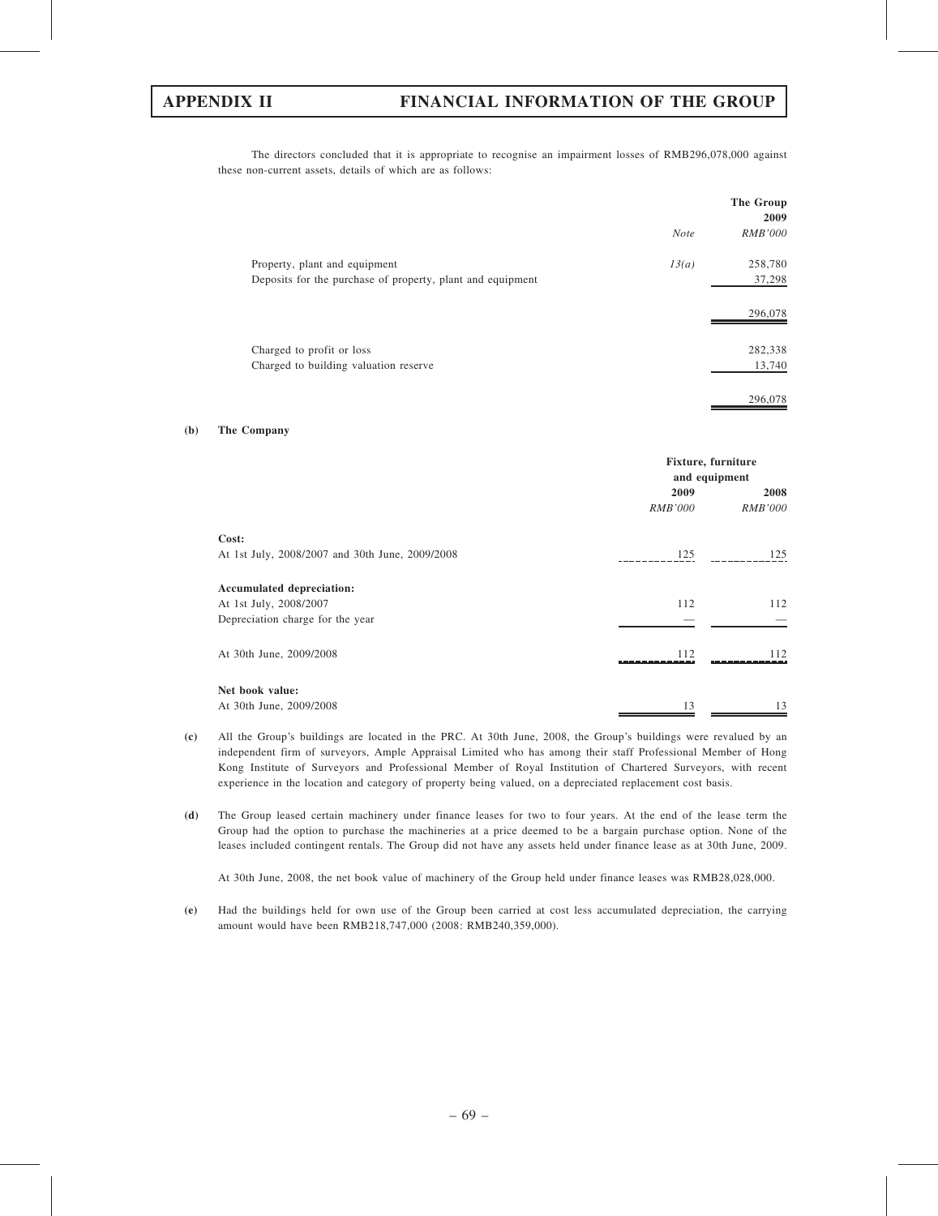The directors concluded that it is appropriate to recognise an impairment losses of RMB296,078,000 against these non-current assets, details of which are as follows:

| | Note | The Group 2009 RMB'000 |
|---|---|---|
| Property, plant and equipment | 13(a) | 258,780 |
| Deposits for the purchase of property, plant and equipment | | 37,298 |
| | | 296,078 |
| Charged to profit or loss | | 282,338 |
| Charged to building valuation reserve | | 13,740 |
| | | 296,078 |

**(b) The Company**

| | Fixture, furniture and equipment | |
|---|---|---|
| | 2009 RMB'000 | 2008 RMB'000 |
| **Cost:** | | |
| At 1st July, 2008/2007 and 30th June, 2009/2008 | 125 | 125 |
| **Accumulated depreciation:** | | |
| At 1st July, 2008/2007 | 112 | 112 |
| Depreciation charge for the year | — | — |
| At 30th June, 2009/2008 | 112 | 112 |
| **Net book value:** | | |
| At 30th June, 2009/2008 | 13 | 13 |

**(c)** All the Group's buildings are located in the PRC. At 30th June, 2008, the Group's buildings were revalued by an independent firm of surveyors, Ample Appraisal Limited who has among their staff Professional Member of Hong Kong Institute of Surveyors and Professional Member of Royal Institution of Chartered Surveyors, with recent experience in the location and category of property being valued, on a depreciated replacement cost basis.

**(d)** The Group leased certain machinery under finance leases for two to four years. At the end of the lease term the Group had the option to purchase the machineries at a price deemed to be a bargain purchase option. None of the leases included contingent rentals. The Group did not have any assets held under finance lease as at 30th June, 2009.

At 30th June, 2008, the net book value of machinery of the Group held under finance leases was RMB28,028,000.

**(e)** Had the buildings held for own use of the Group been carried at cost less accumulated depreciation, the carrying amount would have been RMB218,747,000 (2008: RMB240,359,000).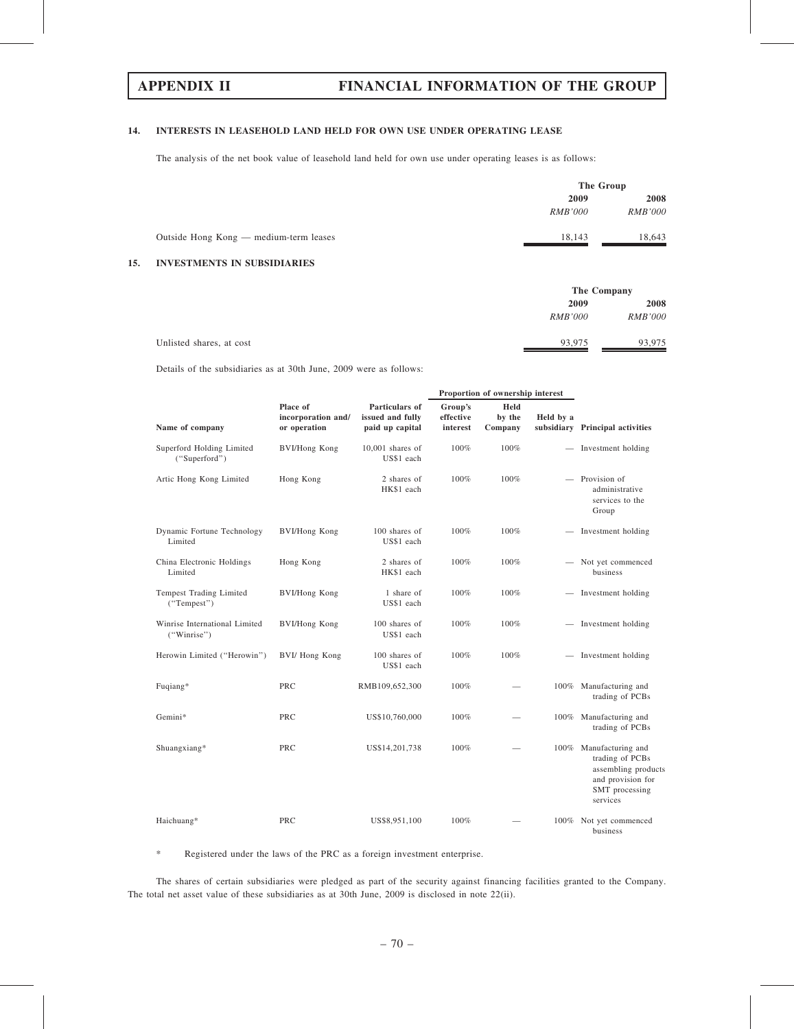### 14. INTERESTS IN LEASEHOLD LAND HELD FOR OWN USE UNDER OPERATING LEASE

The analysis of the net book value of leasehold land held for own use under operating leases is as follows:

| | The Group | |
|---|---|---|
| | 2009 | 2008 |
| | *RMB'000* | *RMB'000* |
| Outside Hong Kong — medium-term leases | 18,143 | 18,643 |

### 15. INVESTMENTS IN SUBSIDIARIES

| | The Company | |
|---|---|---|
| | 2009 | 2008 |
| | *RMB'000* | *RMB'000* |
| Unlisted shares, at cost | 93,975 | 93,975 |

Details of the subsidiaries as at 30th June, 2009 were as follows:

| Name of company | Place of incorporation and/ or operation | Particulars of issued and fully paid up capital | Proportion of ownership interest | | | Principal activities |
|---|---|---|---|---|---|---|
| | | | Group's effective interest | Held by the Company | Held by a subsidiary | |
| Superford Holding Limited ("Superford") | BVI/Hong Kong | 10,001 shares of US$1 each | 100% | 100% | — | Investment holding |
| Artic Hong Kong Limited | Hong Kong | 2 shares of HK$1 each | 100% | 100% | — | Provision of administrative services to the Group |
| Dynamic Fortune Technology Limited | BVI/Hong Kong | 100 shares of US$1 each | 100% | 100% | — | Investment holding |
| China Electronic Holdings Limited | Hong Kong | 2 shares of HK$1 each | 100% | 100% | — | Not yet commenced business |
| Tempest Trading Limited ("Tempest") | BVI/Hong Kong | 1 share of US$1 each | 100% | 100% | — | Investment holding |
| Winrise International Limited ("Winrise") | BVI/Hong Kong | 100 shares of US$1 each | 100% | 100% | — | Investment holding |
| Herowin Limited ("Herowin") | BVI/ Hong Kong | 100 shares of US$1 each | 100% | 100% | — | Investment holding |
| Fuqiang* | PRC | RMB109,652,300 | 100% | — | 100% | Manufacturing and trading of PCBs |
| Gemini* | PRC | US$10,760,000 | 100% | — | 100% | Manufacturing and trading of PCBs |
| Shuangxiang* | PRC | US$14,201,738 | 100% | — | 100% | Manufacturing and trading of PCBs assembling products and provision for SMT processing services |
| Haichuang* | PRC | US$8,951,100 | 100% | — | 100% | Not yet commenced business |

\* Registered under the laws of the PRC as a foreign investment enterprise.

The shares of certain subsidiaries were pledged as part of the security against financing facilities granted to the Company. The total net asset value of these subsidiaries as at 30th June, 2009 is disclosed in note 22(ii).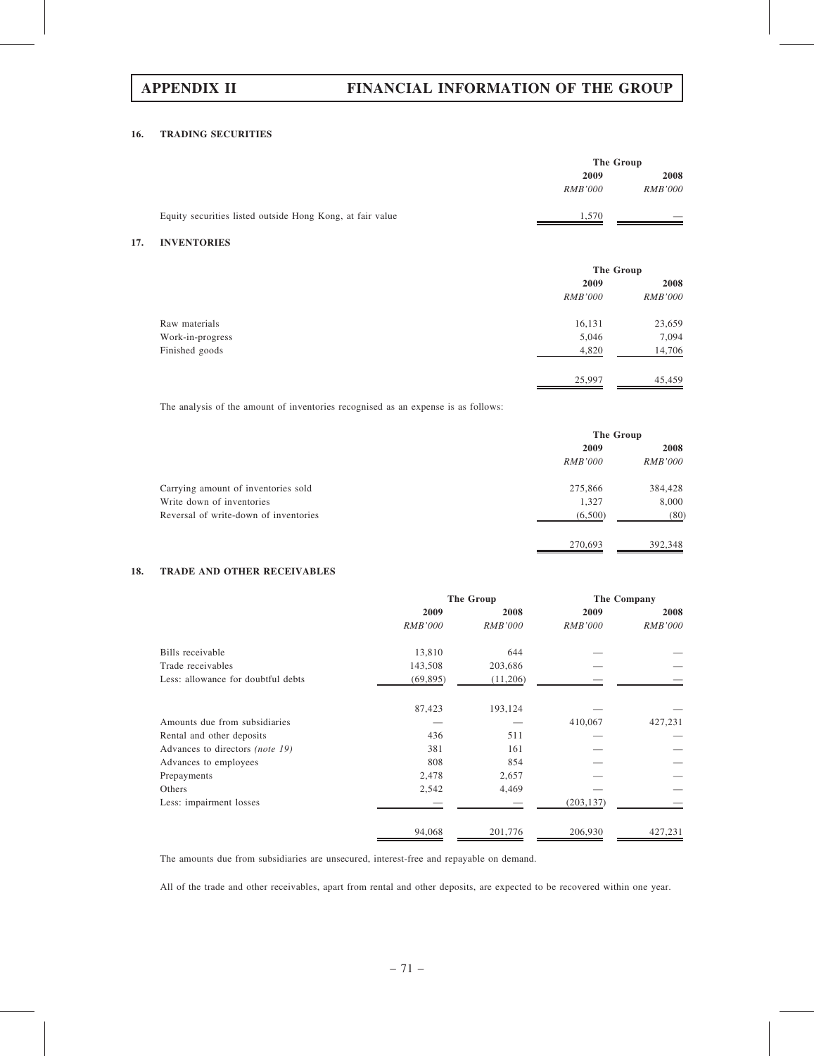## 16. TRADING SECURITIES

| | The Group | |
|---|---|---|
| | 2009 | 2008 |
| | *RMB'000* | *RMB'000* |
| Equity securities listed outside Hong Kong, at fair value | 1,570 | — |

## 17. INVENTORIES

| | The Group | |
|---|---|---|
| | 2009 | 2008 |
| | *RMB'000* | *RMB'000* |
| Raw materials | 16,131 | 23,659 |
| Work-in-progress | 5,046 | 7,094 |
| Finished goods | 4,820 | 14,706 |
| | 25,997 | 45,459 |

The analysis of the amount of inventories recognised as an expense is as follows:

| | The Group | |
|---|---|---|
| | 2009 | 2008 |
| | *RMB'000* | *RMB'000* |
| Carrying amount of inventories sold | 275,866 | 384,428 |
| Write down of inventories | 1,327 | 8,000 |
| Reversal of write-down of inventories | (6,500) | (80) |
| | 270,693 | 392,348 |

## 18. TRADE AND OTHER RECEIVABLES

| | The Group | | The Company | |
|---|---|---|---|---|
| | 2009 | 2008 | 2009 | 2008 |
| | *RMB'000* | *RMB'000* | *RMB'000* | *RMB'000* |
| Bills receivable | 13,810 | 644 | — | — |
| Trade receivables | 143,508 | 203,686 | — | — |
| Less: allowance for doubtful debts | (69,895) | (11,206) | — | — |
| | 87,423 | 193,124 | — | — |
| Amounts due from subsidiaries | — | — | 410,067 | 427,231 |
| Rental and other deposits | 436 | 511 | — | — |
| Advances to directors *(note 19)* | 381 | 161 | — | — |
| Advances to employees | 808 | 854 | — | — |
| Prepayments | 2,478 | 2,657 | — | — |
| Others | 2,542 | 4,469 | — | — |
| Less: impairment losses | — | — | (203,137) | — |
| | 94,068 | 201,776 | 206,930 | 427,231 |

The amounts due from subsidiaries are unsecured, interest-free and repayable on demand.

All of the trade and other receivables, apart from rental and other deposits, are expected to be recovered within one year.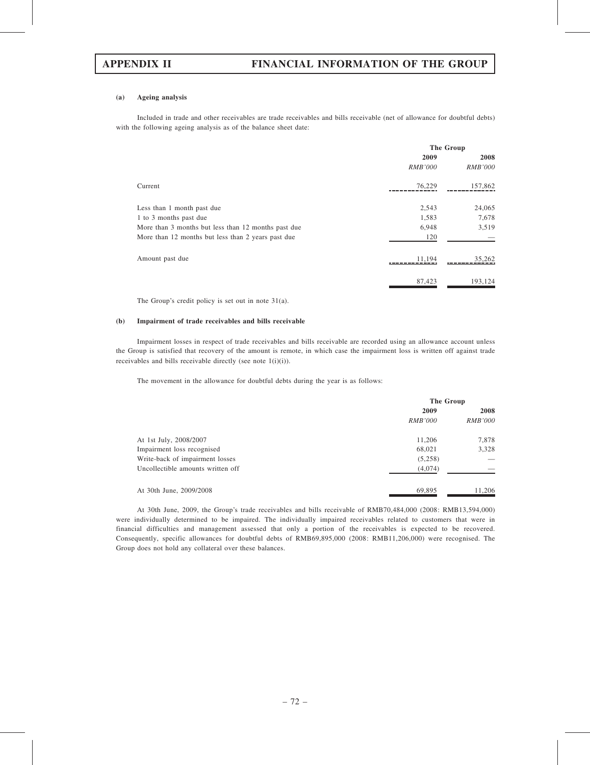#### (a) Ageing analysis

Included in trade and other receivables are trade receivables and bills receivable (net of allowance for doubtful debts) with the following ageing analysis as of the balance sheet date:

| | The Group | |
|---|---|---|
| | 2009 | 2008 |
| | *RMB'000* | *RMB'000* |
| Current | 76,229 | 157,862 |
| Less than 1 month past due | 2,543 | 24,065 |
| 1 to 3 months past due | 1,583 | 7,678 |
| More than 3 months but less than 12 months past due | 6,948 | 3,519 |
| More than 12 months but less than 2 years past due | 120 | — |
| Amount past due | 11,194 | 35,262 |
| | 87,423 | 193,124 |

The Group's credit policy is set out in note 31(a).

#### (b) Impairment of trade receivables and bills receivable

Impairment losses in respect of trade receivables and bills receivable are recorded using an allowance account unless the Group is satisfied that recovery of the amount is remote, in which case the impairment loss is written off against trade receivables and bills receivable directly (see note 1(i)(i)).

The movement in the allowance for doubtful debts during the year is as follows:

| | The Group | |
|---|---|---|
| | 2009 | 2008 |
| | *RMB'000* | *RMB'000* |
| At 1st July, 2008/2007 | 11,206 | 7,878 |
| Impairment loss recognised | 68,021 | 3,328 |
| Write-back of impairment losses | (5,258) | — |
| Uncollectible amounts written off | (4,074) | — |
| At 30th June, 2009/2008 | 69,895 | 11,206 |

At 30th June, 2009, the Group's trade receivables and bills receivable of RMB70,484,000 (2008: RMB13,594,000) were individually determined to be impaired. The individually impaired receivables related to customers that were in financial difficulties and management assessed that only a portion of the receivables is expected to be recovered. Consequently, specific allowances for doubtful debts of RMB69,895,000 (2008: RMB11,206,000) were recognised. The Group does not hold any collateral over these balances.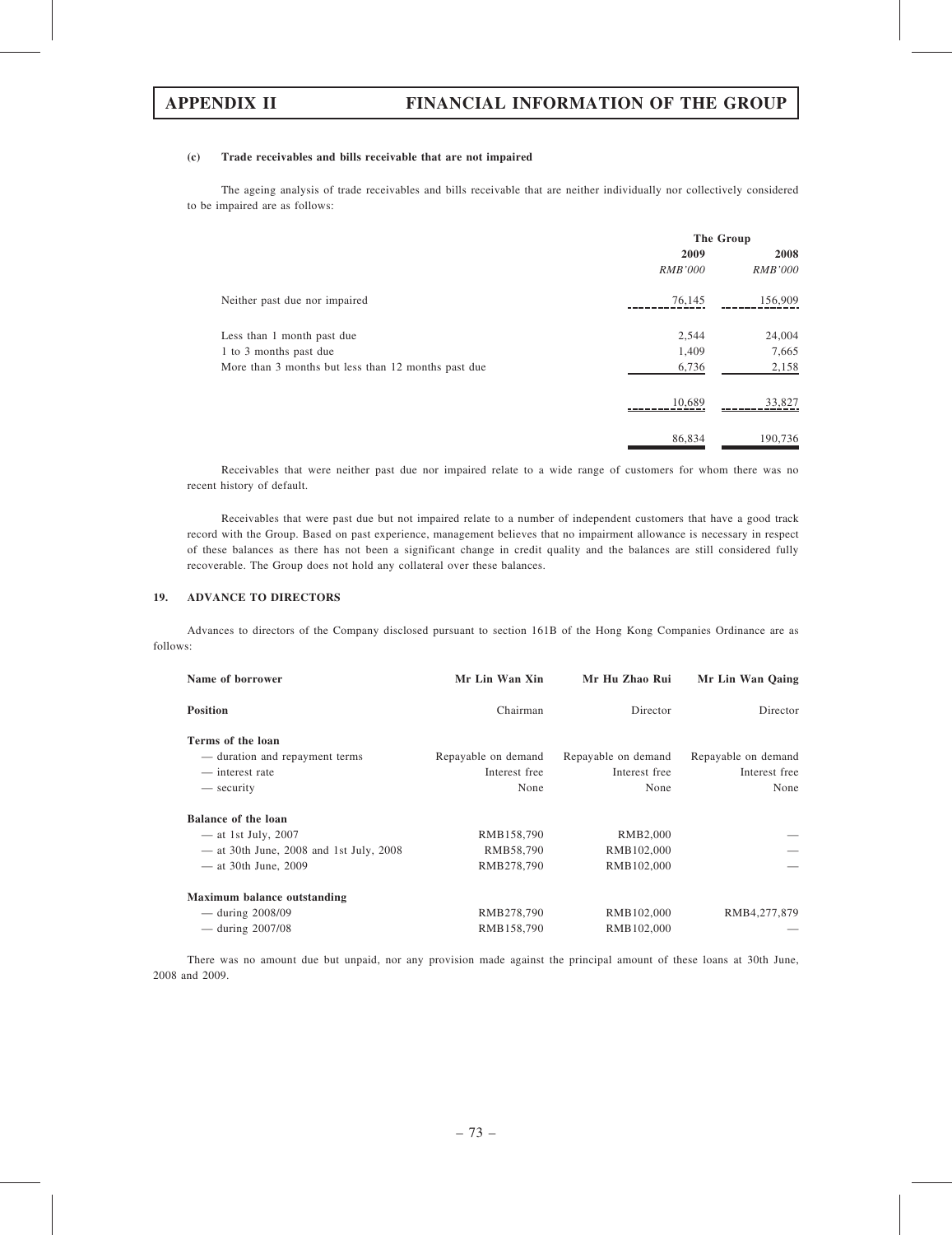#### (c) Trade receivables and bills receivable that are not impaired

The ageing analysis of trade receivables and bills receivable that are neither individually nor collectively considered to be impaired are as follows:

| | The Group | |
|---|---|---|
| | 2009 | 2008 |
| | *RMB'000* | *RMB'000* |
| Neither past due nor impaired | 76,145 | 156,909 |
| Less than 1 month past due | 2,544 | 24,004 |
| 1 to 3 months past due | 1,409 | 7,665 |
| More than 3 months but less than 12 months past due | 6,736 | 2,158 |
| | 10,689 | 33,827 |
| | 86,834 | 190,736 |

Receivables that were neither past due nor impaired relate to a wide range of customers for whom there was no recent history of default.

Receivables that were past due but not impaired relate to a number of independent customers that have a good track record with the Group. Based on past experience, management believes that no impairment allowance is necessary in respect of these balances as there has not been a significant change in credit quality and the balances are still considered fully recoverable. The Group does not hold any collateral over these balances.

### 19. ADVANCE TO DIRECTORS

Advances to directors of the Company disclosed pursuant to section 161B of the Hong Kong Companies Ordinance are as follows:

| **Name of borrower** | **Mr Lin Wan Xin** | **Mr Hu Zhao Rui** | **Mr Lin Wan Qaing** |
|---|---|---|---|
| **Position** | Chairman | Director | Director |
| **Terms of the loan** | | | |
| — duration and repayment terms | Repayable on demand | Repayable on demand | Repayable on demand |
| — interest rate | Interest free | Interest free | Interest free |
| — security | None | None | None |
| **Balance of the loan** | | | |
| — at 1st July, 2007 | RMB158,790 | RMB2,000 | — |
| — at 30th June, 2008 and 1st July, 2008 | RMB58,790 | RMB102,000 | — |
| — at 30th June, 2009 | RMB278,790 | RMB102,000 | — |
| **Maximum balance outstanding** | | | |
| — during 2008/09 | RMB278,790 | RMB102,000 | RMB4,277,879 |
| — during 2007/08 | RMB158,790 | RMB102,000 | — |

There was no amount due but unpaid, nor any provision made against the principal amount of these loans at 30th June, 2008 and 2009.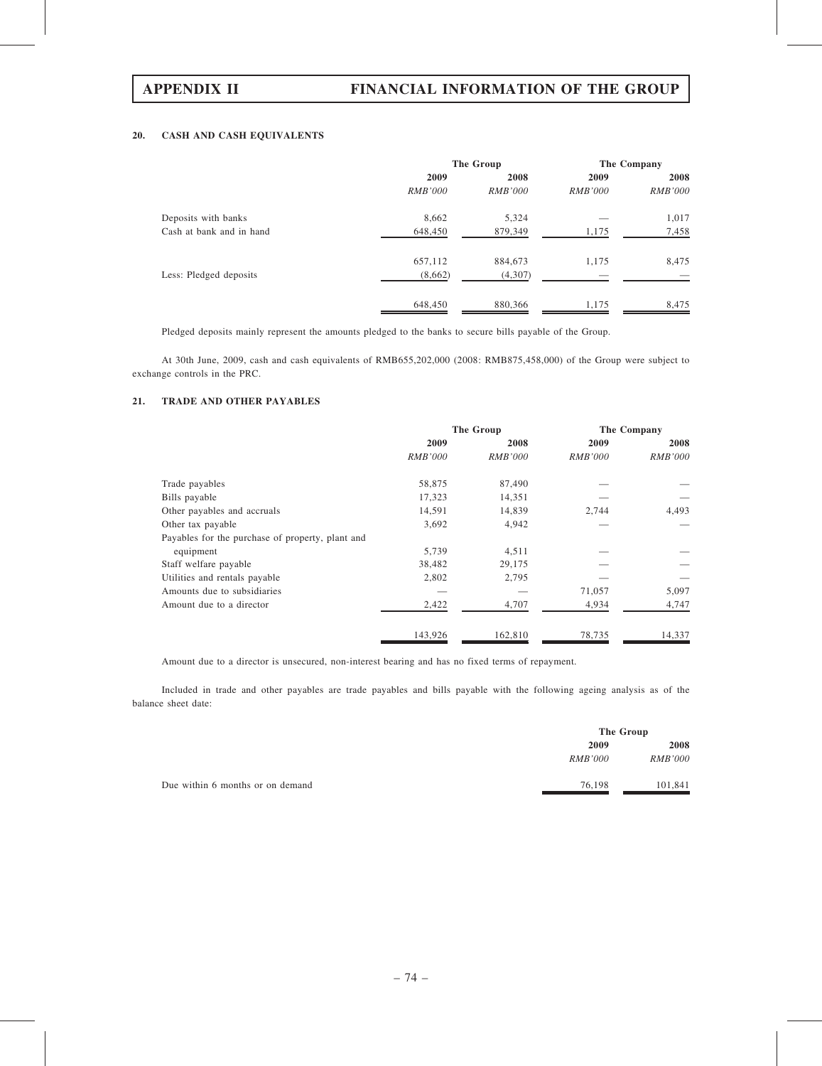### 20. CASH AND CASH EQUIVALENTS

| | The Group | | The Company | |
|---|---|---|---|---|
| | 2009 | 2008 | 2009 | 2008 |
| | *RMB'000* | *RMB'000* | *RMB'000* | *RMB'000* |
| Deposits with banks | 8,662 | 5,324 | — | 1,017 |
| Cash at bank and in hand | 648,450 | 879,349 | 1,175 | 7,458 |
| | 657,112 | 884,673 | 1,175 | 8,475 |
| Less: Pledged deposits | (8,662) | (4,307) | — | — |
| | 648,450 | 880,366 | 1,175 | 8,475 |

Pledged deposits mainly represent the amounts pledged to the banks to secure bills payable of the Group.

At 30th June, 2009, cash and cash equivalents of RMB655,202,000 (2008: RMB875,458,000) of the Group were subject to exchange controls in the PRC.

### 21. TRADE AND OTHER PAYABLES

| | The Group | | The Company | |
|---|---|---|---|---|
| | 2009 | 2008 | 2009 | 2008 |
| | *RMB'000* | *RMB'000* | *RMB'000* | *RMB'000* |
| Trade payables | 58,875 | 87,490 | — | — |
| Bills payable | 17,323 | 14,351 | — | — |
| Other payables and accruals | 14,591 | 14,839 | 2,744 | 4,493 |
| Other tax payable | 3,692 | 4,942 | — | — |
| Payables for the purchase of property, plant and equipment | 5,739 | 4,511 | — | — |
| Staff welfare payable | 38,482 | 29,175 | — | — |
| Utilities and rentals payable | 2,802 | 2,795 | — | — |
| Amounts due to subsidiaries | — | — | 71,057 | 5,097 |
| Amount due to a director | 2,422 | 4,707 | 4,934 | 4,747 |
| | 143,926 | 162,810 | 78,735 | 14,337 |

Amount due to a director is unsecured, non-interest bearing and has no fixed terms of repayment.

Included in trade and other payables are trade payables and bills payable with the following ageing analysis as of the balance sheet date:

| | The Group | |
|---|---|---|
| | 2009 | 2008 |
| | *RMB'000* | *RMB'000* |
| Due within 6 months or on demand | 76,198 | 101,841 |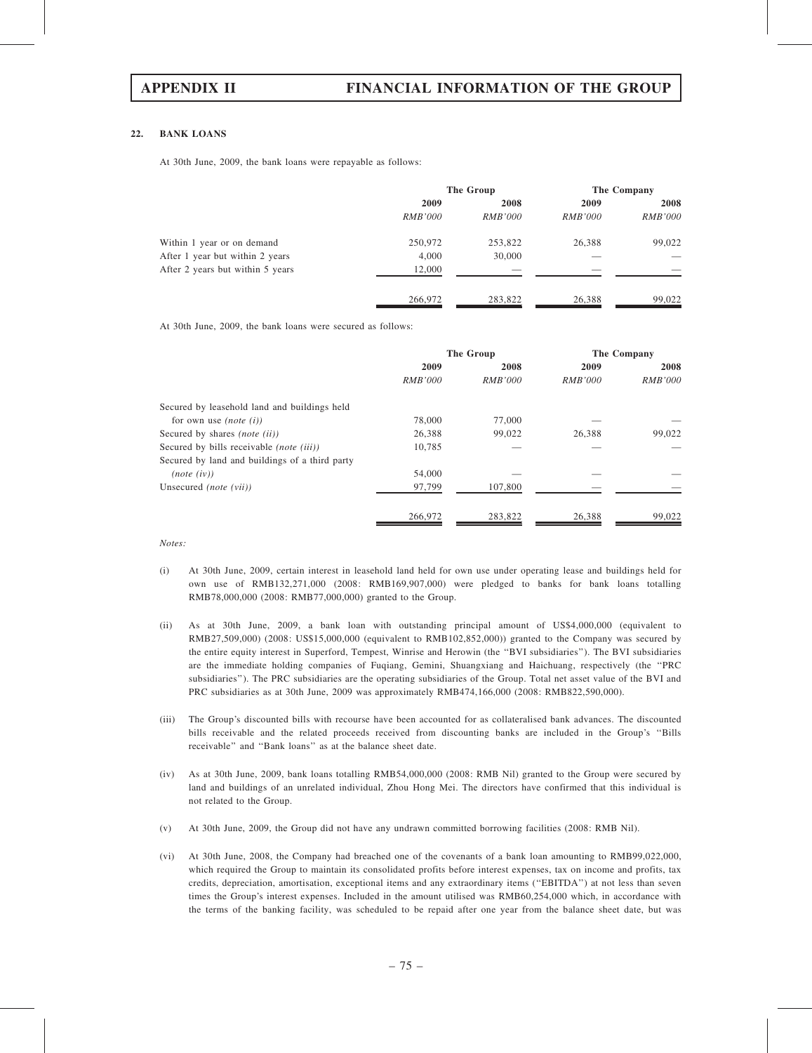### 22. BANK LOANS

At 30th June, 2009, the bank loans were repayable as follows:

| | The Group | | The Company | |
|---|---|---|---|---|
| | 2009 | 2008 | 2009 | 2008 |
| | *RMB'000* | *RMB'000* | *RMB'000* | *RMB'000* |
| Within 1 year or on demand | 250,972 | 253,822 | 26,388 | 99,022 |
| After 1 year but within 2 years | 4,000 | 30,000 | — | — |
| After 2 years but within 5 years | 12,000 | — | — | — |
| | 266,972 | 283,822 | 26,388 | 99,022 |

At 30th June, 2009, the bank loans were secured as follows:

| | The Group | | The Company | |
|---|---|---|---|---|
| | 2009 | 2008 | 2009 | 2008 |
| | *RMB'000* | *RMB'000* | *RMB'000* | *RMB'000* |
| Secured by leasehold land and buildings held for own use *(note (i))* | 78,000 | 77,000 | — | — |
| Secured by shares *(note (ii))* | 26,388 | 99,022 | 26,388 | 99,022 |
| Secured by bills receivable *(note (iii))* | 10,785 | — | — | — |
| Secured by land and buildings of a third party *(note (iv))* | 54,000 | — | — | — |
| Unsecured *(note (vii))* | 97,799 | 107,800 | — | — |
| | 266,972 | 283,822 | 26,388 | 99,022 |

*Notes:*

(i) At 30th June, 2009, certain interest in leasehold land held for own use under operating lease and buildings held for own use of RMB132,271,000 (2008: RMB169,907,000) were pledged to banks for bank loans totalling RMB78,000,000 (2008: RMB77,000,000) granted to the Group.

(ii) As at 30th June, 2009, a bank loan with outstanding principal amount of US$4,000,000 (equivalent to RMB27,509,000) (2008: US$15,000,000 (equivalent to RMB102,852,000)) granted to the Company was secured by the entire equity interest in Superford, Tempest, Winrise and Herowin (the "BVI subsidiaries"). The BVI subsidiaries are the immediate holding companies of Fuqiang, Gemini, Shuangxiang and Haichuang, respectively (the "PRC subsidiaries"). The PRC subsidiaries are the operating subsidiaries of the Group. Total net asset value of the BVI and PRC subsidiaries as at 30th June, 2009 was approximately RMB474,166,000 (2008: RMB822,590,000).

(iii) The Group's discounted bills with recourse have been accounted for as collateralised bank advances. The discounted bills receivable and the related proceeds received from discounting banks are included in the Group's "Bills receivable" and "Bank loans" as at the balance sheet date.

(iv) As at 30th June, 2009, bank loans totalling RMB54,000,000 (2008: RMB Nil) granted to the Group were secured by land and buildings of an unrelated individual, Zhou Hong Mei. The directors have confirmed that this individual is not related to the Group.

(v) At 30th June, 2009, the Group did not have any undrawn committed borrowing facilities (2008: RMB Nil).

(vi) At 30th June, 2008, the Company had breached one of the covenants of a bank loan amounting to RMB99,022,000, which required the Group to maintain its consolidated profits before interest expenses, tax on income and profits, tax credits, depreciation, amortisation, exceptional items and any extraordinary items ("EBITDA") at not less than seven times the Group's interest expenses. Included in the amount utilised was RMB60,254,000 which, in accordance with the terms of the banking facility, was scheduled to be repaid after one year from the balance sheet date, but was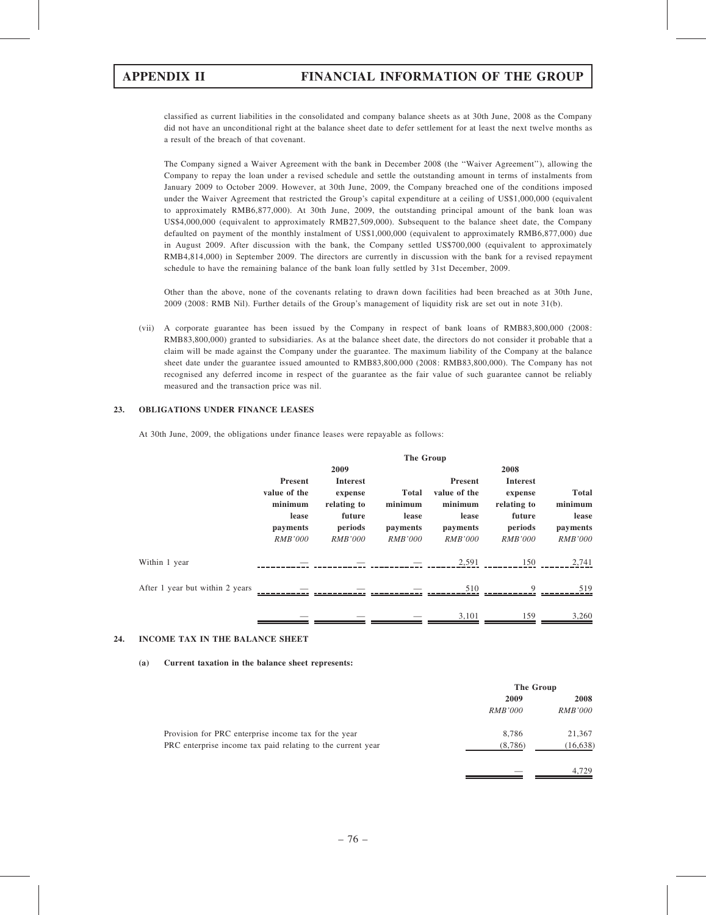classified as current liabilities in the consolidated and company balance sheets as at 30th June, 2008 as the Company did not have an unconditional right at the balance sheet date to defer settlement for at least the next twelve months as a result of the breach of that covenant.

The Company signed a Waiver Agreement with the bank in December 2008 (the ''Waiver Agreement''), allowing the Company to repay the loan under a revised schedule and settle the outstanding amount in terms of instalments from January 2009 to October 2009. However, at 30th June, 2009, the Company breached one of the conditions imposed under the Waiver Agreement that restricted the Group's capital expenditure at a ceiling of US$1,000,000 (equivalent to approximately RMB6,877,000). At 30th June, 2009, the outstanding principal amount of the bank loan was US$4,000,000 (equivalent to approximately RMB27,509,000). Subsequent to the balance sheet date, the Company defaulted on payment of the monthly instalment of US$1,000,000 (equivalent to approximately RMB6,877,000) due in August 2009. After discussion with the bank, the Company settled US$700,000 (equivalent to approximately RMB4,814,000) in September 2009. The directors are currently in discussion with the bank for a revised repayment schedule to have the remaining balance of the bank loan fully settled by 31st December, 2009.

Other than the above, none of the covenants relating to drawn down facilities had been breached as at 30th June, 2009 (2008: RMB Nil). Further details of the Group's management of liquidity risk are set out in note 31(b).

(vii) A corporate guarantee has been issued by the Company in respect of bank loans of RMB83,800,000 (2008: RMB83,800,000) granted to subsidiaries. As at the balance sheet date, the directors do not consider it probable that a claim will be made against the Company under the guarantee. The maximum liability of the Company at the balance sheet date under the guarantee issued amounted to RMB83,800,000 (2008: RMB83,800,000). The Company has not recognised any deferred income in respect of the guarantee as the fair value of such guarantee cannot be reliably measured and the transaction price was nil.

## 23. OBLIGATIONS UNDER FINANCE LEASES

At 30th June, 2009, the obligations under finance leases were repayable as follows:

| | The Group | | | | | |
|---|---|---|---|---|---|---|
| | 2009 | | | 2008 | | |
| | Present value of the minimum lease payments | Interest expense relating to future periods | Total minimum lease payments | Present value of the minimum lease payments | Interest expense relating to future periods | Total minimum lease payments |
| | *RMB'000* | *RMB'000* | *RMB'000* | *RMB'000* | *RMB'000* | *RMB'000* |
| Within 1 year | — | — | — | 2,591 | 150 | 2,741 |
| After 1 year but within 2 years | — | — | — | 510 | 9 | 519 |
| | — | — | — | 3,101 | 159 | 3,260 |

## 24. INCOME TAX IN THE BALANCE SHEET

### (a) Current taxation in the balance sheet represents:

| | The Group | |
|---|---|---|
| | 2009 | 2008 |
| | *RMB'000* | *RMB'000* |
| Provision for PRC enterprise income tax for the year | 8,786 | 21,367 |
| PRC enterprise income tax paid relating to the current year | (8,786) | (16,638) |
| | — | 4,729 |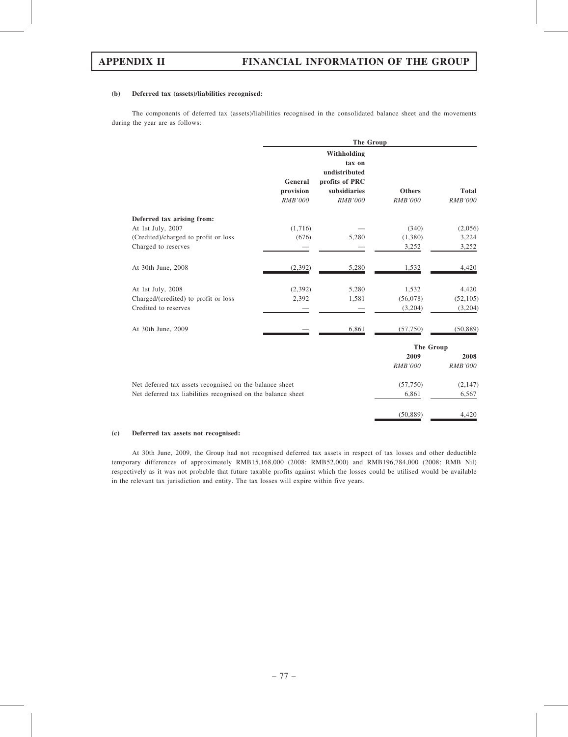**(b) Deferred tax (assets)/liabilities recognised:**

The components of deferred tax (assets)/liabilities recognised in the consolidated balance sheet and the movements during the year are as follows:

| | The Group | | | |
|---|---|---|---|---|
| | General provision | Withholding tax on undistributed profits of PRC subsidiaries | Others | Total |
| | *RMB'000* | *RMB'000* | *RMB'000* | *RMB'000* |
| **Deferred tax arising from:** | | | | |
| At 1st July, 2007 | (1,716) | — | (340) | (2,056) |
| (Credited)/charged to profit or loss | (676) | 5,280 | (1,380) | 3,224 |
| Charged to reserves | — | — | 3,252 | 3,252 |
| At 30th June, 2008 | (2,392) | 5,280 | 1,532 | 4,420 |
| At 1st July, 2008 | (2,392) | 5,280 | 1,532 | 4,420 |
| Charged/(credited) to profit or loss | 2,392 | 1,581 | (56,078) | (52,105) |
| Credited to reserves | — | — | (3,204) | (3,204) |
| At 30th June, 2009 | — | 6,861 | (57,750) | (50,889) |

| | The Group | |
|---|---|---|
| | 2009 | 2008 |
| | *RMB'000* | *RMB'000* |
| Net deferred tax assets recognised on the balance sheet | (57,750) | (2,147) |
| Net deferred tax liabilities recognised on the balance sheet | 6,861 | 6,567 |
| | (50,889) | 4,420 |

**(c) Deferred tax assets not recognised:**

At 30th June, 2009, the Group had not recognised deferred tax assets in respect of tax losses and other deductible temporary differences of approximately RMB15,168,000 (2008: RMB52,000) and RMB196,784,000 (2008: RMB Nil) respectively as it was not probable that future taxable profits against which the losses could be utilised would be available in the relevant tax jurisdiction and entity. The tax losses will expire within five years.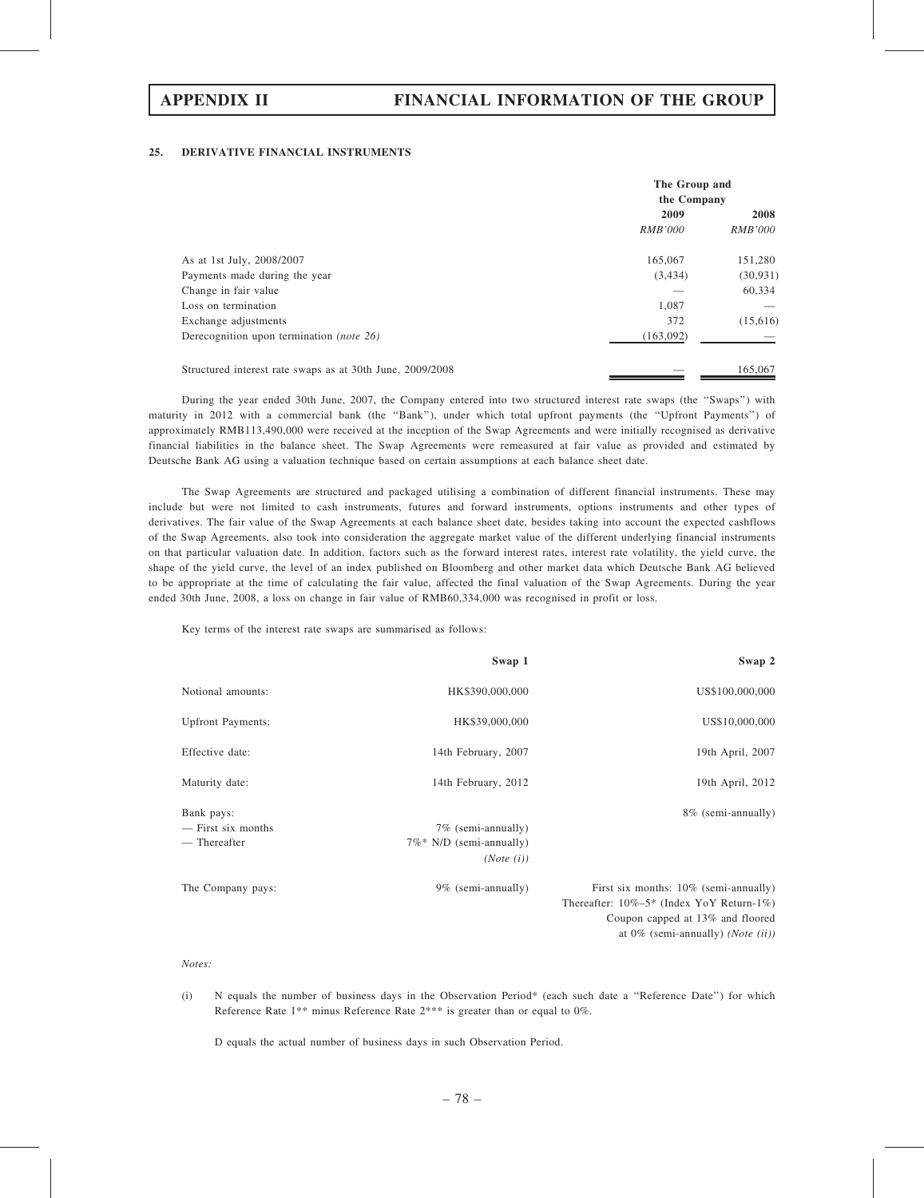## 25. DERIVATIVE FINANCIAL INSTRUMENTS

| | The Group and the Company | |
|---|---|---|
| | 2009 | 2008 |
| | *RMB'000* | *RMB'000* |
| As at 1st July, 2008/2007 | 165,067 | 151,280 |
| Payments made during the year | (3,434) | (30,931) |
| Change in fair value | — | 60,334 |
| Loss on termination | 1,087 | — |
| Exchange adjustments | 372 | (15,616) |
| Derecognition upon termination *(note 26)* | (163,092) | — |
| Structured interest rate swaps as at 30th June, 2009/2008 | — | 165,067 |

During the year ended 30th June, 2007, the Company entered into two structured interest rate swaps (the "Swaps") with maturity in 2012 with a commercial bank (the "Bank"), under which total upfront payments (the "Upfront Payments") of approximately RMB113,490,000 were received at the inception of the Swap Agreements and were initially recognised as derivative financial liabilities in the balance sheet. The Swap Agreements were remeasured at fair value as provided and estimated by Deutsche Bank AG using a valuation technique based on certain assumptions at each balance sheet date.

The Swap Agreements are structured and packaged utilising a combination of different financial instruments. These may include but were not limited to cash instruments, futures and forward instruments, options instruments and other types of derivatives. The fair value of the Swap Agreements at each balance sheet date, besides taking into account the expected cashflows of the Swap Agreements, also took into consideration the aggregate market value of the different underlying financial instruments on that particular valuation date. In addition, factors such as the forward interest rates, interest rate volatility, the yield curve, the shape of the yield curve, the level of an index published on Bloomberg and other market data which Deutsche Bank AG believed to be appropriate at the time of calculating the fair value, affected the final valuation of the Swap Agreements. During the year ended 30th June, 2008, a loss on change in fair value of RMB60,334,000 was recognised in profit or loss.

Key terms of the interest rate swaps are summarised as follows:

| | Swap 1 | Swap 2 |
|---|---|---|
| Notional amounts: | HK$390,000,000 | US$100,000,000 |
| Upfront Payments: | HK$39,000,000 | US$10,000,000 |
| Effective date: | 14th February, 2007 | 19th April, 2007 |
| Maturity date: | 14th February, 2012 | 19th April, 2012 |
| Bank pays:<br>— First six months<br>— Thereafter | <br>7% (semi-annually)<br>7%* N/D (semi-annually) *(Note (i))* | 8% (semi-annually) |
| The Company pays: | 9% (semi-annually) | First six months: 10% (semi-annually)<br>Thereafter: 10%–5* (Index YoY Return-1%)<br>Coupon capped at 13% and floored at 0% (semi-annually) *(Note (ii))* |

*Notes:*

(i) N equals the number of business days in the Observation Period* (each such date a "Reference Date") for which Reference Rate 1** minus Reference Rate 2*** is greater than or equal to 0%.

D equals the actual number of business days in such Observation Period.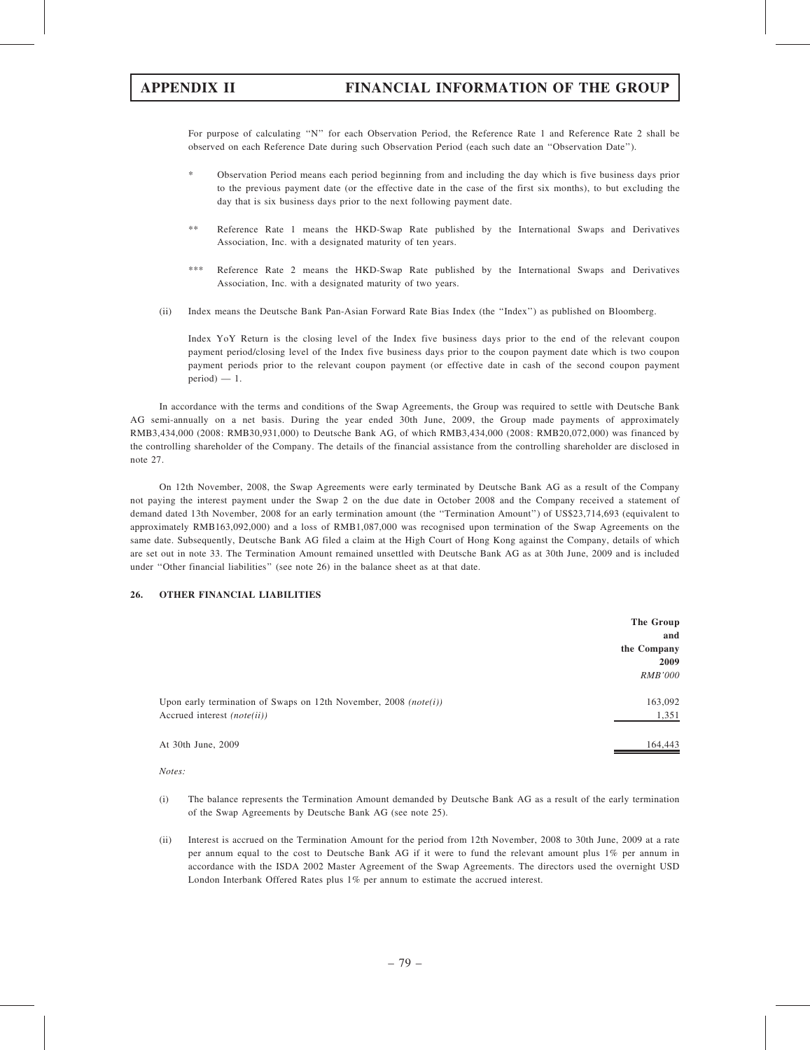For purpose of calculating "N" for each Observation Period, the Reference Rate 1 and Reference Rate 2 shall be observed on each Reference Date during such Observation Period (each such date an "Observation Date").

\* Observation Period means each period beginning from and including the day which is five business days prior to the previous payment date (or the effective date in the case of the first six months), to but excluding the day that is six business days prior to the next following payment date.

\*\* Reference Rate 1 means the HKD-Swap Rate published by the International Swaps and Derivatives Association, Inc. with a designated maturity of ten years.

\*\*\* Reference Rate 2 means the HKD-Swap Rate published by the International Swaps and Derivatives Association, Inc. with a designated maturity of two years.

(ii) Index means the Deutsche Bank Pan-Asian Forward Rate Bias Index (the "Index") as published on Bloomberg.

Index YoY Return is the closing level of the Index five business days prior to the end of the relevant coupon payment period/closing level of the Index five business days prior to the coupon payment date which is two coupon payment periods prior to the relevant coupon payment (or effective date in cash of the second coupon payment period) — 1.

In accordance with the terms and conditions of the Swap Agreements, the Group was required to settle with Deutsche Bank AG semi-annually on a net basis. During the year ended 30th June, 2009, the Group made payments of approximately RMB3,434,000 (2008: RMB30,931,000) to Deutsche Bank AG, of which RMB3,434,000 (2008: RMB20,072,000) was financed by the controlling shareholder of the Company. The details of the financial assistance from the controlling shareholder are disclosed in note 27.

On 12th November, 2008, the Swap Agreements were early terminated by Deutsche Bank AG as a result of the Company not paying the interest payment under the Swap 2 on the due date in October 2008 and the Company received a statement of demand dated 13th November, 2008 for an early termination amount (the "Termination Amount") of US$23,714,693 (equivalent to approximately RMB163,092,000) and a loss of RMB1,087,000 was recognised upon termination of the Swap Agreements on the same date. Subsequently, Deutsche Bank AG filed a claim at the High Court of Hong Kong against the Company, details of which are set out in note 33. The Termination Amount remained unsettled with Deutsche Bank AG as at 30th June, 2009 and is included under "Other financial liabilities" (see note 26) in the balance sheet as at that date.

## 26. OTHER FINANCIAL LIABILITIES

| | The Group and the Company 2009 *RMB'000* |
|---|---|
| Upon early termination of Swaps on 12th November, 2008 *(note(i))* | 163,092 |
| Accrued interest *(note(ii))* | 1,351 |
| At 30th June, 2009 | 164,443 |

*Notes:*

(i) The balance represents the Termination Amount demanded by Deutsche Bank AG as a result of the early termination of the Swap Agreements by Deutsche Bank AG (see note 25).

(ii) Interest is accrued on the Termination Amount for the period from 12th November, 2008 to 30th June, 2009 at a rate per annum equal to the cost to Deutsche Bank AG if it were to fund the relevant amount plus 1% per annum in accordance with the ISDA 2002 Master Agreement of the Swap Agreements. The directors used the overnight USD London Interbank Offered Rates plus 1% per annum to estimate the accrued interest.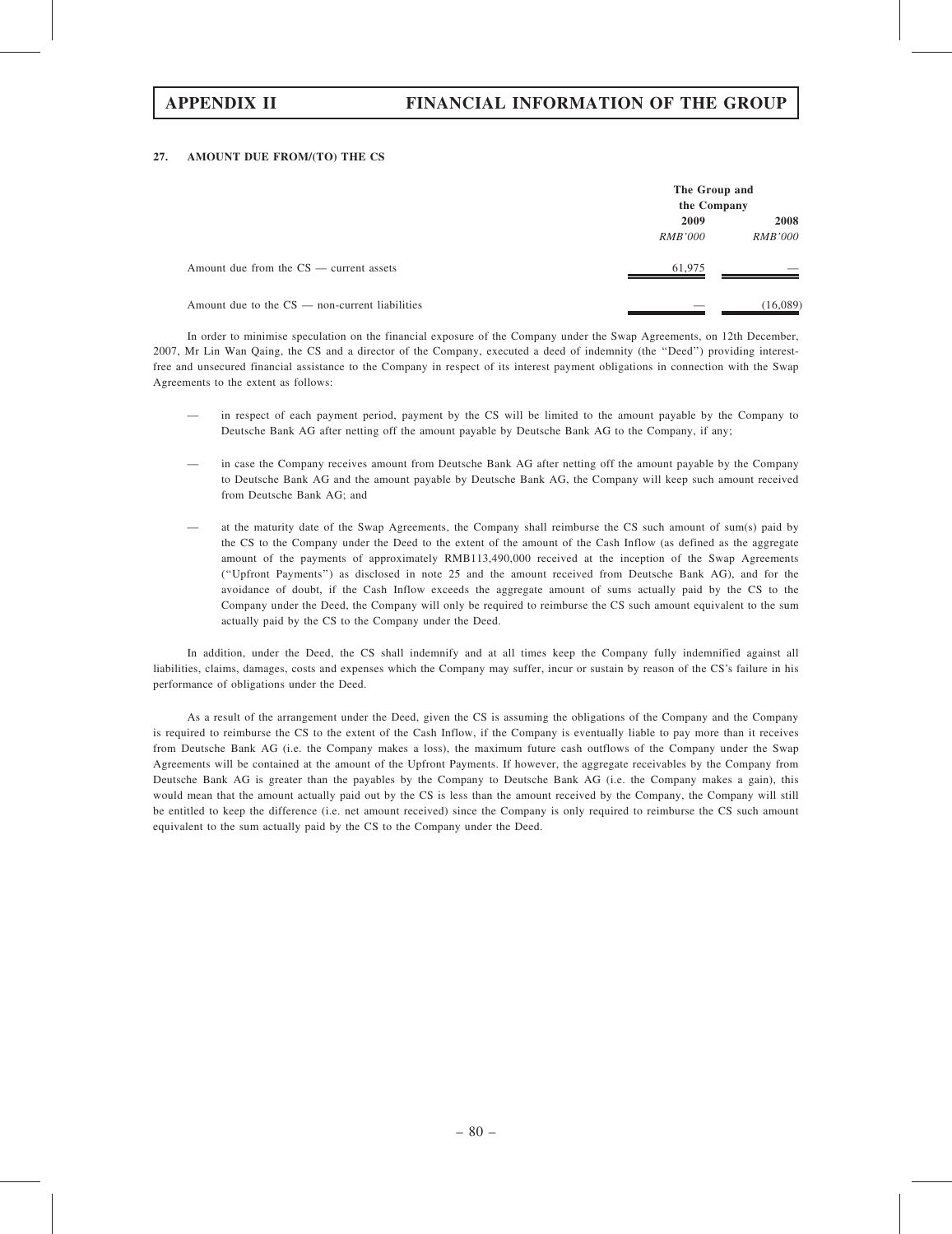### 27. AMOUNT DUE FROM/(TO) THE CS

| | The Group and the Company | |
|---|---|---|
| | 2009 | 2008 |
| | *RMB'000* | *RMB'000* |
| Amount due from the CS — current assets | 61,975 | — |
| Amount due to the CS — non-current liabilities | — | (16,089) |

In order to minimise speculation on the financial exposure of the Company under the Swap Agreements, on 12th December, 2007, Mr Lin Wan Qaing, the CS and a director of the Company, executed a deed of indemnity (the "Deed") providing interest-free and unsecured financial assistance to the Company in respect of its interest payment obligations in connection with the Swap Agreements to the extent as follows:

- in respect of each payment period, payment by the CS will be limited to the amount payable by the Company to Deutsche Bank AG after netting off the amount payable by Deutsche Bank AG to the Company, if any;
- in case the Company receives amount from Deutsche Bank AG after netting off the amount payable by the Company to Deutsche Bank AG and the amount payable by Deutsche Bank AG, the Company will keep such amount received from Deutsche Bank AG; and
- at the maturity date of the Swap Agreements, the Company shall reimburse the CS such amount of sum(s) paid by the CS to the Company under the Deed to the extent of the amount of the Cash Inflow (as defined as the aggregate amount of the payments of approximately RMB113,490,000 received at the inception of the Swap Agreements ("Upfront Payments") as disclosed in note 25 and the amount received from Deutsche Bank AG), and for the avoidance of doubt, if the Cash Inflow exceeds the aggregate amount of sums actually paid by the CS to the Company under the Deed, the Company will only be required to reimburse the CS such amount equivalent to the sum actually paid by the CS to the Company under the Deed.

In addition, under the Deed, the CS shall indemnify and at all times keep the Company fully indemnified against all liabilities, claims, damages, costs and expenses which the Company may suffer, incur or sustain by reason of the CS's failure in his performance of obligations under the Deed.

As a result of the arrangement under the Deed, given the CS is assuming the obligations of the Company and the Company is required to reimburse the CS to the extent of the Cash Inflow, if the Company is eventually liable to pay more than it receives from Deutsche Bank AG (i.e. the Company makes a loss), the maximum future cash outflows of the Company under the Swap Agreements will be contained at the amount of the Upfront Payments. If however, the aggregate receivables by the Company from Deutsche Bank AG is greater than the payables by the Company to Deutsche Bank AG (i.e. the Company makes a gain), this would mean that the amount actually paid out by the CS is less than the amount received by the Company, the Company will still be entitled to keep the difference (i.e. net amount received) since the Company is only required to reimburse the CS such amount equivalent to the sum actually paid by the CS to the Company under the Deed.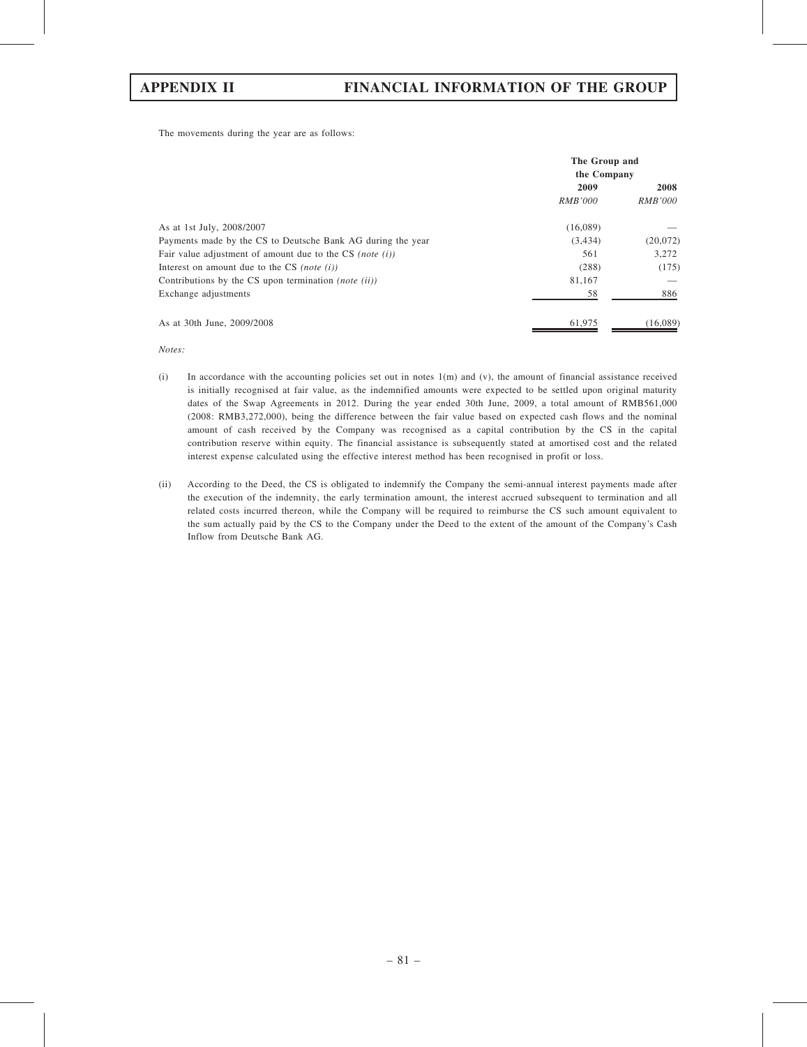The movements during the year are as follows:

| | The Group and the Company | |
|---|---|---|
| | 2009 | 2008 |
| | *RMB'000* | *RMB'000* |
| As at 1st July, 2008/2007 | (16,089) | — |
| Payments made by the CS to Deutsche Bank AG during the year | (3,434) | (20,072) |
| Fair value adjustment of amount due to the CS *(note (i))* | 561 | 3,272 |
| Interest on amount due to the CS *(note (i))* | (288) | (175) |
| Contributions by the CS upon termination *(note (ii))* | 81,167 | — |
| Exchange adjustments | 58 | 886 |
| As at 30th June, 2009/2008 | 61,975 | (16,089) |

*Notes:*

(i) In accordance with the accounting policies set out in notes 1(m) and (v), the amount of financial assistance received is initially recognised at fair value, as the indemnified amounts were expected to be settled upon original maturity dates of the Swap Agreements in 2012. During the year ended 30th June, 2009, a total amount of RMB561,000 (2008: RMB3,272,000), being the difference between the fair value based on expected cash flows and the nominal amount of cash received by the Company was recognised as a capital contribution by the CS in the capital contribution reserve within equity. The financial assistance is subsequently stated at amortised cost and the related interest expense calculated using the effective interest method has been recognised in profit or loss.

(ii) According to the Deed, the CS is obligated to indemnify the Company the semi-annual interest payments made after the execution of the indemnity, the early termination amount, the interest accrued subsequent to termination and all related costs incurred thereon, while the Company will be required to reimburse the CS such amount equivalent to the sum actually paid by the CS to the Company under the Deed to the extent of the amount of the Company's Cash Inflow from Deutsche Bank AG.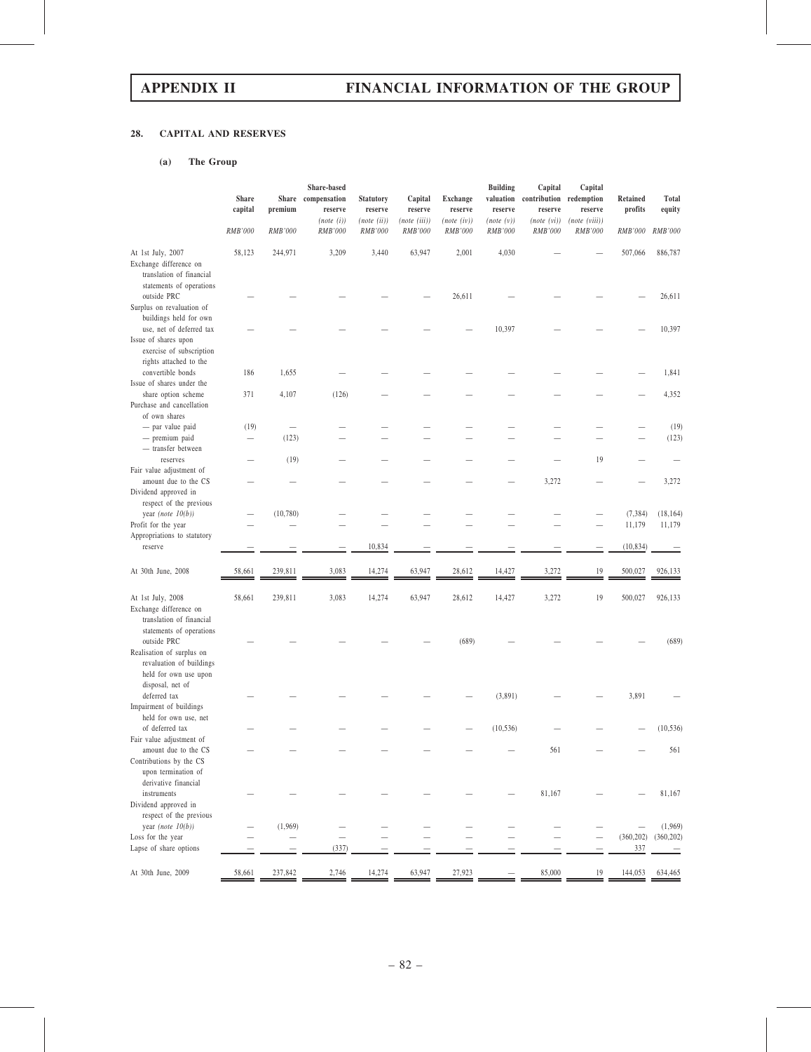## 28. CAPITAL AND RESERVES

### (a) The Group

| | Share capital | Share premium | Share-based compensation reserve (note (i)) | Statutory reserve (note (ii)) | Capital reserve (note (iii)) | Exchange reserve (note (iv)) | Building valuation reserve (note (v)) | Capital contribution reserve (note (vi)) | Capital redemption reserve (note (viii)) | Retained profits | Total equity |
|---|---|---|---|---|---|---|---|---|---|---|---|
| | RMB'000 | RMB'000 | RMB'000 | RMB'000 | RMB'000 | RMB'000 | RMB'000 | RMB'000 | RMB'000 | RMB'000 | RMB'000 |
| At 1st July, 2007 | 58,123 | 244,971 | 3,209 | 3,440 | 63,947 | 2,001 | 4,030 | — | — | 507,066 | 886,787 |
| Exchange difference on translation of financial statements of operations outside PRC | — | — | — | — | — | 26,611 | — | — | — | — | 26,611 |
| Surplus on revaluation of buildings held for own use, net of deferred tax | — | — | — | — | — | — | 10,397 | — | — | — | 10,397 |
| Issue of shares upon exercise of subscription rights attached to the convertible bonds | 186 | 1,655 | — | — | — | — | — | — | — | — | 1,841 |
| Issue of shares under the share option scheme | 371 | 4,107 | (126) | — | — | — | — | — | — | — | 4,352 |
| Purchase and cancellation of own shares | | | | | | | | | | | |
| — par value paid | (19) | — | — | — | — | — | — | — | — | — | (19) |
| — premium paid | — | (123) | — | — | — | — | — | — | — | — | (123) |
| — transfer between reserves | — | (19) | — | — | — | — | — | — | 19 | — | — |
| Fair value adjustment of amount due to the CS | — | — | — | — | — | — | — | 3,272 | — | — | 3,272 |
| Dividend approved in respect of the previous year *(note 10(b))* | — | (10,780) | — | — | — | — | — | — | — | (7,384) | (18,164) |
| Profit for the year | — | — | — | — | — | — | — | — | — | 11,179 | 11,179 |
| Appropriations to statutory reserve | — | — | — | 10,834 | — | — | — | — | — | (10,834) | — |
| At 30th June, 2008 | 58,661 | 239,811 | 3,083 | 14,274 | 63,947 | 28,612 | 14,427 | 3,272 | 19 | 500,027 | 926,133 |
| At 1st July, 2008 | 58,661 | 239,811 | 3,083 | 14,274 | 63,947 | 28,612 | 14,427 | 3,272 | 19 | 500,027 | 926,133 |
| Exchange difference on translation of financial statements of operations outside PRC | — | — | — | — | — | (689) | — | — | — | — | (689) |
| Realisation of surplus on revaluation of buildings held for own use upon disposal, net of deferred tax | — | — | — | — | — | — | (3,891) | — | — | 3,891 | — |
| Impairment of buildings held for own use, net of deferred tax | — | — | — | — | — | — | (10,536) | — | — | — | (10,536) |
| Fair value adjustment of amount due to the CS | — | — | — | — | — | — | — | 561 | — | — | 561 |
| Contributions by the CS upon termination of derivative financial instruments | — | — | — | — | — | — | — | 81,167 | — | — | 81,167 |
| Dividend approved in respect of the previous year *(note 10(b))* | — | (1,969) | — | — | — | — | — | — | — | — | (1,969) |
| Loss for the year | — | — | — | — | — | — | — | — | — | (360,202) | (360,202) |
| Lapse of share options | — | — | (337) | — | — | — | — | — | — | 337 | — |
| At 30th June, 2009 | 58,661 | 237,842 | 2,746 | 14,274 | 63,947 | 27,923 | — | 85,000 | 19 | 144,053 | 634,465 |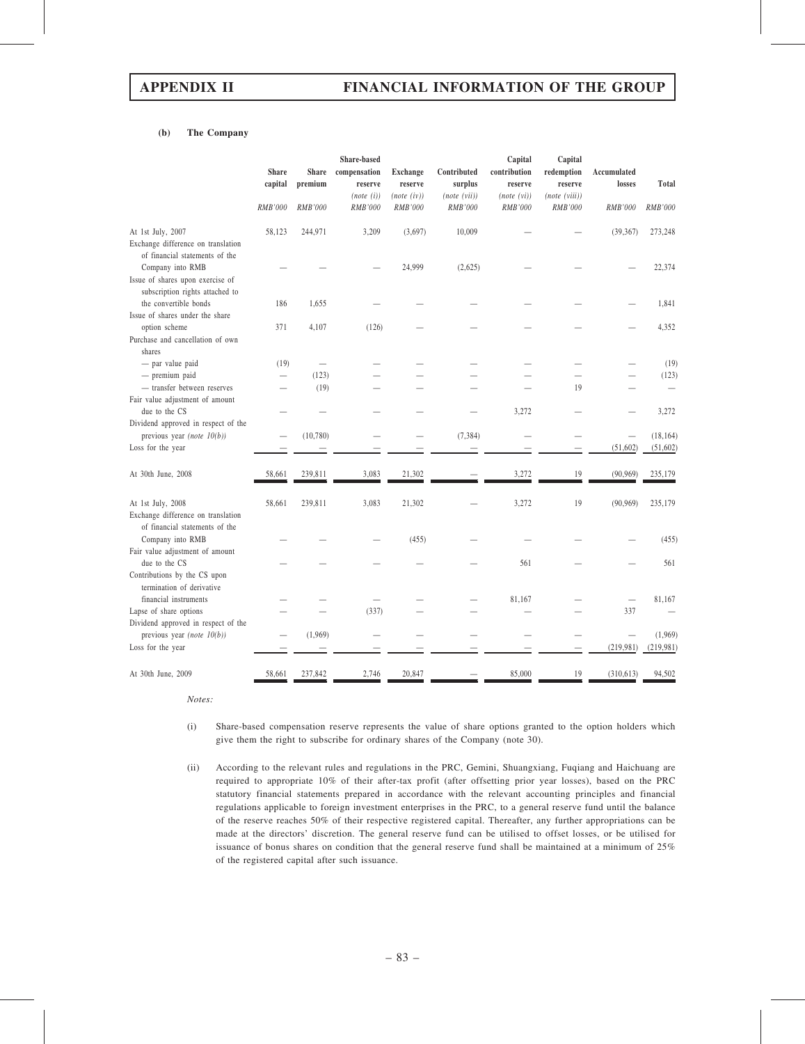**(b) The Company**

| | Share capital | Share premium | Share-based compensation reserve *(note (i))* | Exchange reserve *(note (iv))* | Contributed surplus *(note (vii))* | Capital contribution reserve *(note (vi))* | Capital redemption reserve *(note (viii))* | Accumulated losses | Total |
|---|---|---|---|---|---|---|---|---|---|
| | *RMB'000* | *RMB'000* | *RMB'000* | *RMB'000* | *RMB'000* | *RMB'000* | *RMB'000* | *RMB'000* | *RMB'000* |
| At 1st July, 2007 | 58,123 | 244,971 | 3,209 | (3,697) | 10,009 | — | — | (39,367) | 273,248 |
| Exchange difference on translation of financial statements of the Company into RMB | — | — | — | 24,999 | (2,625) | — | — | — | 22,374 |
| Issue of shares upon exercise of subscription rights attached to the convertible bonds | 186 | 1,655 | — | — | — | — | — | — | 1,841 |
| Issue of shares under the share option scheme | 371 | 4,107 | (126) | — | — | — | — | — | 4,352 |
| Purchase and cancellation of own shares | | | | | | | | | |
| — par value paid | (19) | — | — | — | — | — | — | — | (19) |
| — premium paid | — | (123) | — | — | — | — | — | — | (123) |
| — transfer between reserves | — | (19) | — | — | — | — | 19 | — | — |
| Fair value adjustment of amount due to the CS | — | — | — | — | — | 3,272 | — | — | 3,272 |
| Dividend approved in respect of the previous year *(note 10(b))* | — | (10,780) | — | — | (7,384) | — | — | — | (18,164) |
| Loss for the year | — | — | — | — | — | — | — | (51,602) | (51,602) |
| At 30th June, 2008 | 58,661 | 239,811 | 3,083 | 21,302 | — | 3,272 | 19 | (90,969) | 235,179 |
| At 1st July, 2008 | 58,661 | 239,811 | 3,083 | 21,302 | — | 3,272 | 19 | (90,969) | 235,179 |
| Exchange difference on translation of financial statements of the Company into RMB | — | — | — | (455) | — | — | — | — | (455) |
| Fair value adjustment of amount due to the CS | — | — | — | — | — | 561 | — | — | 561 |
| Contributions by the CS upon termination of derivative financial instruments | — | — | — | — | — | 81,167 | — | — | 81,167 |
| Lapse of share options | — | — | (337) | — | — | — | — | 337 | — |
| Dividend approved in respect of the previous year *(note 10(b))* | — | (1,969) | — | — | — | — | — | — | (1,969) |
| Loss for the year | — | — | — | — | — | — | — | (219,981) | (219,981) |
| At 30th June, 2009 | 58,661 | 237,842 | 2,746 | 20,847 | — | 85,000 | 19 | (310,613) | 94,502 |

*Notes:*

(i) Share-based compensation reserve represents the value of share options granted to the option holders which give them the right to subscribe for ordinary shares of the Company (note 30).

(ii) According to the relevant rules and regulations in the PRC, Gemini, Shuangxiang, Fuqiang and Haichuang are required to appropriate 10% of their after-tax profit (after offsetting prior year losses), based on the PRC statutory financial statements prepared in accordance with the relevant accounting principles and financial regulations applicable to foreign investment enterprises in the PRC, to a general reserve fund until the balance of the reserve reaches 50% of their respective registered capital. Thereafter, any further appropriations can be made at the directors' discretion. The general reserve fund can be utilised to offset losses, or be utilised for issuance of bonus shares on condition that the general reserve fund shall be maintained at a minimum of 25% of the registered capital after such issuance.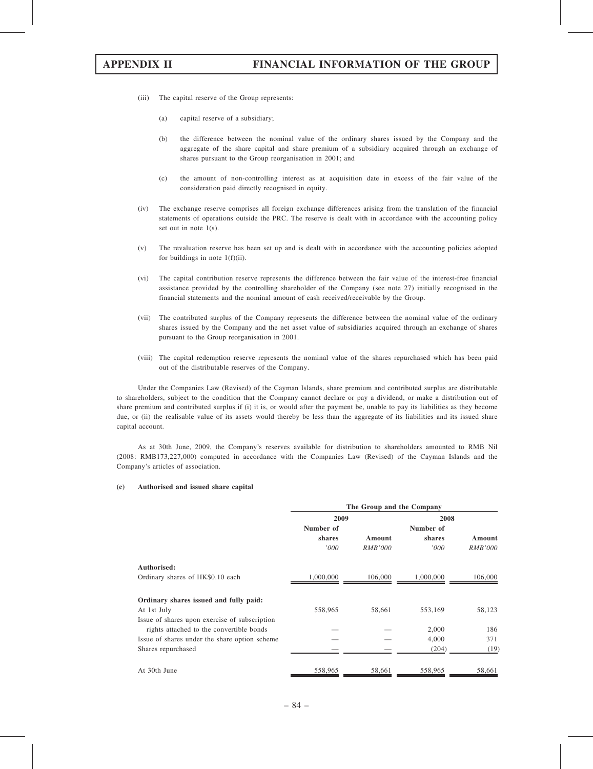(iii) The capital reserve of the Group represents:

(a) capital reserve of a subsidiary;

(b) the difference between the nominal value of the ordinary shares issued by the Company and the aggregate of the share capital and share premium of a subsidiary acquired through an exchange of shares pursuant to the Group reorganisation in 2001; and

(c) the amount of non-controlling interest as at acquisition date in excess of the fair value of the consideration paid directly recognised in equity.

(iv) The exchange reserve comprises all foreign exchange differences arising from the translation of the financial statements of operations outside the PRC. The reserve is dealt with in accordance with the accounting policy set out in note 1(s).

(v) The revaluation reserve has been set up and is dealt with in accordance with the accounting policies adopted for buildings in note 1(f)(ii).

(vi) The capital contribution reserve represents the difference between the fair value of the interest-free financial assistance provided by the controlling shareholder of the Company (see note 27) initially recognised in the financial statements and the nominal amount of cash received/receivable by the Group.

(vii) The contributed surplus of the Company represents the difference between the nominal value of the ordinary shares issued by the Company and the net asset value of subsidiaries acquired through an exchange of shares pursuant to the Group reorganisation in 2001.

(viii) The capital redemption reserve represents the nominal value of the shares repurchased which has been paid out of the distributable reserves of the Company.

Under the Companies Law (Revised) of the Cayman Islands, share premium and contributed surplus are distributable to shareholders, subject to the condition that the Company cannot declare or pay a dividend, or make a distribution out of share premium and contributed surplus if (i) it is, or would after the payment be, unable to pay its liabilities as they become due, or (ii) the realisable value of its assets would thereby be less than the aggregate of its liabilities and its issued share capital account.

As at 30th June, 2009, the Company's reserves available for distribution to shareholders amounted to RMB Nil (2008: RMB173,227,000) computed in accordance with the Companies Law (Revised) of the Cayman Islands and the Company's articles of association.

**(c) Authorised and issued share capital**

| | The Group and the Company | | | |
|---|---|---|---|---|
| | 2009 | | 2008 | |
| | Number of shares *'000* | Amount *RMB'000* | Number of shares *'000* | Amount *RMB'000* |
| **Authorised:** | | | | |
| Ordinary shares of HK$0.10 each | 1,000,000 | 106,000 | 1,000,000 | 106,000 |
| **Ordinary shares issued and fully paid:** | | | | |
| At 1st July | 558,965 | 58,661 | 553,169 | 58,123 |
| Issue of shares upon exercise of subscription rights attached to the convertible bonds | — | — | 2,000 | 186 |
| Issue of shares under the share option scheme | — | — | 4,000 | 371 |
| Shares repurchased | — | — | (204) | (19) |
| At 30th June | 558,965 | 58,661 | 558,965 | 58,661 |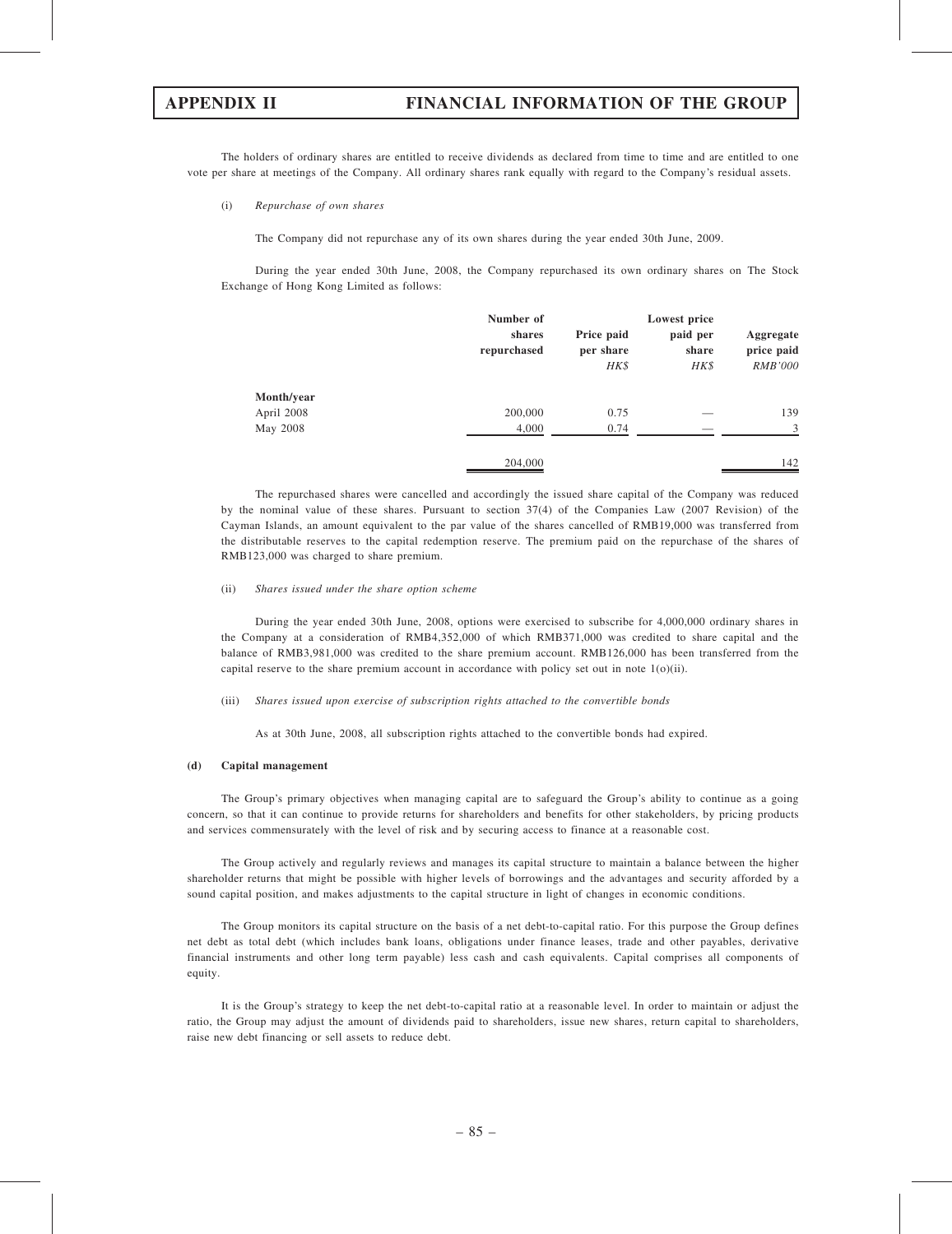The holders of ordinary shares are entitled to receive dividends as declared from time to time and are entitled to one vote per share at meetings of the Company. All ordinary shares rank equally with regard to the Company's residual assets.

(i) *Repurchase of own shares*

The Company did not repurchase any of its own shares during the year ended 30th June, 2009.

During the year ended 30th June, 2008, the Company repurchased its own ordinary shares on The Stock Exchange of Hong Kong Limited as follows:

| | Number of shares repurchased | Price paid per share *HK$* | Lowest price paid per share *HK$* | Aggregate price paid *RMB'000* |
|---|---|---|---|---|
| **Month/year** | | | | |
| April 2008 | 200,000 | 0.75 | — | 139 |
| May 2008 | 4,000 | 0.74 | — | 3 |
| | 204,000 | | | 142 |

The repurchased shares were cancelled and accordingly the issued share capital of the Company was reduced by the nominal value of these shares. Pursuant to section 37(4) of the Companies Law (2007 Revision) of the Cayman Islands, an amount equivalent to the par value of the shares cancelled of RMB19,000 was transferred from the distributable reserves to the capital redemption reserve. The premium paid on the repurchase of the shares of RMB123,000 was charged to share premium.

(ii) *Shares issued under the share option scheme*

During the year ended 30th June, 2008, options were exercised to subscribe for 4,000,000 ordinary shares in the Company at a consideration of RMB4,352,000 of which RMB371,000 was credited to share capital and the balance of RMB3,981,000 was credited to the share premium account. RMB126,000 has been transferred from the capital reserve to the share premium account in accordance with policy set out in note 1(o)(ii).

(iii) *Shares issued upon exercise of subscription rights attached to the convertible bonds*

As at 30th June, 2008, all subscription rights attached to the convertible bonds had expired.

**(d) Capital management**

The Group's primary objectives when managing capital are to safeguard the Group's ability to continue as a going concern, so that it can continue to provide returns for shareholders and benefits for other stakeholders, by pricing products and services commensurately with the level of risk and by securing access to finance at a reasonable cost.

The Group actively and regularly reviews and manages its capital structure to maintain a balance between the higher shareholder returns that might be possible with higher levels of borrowings and the advantages and security afforded by a sound capital position, and makes adjustments to the capital structure in light of changes in economic conditions.

The Group monitors its capital structure on the basis of a net debt-to-capital ratio. For this purpose the Group defines net debt as total debt (which includes bank loans, obligations under finance leases, trade and other payables, derivative financial instruments and other long term payable) less cash and cash equivalents. Capital comprises all components of equity.

It is the Group's strategy to keep the net debt-to-capital ratio at a reasonable level. In order to maintain or adjust the ratio, the Group may adjust the amount of dividends paid to shareholders, issue new shares, return capital to shareholders, raise new debt financing or sell assets to reduce debt.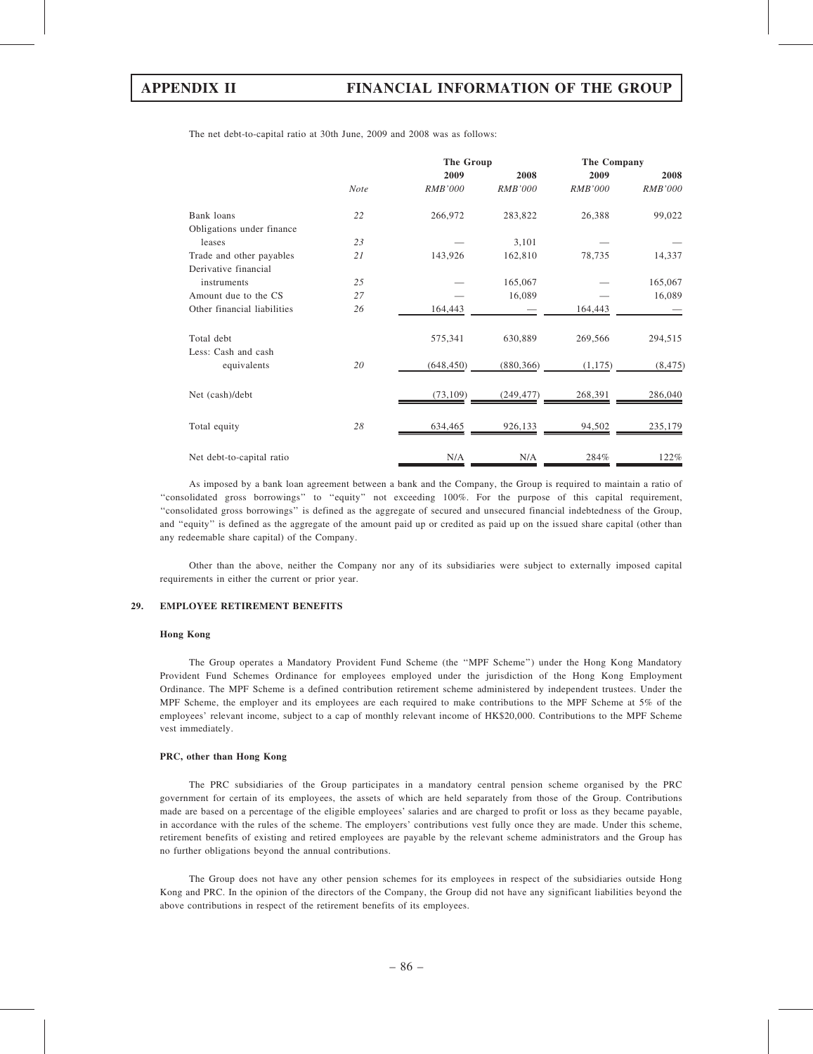The net debt-to-capital ratio at 30th June, 2009 and 2008 was as follows:

| | | The Group | | The Company | |
|---|---|---|---|---|---|
| | | 2009 | 2008 | 2009 | 2008 |
| | *Note* | *RMB'000* | *RMB'000* | *RMB'000* | *RMB'000* |
| Bank loans | *22* | 266,972 | 283,822 | 26,388 | 99,022 |
| Obligations under finance leases | *23* | — | 3,101 | — | — |
| Trade and other payables | *21* | 143,926 | 162,810 | 78,735 | 14,337 |
| Derivative financial instruments | *25* | — | 165,067 | — | 165,067 |
| Amount due to the CS | *27* | — | 16,089 | — | 16,089 |
| Other financial liabilities | *26* | 164,443 | — | 164,443 | — |
| Total debt | | 575,341 | 630,889 | 269,566 | 294,515 |
| Less: Cash and cash equivalents | *20* | (648,450) | (880,366) | (1,175) | (8,475) |
| Net (cash)/debt | | (73,109) | (249,477) | 268,391 | 286,040 |
| Total equity | *28* | 634,465 | 926,133 | 94,502 | 235,179 |
| Net debt-to-capital ratio | | N/A | N/A | 284% | 122% |

As imposed by a bank loan agreement between a bank and the Company, the Group is required to maintain a ratio of "consolidated gross borrowings" to "equity" not exceeding 100%. For the purpose of this capital requirement, "consolidated gross borrowings" is defined as the aggregate of secured and unsecured financial indebtedness of the Group, and "equity" is defined as the aggregate of the amount paid up or credited as paid up on the issued share capital (other than any redeemable share capital) of the Company.

Other than the above, neither the Company nor any of its subsidiaries were subject to externally imposed capital requirements in either the current or prior year.

## 29. EMPLOYEE RETIREMENT BENEFITS

### Hong Kong

The Group operates a Mandatory Provident Fund Scheme (the "MPF Scheme") under the Hong Kong Mandatory Provident Fund Schemes Ordinance for employees employed under the jurisdiction of the Hong Kong Employment Ordinance. The MPF Scheme is a defined contribution retirement scheme administered by independent trustees. Under the MPF Scheme, the employer and its employees are each required to make contributions to the MPF Scheme at 5% of the employees' relevant income, subject to a cap of monthly relevant income of HK$20,000. Contributions to the MPF Scheme vest immediately.

### PRC, other than Hong Kong

The PRC subsidiaries of the Group participates in a mandatory central pension scheme organised by the PRC government for certain of its employees, the assets of which are held separately from those of the Group. Contributions made are based on a percentage of the eligible employees' salaries and are charged to profit or loss as they became payable, in accordance with the rules of the scheme. The employers' contributions vest fully once they are made. Under this scheme, retirement benefits of existing and retired employees are payable by the relevant scheme administrators and the Group has no further obligations beyond the annual contributions.

The Group does not have any other pension schemes for its employees in respect of the subsidiaries outside Hong Kong and PRC. In the opinion of the directors of the Company, the Group did not have any significant liabilities beyond the above contributions in respect of the retirement benefits of its employees.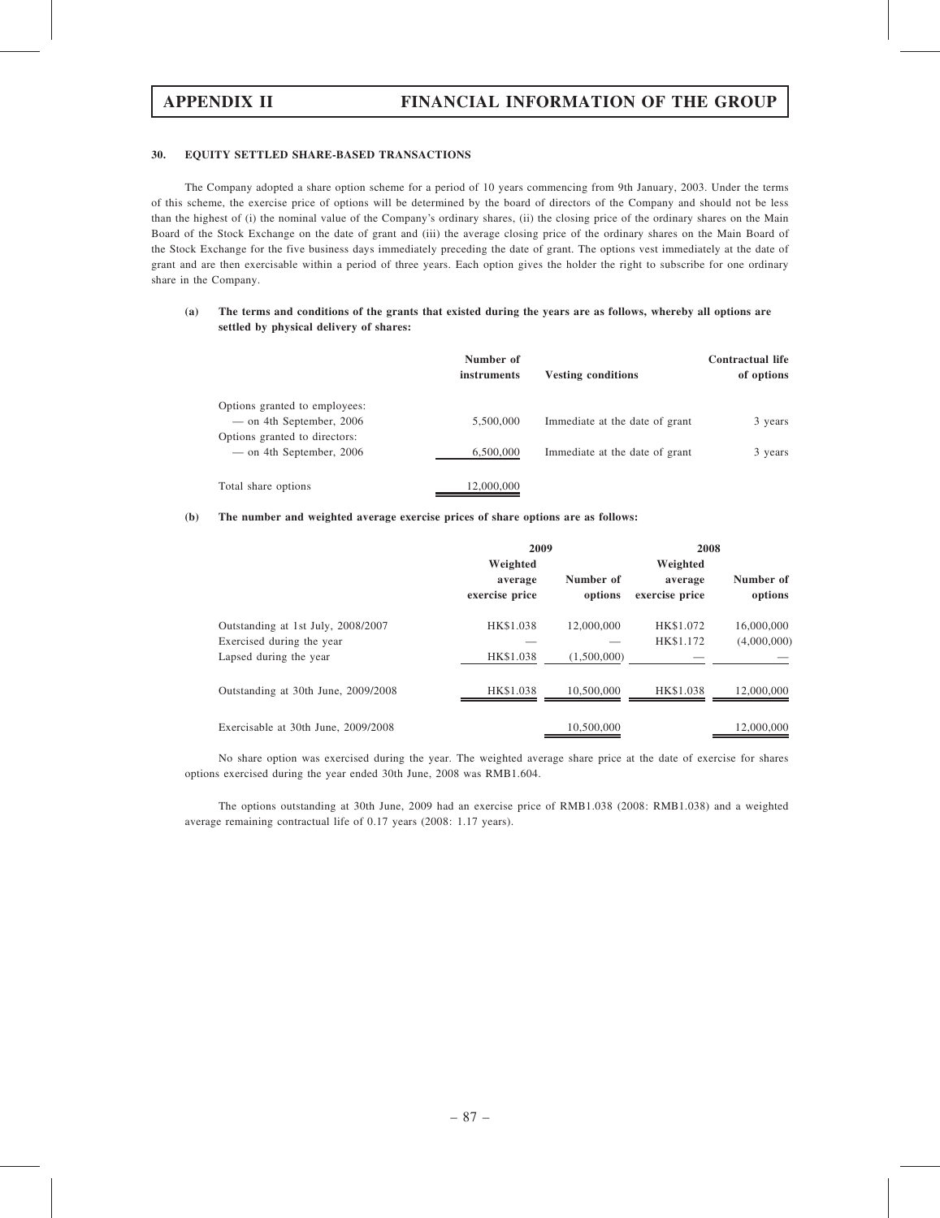## 30. EQUITY SETTLED SHARE-BASED TRANSACTIONS

The Company adopted a share option scheme for a period of 10 years commencing from 9th January, 2003. Under the terms of this scheme, the exercise price of options will be determined by the board of directors of the Company and should not be less than the highest of (i) the nominal value of the Company's ordinary shares, (ii) the closing price of the ordinary shares on the Main Board of the Stock Exchange on the date of grant and (iii) the average closing price of the ordinary shares on the Main Board of the Stock Exchange for the five business days immediately preceding the date of grant. The options vest immediately at the date of grant and are then exercisable within a period of three years. Each option gives the holder the right to subscribe for one ordinary share in the Company.

**(a) The terms and conditions of the grants that existed during the years are as follows, whereby all options are settled by physical delivery of shares:**

| | Number of instruments | Vesting conditions | Contractual life of options |
|---|---|---|---|
| Options granted to employees: | | | |
| — on 4th September, 2006 | 5,500,000 | Immediate at the date of grant | 3 years |
| Options granted to directors: | | | |
| — on 4th September, 2006 | 6,500,000 | Immediate at the date of grant | 3 years |
| Total share options | 12,000,000 | | |

**(b) The number and weighted average exercise prices of share options are as follows:**

| | 2009 | | 2008 | |
|---|---|---|---|---|
| | Weighted average exercise price | Number of options | Weighted average exercise price | Number of options |
| Outstanding at 1st July, 2008/2007 | HK$1.038 | 12,000,000 | HK$1.072 | 16,000,000 |
| Exercised during the year | — | — | HK$1.172 | (4,000,000) |
| Lapsed during the year | HK$1.038 | (1,500,000) | — | — |
| Outstanding at 30th June, 2009/2008 | HK$1.038 | 10,500,000 | HK$1.038 | 12,000,000 |
| Exercisable at 30th June, 2009/2008 | | 10,500,000 | | 12,000,000 |

No share option was exercised during the year. The weighted average share price at the date of exercise for shares options exercised during the year ended 30th June, 2008 was RMB1.604.

The options outstanding at 30th June, 2009 had an exercise price of RMB1.038 (2008: RMB1.038) and a weighted average remaining contractual life of 0.17 years (2008: 1.17 years).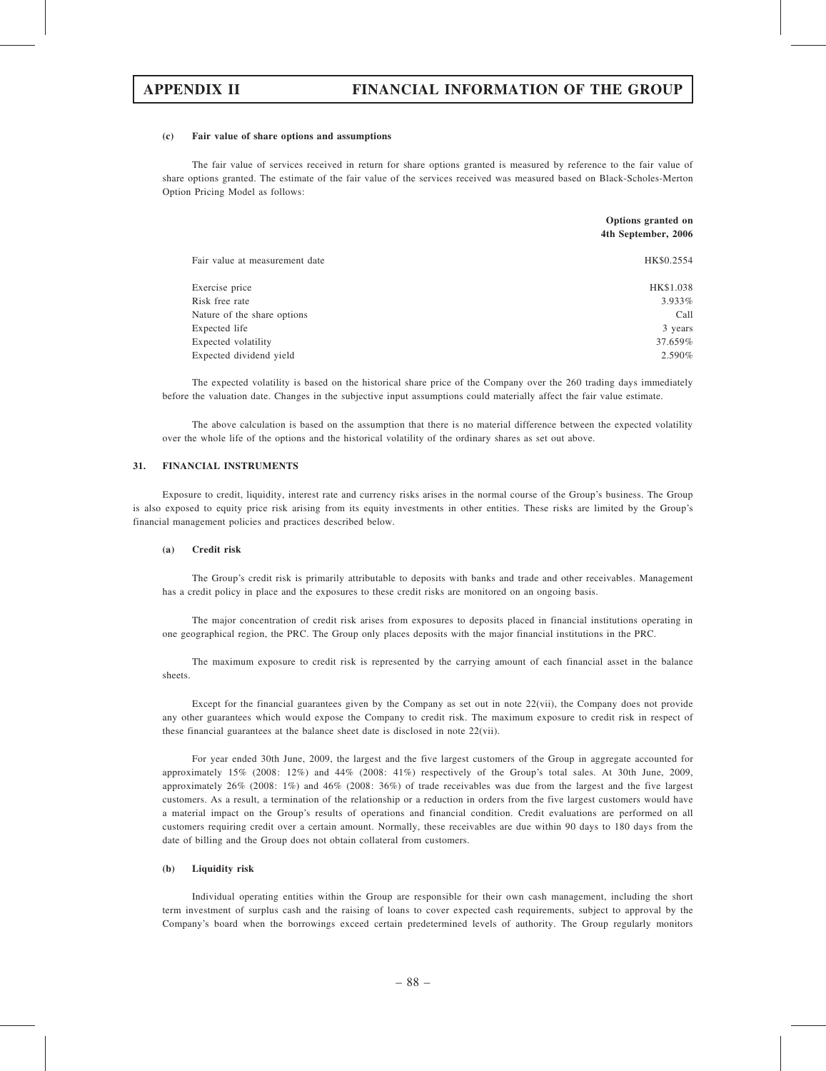**(c) Fair value of share options and assumptions**

The fair value of services received in return for share options granted is measured by reference to the fair value of share options granted. The estimate of the fair value of the services received was measured based on Black-Scholes-Merton Option Pricing Model as follows:

| | Options granted on 4th September, 2006 |
|---|---|
| Fair value at measurement date | HK$0.2554 |
| Exercise price | HK$1.038 |
| Risk free rate | 3.933% |
| Nature of the share options | Call |
| Expected life | 3 years |
| Expected volatility | 37.659% |
| Expected dividend yield | 2.590% |

The expected volatility is based on the historical share price of the Company over the 260 trading days immediately before the valuation date. Changes in the subjective input assumptions could materially affect the fair value estimate.

The above calculation is based on the assumption that there is no material difference between the expected volatility over the whole life of the options and the historical volatility of the ordinary shares as set out above.

## 31. FINANCIAL INSTRUMENTS

Exposure to credit, liquidity, interest rate and currency risks arises in the normal course of the Group's business. The Group is also exposed to equity price risk arising from its equity investments in other entities. These risks are limited by the Group's financial management policies and practices described below.

**(a) Credit risk**

The Group's credit risk is primarily attributable to deposits with banks and trade and other receivables. Management has a credit policy in place and the exposures to these credit risks are monitored on an ongoing basis.

The major concentration of credit risk arises from exposures to deposits placed in financial institutions operating in one geographical region, the PRC. The Group only places deposits with the major financial institutions in the PRC.

The maximum exposure to credit risk is represented by the carrying amount of each financial asset in the balance sheets.

Except for the financial guarantees given by the Company as set out in note 22(vii), the Company does not provide any other guarantees which would expose the Company to credit risk. The maximum exposure to credit risk in respect of these financial guarantees at the balance sheet date is disclosed in note 22(vii).

For year ended 30th June, 2009, the largest and the five largest customers of the Group in aggregate accounted for approximately 15% (2008: 12%) and 44% (2008: 41%) respectively of the Group's total sales. At 30th June, 2009, approximately 26% (2008: 1%) and 46% (2008: 36%) of trade receivables was due from the largest and the five largest customers. As a result, a termination of the relationship or a reduction in orders from the five largest customers would have a material impact on the Group's results of operations and financial condition. Credit evaluations are performed on all customers requiring credit over a certain amount. Normally, these receivables are due within 90 days to 180 days from the date of billing and the Group does not obtain collateral from customers.

**(b) Liquidity risk**

Individual operating entities within the Group are responsible for their own cash management, including the short term investment of surplus cash and the raising of loans to cover expected cash requirements, subject to approval by the Company's board when the borrowings exceed certain predetermined levels of authority. The Group regularly monitors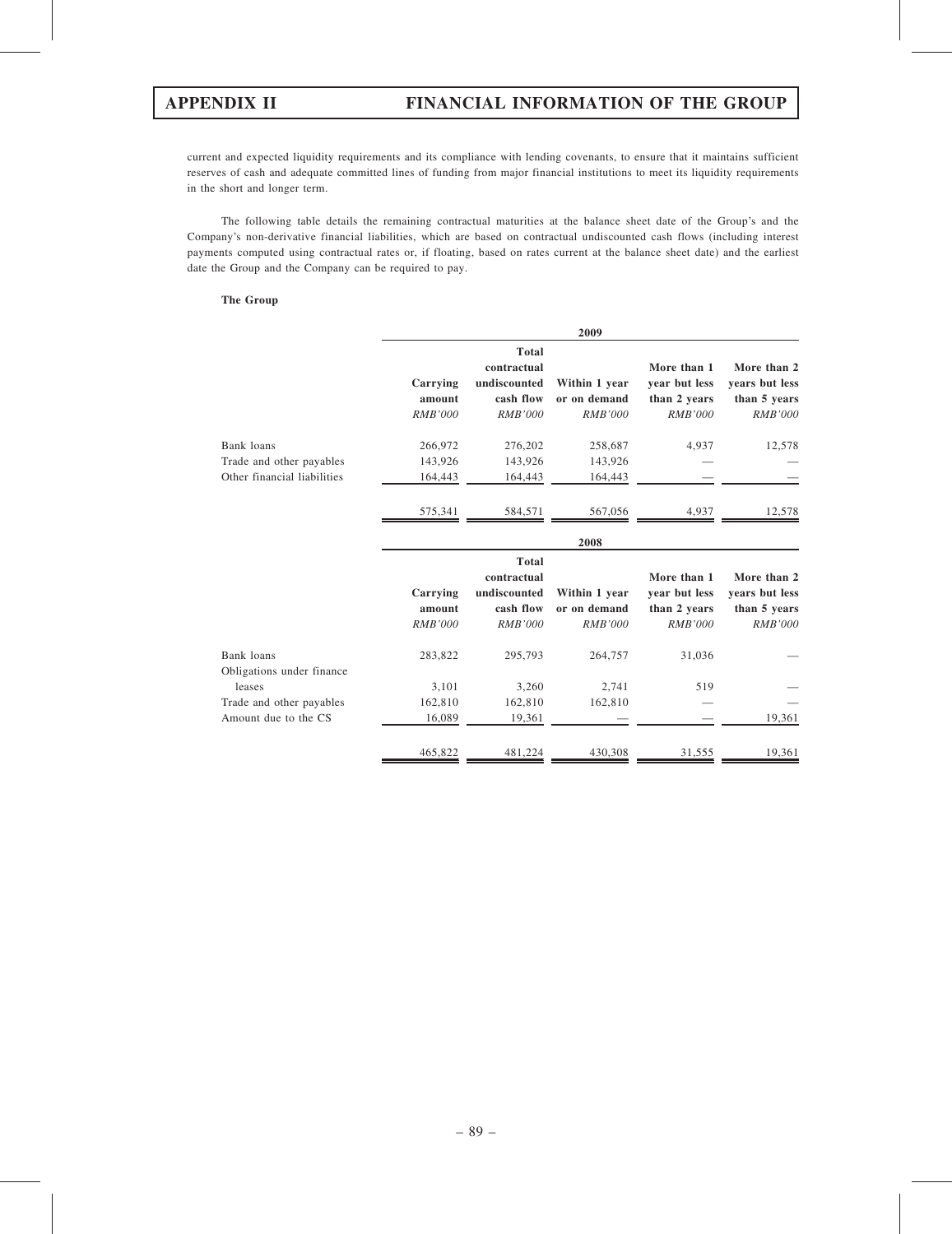current and expected liquidity requirements and its compliance with lending covenants, to ensure that it maintains sufficient reserves of cash and adequate committed lines of funding from major financial institutions to meet its liquidity requirements in the short and longer term.

The following table details the remaining contractual maturities at the balance sheet date of the Group's and the Company's non-derivative financial liabilities, which are based on contractual undiscounted cash flows (including interest payments computed using contractual rates or, if floating, based on rates current at the balance sheet date) and the earliest date the Group and the Company can be required to pay.

**The Group**

| | 2009 | | | | |
|---|---|---|---|---|---|
| | Carrying amount<br>*RMB'000* | Total contractual undiscounted cash flow<br>*RMB'000* | Within 1 year or on demand<br>*RMB'000* | More than 1 year but less than 2 years<br>*RMB'000* | More than 2 years but less than 5 years<br>*RMB'000* |
| Bank loans | 266,972 | 276,202 | 258,687 | 4,937 | 12,578 |
| Trade and other payables | 143,926 | 143,926 | 143,926 | — | — |
| Other financial liabilities | 164,443 | 164,443 | 164,443 | — | — |
| | 575,341 | 584,571 | 567,056 | 4,937 | 12,578 |

| | 2008 | | | | |
|---|---|---|---|---|---|
| | Carrying amount<br>*RMB'000* | Total contractual undiscounted cash flow<br>*RMB'000* | Within 1 year or on demand<br>*RMB'000* | More than 1 year but less than 2 years<br>*RMB'000* | More than 2 years but less than 5 years<br>*RMB'000* |
| Bank loans | 283,822 | 295,793 | 264,757 | 31,036 | — |
| Obligations under finance leases | 3,101 | 3,260 | 2,741 | 519 | — |
| Trade and other payables | 162,810 | 162,810 | 162,810 | — | — |
| Amount due to the CS | 16,089 | 19,361 | — | — | 19,361 |
| | 465,822 | 481,224 | 430,308 | 31,555 | 19,361 |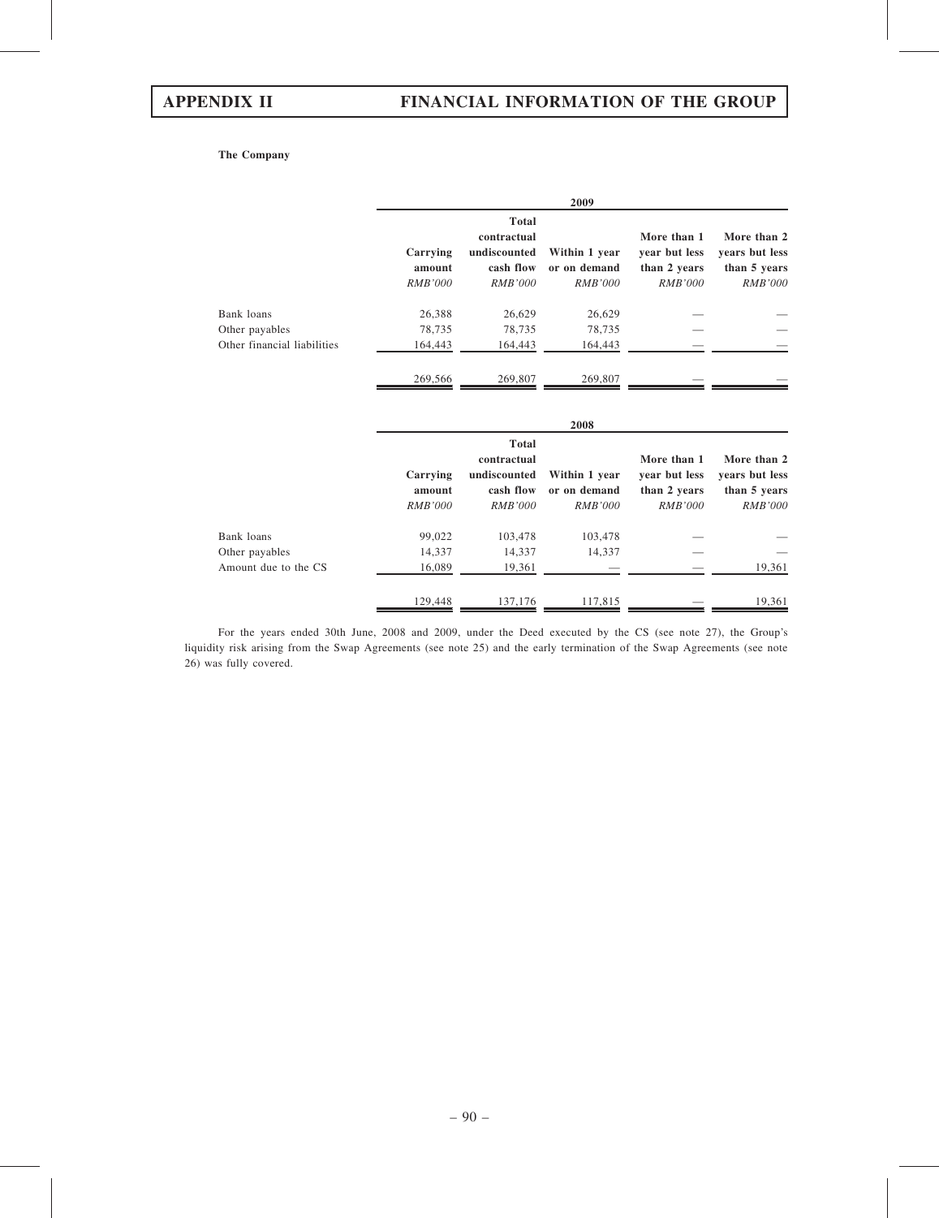**The Company**

| | 2009 | | | | |
|---|---|---|---|---|---|
| | Carrying amount | Total contractual undiscounted cash flow | Within 1 year or on demand | More than 1 year but less than 2 years | More than 2 years but less than 5 years |
| | *RMB'000* | *RMB'000* | *RMB'000* | *RMB'000* | *RMB'000* |
| Bank loans | 26,388 | 26,629 | 26,629 | — | — |
| Other payables | 78,735 | 78,735 | 78,735 | — | — |
| Other financial liabilities | 164,443 | 164,443 | 164,443 | — | — |
| | 269,566 | 269,807 | 269,807 | — | — |

| | 2008 | | | | |
|---|---|---|---|---|---|
| | Carrying amount | Total contractual undiscounted cash flow | Within 1 year or on demand | More than 1 year but less than 2 years | More than 2 years but less than 5 years |
| | *RMB'000* | *RMB'000* | *RMB'000* | *RMB'000* | *RMB'000* |
| Bank loans | 99,022 | 103,478 | 103,478 | — | — |
| Other payables | 14,337 | 14,337 | 14,337 | — | — |
| Amount due to the CS | 16,089 | 19,361 | — | — | 19,361 |
| | 129,448 | 137,176 | 117,815 | — | 19,361 |

For the years ended 30th June, 2008 and 2009, under the Deed executed by the CS (see note 27), the Group's liquidity risk arising from the Swap Agreements (see note 25) and the early termination of the Swap Agreements (see note 26) was fully covered.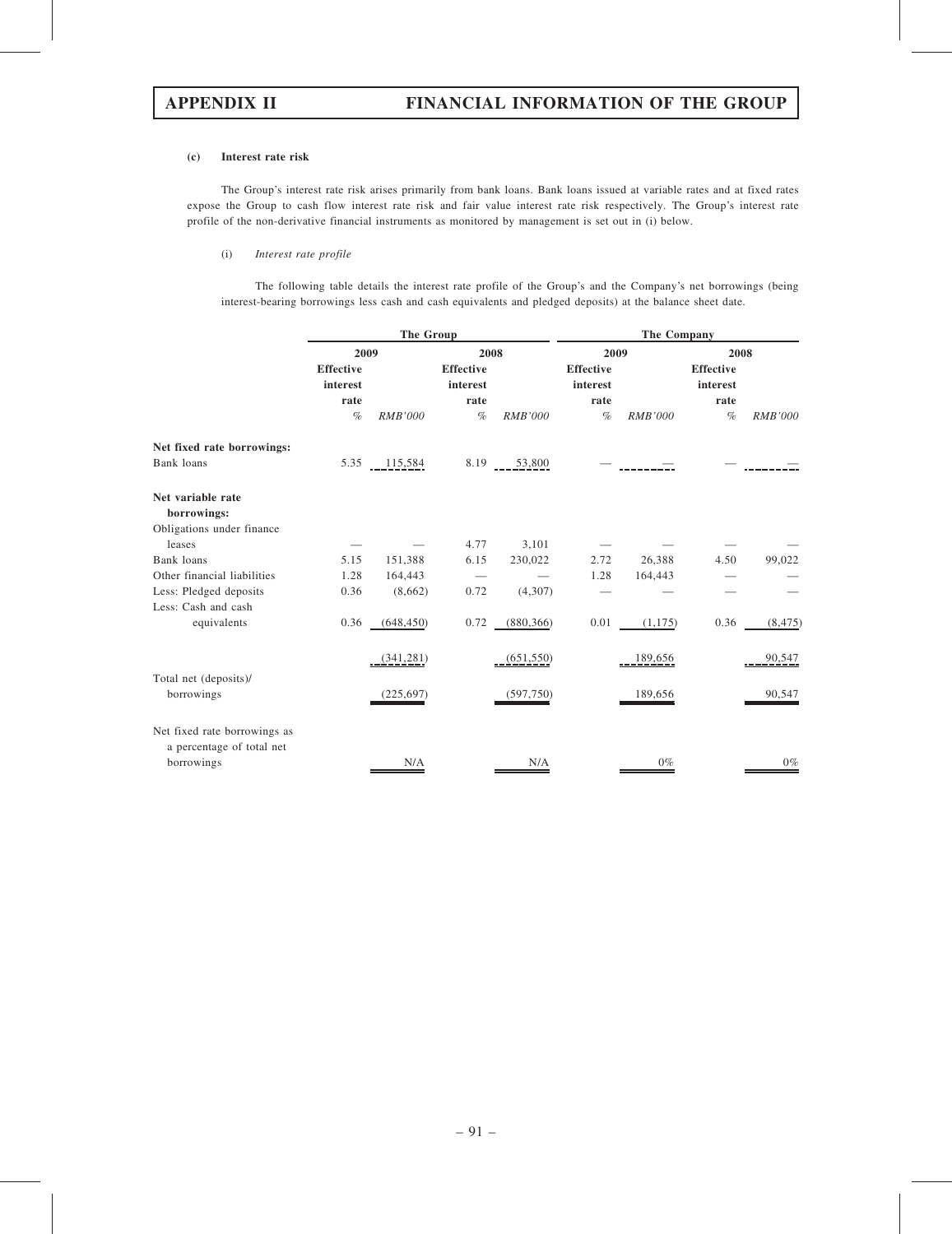**(c) Interest rate risk**

The Group's interest rate risk arises primarily from bank loans. Bank loans issued at variable rates and at fixed rates expose the Group to cash flow interest rate risk and fair value interest rate risk respectively. The Group's interest rate profile of the non-derivative financial instruments as monitored by management is set out in (i) below.

(i) *Interest rate profile*

The following table details the interest rate profile of the Group's and the Company's net borrowings (being interest-bearing borrowings less cash and cash equivalents and pledged deposits) at the balance sheet date.

| | The Group | | | | The Company | | | |
|---|---|---|---|---|---|---|---|---|
| | 2009 | | 2008 | | 2009 | | 2008 | |
| | Effective interest rate | | Effective interest rate | | Effective interest rate | | Effective interest rate | |
| | % | *RMB'000* | % | *RMB'000* | % | *RMB'000* | % | *RMB'000* |
| **Net fixed rate borrowings:** | | | | | | | | |
| Bank loans | 5.35 | 115,584 | 8.19 | 53,800 | — | — | — | — |
| **Net variable rate borrowings:** | | | | | | | | |
| Obligations under finance leases | — | — | 4.77 | 3,101 | — | — | — | — |
| Bank loans | 5.15 | 151,388 | 6.15 | 230,022 | 2.72 | 26,388 | 4.50 | 99,022 |
| Other financial liabilities | 1.28 | 164,443 | — | — | 1.28 | 164,443 | — | — |
| Less: Pledged deposits | 0.36 | (8,662) | 0.72 | (4,307) | — | — | — | — |
| Less: Cash and cash equivalents | 0.36 | (648,450) | 0.72 | (880,366) | 0.01 | (1,175) | 0.36 | (8,475) |
| | | (341,281) | | (651,550) | | 189,656 | | 90,547 |
| Total net (deposits)/ borrowings | | (225,697) | | (597,750) | | 189,656 | | 90,547 |
| Net fixed rate borrowings as a percentage of total net borrowings | | N/A | | N/A | | 0% | | 0% |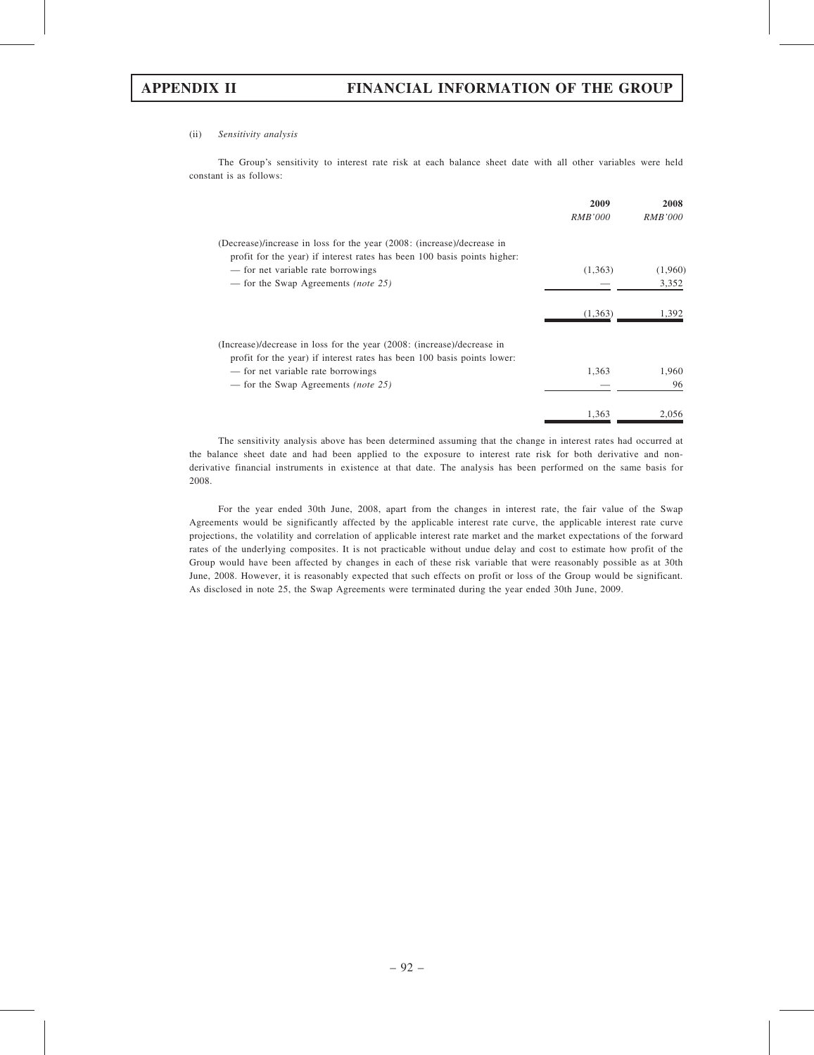(ii) *Sensitivity analysis*

The Group's sensitivity to interest rate risk at each balance sheet date with all other variables were held constant is as follows:

| | 2009 | 2008 |
|---|---|---|
| | *RMB'000* | *RMB'000* |
| (Decrease)/increase in loss for the year (2008: (increase)/decrease in profit for the year) if interest rates has been 100 basis points higher: | | |
| — for net variable rate borrowings | (1,363) | (1,960) |
| — for the Swap Agreements *(note 25)* | — | 3,352 |
| | (1,363) | 1,392 |
| (Increase)/decrease in loss for the year (2008: (increase)/decrease in profit for the year) if interest rates has been 100 basis points lower: | | |
| — for net variable rate borrowings | 1,363 | 1,960 |
| — for the Swap Agreements *(note 25)* | — | 96 |
| | 1,363 | 2,056 |

The sensitivity analysis above has been determined assuming that the change in interest rates had occurred at the balance sheet date and had been applied to the exposure to interest rate risk for both derivative and non-derivative financial instruments in existence at that date. The analysis has been performed on the same basis for 2008.

For the year ended 30th June, 2008, apart from the changes in interest rate, the fair value of the Swap Agreements would be significantly affected by the applicable interest rate curve, the applicable interest rate curve projections, the volatility and correlation of applicable interest rate market and the market expectations of the forward rates of the underlying composites. It is not practicable without undue delay and cost to estimate how profit of the Group would have been affected by changes in each of these risk variable that were reasonably possible as at 30th June, 2008. However, it is reasonably expected that such effects on profit or loss of the Group would be significant. As disclosed in note 25, the Swap Agreements were terminated during the year ended 30th June, 2009.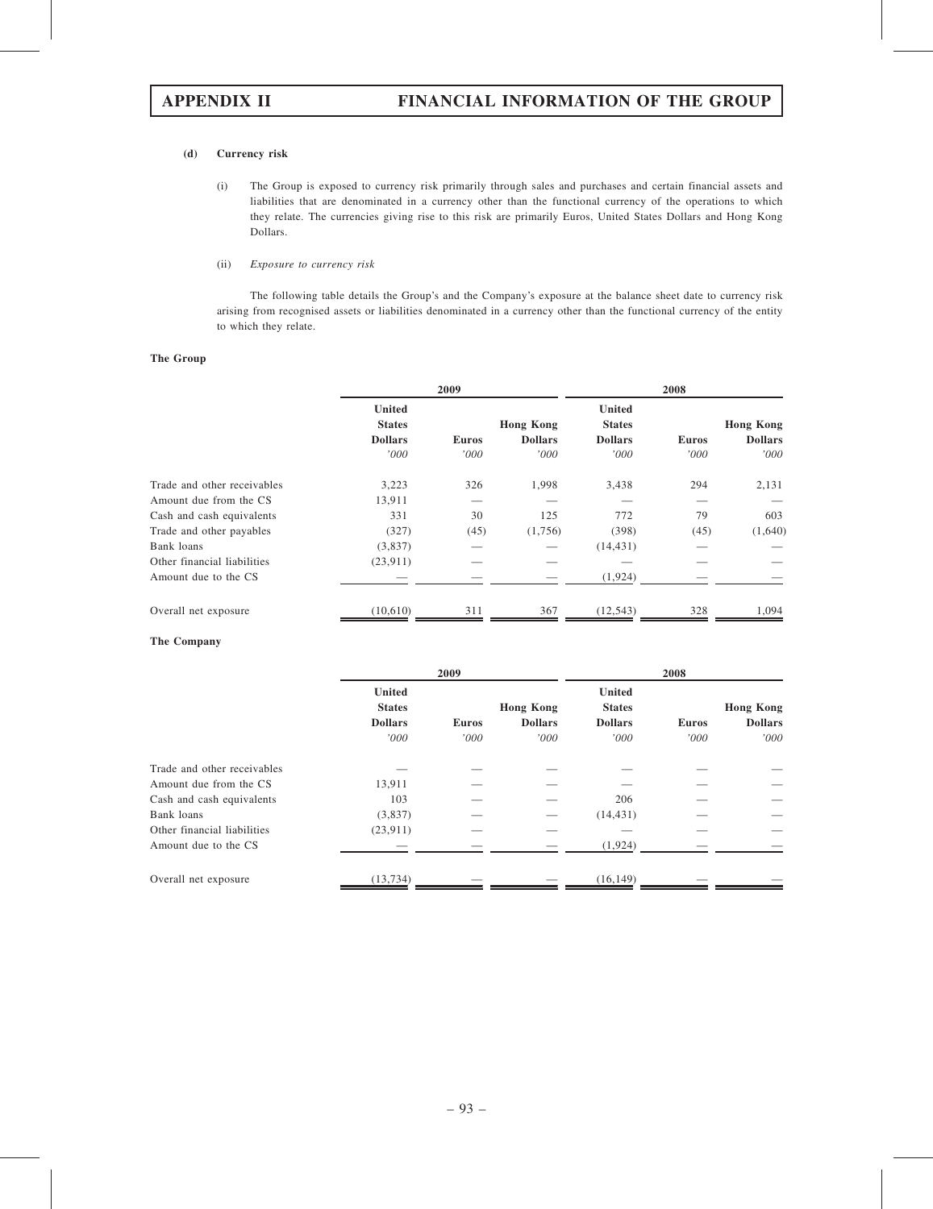**(d) Currency risk**

(i) The Group is exposed to currency risk primarily through sales and purchases and certain financial assets and liabilities that are denominated in a currency other than the functional currency of the operations to which they relate. The currencies giving rise to this risk are primarily Euros, United States Dollars and Hong Kong Dollars.

(ii) *Exposure to currency risk*

The following table details the Group's and the Company's exposure at the balance sheet date to currency risk arising from recognised assets or liabilities denominated in a currency other than the functional currency of the entity to which they relate.

**The Group**

| | 2009 | | | 2008 | | |
|---|---|---|---|---|---|---|
| | **United States Dollars** | **Euros** | **Hong Kong Dollars** | **United States Dollars** | **Euros** | **Hong Kong Dollars** |
| | *'000* | *'000* | *'000* | *'000* | *'000* | *'000* |
| Trade and other receivables | 3,223 | 326 | 1,998 | 3,438 | 294 | 2,131 |
| Amount due from the CS | 13,911 | — | — | — | — | — |
| Cash and cash equivalents | 331 | 30 | 125 | 772 | 79 | 603 |
| Trade and other payables | (327) | (45) | (1,756) | (398) | (45) | (1,640) |
| Bank loans | (3,837) | — | — | (14,431) | — | — |
| Other financial liabilities | (23,911) | — | — | — | — | — |
| Amount due to the CS | — | — | — | (1,924) | — | — |
| Overall net exposure | (10,610) | 311 | 367 | (12,543) | 328 | 1,094 |

**The Company**

| | 2009 | | | 2008 | | |
|---|---|---|---|---|---|---|
| | **United States Dollars** | **Euros** | **Hong Kong Dollars** | **United States Dollars** | **Euros** | **Hong Kong Dollars** |
| | *'000* | *'000* | *'000* | *'000* | *'000* | *'000* |
| Trade and other receivables | — | — | — | — | — | — |
| Amount due from the CS | 13,911 | — | — | — | — | — |
| Cash and cash equivalents | 103 | — | — | 206 | — | — |
| Bank loans | (3,837) | — | — | (14,431) | — | — |
| Other financial liabilities | (23,911) | — | — | — | — | — |
| Amount due to the CS | — | — | — | (1,924) | — | — |
| Overall net exposure | (13,734) | — | — | (16,149) | — | — |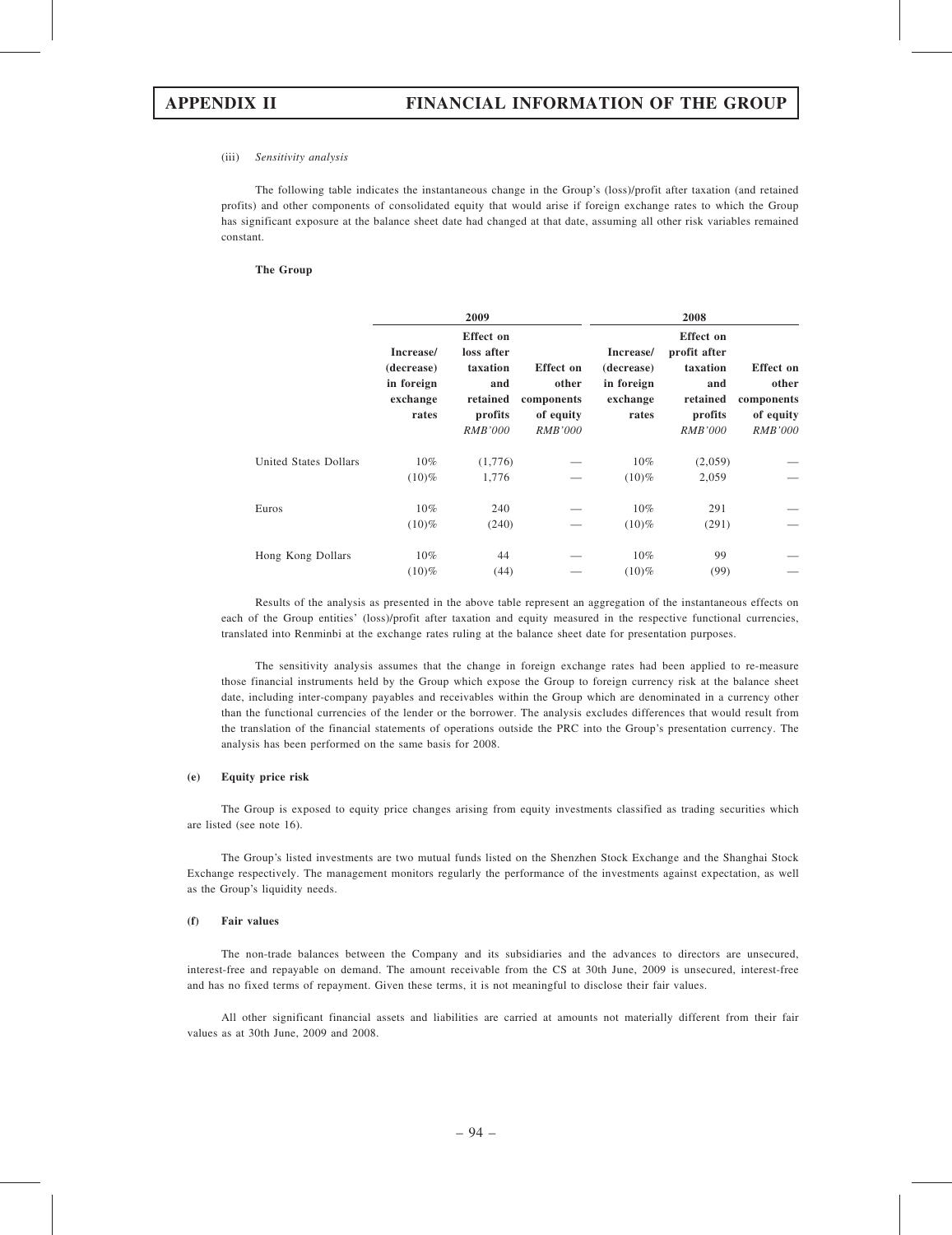(iii) *Sensitivity analysis*

The following table indicates the instantaneous change in the Group's (loss)/profit after taxation (and retained profits) and other components of consolidated equity that would arise if foreign exchange rates to which the Group has significant exposure at the balance sheet date had changed at that date, assuming all other risk variables remained constant.

**The Group**

| | 2009 | | | 2008 | | |
|---|---|---|---|---|---|---|
| | Increase/ (decrease) in foreign exchange rates | Effect on loss after taxation and retained profits *RMB'000* | Effect on other components of equity *RMB'000* | Increase/ (decrease) in foreign exchange rates | Effect on profit after taxation and retained profits *RMB'000* | Effect on other components of equity *RMB'000* |
| United States Dollars | 10% | (1,776) | — | 10% | (2,059) | — |
| | (10)% | 1,776 | — | (10)% | 2,059 | — |
| Euros | 10% | 240 | — | 10% | 291 | — |
| | (10)% | (240) | — | (10)% | (291) | — |
| Hong Kong Dollars | 10% | 44 | — | 10% | 99 | — |
| | (10)% | (44) | — | (10)% | (99) | — |

Results of the analysis as presented in the above table represent an aggregation of the instantaneous effects on each of the Group entities' (loss)/profit after taxation and equity measured in the respective functional currencies, translated into Renminbi at the exchange rates ruling at the balance sheet date for presentation purposes.

The sensitivity analysis assumes that the change in foreign exchange rates had been applied to re-measure those financial instruments held by the Group which expose the Group to foreign currency risk at the balance sheet date, including inter-company payables and receivables within the Group which are denominated in a currency other than the functional currencies of the lender or the borrower. The analysis excludes differences that would result from the translation of the financial statements of operations outside the PRC into the Group's presentation currency. The analysis has been performed on the same basis for 2008.

**(e) Equity price risk**

The Group is exposed to equity price changes arising from equity investments classified as trading securities which are listed (see note 16).

The Group's listed investments are two mutual funds listed on the Shenzhen Stock Exchange and the Shanghai Stock Exchange respectively. The management monitors regularly the performance of the investments against expectation, as well as the Group's liquidity needs.

**(f) Fair values**

The non-trade balances between the Company and its subsidiaries and the advances to directors are unsecured, interest-free and repayable on demand. The amount receivable from the CS at 30th June, 2009 is unsecured, interest-free and has no fixed terms of repayment. Given these terms, it is not meaningful to disclose their fair values.

All other significant financial assets and liabilities are carried at amounts not materially different from their fair values as at 30th June, 2009 and 2008.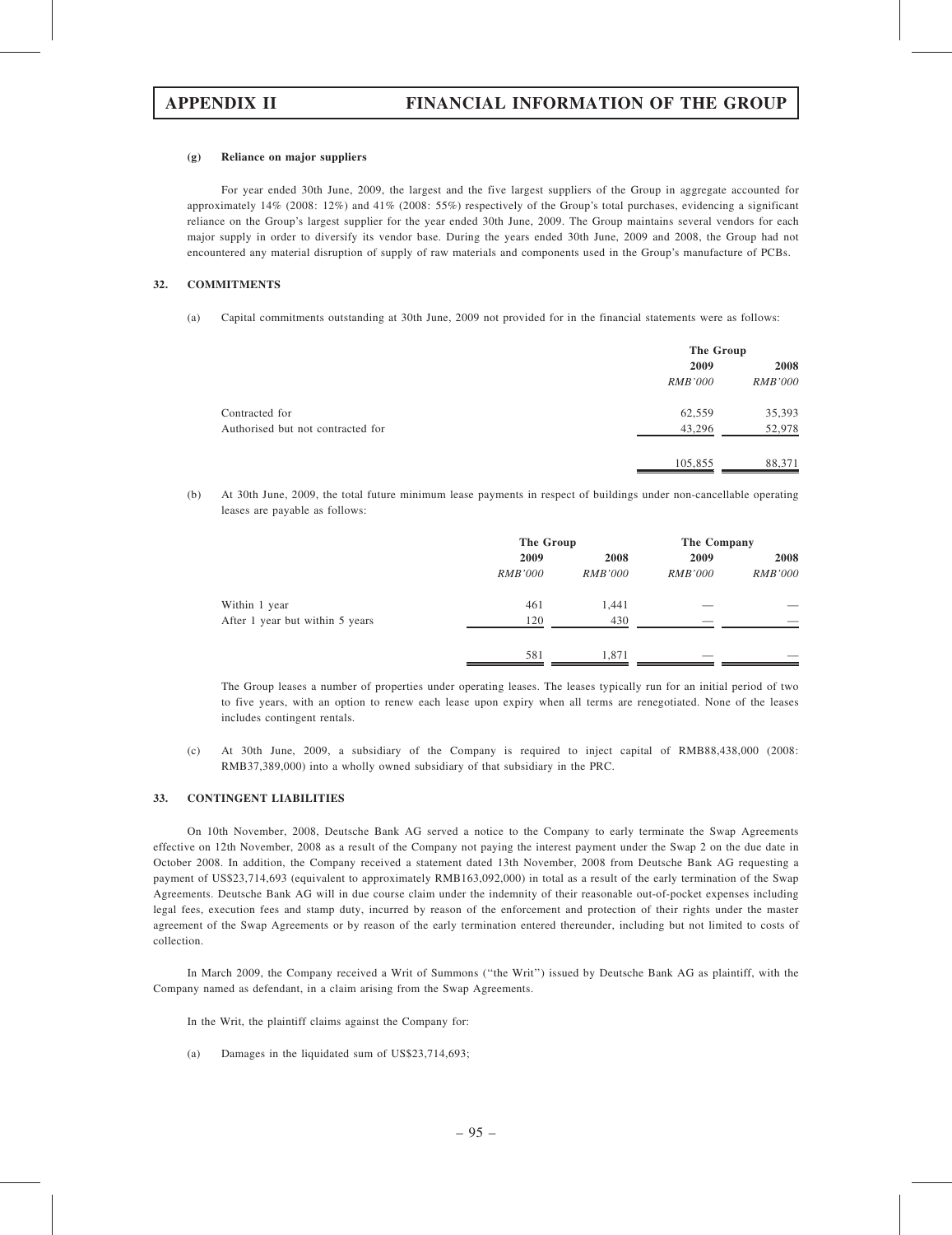#### (g) Reliance on major suppliers

For year ended 30th June, 2009, the largest and the five largest suppliers of the Group in aggregate accounted for approximately 14% (2008: 12%) and 41% (2008: 55%) respectively of the Group's total purchases, evidencing a significant reliance on the Group's largest supplier for the year ended 30th June, 2009. The Group maintains several vendors for each major supply in order to diversify its vendor base. During the years ended 30th June, 2009 and 2008, the Group had not encountered any material disruption of supply of raw materials and components used in the Group's manufacture of PCBs.

## 32. COMMITMENTS

(a) Capital commitments outstanding at 30th June, 2009 not provided for in the financial statements were as follows:

| | The Group | |
|---|---|---|
| | 2009 | 2008 |
| | *RMB'000* | *RMB'000* |
| Contracted for | 62,559 | 35,393 |
| Authorised but not contracted for | 43,296 | 52,978 |
| | 105,855 | 88,371 |

(b) At 30th June, 2009, the total future minimum lease payments in respect of buildings under non-cancellable operating leases are payable as follows:

| | The Group | | The Company | |
|---|---|---|---|---|
| | 2009 | 2008 | 2009 | 2008 |
| | *RMB'000* | *RMB'000* | *RMB'000* | *RMB'000* |
| Within 1 year | 461 | 1,441 | — | — |
| After 1 year but within 5 years | 120 | 430 | — | — |
| | 581 | 1,871 | — | — |

The Group leases a number of properties under operating leases. The leases typically run for an initial period of two to five years, with an option to renew each lease upon expiry when all terms are renegotiated. None of the leases includes contingent rentals.

(c) At 30th June, 2009, a subsidiary of the Company is required to inject capital of RMB88,438,000 (2008: RMB37,389,000) into a wholly owned subsidiary of that subsidiary in the PRC.

## 33. CONTINGENT LIABILITIES

On 10th November, 2008, Deutsche Bank AG served a notice to the Company to early terminate the Swap Agreements effective on 12th November, 2008 as a result of the Company not paying the interest payment under the Swap 2 on the due date in October 2008. In addition, the Company received a statement dated 13th November, 2008 from Deutsche Bank AG requesting a payment of US$23,714,693 (equivalent to approximately RMB163,092,000) in total as a result of the early termination of the Swap Agreements. Deutsche Bank AG will in due course claim under the indemnity of their reasonable out-of-pocket expenses including legal fees, execution fees and stamp duty, incurred by reason of the enforcement and protection of their rights under the master agreement of the Swap Agreements or by reason of the early termination entered thereunder, including but not limited to costs of collection.

In March 2009, the Company received a Writ of Summons ("the Writ") issued by Deutsche Bank AG as plaintiff, with the Company named as defendant, in a claim arising from the Swap Agreements.

In the Writ, the plaintiff claims against the Company for:

(a) Damages in the liquidated sum of US$23,714,693;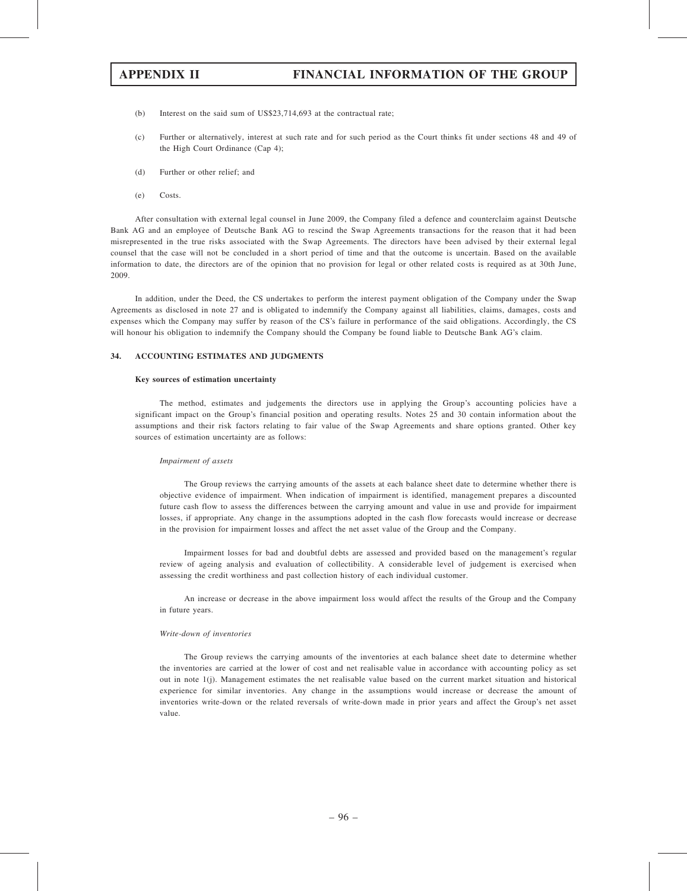(b) Interest on the said sum of US$23,714,693 at the contractual rate;

(c) Further or alternatively, interest at such rate and for such period as the Court thinks fit under sections 48 and 49 of the High Court Ordinance (Cap 4);

(d) Further or other relief; and

(e) Costs.

After consultation with external legal counsel in June 2009, the Company filed a defence and counterclaim against Deutsche Bank AG and an employee of Deutsche Bank AG to rescind the Swap Agreements transactions for the reason that it had been misrepresented in the true risks associated with the Swap Agreements. The directors have been advised by their external legal counsel that the case will not be concluded in a short period of time and that the outcome is uncertain. Based on the available information to date, the directors are of the opinion that no provision for legal or other related costs is required as at 30th June, 2009.

In addition, under the Deed, the CS undertakes to perform the interest payment obligation of the Company under the Swap Agreements as disclosed in note 27 and is obligated to indemnify the Company against all liabilities, claims, damages, costs and expenses which the Company may suffer by reason of the CS's failure in performance of the said obligations. Accordingly, the CS will honour his obligation to indemnify the Company should the Company be found liable to Deutsche Bank AG's claim.

## 34. ACCOUNTING ESTIMATES AND JUDGMENTS

**Key sources of estimation uncertainty**

The method, estimates and judgements the directors use in applying the Group's accounting policies have a significant impact on the Group's financial position and operating results. Notes 25 and 30 contain information about the assumptions and their risk factors relating to fair value of the Swap Agreements and share options granted. Other key sources of estimation uncertainty are as follows:

*Impairment of assets*

The Group reviews the carrying amounts of the assets at each balance sheet date to determine whether there is objective evidence of impairment. When indication of impairment is identified, management prepares a discounted future cash flow to assess the differences between the carrying amount and value in use and provide for impairment losses, if appropriate. Any change in the assumptions adopted in the cash flow forecasts would increase or decrease in the provision for impairment losses and affect the net asset value of the Group and the Company.

Impairment losses for bad and doubtful debts are assessed and provided based on the management's regular review of ageing analysis and evaluation of collectibility. A considerable level of judgement is exercised when assessing the credit worthiness and past collection history of each individual customer.

An increase or decrease in the above impairment loss would affect the results of the Group and the Company in future years.

*Write-down of inventories*

The Group reviews the carrying amounts of the inventories at each balance sheet date to determine whether the inventories are carried at the lower of cost and net realisable value in accordance with accounting policy as set out in note 1(j). Management estimates the net realisable value based on the current market situation and historical experience for similar inventories. Any change in the assumptions would increase or decrease the amount of inventories write-down or the related reversals of write-down made in prior years and affect the Group's net asset value.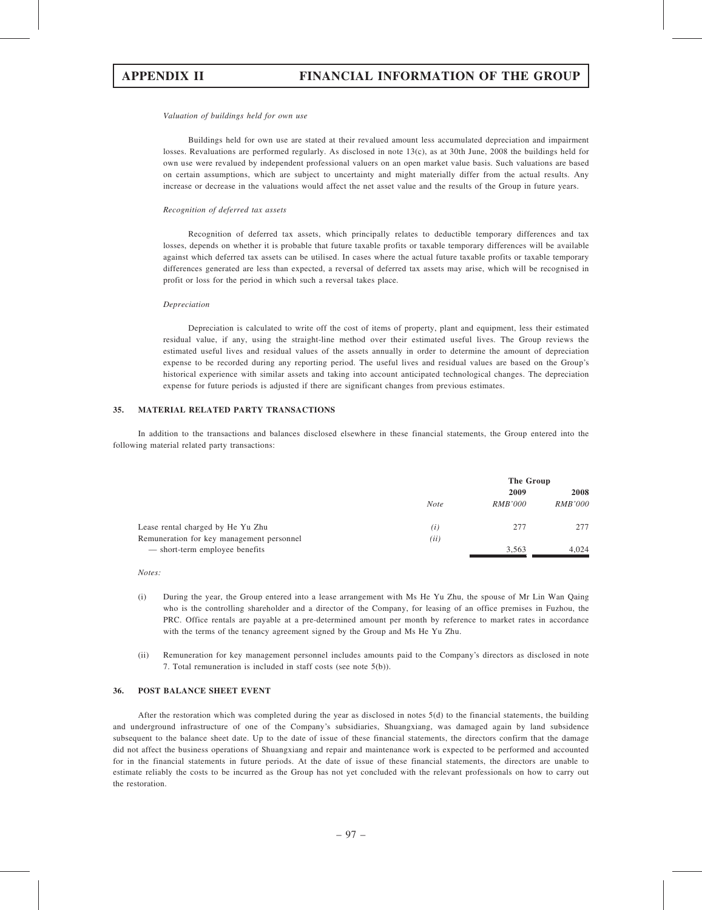*Valuation of buildings held for own use*

Buildings held for own use are stated at their revalued amount less accumulated depreciation and impairment losses. Revaluations are performed regularly. As disclosed in note 13(c), as at 30th June, 2008 the buildings held for own use were revalued by independent professional valuers on an open market value basis. Such valuations are based on certain assumptions, which are subject to uncertainty and might materially differ from the actual results. Any increase or decrease in the valuations would affect the net asset value and the results of the Group in future years.

*Recognition of deferred tax assets*

Recognition of deferred tax assets, which principally relates to deductible temporary differences and tax losses, depends on whether it is probable that future taxable profits or taxable temporary differences will be available against which deferred tax assets can be utilised. In cases where the actual future taxable profits or taxable temporary differences generated are less than expected, a reversal of deferred tax assets may arise, which will be recognised in profit or loss for the period in which such a reversal takes place.

*Depreciation*

Depreciation is calculated to write off the cost of items of property, plant and equipment, less their estimated residual value, if any, using the straight-line method over their estimated useful lives. The Group reviews the estimated useful lives and residual values of the assets annually in order to determine the amount of depreciation expense to be recorded during any reporting period. The useful lives and residual values are based on the Group's historical experience with similar assets and taking into account anticipated technological changes. The depreciation expense for future periods is adjusted if there are significant changes from previous estimates.

## 35. MATERIAL RELATED PARTY TRANSACTIONS

In addition to the transactions and balances disclosed elsewhere in these financial statements, the Group entered into the following material related party transactions:

| | | The Group | |
|---|---|---|---|
| | | 2009 | 2008 |
| | *Note* | *RMB'000* | *RMB'000* |
| Lease rental charged by He Yu Zhu | *(i)* | 277 | 277 |
| Remuneration for key management personnel | *(ii)* | | |
| — short-term employee benefits | | 3,563 | 4,024 |

*Notes:*

(i) During the year, the Group entered into a lease arrangement with Ms He Yu Zhu, the spouse of Mr Lin Wan Qaing who is the controlling shareholder and a director of the Company, for leasing of an office premises in Fuzhou, the PRC. Office rentals are payable at a pre-determined amount per month by reference to market rates in accordance with the terms of the tenancy agreement signed by the Group and Ms He Yu Zhu.

(ii) Remuneration for key management personnel includes amounts paid to the Company's directors as disclosed in note 7. Total remuneration is included in staff costs (see note 5(b)).

## 36. POST BALANCE SHEET EVENT

After the restoration which was completed during the year as disclosed in notes 5(d) to the financial statements, the building and underground infrastructure of one of the Company's subsidiaries, Shuangxiang, was damaged again by land subsidence subsequent to the balance sheet date. Up to the date of issue of these financial statements, the directors confirm that the damage did not affect the business operations of Shuangxiang and repair and maintenance work is expected to be performed and accounted for in the financial statements in future periods. At the date of issue of these financial statements, the directors are unable to estimate reliably the costs to be incurred as the Group has not yet concluded with the relevant professionals on how to carry out the restoration.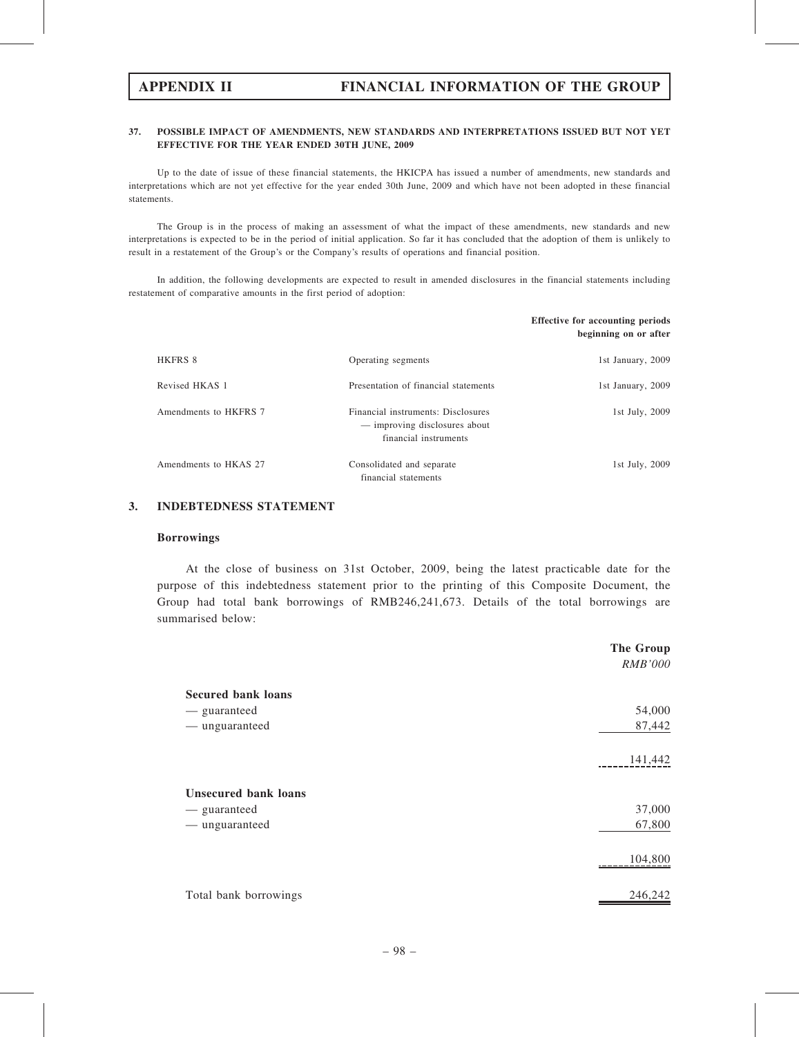**37. POSSIBLE IMPACT OF AMENDMENTS, NEW STANDARDS AND INTERPRETATIONS ISSUED BUT NOT YET EFFECTIVE FOR THE YEAR ENDED 30TH JUNE, 2009**

Up to the date of issue of these financial statements, the HKICPA has issued a number of amendments, new standards and interpretations which are not yet effective for the year ended 30th June, 2009 and which have not been adopted in these financial statements.

The Group is in the process of making an assessment of what the impact of these amendments, new standards and new interpretations is expected to be in the period of initial application. So far it has concluded that the adoption of them is unlikely to result in a restatement of the Group's or the Company's results of operations and financial position.

In addition, the following developments are expected to result in amended disclosures in the financial statements including restatement of comparative amounts in the first period of adoption:

| | | Effective for accounting periods beginning on or after |
|---|---|---|
| HKFRS 8 | Operating segments | 1st January, 2009 |
| Revised HKAS 1 | Presentation of financial statements | 1st January, 2009 |
| Amendments to HKFRS 7 | Financial instruments: Disclosures — improving disclosures about financial instruments | 1st July, 2009 |
| Amendments to HKAS 27 | Consolidated and separate financial statements | 1st July, 2009 |

## 3. INDEBTEDNESS STATEMENT

### Borrowings

At the close of business on 31st October, 2009, being the latest practicable date for the purpose of this indebtedness statement prior to the printing of this Composite Document, the Group had total bank borrowings of RMB246,241,673. Details of the total borrowings are summarised below:

| | The Group *RMB'000* |
|---|---|
| **Secured bank loans** | |
| — guaranteed | 54,000 |
| — unguaranteed | 87,442 |
| | 141,442 |
| **Unsecured bank loans** | |
| — guaranteed | 37,000 |
| — unguaranteed | 67,800 |
| | 104,800 |
| Total bank borrowings | 246,242 |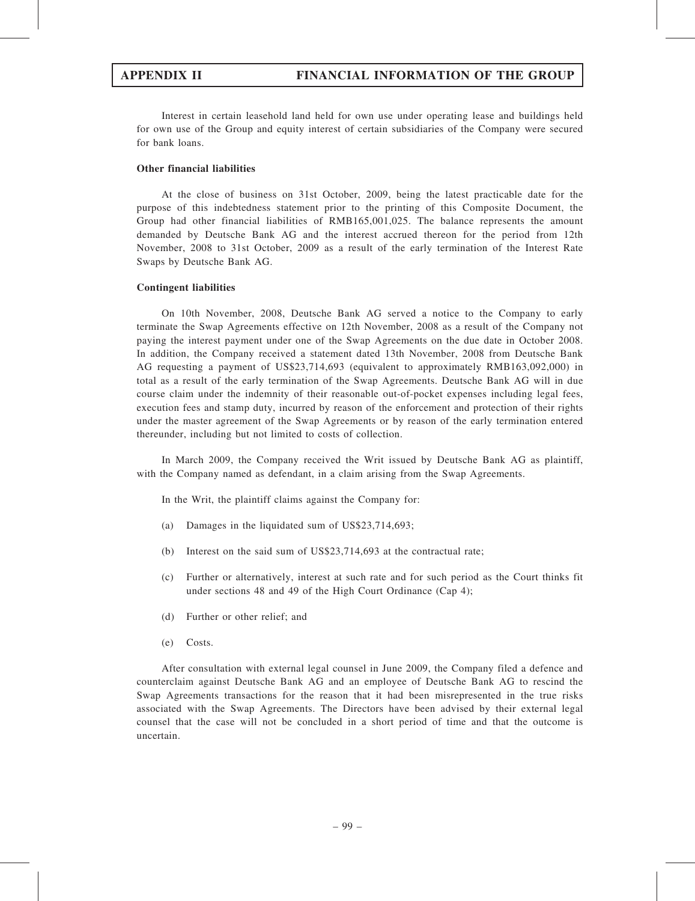Interest in certain leasehold land held for own use under operating lease and buildings held for own use of the Group and equity interest of certain subsidiaries of the Company were secured for bank loans.

**Other financial liabilities**

At the close of business on 31st October, 2009, being the latest practicable date for the purpose of this indebtedness statement prior to the printing of this Composite Document, the Group had other financial liabilities of RMB165,001,025. The balance represents the amount demanded by Deutsche Bank AG and the interest accrued thereon for the period from 12th November, 2008 to 31st October, 2009 as a result of the early termination of the Interest Rate Swaps by Deutsche Bank AG.

**Contingent liabilities**

On 10th November, 2008, Deutsche Bank AG served a notice to the Company to early terminate the Swap Agreements effective on 12th November, 2008 as a result of the Company not paying the interest payment under one of the Swap Agreements on the due date in October 2008. In addition, the Company received a statement dated 13th November, 2008 from Deutsche Bank AG requesting a payment of US$23,714,693 (equivalent to approximately RMB163,092,000) in total as a result of the early termination of the Swap Agreements. Deutsche Bank AG will in due course claim under the indemnity of their reasonable out-of-pocket expenses including legal fees, execution fees and stamp duty, incurred by reason of the enforcement and protection of their rights under the master agreement of the Swap Agreements or by reason of the early termination entered thereunder, including but not limited to costs of collection.

In March 2009, the Company received the Writ issued by Deutsche Bank AG as plaintiff, with the Company named as defendant, in a claim arising from the Swap Agreements.

In the Writ, the plaintiff claims against the Company for:

(a) Damages in the liquidated sum of US$23,714,693;

(b) Interest on the said sum of US$23,714,693 at the contractual rate;

(c) Further or alternatively, interest at such rate and for such period as the Court thinks fit under sections 48 and 49 of the High Court Ordinance (Cap 4);

(d) Further or other relief; and

(e) Costs.

After consultation with external legal counsel in June 2009, the Company filed a defence and counterclaim against Deutsche Bank AG and an employee of Deutsche Bank AG to rescind the Swap Agreements transactions for the reason that it had been misrepresented in the true risks associated with the Swap Agreements. The Directors have been advised by their external legal counsel that the case will not be concluded in a short period of time and that the outcome is uncertain.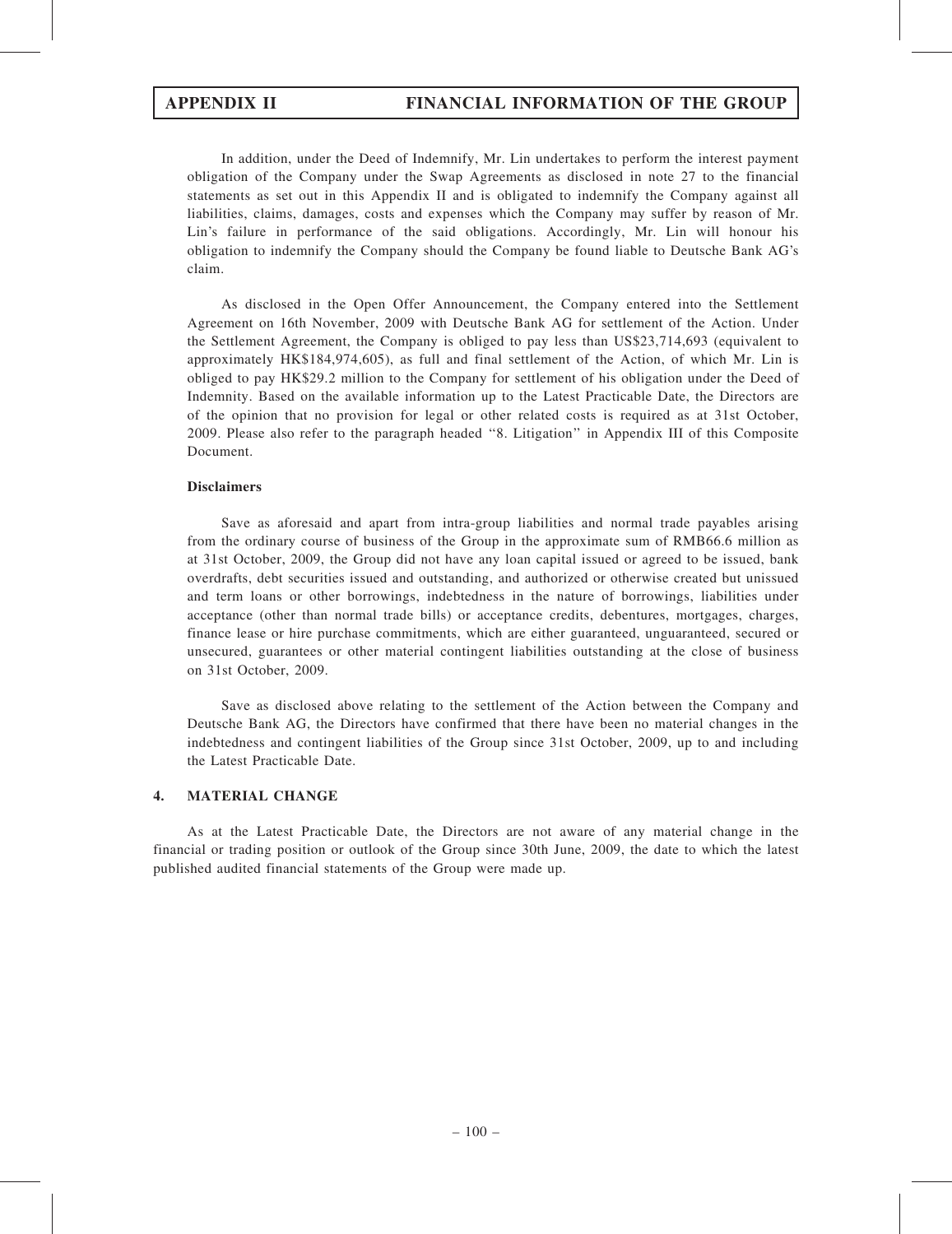In addition, under the Deed of Indemnify, Mr. Lin undertakes to perform the interest payment obligation of the Company under the Swap Agreements as disclosed in note 27 to the financial statements as set out in this Appendix II and is obligated to indemnify the Company against all liabilities, claims, damages, costs and expenses which the Company may suffer by reason of Mr. Lin's failure in performance of the said obligations. Accordingly, Mr. Lin will honour his obligation to indemnify the Company should the Company be found liable to Deutsche Bank AG's claim.

As disclosed in the Open Offer Announcement, the Company entered into the Settlement Agreement on 16th November, 2009 with Deutsche Bank AG for settlement of the Action. Under the Settlement Agreement, the Company is obliged to pay less than US$23,714,693 (equivalent to approximately HK$184,974,605), as full and final settlement of the Action, of which Mr. Lin is obliged to pay HK$29.2 million to the Company for settlement of his obligation under the Deed of Indemnity. Based on the available information up to the Latest Practicable Date, the Directors are of the opinion that no provision for legal or other related costs is required as at 31st October, 2009. Please also refer to the paragraph headed "8. Litigation" in Appendix III of this Composite Document.

**Disclaimers**

Save as aforesaid and apart from intra-group liabilities and normal trade payables arising from the ordinary course of business of the Group in the approximate sum of RMB66.6 million as at 31st October, 2009, the Group did not have any loan capital issued or agreed to be issued, bank overdrafts, debt securities issued and outstanding, and authorized or otherwise created but unissued and term loans or other borrowings, indebtedness in the nature of borrowings, liabilities under acceptance (other than normal trade bills) or acceptance credits, debentures, mortgages, charges, finance lease or hire purchase commitments, which are either guaranteed, unguaranteed, secured or unsecured, guarantees or other material contingent liabilities outstanding at the close of business on 31st October, 2009.

Save as disclosed above relating to the settlement of the Action between the Company and Deutsche Bank AG, the Directors have confirmed that there have been no material changes in the indebtedness and contingent liabilities of the Group since 31st October, 2009, up to and including the Latest Practicable Date.

## 4. MATERIAL CHANGE

As at the Latest Practicable Date, the Directors are not aware of any material change in the financial or trading position or outlook of the Group since 30th June, 2009, the date to which the latest published audited financial statements of the Group were made up.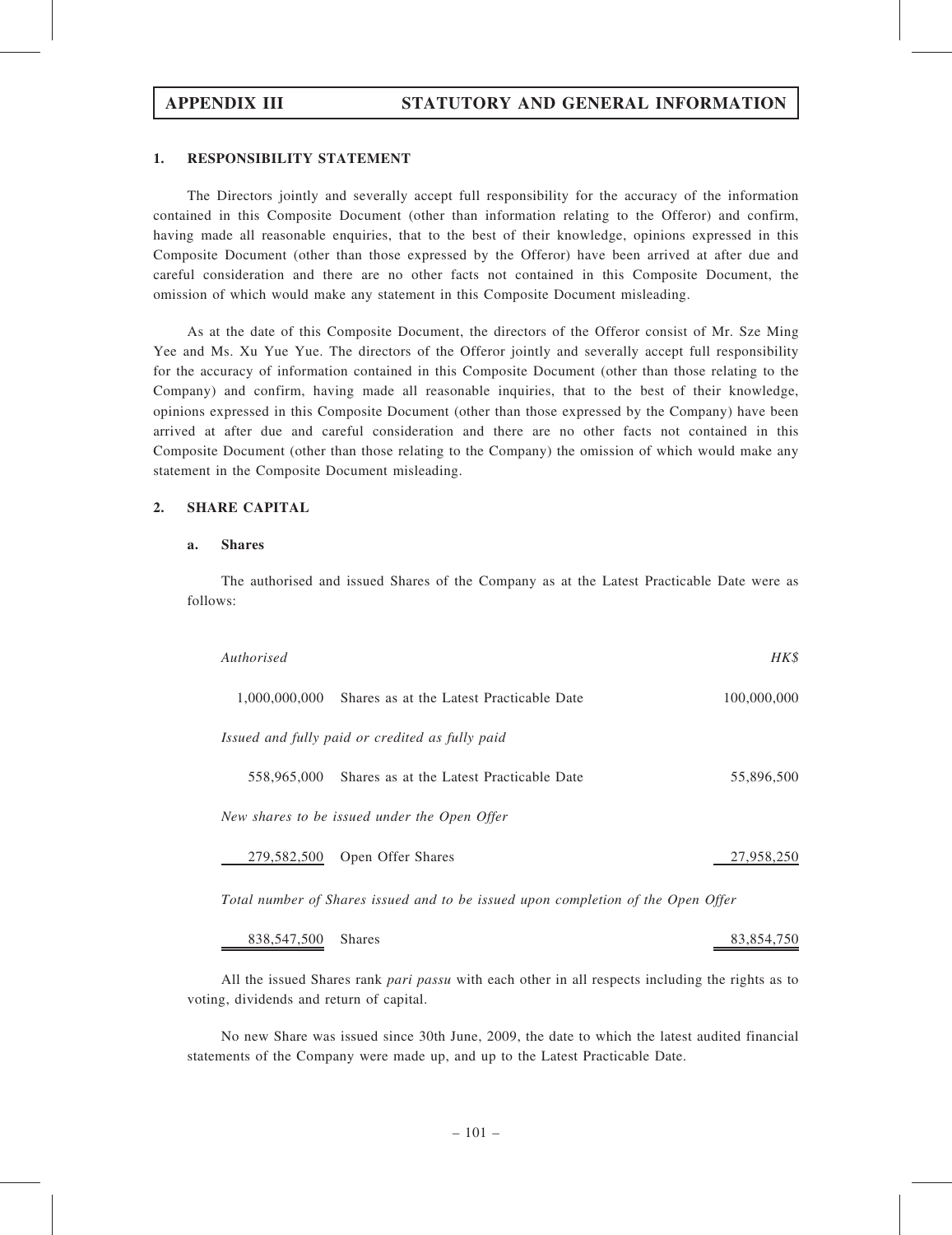# APPENDIX III STATUTORY AND GENERAL INFORMATION

## 1. RESPONSIBILITY STATEMENT

The Directors jointly and severally accept full responsibility for the accuracy of the information contained in this Composite Document (other than information relating to the Offeror) and confirm, having made all reasonable enquiries, that to the best of their knowledge, opinions expressed in this Composite Document (other than those expressed by the Offeror) have been arrived at after due and careful consideration and there are no other facts not contained in this Composite Document, the omission of which would make any statement in this Composite Document misleading.

As at the date of this Composite Document, the directors of the Offeror consist of Mr. Sze Ming Yee and Ms. Xu Yue Yue. The directors of the Offeror jointly and severally accept full responsibility for the accuracy of information contained in this Composite Document (other than those relating to the Company) and confirm, having made all reasonable inquiries, that to the best of their knowledge, opinions expressed in this Composite Document (other than those expressed by the Company) have been arrived at after due and careful consideration and there are no other facts not contained in this Composite Document (other than those relating to the Company) the omission of which would make any statement in the Composite Document misleading.

## 2. SHARE CAPITAL

### a. Shares

The authorised and issued Shares of the Company as at the Latest Practicable Date were as follows:

| *Authorised* | | *HK$* |
|---|---|---|
| 1,000,000,000 | Shares as at the Latest Practicable Date | 100,000,000 |
| *Issued and fully paid or credited as fully paid* | | |
| 558,965,000 | Shares as at the Latest Practicable Date | 55,896,500 |
| *New shares to be issued under the Open Offer* | | |
| 279,582,500 | Open Offer Shares | 27,958,250 |
| *Total number of Shares issued and to be issued upon completion of the Open Offer* | | |
| 838,547,500 | Shares | 83,854,750 |

All the issued Shares rank *pari passu* with each other in all respects including the rights as to voting, dividends and return of capital.

No new Share was issued since 30th June, 2009, the date to which the latest audited financial statements of the Company were made up, and up to the Latest Practicable Date.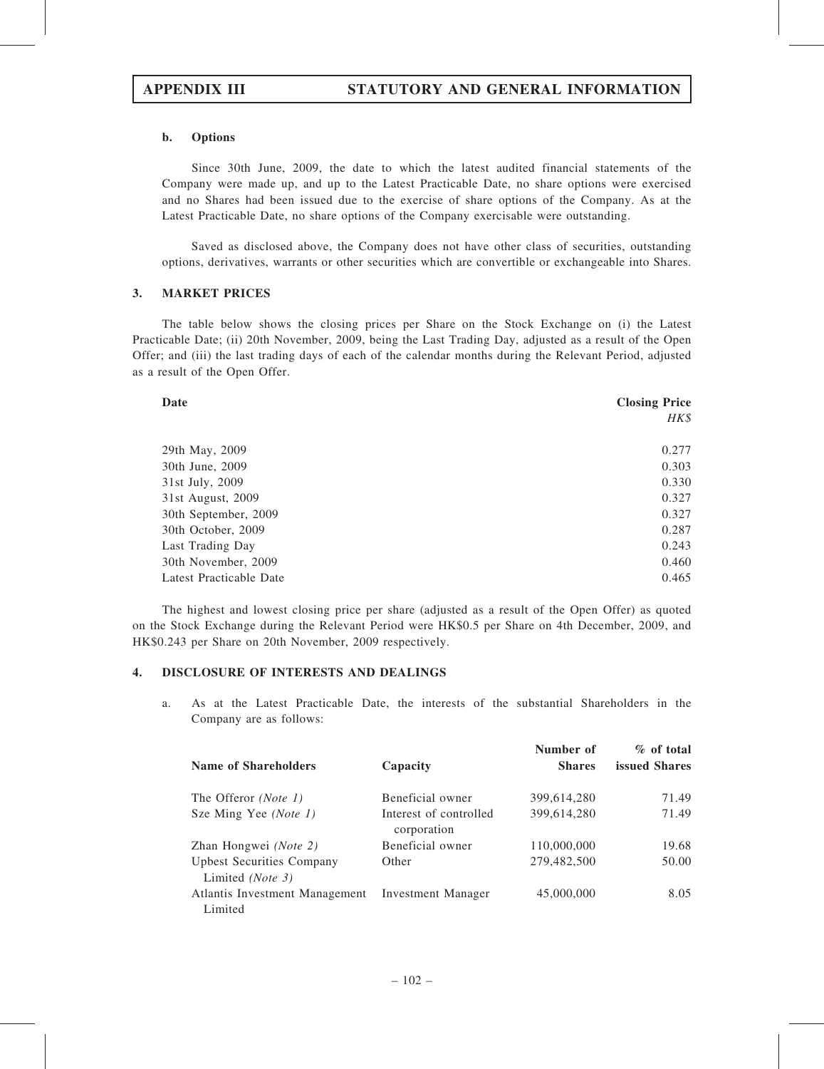#### b. Options

Since 30th June, 2009, the date to which the latest audited financial statements of the Company were made up, and up to the Latest Practicable Date, no share options were exercised and no Shares had been issued due to the exercise of share options of the Company. As at the Latest Practicable Date, no share options of the Company exercisable were outstanding.

Saved as disclosed above, the Company does not have other class of securities, outstanding options, derivatives, warrants or other securities which are convertible or exchangeable into Shares.

### 3. MARKET PRICES

The table below shows the closing prices per Share on the Stock Exchange on (i) the Latest Practicable Date; (ii) 20th November, 2009, being the Last Trading Day, adjusted as a result of the Open Offer; and (iii) the last trading days of each of the calendar months during the Relevant Period, adjusted as a result of the Open Offer.

| Date | Closing Price *HK$* |
|---|---|
| 29th May, 2009 | 0.277 |
| 30th June, 2009 | 0.303 |
| 31st July, 2009 | 0.330 |
| 31st August, 2009 | 0.327 |
| 30th September, 2009 | 0.327 |
| 30th October, 2009 | 0.287 |
| Last Trading Day | 0.243 |
| 30th November, 2009 | 0.460 |
| Latest Practicable Date | 0.465 |

The highest and lowest closing price per share (adjusted as a result of the Open Offer) as quoted on the Stock Exchange during the Relevant Period were HK$0.5 per Share on 4th December, 2009, and HK$0.243 per Share on 20th November, 2009 respectively.

### 4. DISCLOSURE OF INTERESTS AND DEALINGS

a. As at the Latest Practicable Date, the interests of the substantial Shareholders in the Company are as follows:

| Name of Shareholders | Capacity | Number of Shares | % of total issued Shares |
|---|---|---|---|
| The Offeror *(Note 1)* | Beneficial owner | 399,614,280 | 71.49 |
| Sze Ming Yee *(Note 1)* | Interest of controlled corporation | 399,614,280 | 71.49 |
| Zhan Hongwei *(Note 2)* | Beneficial owner | 110,000,000 | 19.68 |
| Upbest Securities Company Limited *(Note 3)* | Other | 279,482,500 | 50.00 |
| Atlantis Investment Management Limited | Investment Manager | 45,000,000 | 8.05 |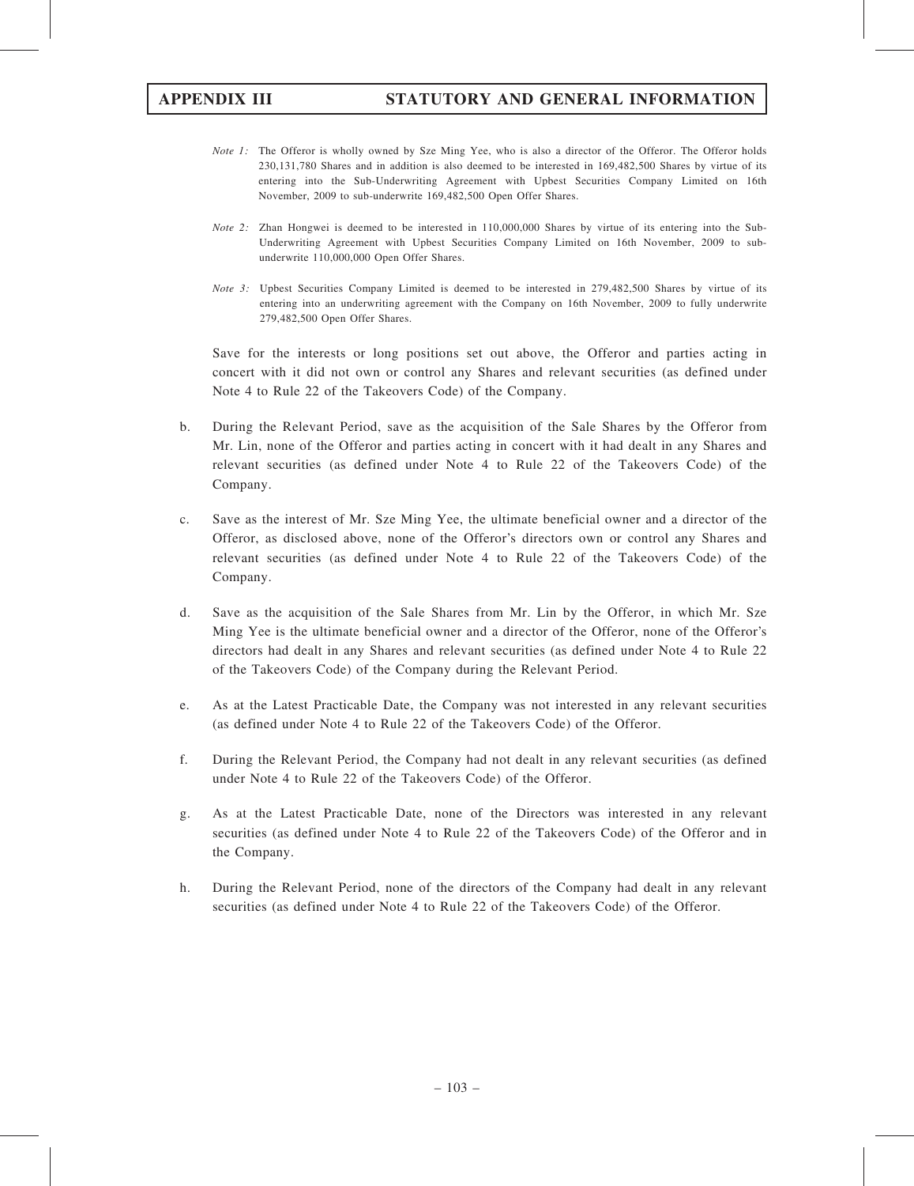*Note 1:* The Offeror is wholly owned by Sze Ming Yee, who is also a director of the Offeror. The Offeror holds 230,131,780 Shares and in addition is also deemed to be interested in 169,482,500 Shares by virtue of its entering into the Sub-Underwriting Agreement with Upbest Securities Company Limited on 16th November, 2009 to sub-underwrite 169,482,500 Open Offer Shares.

*Note 2:* Zhan Hongwei is deemed to be interested in 110,000,000 Shares by virtue of its entering into the Sub-Underwriting Agreement with Upbest Securities Company Limited on 16th November, 2009 to sub-underwrite 110,000,000 Open Offer Shares.

*Note 3:* Upbest Securities Company Limited is deemed to be interested in 279,482,500 Shares by virtue of its entering into an underwriting agreement with the Company on 16th November, 2009 to fully underwrite 279,482,500 Open Offer Shares.

Save for the interests or long positions set out above, the Offeror and parties acting in concert with it did not own or control any Shares and relevant securities (as defined under Note 4 to Rule 22 of the Takeovers Code) of the Company.

b. During the Relevant Period, save as the acquisition of the Sale Shares by the Offeror from Mr. Lin, none of the Offeror and parties acting in concert with it had dealt in any Shares and relevant securities (as defined under Note 4 to Rule 22 of the Takeovers Code) of the Company.

c. Save as the interest of Mr. Sze Ming Yee, the ultimate beneficial owner and a director of the Offeror, as disclosed above, none of the Offeror's directors own or control any Shares and relevant securities (as defined under Note 4 to Rule 22 of the Takeovers Code) of the Company.

d. Save as the acquisition of the Sale Shares from Mr. Lin by the Offeror, in which Mr. Sze Ming Yee is the ultimate beneficial owner and a director of the Offeror, none of the Offeror's directors had dealt in any Shares and relevant securities (as defined under Note 4 to Rule 22 of the Takeovers Code) of the Company during the Relevant Period.

e. As at the Latest Practicable Date, the Company was not interested in any relevant securities (as defined under Note 4 to Rule 22 of the Takeovers Code) of the Offeror.

f. During the Relevant Period, the Company had not dealt in any relevant securities (as defined under Note 4 to Rule 22 of the Takeovers Code) of the Offeror.

g. As at the Latest Practicable Date, none of the Directors was interested in any relevant securities (as defined under Note 4 to Rule 22 of the Takeovers Code) of the Offeror and in the Company.

h. During the Relevant Period, none of the directors of the Company had dealt in any relevant securities (as defined under Note 4 to Rule 22 of the Takeovers Code) of the Offeror.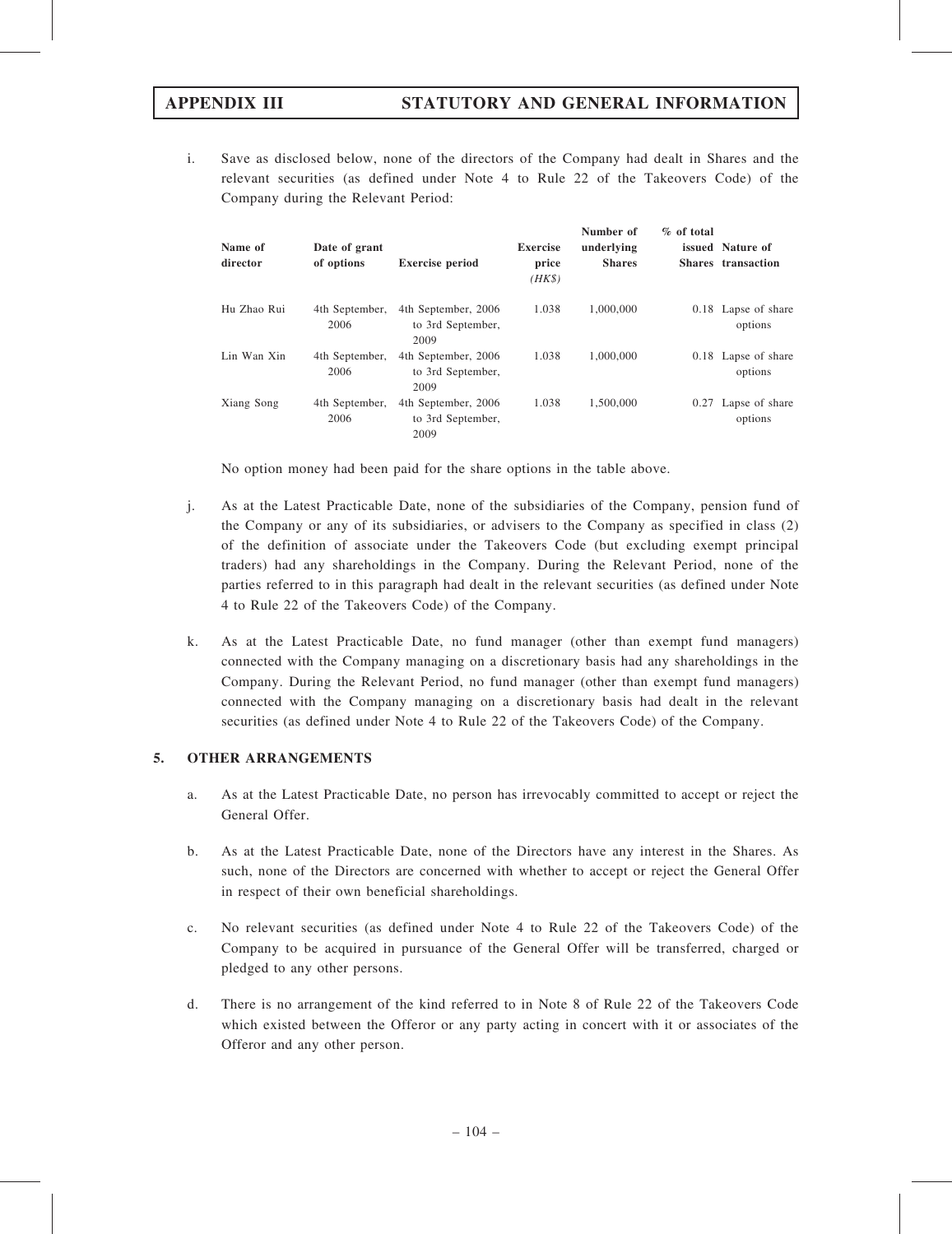i. Save as disclosed below, none of the directors of the Company had dealt in Shares and the relevant securities (as defined under Note 4 to Rule 22 of the Takeovers Code) of the Company during the Relevant Period:

| Name of director | Date of grant of options | Exercise period | Exercise price (HK$) | Number of underlying Shares | % of total issued Shares | Nature of transaction |
|---|---|---|---|---|---|---|
| Hu Zhao Rui | 4th September, 2006 | 4th September, 2006 to 3rd September, 2009 | 1.038 | 1,000,000 | 0.18 | Lapse of share options |
| Lin Wan Xin | 4th September, 2006 | 4th September, 2006 to 3rd September, 2009 | 1.038 | 1,000,000 | 0.18 | Lapse of share options |
| Xiang Song | 4th September, 2006 | 4th September, 2006 to 3rd September, 2009 | 1.038 | 1,500,000 | 0.27 | Lapse of share options |

No option money had been paid for the share options in the table above.

j. As at the Latest Practicable Date, none of the subsidiaries of the Company, pension fund of the Company or any of its subsidiaries, or advisers to the Company as specified in class (2) of the definition of associate under the Takeovers Code (but excluding exempt principal traders) had any shareholdings in the Company. During the Relevant Period, none of the parties referred to in this paragraph had dealt in the relevant securities (as defined under Note 4 to Rule 22 of the Takeovers Code) of the Company.

k. As at the Latest Practicable Date, no fund manager (other than exempt fund managers) connected with the Company managing on a discretionary basis had any shareholdings in the Company. During the Relevant Period, no fund manager (other than exempt fund managers) connected with the Company managing on a discretionary basis had dealt in the relevant securities (as defined under Note 4 to Rule 22 of the Takeovers Code) of the Company.

## 5. OTHER ARRANGEMENTS

a. As at the Latest Practicable Date, no person has irrevocably committed to accept or reject the General Offer.

b. As at the Latest Practicable Date, none of the Directors have any interest in the Shares. As such, none of the Directors are concerned with whether to accept or reject the General Offer in respect of their own beneficial shareholdings.

c. No relevant securities (as defined under Note 4 to Rule 22 of the Takeovers Code) of the Company to be acquired in pursuance of the General Offer will be transferred, charged or pledged to any other persons.

d. There is no arrangement of the kind referred to in Note 8 of Rule 22 of the Takeovers Code which existed between the Offeror or any party acting in concert with it or associates of the Offeror and any other person.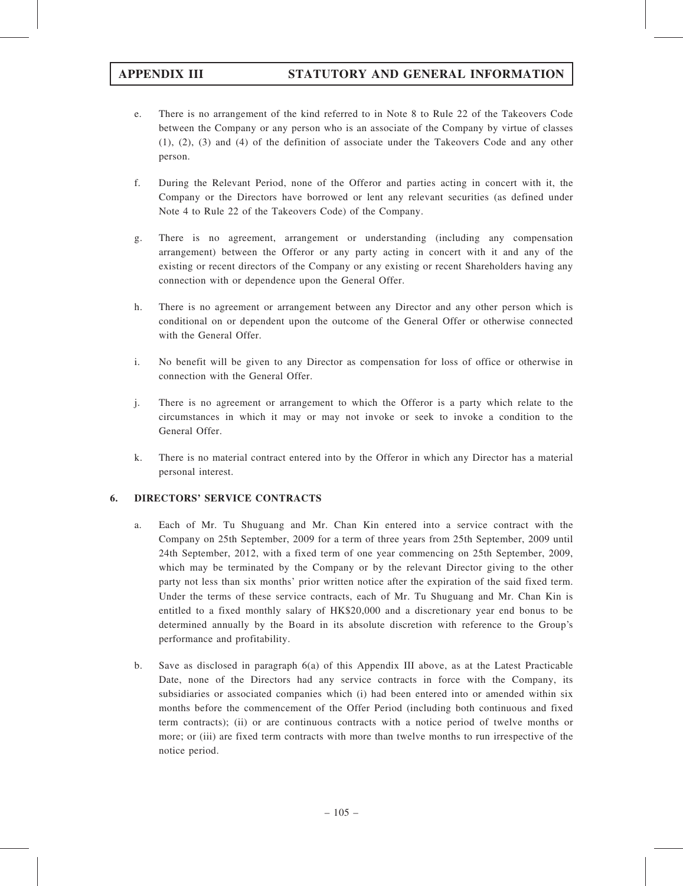e. There is no arrangement of the kind referred to in Note 8 to Rule 22 of the Takeovers Code between the Company or any person who is an associate of the Company by virtue of classes (1), (2), (3) and (4) of the definition of associate under the Takeovers Code and any other person.

f. During the Relevant Period, none of the Offeror and parties acting in concert with it, the Company or the Directors have borrowed or lent any relevant securities (as defined under Note 4 to Rule 22 of the Takeovers Code) of the Company.

g. There is no agreement, arrangement or understanding (including any compensation arrangement) between the Offeror or any party acting in concert with it and any of the existing or recent directors of the Company or any existing or recent Shareholders having any connection with or dependence upon the General Offer.

h. There is no agreement or arrangement between any Director and any other person which is conditional on or dependent upon the outcome of the General Offer or otherwise connected with the General Offer.

i. No benefit will be given to any Director as compensation for loss of office or otherwise in connection with the General Offer.

j. There is no agreement or arrangement to which the Offeror is a party which relate to the circumstances in which it may or may not invoke or seek to invoke a condition to the General Offer.

k. There is no material contract entered into by the Offeror in which any Director has a material personal interest.

## 6. DIRECTORS' SERVICE CONTRACTS

a. Each of Mr. Tu Shuguang and Mr. Chan Kin entered into a service contract with the Company on 25th September, 2009 for a term of three years from 25th September, 2009 until 24th September, 2012, with a fixed term of one year commencing on 25th September, 2009, which may be terminated by the Company or by the relevant Director giving to the other party not less than six months' prior written notice after the expiration of the said fixed term. Under the terms of these service contracts, each of Mr. Tu Shuguang and Mr. Chan Kin is entitled to a fixed monthly salary of HK$20,000 and a discretionary year end bonus to be determined annually by the Board in its absolute discretion with reference to the Group's performance and profitability.

b. Save as disclosed in paragraph 6(a) of this Appendix III above, as at the Latest Practicable Date, none of the Directors had any service contracts in force with the Company, its subsidiaries or associated companies which (i) had been entered into or amended within six months before the commencement of the Offer Period (including both continuous and fixed term contracts); (ii) or are continuous contracts with a notice period of twelve months or more; or (iii) are fixed term contracts with more than twelve months to run irrespective of the notice period.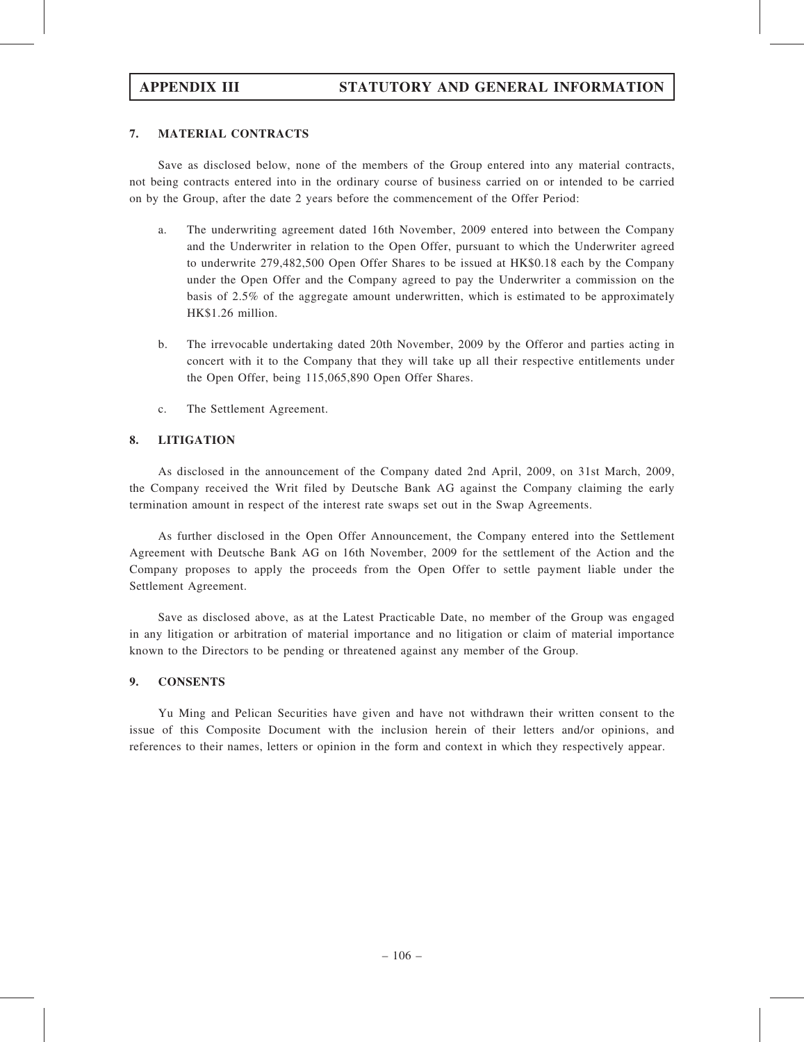## 7. MATERIAL CONTRACTS

Save as disclosed below, none of the members of the Group entered into any material contracts, not being contracts entered into in the ordinary course of business carried on or intended to be carried on by the Group, after the date 2 years before the commencement of the Offer Period:

a. The underwriting agreement dated 16th November, 2009 entered into between the Company and the Underwriter in relation to the Open Offer, pursuant to which the Underwriter agreed to underwrite 279,482,500 Open Offer Shares to be issued at HK$0.18 each by the Company under the Open Offer and the Company agreed to pay the Underwriter a commission on the basis of 2.5% of the aggregate amount underwritten, which is estimated to be approximately HK$1.26 million.

b. The irrevocable undertaking dated 20th November, 2009 by the Offeror and parties acting in concert with it to the Company that they will take up all their respective entitlements under the Open Offer, being 115,065,890 Open Offer Shares.

c. The Settlement Agreement.

## 8. LITIGATION

As disclosed in the announcement of the Company dated 2nd April, 2009, on 31st March, 2009, the Company received the Writ filed by Deutsche Bank AG against the Company claiming the early termination amount in respect of the interest rate swaps set out in the Swap Agreements.

As further disclosed in the Open Offer Announcement, the Company entered into the Settlement Agreement with Deutsche Bank AG on 16th November, 2009 for the settlement of the Action and the Company proposes to apply the proceeds from the Open Offer to settle payment liable under the Settlement Agreement.

Save as disclosed above, as at the Latest Practicable Date, no member of the Group was engaged in any litigation or arbitration of material importance and no litigation or claim of material importance known to the Directors to be pending or threatened against any member of the Group.

## 9. CONSENTS

Yu Ming and Pelican Securities have given and have not withdrawn their written consent to the issue of this Composite Document with the inclusion herein of their letters and/or opinions, and references to their names, letters or opinion in the form and context in which they respectively appear.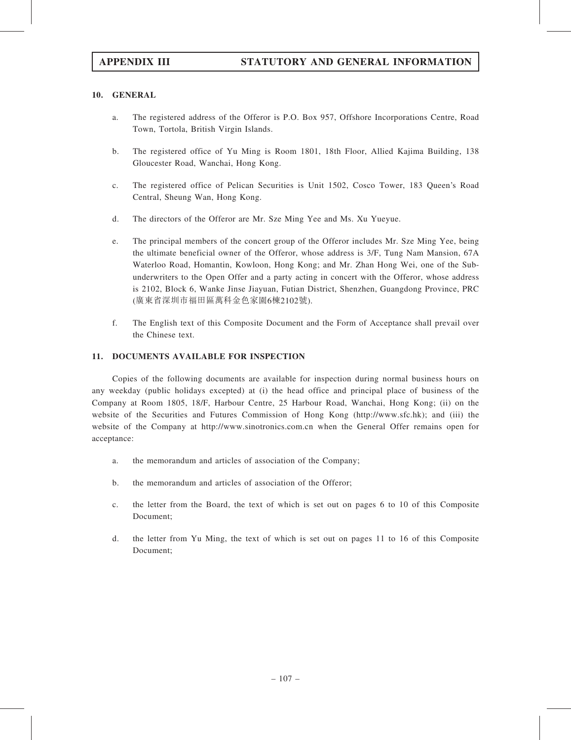## 10. GENERAL

a. The registered address of the Offeror is P.O. Box 957, Offshore Incorporations Centre, Road Town, Tortola, British Virgin Islands.

b. The registered office of Yu Ming is Room 1801, 18th Floor, Allied Kajima Building, 138 Gloucester Road, Wanchai, Hong Kong.

c. The registered office of Pelican Securities is Unit 1502, Cosco Tower, 183 Queen's Road Central, Sheung Wan, Hong Kong.

d. The directors of the Offeror are Mr. Sze Ming Yee and Ms. Xu Yueyue.

e. The principal members of the concert group of the Offeror includes Mr. Sze Ming Yee, being the ultimate beneficial owner of the Offeror, whose address is 3/F, Tung Nam Mansion, 67A Waterloo Road, Homantin, Kowloon, Hong Kong; and Mr. Zhan Hong Wei, one of the Sub-underwriters to the Open Offer and a party acting in concert with the Offeror, whose address is 2102, Block 6, Wanke Jinse Jiayuan, Futian District, Shenzhen, Guangdong Province, PRC (廣東省深圳市福田區萬科金色家園6棟2102號).

f. The English text of this Composite Document and the Form of Acceptance shall prevail over the Chinese text.

## 11. DOCUMENTS AVAILABLE FOR INSPECTION

Copies of the following documents are available for inspection during normal business hours on any weekday (public holidays excepted) at (i) the head office and principal place of business of the Company at Room 1805, 18/F, Harbour Centre, 25 Harbour Road, Wanchai, Hong Kong; (ii) on the website of the Securities and Futures Commission of Hong Kong (http://www.sfc.hk); and (iii) the website of the Company at http://www.sinotronics.com.cn when the General Offer remains open for acceptance:

a. the memorandum and articles of association of the Company;

b. the memorandum and articles of association of the Offeror;

c. the letter from the Board, the text of which is set out on pages 6 to 10 of this Composite Document;

d. the letter from Yu Ming, the text of which is set out on pages 11 to 16 of this Composite Document;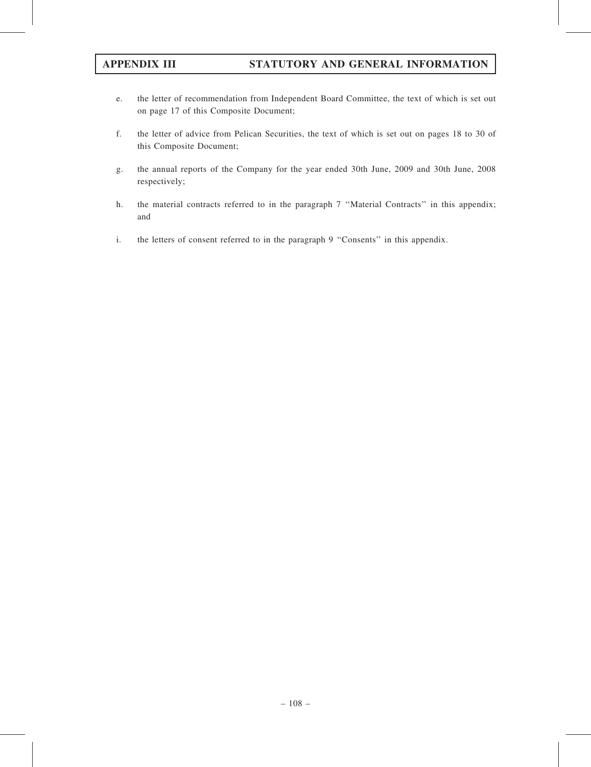e. the letter of recommendation from Independent Board Committee, the text of which is set out on page 17 of this Composite Document;

f. the letter of advice from Pelican Securities, the text of which is set out on pages 18 to 30 of this Composite Document;

g. the annual reports of the Company for the year ended 30th June, 2009 and 30th June, 2008 respectively;

h. the material contracts referred to in the paragraph 7 ''Material Contracts'' in this appendix; and

i. the letters of consent referred to in the paragraph 9 ''Consents'' in this appendix.